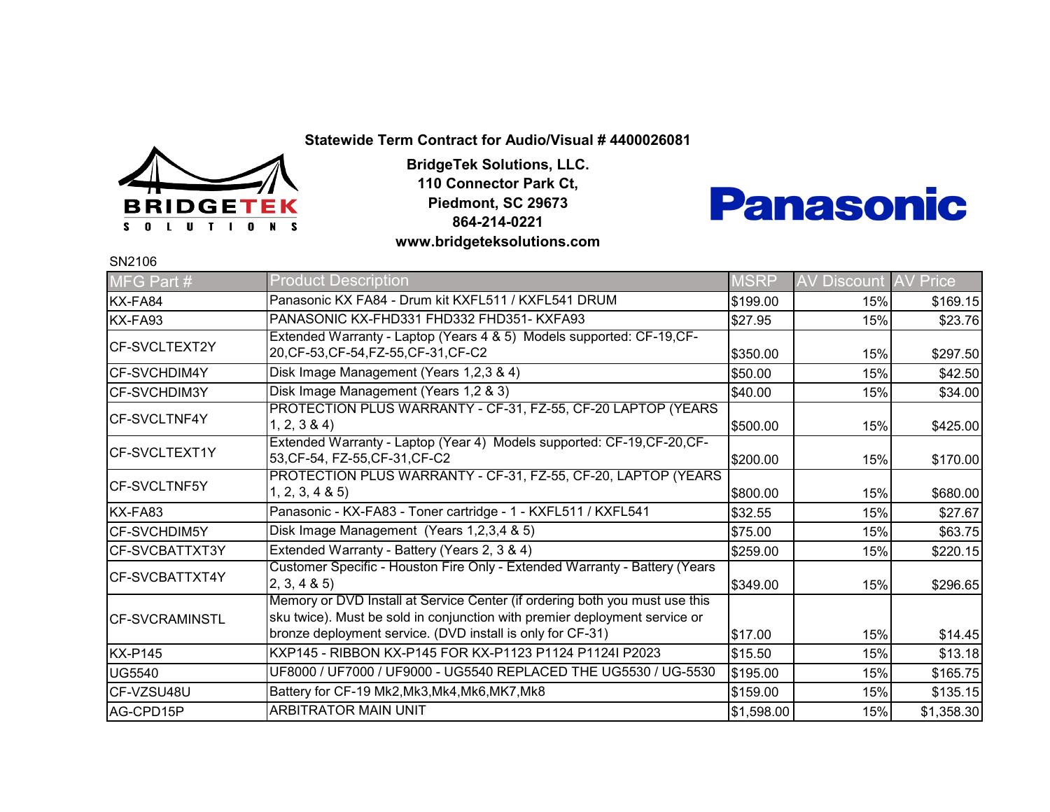**Statewide Term Contract for Audio/Visual # 4400026081**

**BridgeTek Solutions, LLC.**
**110 Connector Park Ct,**
**Piedmont, SC 29673**
**864-214-0221**
**www.bridgeteksolutions.com**

SN2106

| MFG Part # | Product Description | MSRP | AV Discount | AV Price |
|---|---|---|---|---|
| KX-FA84 | Panasonic KX FA84 - Drum kit KXFL511 / KXFL541 DRUM | $199.00 | 15% | $169.15 |
| KX-FA93 | PANASONIC KX-FHD331 FHD332 FHD351- KXFA93 | $27.95 | 15% | $23.76 |
| CF-SVCLTEXT2Y | Extended Warranty - Laptop (Years 4 & 5) Models supported: CF-19,CF-20,CF-53,CF-54,FZ-55,CF-31,CF-C2 | $350.00 | 15% | $297.50 |
| CF-SVCHDIM4Y | Disk Image Management (Years 1,2,3 & 4) | $50.00 | 15% | $42.50 |
| CF-SVCHDIM3Y | Disk Image Management (Years 1,2 & 3) | $40.00 | 15% | $34.00 |
| CF-SVCLTNF4Y | PROTECTION PLUS WARRANTY - CF-31, FZ-55, CF-20 LAPTOP (YEARS 1, 2, 3 & 4) | $500.00 | 15% | $425.00 |
| CF-SVCLTEXT1Y | Extended Warranty - Laptop (Year 4) Models supported: CF-19,CF-20,CF-53,CF-54, FZ-55,CF-31,CF-C2 | $200.00 | 15% | $170.00 |
| CF-SVCLTNF5Y | PROTECTION PLUS WARRANTY - CF-31, FZ-55, CF-20, LAPTOP (YEARS 1, 2, 3, 4 & 5) | $800.00 | 15% | $680.00 |
| KX-FA83 | Panasonic - KX-FA83 - Toner cartridge - 1 - KXFL511 / KXFL541 | $32.55 | 15% | $27.67 |
| CF-SVCHDIM5Y | Disk Image Management (Years 1,2,3,4 & 5) | $75.00 | 15% | $63.75 |
| CF-SVCBATTXT3Y | Extended Warranty - Battery (Years 2, 3 & 4) | $259.00 | 15% | $220.15 |
| CF-SVCBATTXT4Y | Customer Specific - Houston Fire Only - Extended Warranty - Battery (Years 2, 3, 4 & 5) | $349.00 | 15% | $296.65 |
| CF-SVCRAMINSTL | Memory or DVD Install at Service Center (if ordering both you must use this sku twice). Must be sold in conjunction with premier deployment service or bronze deployment service. (DVD install is only for CF-31) | $17.00 | 15% | $14.45 |
| KX-P145 | KXP145 - RIBBON KX-P145 FOR KX-P1123 P1124 P1124I P2023 | $15.50 | 15% | $13.18 |
| UG5540 | UF8000 / UF7000 / UF9000 - UG5540 REPLACED THE UG5530 / UG-5530 | $195.00 | 15% | $165.75 |
| CF-VZSU48U | Battery for CF-19 Mk2,Mk3,Mk4,Mk6,MK7,Mk8 | $159.00 | 15% | $135.15 |
| AG-CPD15P | ARBITRATOR MAIN UNIT | $1,598.00 | 15% | $1,358.30 |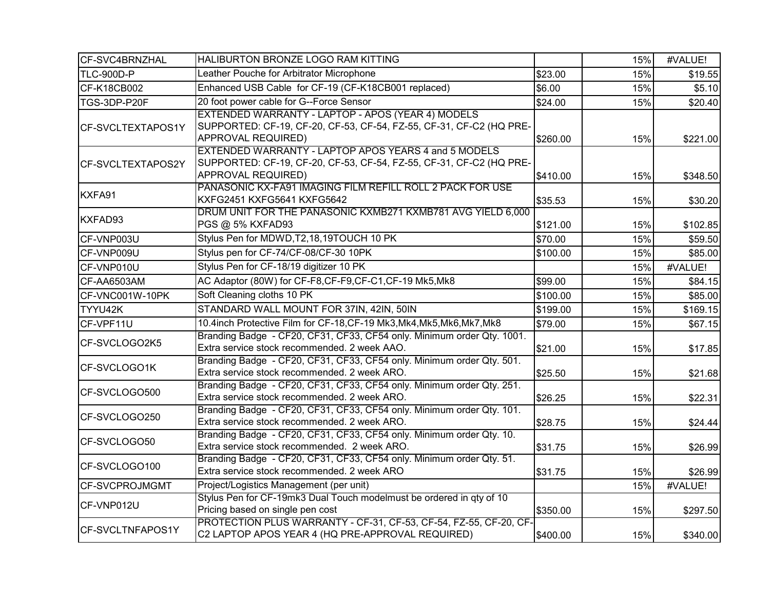| | | | | |
|---|---|---|---|---|
| CF-SVC4BRNZHAL | HALIBURTON BRONZE LOGO RAM KITTING | | 15% | #VALUE! |
| TLC-900D-P | Leather Pouche for Arbitrator Microphone | $23.00 | 15% | $19.55 |
| CF-K18CB002 | Enhanced USB Cable for CF-19 (CF-K18CB001 replaced) | $6.00 | 15% | $5.10 |
| TGS-3DP-P20F | 20 foot power cable for G--Force Sensor | $24.00 | 15% | $20.40 |
| CF-SVCLTEXTAPOS1Y | EXTENDED WARRANTY - LAPTOP - APOS (YEAR 4) MODELS SUPPORTED: CF-19, CF-20, CF-53, CF-54, FZ-55, CF-31, CF-C2 (HQ PRE-APPROVAL REQUIRED) | $260.00 | 15% | $221.00 |
| CF-SVCLTEXTAPOS2Y | EXTENDED WARRANTY - LAPTOP APOS YEARS 4 and 5 MODELS SUPPORTED: CF-19, CF-20, CF-53, CF-54, FZ-55, CF-31, CF-C2 (HQ PRE-APPROVAL REQUIRED) | $410.00 | 15% | $348.50 |
| KXFA91 | PANASONIC KX-FA91 IMAGING FILM REFILL ROLL 2 PACK FOR USE KXFG2451 KXFG5641 KXFG5642 | $35.53 | 15% | $30.20 |
| KXFAD93 | DRUM UNIT FOR THE PANASONIC KXMB271 KXMB781 AVG YIELD 6,000 PGS @ 5% KXFAD93 | $121.00 | 15% | $102.85 |
| CF-VNP003U | Stylus Pen for MDWD,T2,18,19TOUCH 10 PK | $70.00 | 15% | $59.50 |
| CF-VNP009U | Stylus pen for CF-74/CF-08/CF-30 10PK | $100.00 | 15% | $85.00 |
| CF-VNP010U | Stylus Pen for CF-18/19 digitizer 10 PK | | 15% | #VALUE! |
| CF-AA6503AM | AC Adaptor (80W) for CF-F8,CF-F9,CF-C1,CF-19 Mk5,Mk8 | $99.00 | 15% | $84.15 |
| CF-VNC001W-10PK | Soft Cleaning cloths 10 PK | $100.00 | 15% | $85.00 |
| TYYU42K | STANDARD WALL MOUNT FOR 37IN, 42IN, 50IN | $199.00 | 15% | $169.15 |
| CF-VPF11U | 10.4inch Protective Film for CF-18,CF-19 Mk3,Mk4,Mk5,Mk6,Mk7,Mk8 | $79.00 | 15% | $67.15 |
| CF-SVCLOGO2K5 | Branding Badge - CF20, CF31, CF33, CF54 only. Minimum order Qty. 1001. Extra service stock recommended. 2 week AAO. | $21.00 | 15% | $17.85 |
| CF-SVCLOGO1K | Branding Badge - CF20, CF31, CF33, CF54 only. Minimum order Qty. 501. Extra service stock recommended. 2 week ARO. | $25.50 | 15% | $21.68 |
| CF-SVCLOGO500 | Branding Badge - CF20, CF31, CF33, CF54 only. Minimum order Qty. 251. Extra service stock recommended. 2 week ARO. | $26.25 | 15% | $22.31 |
| CF-SVCLOGO250 | Branding Badge - CF20, CF31, CF33, CF54 only. Minimum order Qty. 101. Extra service stock recommended. 2 week ARO. | $28.75 | 15% | $24.44 |
| CF-SVCLOGO50 | Branding Badge - CF20, CF31, CF33, CF54 only. Minimum order Qty. 10. Extra service stock recommended. 2 week ARO. | $31.75 | 15% | $26.99 |
| CF-SVCLOGO100 | Branding Badge - CF20, CF31, CF33, CF54 only. Minimum order Qty. 51. Extra service stock recommended. 2 week ARO | $31.75 | 15% | $26.99 |
| CF-SVCPROJMGMT | Project/Logistics Management (per unit) | | 15% | #VALUE! |
| CF-VNP012U | Stylus Pen for CF-19mk3 Dual Touch modelmust be ordered in qty of 10 Pricing based on single pen cost | $350.00 | 15% | $297.50 |
| CF-SVCLTNFAPOS1Y | PROTECTION PLUS WARRANTY - CF-31, CF-53, CF-54, FZ-55, CF-20, CF-C2 LAPTOP APOS YEAR 4 (HQ PRE-APPROVAL REQUIRED) | $400.00 | 15% | $340.00 |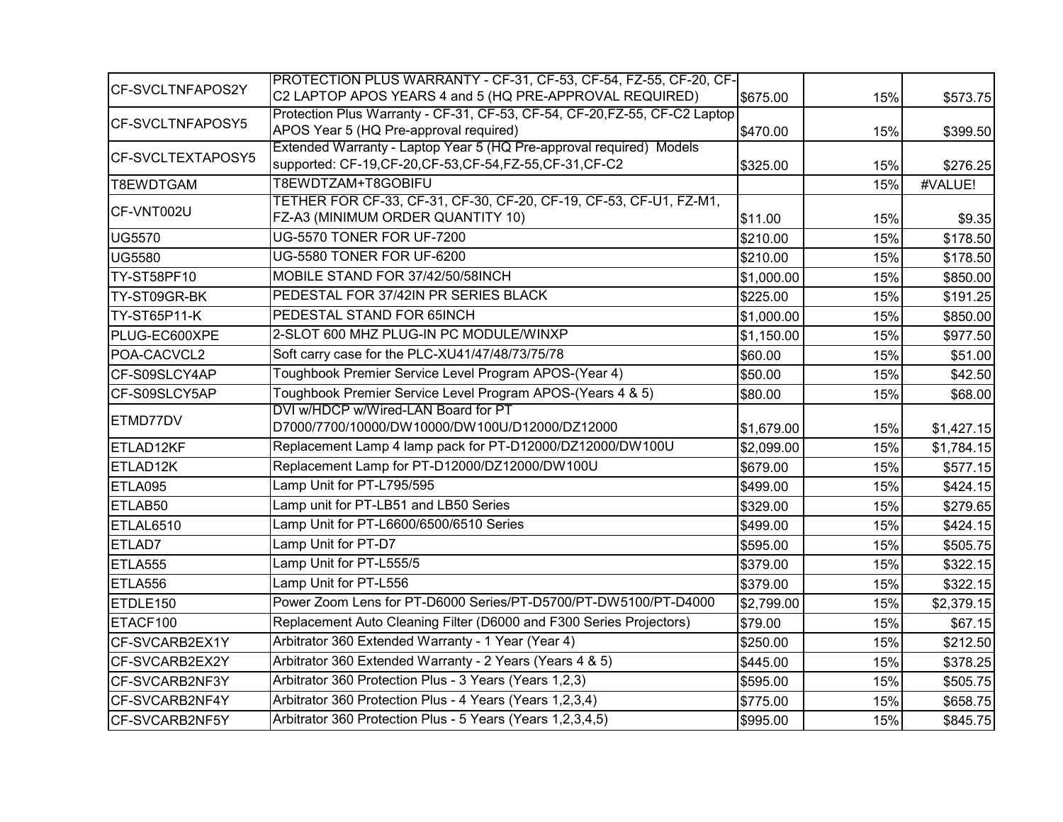| | | | | |
|---|---|---|---|---|
| CF-SVCLTNFAPOS2Y | PROTECTION PLUS WARRANTY - CF-31, CF-53, CF-54, FZ-55, CF-20, CF-C2 LAPTOP APOS YEARS 4 and 5 (HQ PRE-APPROVAL REQUIRED) | $675.00 | 15% | $573.75 |
| CF-SVCLTNFAPOSY5 | Protection Plus Warranty - CF-31, CF-53, CF-54, CF-20,FZ-55, CF-C2 Laptop APOS Year 5 (HQ Pre-approval required) | $470.00 | 15% | $399.50 |
| CF-SVCLTEXTAPOSY5 | Extended Warranty - Laptop Year 5 (HQ Pre-approval required) Models supported: CF-19,CF-20,CF-53,CF-54,FZ-55,CF-31,CF-C2 | $325.00 | 15% | $276.25 |
| T8EWDTGAM | T8EWDTZAM+T8GOBIFU | | 15% | #VALUE! |
| CF-VNT002U | TETHER FOR CF-33, CF-31, CF-30, CF-20, CF-19, CF-53, CF-U1, FZ-M1, FZ-A3 (MINIMUM ORDER QUANTITY 10) | $11.00 | 15% | $9.35 |
| UG5570 | UG-5570 TONER FOR UF-7200 | $210.00 | 15% | $178.50 |
| UG5580 | UG-5580 TONER FOR UF-6200 | $210.00 | 15% | $178.50 |
| TY-ST58PF10 | MOBILE STAND FOR 37/42/50/58INCH | $1,000.00 | 15% | $850.00 |
| TY-ST09GR-BK | PEDESTAL FOR 37/42IN PR SERIES BLACK | $225.00 | 15% | $191.25 |
| TY-ST65P11-K | PEDESTAL STAND FOR 65INCH | $1,000.00 | 15% | $850.00 |
| PLUG-EC600XPE | 2-SLOT 600 MHZ PLUG-IN PC MODULE/WINXP | $1,150.00 | 15% | $977.50 |
| POA-CACVCL2 | Soft carry case for the PLC-XU41/47/48/73/75/78 | $60.00 | 15% | $51.00 |
| CF-S09SLCY4AP | Toughbook Premier Service Level Program APOS-(Year 4) | $50.00 | 15% | $42.50 |
| CF-S09SLCY5AP | Toughbook Premier Service Level Program APOS-(Years 4 & 5) | $80.00 | 15% | $68.00 |
| ETMD77DV | DVI w/HDCP w/Wired-LAN Board for PT D7000/7700/10000/DW10000/DW100U/D12000/DZ12000 | $1,679.00 | 15% | $1,427.15 |
| ETLAD12KF | Replacement Lamp 4 lamp pack for PT-D12000/DZ12000/DW100U | $2,099.00 | 15% | $1,784.15 |
| ETLAD12K | Replacement Lamp for PT-D12000/DZ12000/DW100U | $679.00 | 15% | $577.15 |
| ETLA095 | Lamp Unit for PT-L795/595 | $499.00 | 15% | $424.15 |
| ETLAB50 | Lamp unit for PT-LB51 and LB50 Series | $329.00 | 15% | $279.65 |
| ETLAL6510 | Lamp Unit for PT-L6600/6500/6510 Series | $499.00 | 15% | $424.15 |
| ETLAD7 | Lamp Unit for PT-D7 | $595.00 | 15% | $505.75 |
| ETLA555 | Lamp Unit for PT-L555/5 | $379.00 | 15% | $322.15 |
| ETLA556 | Lamp Unit for PT-L556 | $379.00 | 15% | $322.15 |
| ETDLE150 | Power Zoom Lens for PT-D6000 Series/PT-D5700/PT-DW5100/PT-D4000 | $2,799.00 | 15% | $2,379.15 |
| ETACF100 | Replacement Auto Cleaning Filter (D6000 and F300 Series Projectors) | $79.00 | 15% | $67.15 |
| CF-SVCARB2EX1Y | Arbitrator 360 Extended Warranty - 1 Year (Year 4) | $250.00 | 15% | $212.50 |
| CF-SVCARB2EX2Y | Arbitrator 360 Extended Warranty - 2 Years (Years 4 & 5) | $445.00 | 15% | $378.25 |
| CF-SVCARB2NF3Y | Arbitrator 360 Protection Plus - 3 Years (Years 1,2,3) | $595.00 | 15% | $505.75 |
| CF-SVCARB2NF4Y | Arbitrator 360 Protection Plus - 4 Years (Years 1,2,3,4) | $775.00 | 15% | $658.75 |
| CF-SVCARB2NF5Y | Arbitrator 360 Protection Plus - 5 Years (Years 1,2,3,4,5) | $995.00 | 15% | $845.75 |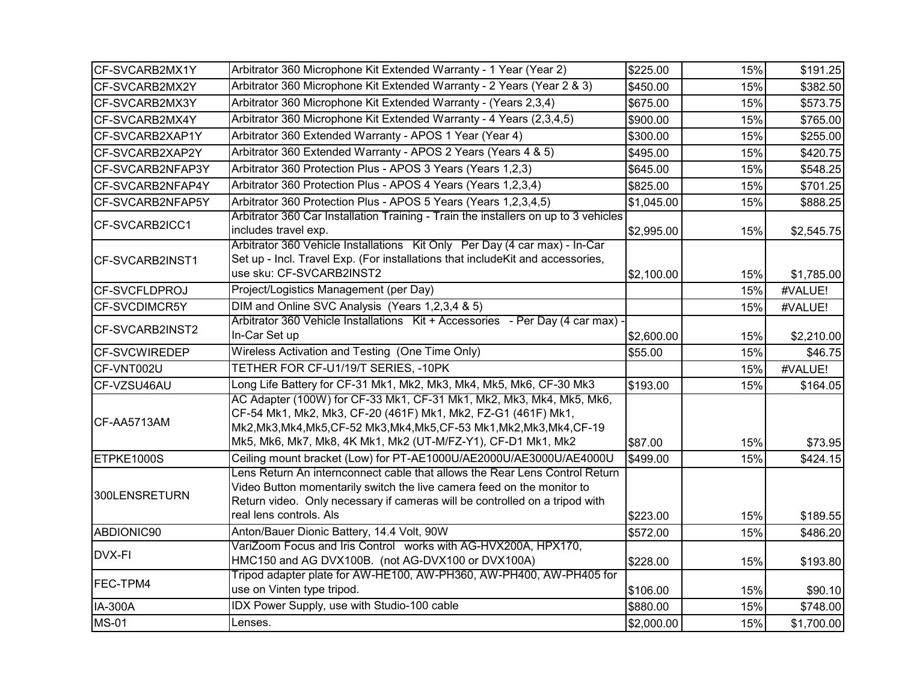| | | | | |
|---|---|---|---|---|
| CF-SVCARB2MX1Y | Arbitrator 360 Microphone Kit Extended Warranty - 1 Year (Year 2) | $225.00 | 15% | $191.25 |
| CF-SVCARB2MX2Y | Arbitrator 360 Microphone Kit Extended Warranty - 2 Years (Year 2 & 3) | $450.00 | 15% | $382.50 |
| CF-SVCARB2MX3Y | Arbitrator 360 Microphone Kit Extended Warranty - (Years 2,3,4) | $675.00 | 15% | $573.75 |
| CF-SVCARB2MX4Y | Arbitrator 360 Microphone Kit Extended Warranty - 4 Years (2,3,4,5) | $900.00 | 15% | $765.00 |
| CF-SVCARB2XAP1Y | Arbitrator 360 Extended Warranty - APOS 1 Year (Year 4) | $300.00 | 15% | $255.00 |
| CF-SVCARB2XAP2Y | Arbitrator 360 Extended Warranty - APOS 2 Years (Years 4 & 5) | $495.00 | 15% | $420.75 |
| CF-SVCARB2NFAP3Y | Arbitrator 360 Protection Plus - APOS 3 Years (Years 1,2,3) | $645.00 | 15% | $548.25 |
| CF-SVCARB2NFAP4Y | Arbitrator 360 Protection Plus - APOS 4 Years (Years 1,2,3,4) | $825.00 | 15% | $701.25 |
| CF-SVCARB2NFAP5Y | Arbitrator 360 Protection Plus - APOS 5 Years (Years 1,2,3,4,5) | $1,045.00 | 15% | $888.25 |
| CF-SVCARB2ICC1 | Arbitrator 360 Car Installation Training - Train the installers on up to 3 vehicles includes travel exp. | $2,995.00 | 15% | $2,545.75 |
| CF-SVCARB2INST1 | Arbitrator 360 Vehicle Installations Kit Only Per Day (4 car max) - In-Car Set up - Incl. Travel Exp. (For installations that includeKit and accessories, use sku: CF-SVCARB2INST2 | $2,100.00 | 15% | $1,785.00 |
| CF-SVCFLDPROJ | Project/Logistics Management (per Day) | | 15% | #VALUE! |
| CF-SVCDIMCR5Y | DIM and Online SVC Analysis (Years 1,2,3,4 & 5) | | 15% | #VALUE! |
| CF-SVCARB2INST2 | Arbitrator 360 Vehicle Installations Kit + Accessories - Per Day (4 car max) - In-Car Set up | $2,600.00 | 15% | $2,210.00 |
| CF-SVCWIREDEP | Wireless Activation and Testing (One Time Only) | $55.00 | 15% | $46.75 |
| CF-VNT002U | TETHER FOR CF-U1/19/T SERIES, -10PK | | 15% | #VALUE! |
| CF-VZSU46AU | Long Life Battery for CF-31 Mk1, Mk2, Mk3, Mk4, Mk5, Mk6, CF-30 Mk3 | $193.00 | 15% | $164.05 |
| CF-AA5713AM | AC Adapter (100W) for CF-33 Mk1, CF-31 Mk1, Mk2, Mk3, Mk4, Mk5, Mk6, CF-54 Mk1, Mk2, Mk3, CF-20 (461F) Mk1, Mk2, FZ-G1 (461F) Mk1, Mk2,Mk3,Mk4,Mk5,CF-52 Mk3,Mk4,Mk5,CF-53 Mk1,Mk2,Mk3,Mk4,CF-19 Mk5, Mk6, Mk7, Mk8, 4K Mk1, Mk2 (UT-M/FZ-Y1), CF-D1 Mk1, Mk2 | $87.00 | 15% | $73.95 |
| ETPKE1000S | Ceiling mount bracket (Low) for PT-AE1000U/AE2000U/AE3000U/AE4000U | $499.00 | 15% | $424.15 |
| 300LENSRETURN | Lens Return An internconnect cable that allows the Rear Lens Control Return Video Button momentarily switch the live camera feed on the monitor to Return video. Only necessary if cameras will be controlled on a tripod with real lens controls. Als | $223.00 | 15% | $189.55 |
| ABDIONIC90 | Anton/Bauer Dionic Battery, 14.4 Volt, 90W | $572.00 | 15% | $486.20 |
| DVX-FI | VariZoom Focus and Iris Control works with AG-HVX200A, HPX170, HMC150 and AG DVX100B. (not AG-DVX100 or DVX100A) | $228.00 | 15% | $193.80 |
| FEC-TPM4 | Tripod adapter plate for AW-HE100, AW-PH360, AW-PH400, AW-PH405 for use on Vinten type tripod. | $106.00 | 15% | $90.10 |
| IA-300A | IDX Power Supply, use with Studio-100 cable | $880.00 | 15% | $748.00 |
| MS-01 | Lenses. | $2,000.00 | 15% | $1,700.00 |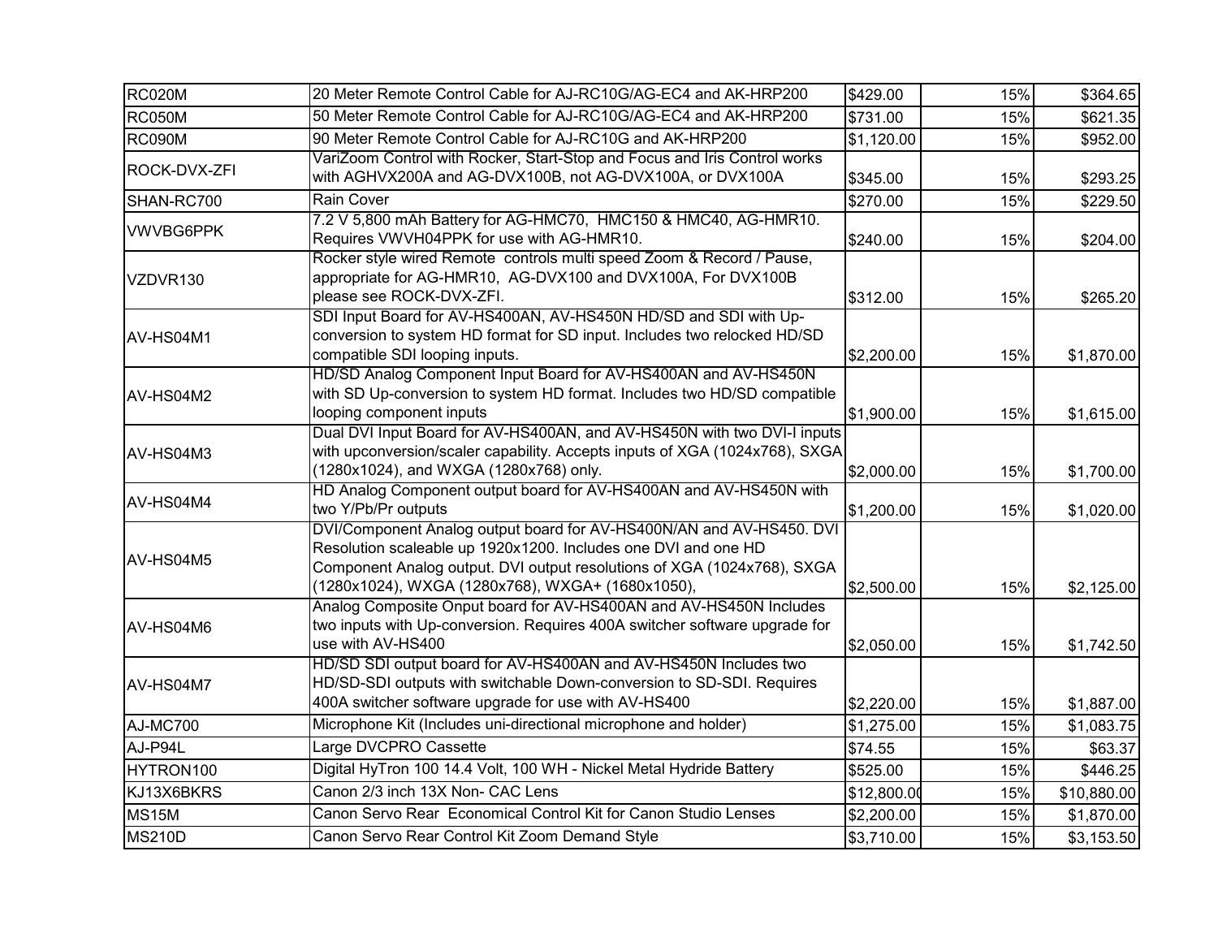| | | | | |
|---|---|---|---|---|
| RC020M | 20 Meter Remote Control Cable for AJ-RC10G/AG-EC4 and AK-HRP200 | $429.00 | 15% | $364.65 |
| RC050M | 50 Meter Remote Control Cable for AJ-RC10G/AG-EC4 and AK-HRP200 | $731.00 | 15% | $621.35 |
| RC090M | 90 Meter Remote Control Cable for AJ-RC10G and AK-HRP200 | $1,120.00 | 15% | $952.00 |
| ROCK-DVX-ZFI | VariZoom Control with Rocker, Start-Stop and Focus and Iris Control works with AGHVX200A and AG-DVX100B, not AG-DVX100A, or DVX100A | $345.00 | 15% | $293.25 |
| SHAN-RC700 | Rain Cover | $270.00 | 15% | $229.50 |
| VWVBG6PPK | 7.2 V 5,800 mAh Battery for AG-HMC70, HMC150 & HMC40, AG-HMR10. Requires VWVH04PPK for use with AG-HMR10. | $240.00 | 15% | $204.00 |
| VZDVR130 | Rocker style wired Remote controls multi speed Zoom & Record / Pause, appropriate for AG-HMR10, AG-DVX100 and DVX100A, For DVX100B please see ROCK-DVX-ZFI. | $312.00 | 15% | $265.20 |
| AV-HS04M1 | SDI Input Board for AV-HS400AN, AV-HS450N HD/SD and SDI with Up-conversion to system HD format for SD input. Includes two relocked HD/SD compatible SDI looping inputs. | $2,200.00 | 15% | $1,870.00 |
| AV-HS04M2 | HD/SD Analog Component Input Board for AV-HS400AN and AV-HS450N with SD Up-conversion to system HD format. Includes two HD/SD compatible looping component inputs | $1,900.00 | 15% | $1,615.00 |
| AV-HS04M3 | Dual DVI Input Board for AV-HS400AN, and AV-HS450N with two DVI-I inputs with upconversion/scaler capability. Accepts inputs of XGA (1024x768), SXGA (1280x1024), and WXGA (1280x768) only. | $2,000.00 | 15% | $1,700.00 |
| AV-HS04M4 | HD Analog Component output board for AV-HS400AN and AV-HS450N with two Y/Pb/Pr outputs | $1,200.00 | 15% | $1,020.00 |
| AV-HS04M5 | DVI/Component Analog output board for AV-HS400N/AN and AV-HS450. DVI Resolution scaleable up 1920x1200. Includes one DVI and one HD Component Analog output. DVI output resolutions of XGA (1024x768), SXGA (1280x1024), WXGA (1280x768), WXGA+ (1680x1050), | $2,500.00 | 15% | $2,125.00 |
| AV-HS04M6 | Analog Composite Onput board for AV-HS400AN and AV-HS450N Includes two inputs with Up-conversion. Requires 400A switcher software upgrade for use with AV-HS400 | $2,050.00 | 15% | $1,742.50 |
| AV-HS04M7 | HD/SD SDI output board for AV-HS400AN and AV-HS450N Includes two HD/SD-SDI outputs with switchable Down-conversion to SD-SDI. Requires 400A switcher software upgrade for use with AV-HS400 | $2,220.00 | 15% | $1,887.00 |
| AJ-MC700 | Microphone Kit (Includes uni-directional microphone and holder) | $1,275.00 | 15% | $1,083.75 |
| AJ-P94L | Large DVCPRO Cassette | $74.55 | 15% | $63.37 |
| HYTRON100 | Digital HyTron 100 14.4 Volt, 100 WH - Nickel Metal Hydride Battery | $525.00 | 15% | $446.25 |
| KJ13X6BKRS | Canon 2/3 inch 13X Non- CAC Lens | $12,800.00 | 15% | $10,880.00 |
| MS15M | Canon Servo Rear Economical Control Kit for Canon Studio Lenses | $2,200.00 | 15% | $1,870.00 |
| MS210D | Canon Servo Rear Control Kit Zoom Demand Style | $3,710.00 | 15% | $3,153.50 |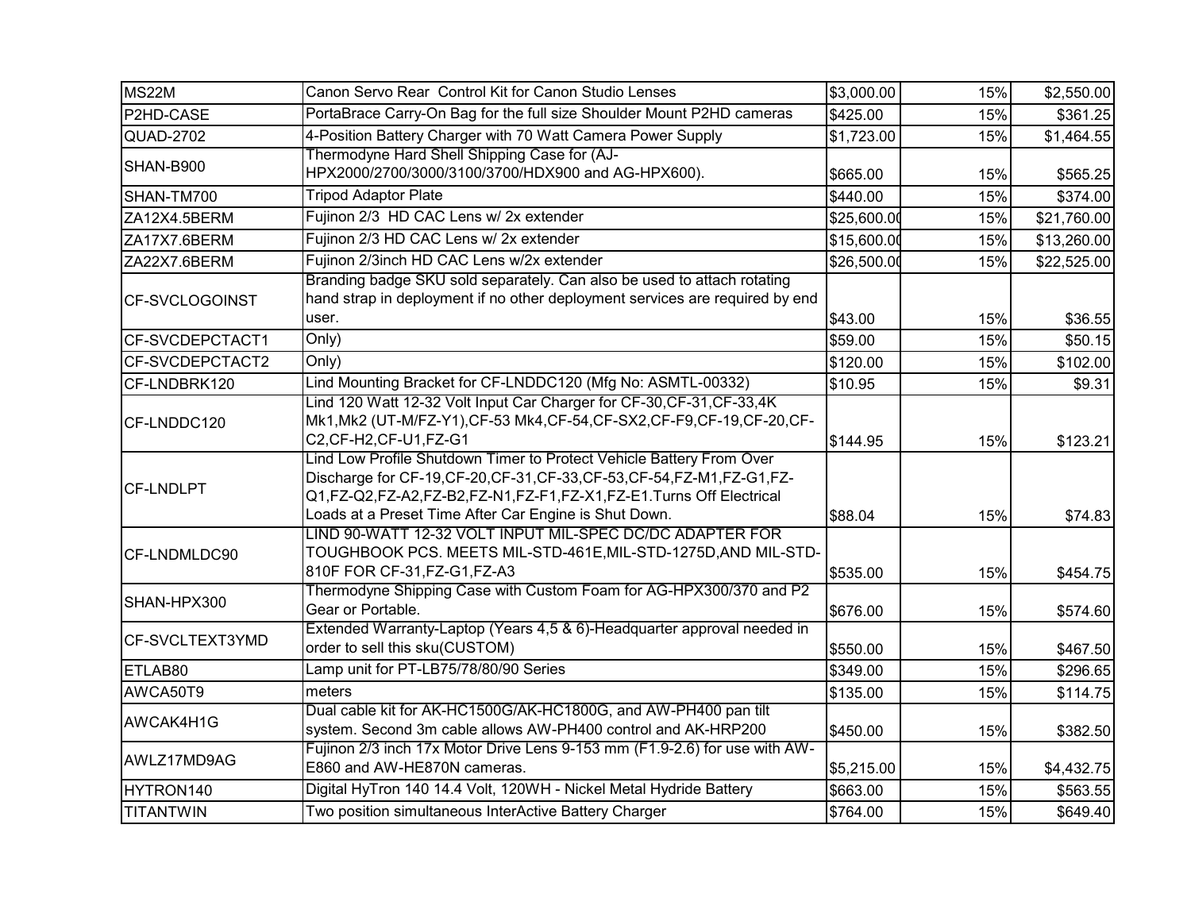| | | | | |
|---|---|---|---|---|
| MS22M | Canon Servo Rear Control Kit for Canon Studio Lenses | $3,000.00 | 15% | $2,550.00 |
| P2HD-CASE | PortaBrace Carry-On Bag for the full size Shoulder Mount P2HD cameras | $425.00 | 15% | $361.25 |
| QUAD-2702 | 4-Position Battery Charger with 70 Watt Camera Power Supply | $1,723.00 | 15% | $1,464.55 |
| SHAN-B900 | Thermodyne Hard Shell Shipping Case for (AJ-HPX2000/2700/3000/3100/3700/HDX900 and AG-HPX600). | $665.00 | 15% | $565.25 |
| SHAN-TM700 | Tripod Adaptor Plate | $440.00 | 15% | $374.00 |
| ZA12X4.5BERM | Fujinon 2/3 HD CAC Lens w/ 2x extender | $25,600.00 | 15% | $21,760.00 |
| ZA17X7.6BERM | Fujinon 2/3 HD CAC Lens w/ 2x extender | $15,600.00 | 15% | $13,260.00 |
| ZA22X7.6BERM | Fujinon 2/3inch HD CAC Lens w/2x extender | $26,500.00 | 15% | $22,525.00 |
| CF-SVCLOGOINST | Branding badge SKU sold separately. Can also be used to attach rotating hand strap in deployment if no other deployment services are required by end user. | $43.00 | 15% | $36.55 |
| CF-SVCDEPCTACT1 | Only) | $59.00 | 15% | $50.15 |
| CF-SVCDEPCTACT2 | Only) | $120.00 | 15% | $102.00 |
| CF-LNDBRK120 | Lind Mounting Bracket for CF-LNDDC120 (Mfg No: ASMTL-00332) | $10.95 | 15% | $9.31 |
| CF-LNDDC120 | Lind 120 Watt 12-32 Volt Input Car Charger for CF-30,CF-31,CF-33,4K Mk1,Mk2 (UT-M/FZ-Y1),CF-53 Mk4,CF-54,CF-SX2,CF-F9,CF-19,CF-20,CF-C2,CF-H2,CF-U1,FZ-G1 | $144.95 | 15% | $123.21 |
| CF-LNDLPT | Lind Low Profile Shutdown Timer to Protect Vehicle Battery From Over Discharge for CF-19,CF-20,CF-31,CF-33,CF-53,CF-54,FZ-M1,FZ-G1,FZ-Q1,FZ-Q2,FZ-A2,FZ-B2,FZ-N1,FZ-F1,FZ-X1,FZ-E1.Turns Off Electrical Loads at a Preset Time After Car Engine is Shut Down. | $88.04 | 15% | $74.83 |
| CF-LNDMLDC90 | LIND 90-WATT 12-32 VOLT INPUT MIL-SPEC DC/DC ADAPTER FOR TOUGHBOOK PCS. MEETS MIL-STD-461E,MIL-STD-1275D,AND MIL-STD-810F FOR CF-31,FZ-G1,FZ-A3 | $535.00 | 15% | $454.75 |
| SHAN-HPX300 | Thermodyne Shipping Case with Custom Foam for AG-HPX300/370 and P2 Gear or Portable. | $676.00 | 15% | $574.60 |
| CF-SVCLTEXT3YMD | Extended Warranty-Laptop (Years 4,5 & 6)-Headquarter approval needed in order to sell this sku(CUSTOM) | $550.00 | 15% | $467.50 |
| ETLAB80 | Lamp unit for PT-LB75/78/80/90 Series | $349.00 | 15% | $296.65 |
| AWCA50T9 | meters | $135.00 | 15% | $114.75 |
| AWCAK4H1G | Dual cable kit for AK-HC1500G/AK-HC1800G, and AW-PH400 pan tilt system. Second 3m cable allows AW-PH400 control and AK-HRP200 | $450.00 | 15% | $382.50 |
| AWLZ17MD9AG | Fujinon 2/3 inch 17x Motor Drive Lens 9-153 mm (F1.9-2.6) for use with AW-E860 and AW-HE870N cameras. | $5,215.00 | 15% | $4,432.75 |
| HYTRON140 | Digital HyTron 140 14.4 Volt, 120WH - Nickel Metal Hydride Battery | $663.00 | 15% | $563.55 |
| TITANTWIN | Two position simultaneous InterActive Battery Charger | $764.00 | 15% | $649.40 |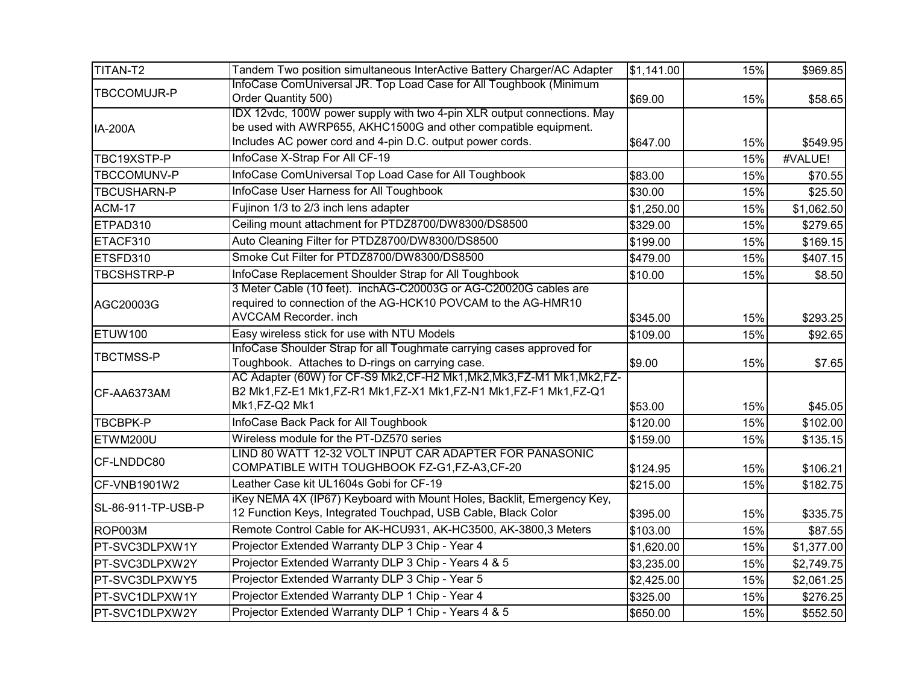| | | | | |
|---|---|---|---|---|
| TITAN-T2 | Tandem Two position simultaneous InterActive Battery Charger/AC Adapter | $1,141.00 | 15% | $969.85 |
| TBCCOMUJR-P | InfoCase ComUniversal JR. Top Load Case for All Toughbook (Minimum Order Quantity 500) | $69.00 | 15% | $58.65 |
| IA-200A | IDX 12vdc, 100W power supply with two 4-pin XLR output connections. May be used with AWRP655, AKHC1500G and other compatible equipment. Includes AC power cord and 4-pin D.C. output power cords. | $647.00 | 15% | $549.95 |
| TBC19XSTP-P | InfoCase X-Strap For All CF-19 | | 15% | #VALUE! |
| TBCCOMUNV-P | InfoCase ComUniversal Top Load Case for All Toughbook | $83.00 | 15% | $70.55 |
| TBCUSHARN-P | InfoCase User Harness for All Toughbook | $30.00 | 15% | $25.50 |
| ACM-17 | Fujinon 1/3 to 2/3 inch lens adapter | $1,250.00 | 15% | $1,062.50 |
| ETPAD310 | Ceiling mount attachment for PTDZ8700/DW8300/DS8500 | $329.00 | 15% | $279.65 |
| ETACF310 | Auto Cleaning Filter for PTDZ8700/DW8300/DS8500 | $199.00 | 15% | $169.15 |
| ETSFD310 | Smoke Cut Filter for PTDZ8700/DW8300/DS8500 | $479.00 | 15% | $407.15 |
| TBCSHSTRP-P | InfoCase Replacement Shoulder Strap for All Toughbook | $10.00 | 15% | $8.50 |
| AGC20003G | 3 Meter Cable (10 feet). inchAG-C20003G or AG-C20020G cables are required to connection of the AG-HCK10 POVCAM to the AG-HMR10 AVCCAM Recorder. inch | $345.00 | 15% | $293.25 |
| ETUW100 | Easy wireless stick for use with NTU Models | $109.00 | 15% | $92.65 |
| TBCTMSS-P | InfoCase Shoulder Strap for all Toughmate carrying cases approved for Toughbook. Attaches to D-rings on carrying case. | $9.00 | 15% | $7.65 |
| CF-AA6373AM | AC Adapter (60W) for CF-S9 Mk2,CF-H2 Mk1,Mk2,Mk3,FZ-M1 Mk1,Mk2,FZ-B2 Mk1,FZ-E1 Mk1,FZ-R1 Mk1,FZ-X1 Mk1,FZ-N1 Mk1,FZ-F1 Mk1,FZ-Q1 Mk1,FZ-Q2 Mk1 | $53.00 | 15% | $45.05 |
| TBCBPK-P | InfoCase Back Pack for All Toughbook | $120.00 | 15% | $102.00 |
| ETWM200U | Wireless module for the PT-DZ570 series | $159.00 | 15% | $135.15 |
| CF-LNDDC80 | LIND 80 WATT 12-32 VOLT INPUT CAR ADAPTER FOR PANASONIC COMPATIBLE WITH TOUGHBOOK FZ-G1,FZ-A3,CF-20 | $124.95 | 15% | $106.21 |
| CF-VNB1901W2 | Leather Case kit UL1604s Gobi for CF-19 | $215.00 | 15% | $182.75 |
| SL-86-911-TP-USB-P | iKey NEMA 4X (IP67) Keyboard with Mount Holes, Backlit, Emergency Key, 12 Function Keys, Integrated Touchpad, USB Cable, Black Color | $395.00 | 15% | $335.75 |
| ROP003M | Remote Control Cable for AK-HCU931, AK-HC3500, AK-3800,3 Meters | $103.00 | 15% | $87.55 |
| PT-SVC3DLPXW1Y | Projector Extended Warranty DLP 3 Chip - Year 4 | $1,620.00 | 15% | $1,377.00 |
| PT-SVC3DLPXW2Y | Projector Extended Warranty DLP 3 Chip - Years 4 & 5 | $3,235.00 | 15% | $2,749.75 |
| PT-SVC3DLPXWY5 | Projector Extended Warranty DLP 3 Chip - Year 5 | $2,425.00 | 15% | $2,061.25 |
| PT-SVC1DLPXW1Y | Projector Extended Warranty DLP 1 Chip - Year 4 | $325.00 | 15% | $276.25 |
| PT-SVC1DLPXW2Y | Projector Extended Warranty DLP 1 Chip - Years 4 & 5 | $650.00 | 15% | $552.50 |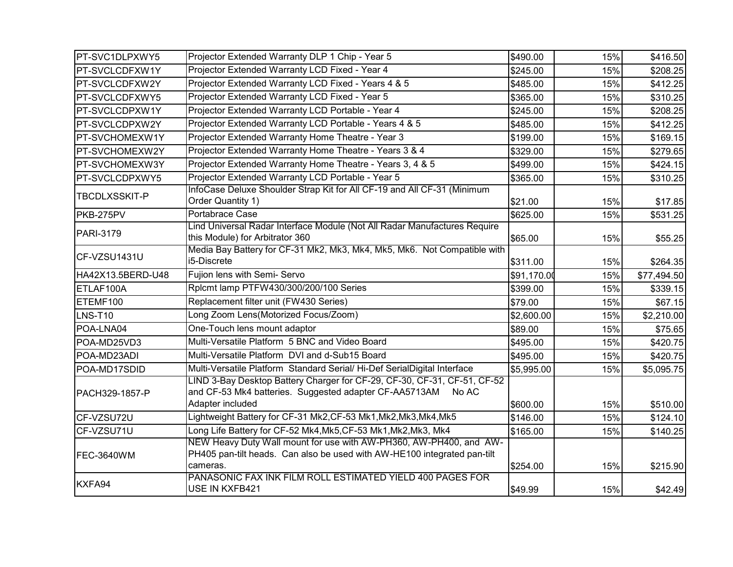| | | | | |
|---|---|---|---|---|
| PT-SVC1DLPXWY5 | Projector Extended Warranty DLP 1 Chip - Year 5 | $490.00 | 15% | $416.50 |
| PT-SVCLCDFXW1Y | Projector Extended Warranty LCD Fixed - Year 4 | $245.00 | 15% | $208.25 |
| PT-SVCLCDFXW2Y | Projector Extended Warranty LCD Fixed - Years 4 & 5 | $485.00 | 15% | $412.25 |
| PT-SVCLCDFXWY5 | Projector Extended Warranty LCD Fixed - Year 5 | $365.00 | 15% | $310.25 |
| PT-SVCLCDPXW1Y | Projector Extended Warranty LCD Portable - Year 4 | $245.00 | 15% | $208.25 |
| PT-SVCLCDPXW2Y | Projector Extended Warranty LCD Portable - Years 4 & 5 | $485.00 | 15% | $412.25 |
| PT-SVCHOMEXW1Y | Projector Extended Warranty Home Theatre - Year 3 | $199.00 | 15% | $169.15 |
| PT-SVCHOMEXW2Y | Projector Extended Warranty Home Theatre - Years 3 & 4 | $329.00 | 15% | $279.65 |
| PT-SVCHOMEXW3Y | Projector Extended Warranty Home Theatre - Years 3, 4 & 5 | $499.00 | 15% | $424.15 |
| PT-SVCLCDPXWY5 | Projector Extended Warranty LCD Portable - Year 5 | $365.00 | 15% | $310.25 |
| TBCDLXSSKIT-P | InfoCase Deluxe Shoulder Strap Kit for All CF-19 and All CF-31 (Minimum Order Quantity 1) | $21.00 | 15% | $17.85 |
| PKB-275PV | Portabrace Case | $625.00 | 15% | $531.25 |
| PARI-3179 | Lind Universal Radar Interface Module (Not All Radar Manufactures Require this Module) for Arbitrator 360 | $65.00 | 15% | $55.25 |
| CF-VZSU1431U | Media Bay Battery for CF-31 Mk2, Mk3, Mk4, Mk5, Mk6. Not Compatible with i5-Discrete | $311.00 | 15% | $264.35 |
| HA42X13.5BERD-U48 | Fujion lens with Semi- Servo | $91,170.00 | 15% | $77,494.50 |
| ETLAF100A | Rplcmt lamp PTFW430/300/200/100 Series | $399.00 | 15% | $339.15 |
| ETEMF100 | Replacement filter unit (FW430 Series) | $79.00 | 15% | $67.15 |
| LNS-T10 | Long Zoom Lens(Motorized Focus/Zoom) | $2,600.00 | 15% | $2,210.00 |
| POA-LNA04 | One-Touch lens mount adaptor | $89.00 | 15% | $75.65 |
| POA-MD25VD3 | Multi-Versatile Platform 5 BNC and Video Board | $495.00 | 15% | $420.75 |
| POA-MD23ADI | Multi-Versatile Platform DVI and d-Sub15 Board | $495.00 | 15% | $420.75 |
| POA-MD17SDID | Multi-Versatile Platform Standard Serial/ Hi-Def SerialDigital Interface | $5,995.00 | 15% | $5,095.75 |
| PACH329-1857-P | LIND 3-Bay Desktop Battery Charger for CF-29, CF-30, CF-31, CF-51, CF-52 and CF-53 Mk4 batteries. Suggested adapter CF-AA5713AM No AC Adapter included | $600.00 | 15% | $510.00 |
| CF-VZSU72U | Lightweight Battery for CF-31 Mk2,CF-53 Mk1,Mk2,Mk3,Mk4,Mk5 | $146.00 | 15% | $124.10 |
| CF-VZSU71U | Long Life Battery for CF-52 Mk4,Mk5,CF-53 Mk1,Mk2,Mk3, Mk4 | $165.00 | 15% | $140.25 |
| FEC-3640WM | NEW Heavy Duty Wall mount for use with AW-PH360, AW-PH400, and AW-PH405 pan-tilt heads. Can also be used with AW-HE100 integrated pan-tilt cameras. | $254.00 | 15% | $215.90 |
| KXFA94 | PANASONIC FAX INK FILM ROLL ESTIMATED YIELD 400 PAGES FOR USE IN KXFB421 | $49.99 | 15% | $42.49 |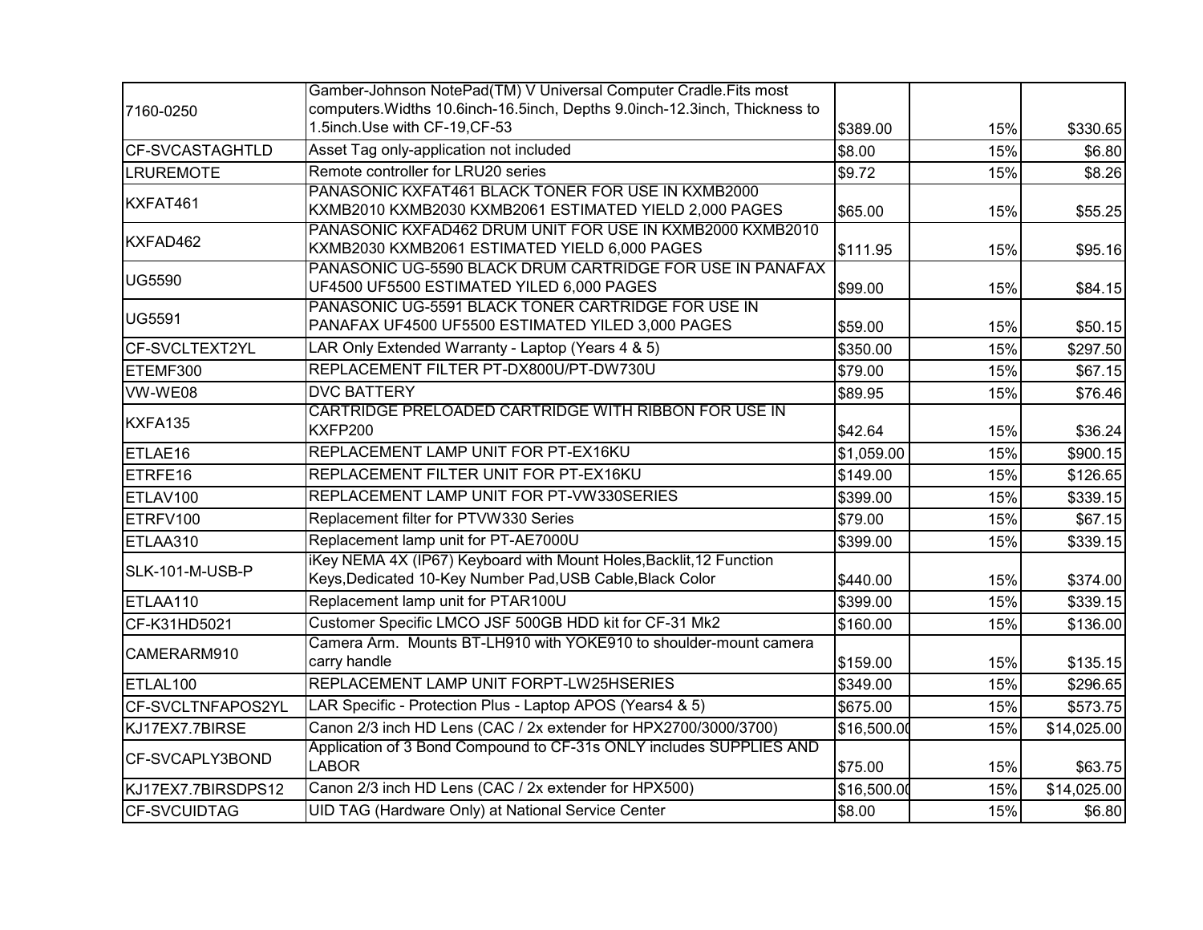| | | | | |
|---|---|---|---|---|
| 7160-0250 | Gamber-Johnson NotePad(TM) V Universal Computer Cradle.Fits most computers.Widths 10.6inch-16.5inch, Depths 9.0inch-12.3inch, Thickness to 1.5inch.Use with CF-19,CF-53 | $389.00 | 15% | $330.65 |
| CF-SVCASTAGHTLD | Asset Tag only-application not included | $8.00 | 15% | $6.80 |
| LRUREMOTE | Remote controller for LRU20 series | $9.72 | 15% | $8.26 |
| KXFAT461 | PANASONIC KXFAT461 BLACK TONER FOR USE IN KXMB2000 KXMB2010 KXMB2030 KXMB2061 ESTIMATED YIELD 2,000 PAGES | $65.00 | 15% | $55.25 |
| KXFAD462 | PANASONIC KXFAD462 DRUM UNIT FOR USE IN KXMB2000 KXMB2010 KXMB2030 KXMB2061 ESTIMATED YIELD 6,000 PAGES | $111.95 | 15% | $95.16 |
| UG5590 | PANASONIC UG-5590 BLACK DRUM CARTRIDGE FOR USE IN PANAFAX UF4500 UF5500 ESTIMATED YILED 6,000 PAGES | $99.00 | 15% | $84.15 |
| UG5591 | PANASONIC UG-5591 BLACK TONER CARTRIDGE FOR USE IN PANAFAX UF4500 UF5500 ESTIMATED YILED 3,000 PAGES | $59.00 | 15% | $50.15 |
| CF-SVCLTEXT2YL | LAR Only Extended Warranty - Laptop (Years 4 & 5) | $350.00 | 15% | $297.50 |
| ETEMF300 | REPLACEMENT FILTER PT-DX800U/PT-DW730U | $79.00 | 15% | $67.15 |
| VW-WE08 | DVC BATTERY | $89.95 | 15% | $76.46 |
| KXFA135 | CARTRIDGE PRELOADED CARTRIDGE WITH RIBBON FOR USE IN KXFP200 | $42.64 | 15% | $36.24 |
| ETLAE16 | REPLACEMENT LAMP UNIT FOR PT-EX16KU | $1,059.00 | 15% | $900.15 |
| ETRFE16 | REPLACEMENT FILTER UNIT FOR PT-EX16KU | $149.00 | 15% | $126.65 |
| ETLAV100 | REPLACEMENT LAMP UNIT FOR PT-VW330SERIES | $399.00 | 15% | $339.15 |
| ETRFV100 | Replacement filter for PTVW330 Series | $79.00 | 15% | $67.15 |
| ETLAA310 | Replacement lamp unit for PT-AE7000U | $399.00 | 15% | $339.15 |
| SLK-101-M-USB-P | iKey NEMA 4X (IP67) Keyboard with Mount Holes,Backlit,12 Function Keys,Dedicated 10-Key Number Pad,USB Cable,Black Color | $440.00 | 15% | $374.00 |
| ETLAA110 | Replacement lamp unit for PTAR100U | $399.00 | 15% | $339.15 |
| CF-K31HD5021 | Customer Specific LMCO JSF 500GB HDD kit for CF-31 Mk2 | $160.00 | 15% | $136.00 |
| CAMERARM910 | Camera Arm. Mounts BT-LH910 with YOKE910 to shoulder-mount camera carry handle | $159.00 | 15% | $135.15 |
| ETLAL100 | REPLACEMENT LAMP UNIT FORPT-LW25HSERIES | $349.00 | 15% | $296.65 |
| CF-SVCLTNFAPOS2YL | LAR Specific - Protection Plus - Laptop APOS (Years4 & 5) | $675.00 | 15% | $573.75 |
| KJ17EX7.7BIRSE | Canon 2/3 inch HD Lens (CAC / 2x extender for HPX2700/3000/3700) | $16,500.00 | 15% | $14,025.00 |
| CF-SVCAPLY3BOND | Application of 3 Bond Compound to CF-31s ONLY includes SUPPLIES AND LABOR | $75.00 | 15% | $63.75 |
| KJ17EX7.7BIRSDPS12 | Canon 2/3 inch HD Lens (CAC / 2x extender for HPX500) | $16,500.00 | 15% | $14,025.00 |
| CF-SVCUIDTAG | UID TAG (Hardware Only) at National Service Center | $8.00 | 15% | $6.80 |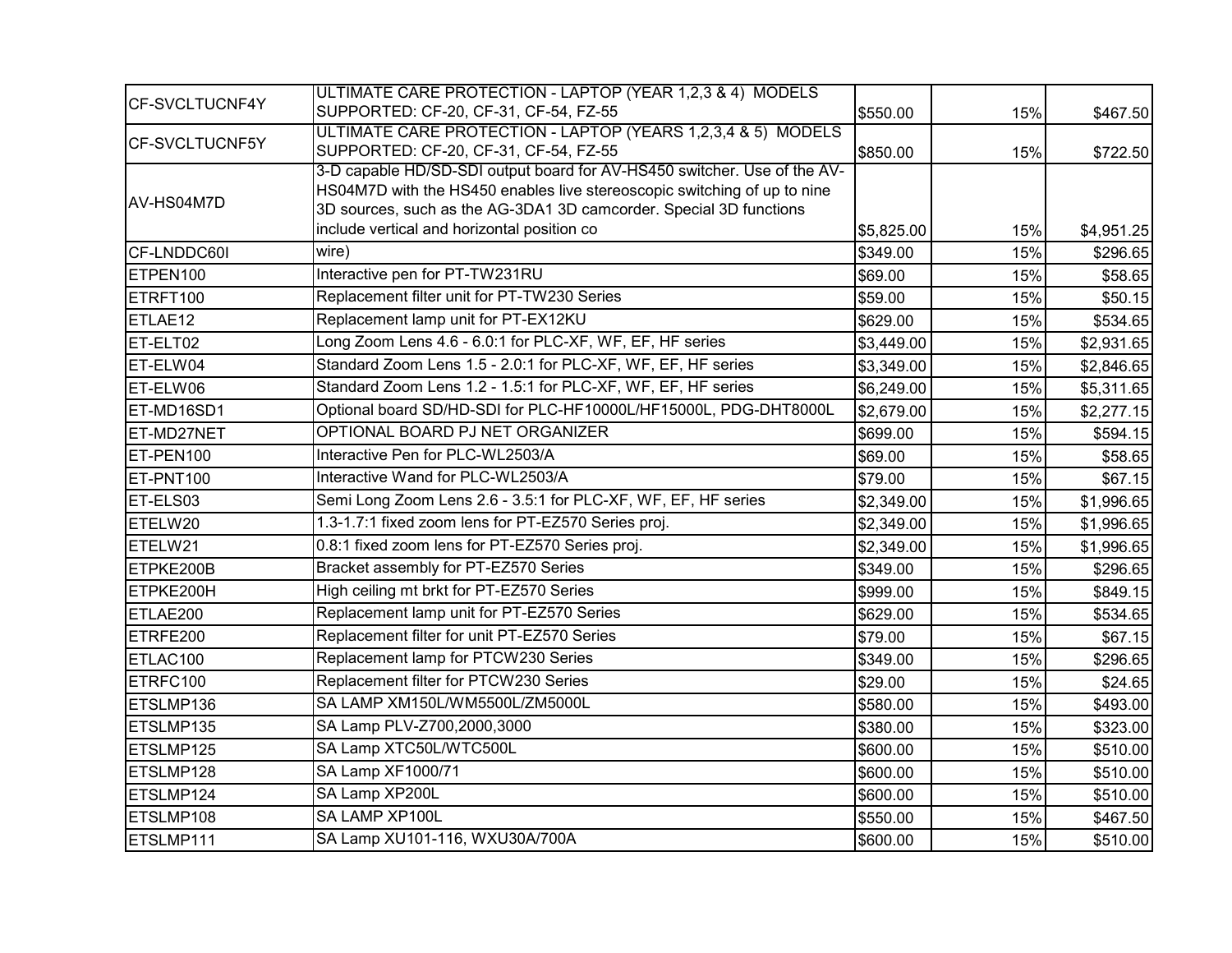| | | | | |
|---|---|---|---|---|
| CF-SVCLTUCNF4Y | ULTIMATE CARE PROTECTION - LAPTOP (YEAR 1,2,3 & 4) MODELS SUPPORTED: CF-20, CF-31, CF-54, FZ-55 | $550.00 | 15% | $467.50 |
| CF-SVCLTUCNF5Y | ULTIMATE CARE PROTECTION - LAPTOP (YEARS 1,2,3,4 & 5) MODELS SUPPORTED: CF-20, CF-31, CF-54, FZ-55 | $850.00 | 15% | $722.50 |
| AV-HS04M7D | 3-D capable HD/SD-SDI output board for AV-HS450 switcher. Use of the AV-HS04M7D with the HS450 enables live stereoscopic switching of up to nine 3D sources, such as the AG-3DA1 3D camcorder. Special 3D functions include vertical and horizontal position co | $5,825.00 | 15% | $4,951.25 |
| CF-LNDDC60I | wire) | $349.00 | 15% | $296.65 |
| ETPEN100 | Interactive pen for PT-TW231RU | $69.00 | 15% | $58.65 |
| ETRFT100 | Replacement filter unit for PT-TW230 Series | $59.00 | 15% | $50.15 |
| ETLAE12 | Replacement lamp unit for PT-EX12KU | $629.00 | 15% | $534.65 |
| ET-ELT02 | Long Zoom Lens 4.6 - 6.0:1 for PLC-XF, WF, EF, HF series | $3,449.00 | 15% | $2,931.65 |
| ET-ELW04 | Standard Zoom Lens 1.5 - 2.0:1 for PLC-XF, WF, EF, HF series | $3,349.00 | 15% | $2,846.65 |
| ET-ELW06 | Standard Zoom Lens 1.2 - 1.5:1 for PLC-XF, WF, EF, HF series | $6,249.00 | 15% | $5,311.65 |
| ET-MD16SD1 | Optional board SD/HD-SDI for PLC-HF10000L/HF15000L, PDG-DHT8000L | $2,679.00 | 15% | $2,277.15 |
| ET-MD27NET | OPTIONAL BOARD PJ NET ORGANIZER | $699.00 | 15% | $594.15 |
| ET-PEN100 | Interactive Pen for PLC-WL2503/A | $69.00 | 15% | $58.65 |
| ET-PNT100 | Interactive Wand for PLC-WL2503/A | $79.00 | 15% | $67.15 |
| ET-ELS03 | Semi Long Zoom Lens 2.6 - 3.5:1 for PLC-XF, WF, EF, HF series | $2,349.00 | 15% | $1,996.65 |
| ETELW20 | 1.3-1.7:1 fixed zoom lens for PT-EZ570 Series proj. | $2,349.00 | 15% | $1,996.65 |
| ETELW21 | 0.8:1 fixed zoom lens for PT-EZ570 Series proj. | $2,349.00 | 15% | $1,996.65 |
| ETPKE200B | Bracket assembly for PT-EZ570 Series | $349.00 | 15% | $296.65 |
| ETPKE200H | High ceiling mt brkt for PT-EZ570 Series | $999.00 | 15% | $849.15 |
| ETLAE200 | Replacement lamp unit for PT-EZ570 Series | $629.00 | 15% | $534.65 |
| ETRFE200 | Replacement filter for unit PT-EZ570 Series | $79.00 | 15% | $67.15 |
| ETLAC100 | Replacement lamp for PTCW230 Series | $349.00 | 15% | $296.65 |
| ETRFC100 | Replacement filter for PTCW230 Series | $29.00 | 15% | $24.65 |
| ETSLMP136 | SA LAMP XM150L/WM5500L/ZM5000L | $580.00 | 15% | $493.00 |
| ETSLMP135 | SA Lamp PLV-Z700,2000,3000 | $380.00 | 15% | $323.00 |
| ETSLMP125 | SA Lamp XTC50L/WTC500L | $600.00 | 15% | $510.00 |
| ETSLMP128 | SA Lamp XF1000/71 | $600.00 | 15% | $510.00 |
| ETSLMP124 | SA Lamp XP200L | $600.00 | 15% | $510.00 |
| ETSLMP108 | SA LAMP XP100L | $550.00 | 15% | $467.50 |
| ETSLMP111 | SA Lamp XU101-116, WXU30A/700A | $600.00 | 15% | $510.00 |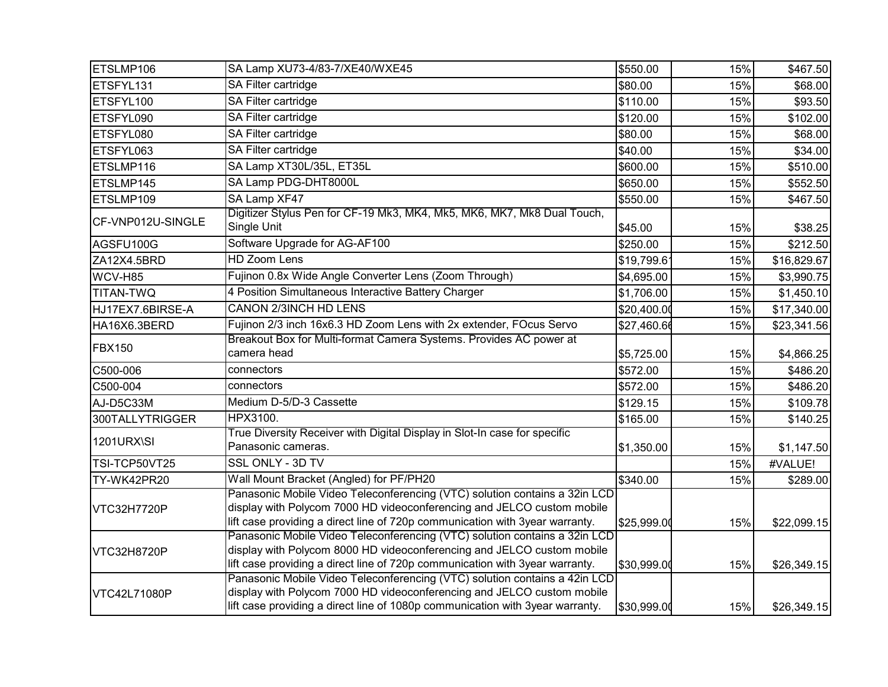| | | | | |
|---|---|---|---|---|
| ETSLMP106 | SA Lamp XU73-4/83-7/XE40/WXE45 | $550.00 | 15% | $467.50 |
| ETSFYL131 | SA Filter cartridge | $80.00 | 15% | $68.00 |
| ETSFYL100 | SA Filter cartridge | $110.00 | 15% | $93.50 |
| ETSFYL090 | SA Filter cartridge | $120.00 | 15% | $102.00 |
| ETSFYL080 | SA Filter cartridge | $80.00 | 15% | $68.00 |
| ETSFYL063 | SA Filter cartridge | $40.00 | 15% | $34.00 |
| ETSLMP116 | SA Lamp XT30L/35L, ET35L | $600.00 | 15% | $510.00 |
| ETSLMP145 | SA Lamp PDG-DHT8000L | $650.00 | 15% | $552.50 |
| ETSLMP109 | SA Lamp XF47 | $550.00 | 15% | $467.50 |
| CF-VNP012U-SINGLE | Digitizer Stylus Pen for CF-19 Mk3, MK4, Mk5, MK6, MK7, Mk8 Dual Touch, Single Unit | $45.00 | 15% | $38.25 |
| AGSFU100G | Software Upgrade for AG-AF100 | $250.00 | 15% | $212.50 |
| ZA12X4.5BRD | HD Zoom Lens | $19,799.61 | 15% | $16,829.67 |
| WCV-H85 | Fujinon 0.8x Wide Angle Converter Lens (Zoom Through) | $4,695.00 | 15% | $3,990.75 |
| TITAN-TWQ | 4 Position Simultaneous Interactive Battery Charger | $1,706.00 | 15% | $1,450.10 |
| HJ17EX7.6BIRSE-A | CANON 2/3INCH HD LENS | $20,400.00 | 15% | $17,340.00 |
| HA16X6.3BERD | Fujinon 2/3 inch 16x6.3 HD Zoom Lens with 2x extender, FOcus Servo | $27,460.66 | 15% | $23,341.56 |
| FBX150 | Breakout Box for Multi-format Camera Systems. Provides AC power at camera head | $5,725.00 | 15% | $4,866.25 |
| C500-006 | connectors | $572.00 | 15% | $486.20 |
| C500-004 | connectors | $572.00 | 15% | $486.20 |
| AJ-D5C33M | Medium D-5/D-3 Cassette | $129.15 | 15% | $109.78 |
| 300TALLYTRIGGER | HPX3100. | $165.00 | 15% | $140.25 |
| 1201URX\SI | True Diversity Receiver with Digital Display in Slot-In case for specific Panasonic cameras. | $1,350.00 | 15% | $1,147.50 |
| TSI-TCP50VT25 | SSL ONLY - 3D TV | | 15% | #VALUE! |
| TY-WK42PR20 | Wall Mount Bracket (Angled) for PF/PH20 | $340.00 | 15% | $289.00 |
| VTC32H7720P | Panasonic Mobile Video Teleconferencing (VTC) solution contains a 32in LCD display with Polycom 7000 HD videoconferencing and JELCO custom mobile lift case providing a direct line of 720p communication with 3year warranty. | $25,999.00 | 15% | $22,099.15 |
| VTC32H8720P | Panasonic Mobile Video Teleconferencing (VTC) solution contains a 32in LCD display with Polycom 8000 HD videoconferencing and JELCO custom mobile lift case providing a direct line of 720p communication with 3year warranty. | $30,999.00 | 15% | $26,349.15 |
| VTC42L71080P | Panasonic Mobile Video Teleconferencing (VTC) solution contains a 42in LCD display with Polycom 7000 HD videoconferencing and JELCO custom mobile lift case providing a direct line of 1080p communication with 3year warranty. | $30,999.00 | 15% | $26,349.15 |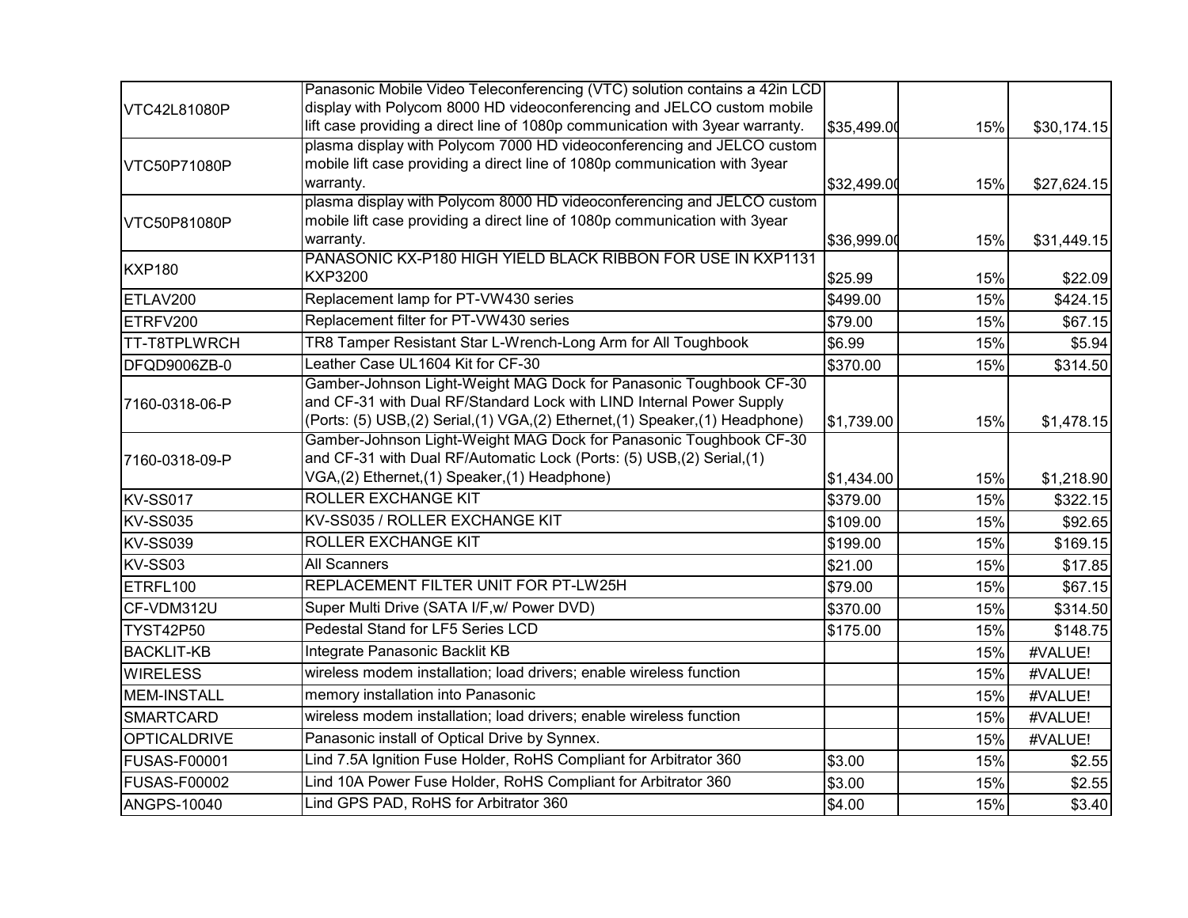| | | | | |
|---|---|---|---|---|
| VTC42L81080P | Panasonic Mobile Video Teleconferencing (VTC) solution contains a 42in LCD display with Polycom 8000 HD videoconferencing and JELCO custom mobile lift case providing a direct line of 1080p communication with 3year warranty. | $35,499.00 | 15% | $30,174.15 |
| VTC50P71080P | plasma display with Polycom 7000 HD videoconferencing and JELCO custom mobile lift case providing a direct line of 1080p communication with 3year warranty. | $32,499.00 | 15% | $27,624.15 |
| VTC50P81080P | plasma display with Polycom 8000 HD videoconferencing and JELCO custom mobile lift case providing a direct line of 1080p communication with 3year warranty. | $36,999.00 | 15% | $31,449.15 |
| KXP180 | PANASONIC KX-P180 HIGH YIELD BLACK RIBBON FOR USE IN KXP1131 KXP3200 | $25.99 | 15% | $22.09 |
| ETLAV200 | Replacement lamp for PT-VW430 series | $499.00 | 15% | $424.15 |
| ETRFV200 | Replacement filter for PT-VW430 series | $79.00 | 15% | $67.15 |
| TT-T8TPLWRCH | TR8 Tamper Resistant Star L-Wrench-Long Arm for All Toughbook | $6.99 | 15% | $5.94 |
| DFQD9006ZB-0 | Leather Case UL1604 Kit for CF-30 | $370.00 | 15% | $314.50 |
| 7160-0318-06-P | Gamber-Johnson Light-Weight MAG Dock for Panasonic Toughbook CF-30 and CF-31 with Dual RF/Standard Lock with LIND Internal Power Supply (Ports: (5) USB,(2) Serial,(1) VGA,(2) Ethernet,(1) Speaker,(1) Headphone) | $1,739.00 | 15% | $1,478.15 |
| 7160-0318-09-P | Gamber-Johnson Light-Weight MAG Dock for Panasonic Toughbook CF-30 and CF-31 with Dual RF/Automatic Lock (Ports: (5) USB,(2) Serial,(1) VGA,(2) Ethernet,(1) Speaker,(1) Headphone) | $1,434.00 | 15% | $1,218.90 |
| KV-SS017 | ROLLER EXCHANGE KIT | $379.00 | 15% | $322.15 |
| KV-SS035 | KV-SS035 / ROLLER EXCHANGE KIT | $109.00 | 15% | $92.65 |
| KV-SS039 | ROLLER EXCHANGE KIT | $199.00 | 15% | $169.15 |
| KV-SS03 | All Scanners | $21.00 | 15% | $17.85 |
| ETRFL100 | REPLACEMENT FILTER UNIT FOR PT-LW25H | $79.00 | 15% | $67.15 |
| CF-VDM312U | Super Multi Drive (SATA I/F,w/ Power DVD) | $370.00 | 15% | $314.50 |
| TYST42P50 | Pedestal Stand for LF5 Series LCD | $175.00 | 15% | $148.75 |
| BACKLIT-KB | Integrate Panasonic Backlit KB | | 15% | #VALUE! |
| WIRELESS | wireless modem installation; load drivers; enable wireless function | | 15% | #VALUE! |
| MEM-INSTALL | memory installation into Panasonic | | 15% | #VALUE! |
| SMARTCARD | wireless modem installation; load drivers; enable wireless function | | 15% | #VALUE! |
| OPTICALDRIVE | Panasonic install of Optical Drive by Synnex. | | 15% | #VALUE! |
| FUSAS-F00001 | Lind 7.5A Ignition Fuse Holder, RoHS Compliant for Arbitrator 360 | $3.00 | 15% | $2.55 |
| FUSAS-F00002 | Lind 10A Power Fuse Holder, RoHS Compliant for Arbitrator 360 | $3.00 | 15% | $2.55 |
| ANGPS-10040 | Lind GPS PAD, RoHS for Arbitrator 360 | $4.00 | 15% | $3.40 |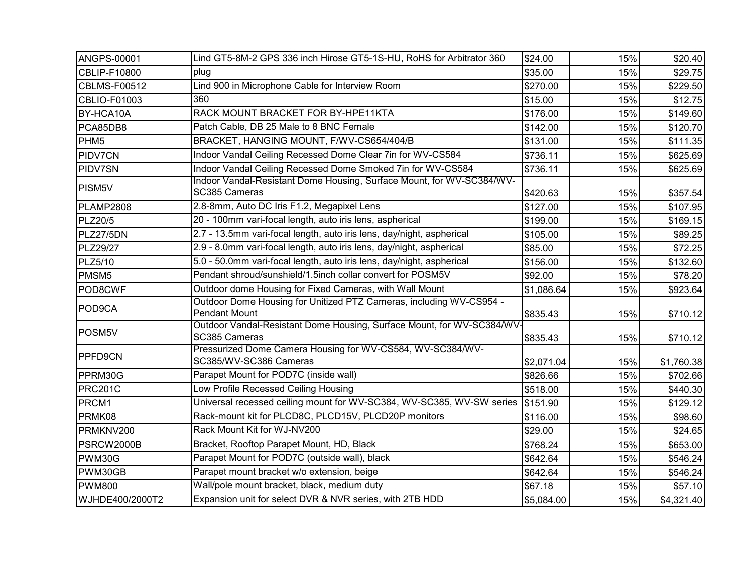| | | | | |
|---|---|---|---|---|
| ANGPS-00001 | Lind GT5-8M-2 GPS 336 inch Hirose GT5-1S-HU, RoHS for Arbitrator 360 | $24.00 | 15% | $20.40 |
| CBLIP-F10800 | plug | $35.00 | 15% | $29.75 |
| CBLMS-F00512 | Lind 900 in Microphone Cable for Interview Room | $270.00 | 15% | $229.50 |
| CBLIO-F01003 | 360 | $15.00 | 15% | $12.75 |
| BY-HCA10A | RACK MOUNT BRACKET FOR BY-HPE11KTA | $176.00 | 15% | $149.60 |
| PCA85DB8 | Patch Cable, DB 25 Male to 8 BNC Female | $142.00 | 15% | $120.70 |
| PHM5 | BRACKET, HANGING MOUNT, F/WV-CS654/404/B | $131.00 | 15% | $111.35 |
| PIDV7CN | Indoor Vandal Ceiling Recessed Dome Clear 7in for WV-CS584 | $736.11 | 15% | $625.69 |
| PIDV7SN | Indoor Vandal Ceiling Recessed Dome Smoked 7in for WV-CS584 | $736.11 | 15% | $625.69 |
| PISM5V | Indoor Vandal-Resistant Dome Housing, Surface Mount, for WV-SC384/WV-SC385 Cameras | $420.63 | 15% | $357.54 |
| PLAMP2808 | 2.8-8mm, Auto DC Iris F1.2, Megapixel Lens | $127.00 | 15% | $107.95 |
| PLZ20/5 | 20 - 100mm vari-focal length, auto iris lens, aspherical | $199.00 | 15% | $169.15 |
| PLZ27/5DN | 2.7 - 13.5mm vari-focal length, auto iris lens, day/night, aspherical | $105.00 | 15% | $89.25 |
| PLZ29/27 | 2.9 - 8.0mm vari-focal length, auto iris lens, day/night, aspherical | $85.00 | 15% | $72.25 |
| PLZ5/10 | 5.0 - 50.0mm vari-focal length, auto iris lens, day/night, aspherical | $156.00 | 15% | $132.60 |
| PMSM5 | Pendant shroud/sunshield/1.5inch collar convert for POSM5V | $92.00 | 15% | $78.20 |
| POD8CWF | Outdoor dome Housing for Fixed Cameras, with Wall Mount | $1,086.64 | 15% | $923.64 |
| POD9CA | Outdoor Dome Housing for Unitized PTZ Cameras, including WV-CS954 - Pendant Mount | $835.43 | 15% | $710.12 |
| POSM5V | Outdoor Vandal-Resistant Dome Housing, Surface Mount, for WV-SC384/WV-SC385 Cameras | $835.43 | 15% | $710.12 |
| PPFD9CN | Pressurized Dome Camera Housing for WV-CS584, WV-SC384/WV-SC385/WV-SC386 Cameras | $2,071.04 | 15% | $1,760.38 |
| PPRM30G | Parapet Mount for POD7C (inside wall) | $826.66 | 15% | $702.66 |
| PRC201C | Low Profile Recessed Ceiling Housing | $518.00 | 15% | $440.30 |
| PRCM1 | Universal recessed ceiling mount for WV-SC384, WV-SC385, WV-SW series | $151.90 | 15% | $129.12 |
| PRMK08 | Rack-mount kit for PLCD8C, PLCD15V, PLCD20P monitors | $116.00 | 15% | $98.60 |
| PRMKNV200 | Rack Mount Kit for WJ-NV200 | $29.00 | 15% | $24.65 |
| PSRCW2000B | Bracket, Rooftop Parapet Mount, HD, Black | $768.24 | 15% | $653.00 |
| PWM30G | Parapet Mount for POD7C (outside wall), black | $642.64 | 15% | $546.24 |
| PWM30GB | Parapet mount bracket w/o extension, beige | $642.64 | 15% | $546.24 |
| PWM800 | Wall/pole mount bracket, black, medium duty | $67.18 | 15% | $57.10 |
| WJHDE400/2000T2 | Expansion unit for select DVR & NVR series, with 2TB HDD | $5,084.00 | 15% | $4,321.40 |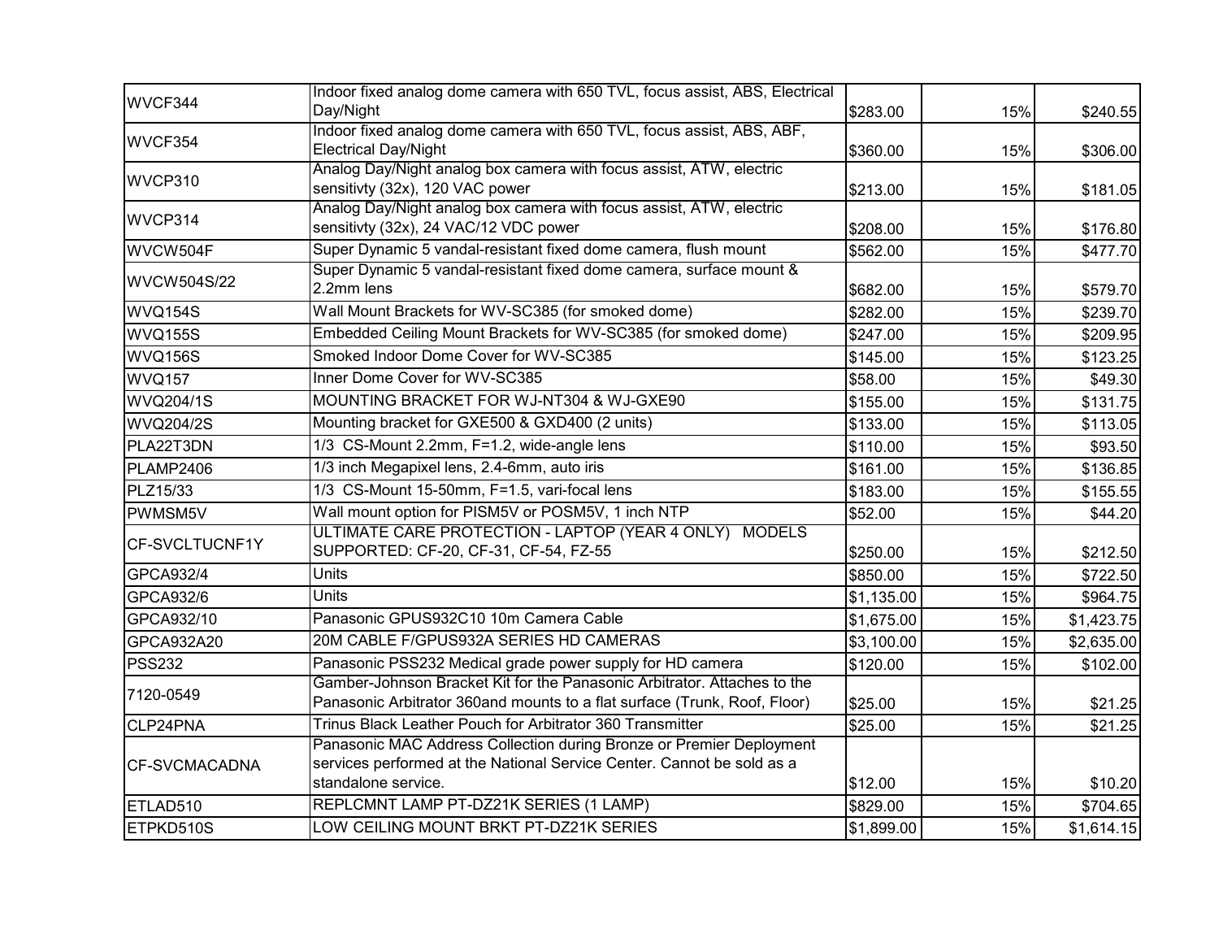| | | | | |
|---|---|---|---|---|
| WVCF344 | Indoor fixed analog dome camera with 650 TVL, focus assist, ABS, Electrical Day/Night | $283.00 | 15% | $240.55 |
| WVCF354 | Indoor fixed analog dome camera with 650 TVL, focus assist, ABS, ABF, Electrical Day/Night | $360.00 | 15% | $306.00 |
| WVCP310 | Analog Day/Night analog box camera with focus assist, ATW, electric sensitivty (32x), 120 VAC power | $213.00 | 15% | $181.05 |
| WVCP314 | Analog Day/Night analog box camera with focus assist, ATW, electric sensitivty (32x), 24 VAC/12 VDC power | $208.00 | 15% | $176.80 |
| WVCW504F | Super Dynamic 5 vandal-resistant fixed dome camera, flush mount | $562.00 | 15% | $477.70 |
| WVCW504S/22 | Super Dynamic 5 vandal-resistant fixed dome camera, surface mount & 2.2mm lens | $682.00 | 15% | $579.70 |
| WVQ154S | Wall Mount Brackets for WV-SC385 (for smoked dome) | $282.00 | 15% | $239.70 |
| WVQ155S | Embedded Ceiling Mount Brackets for WV-SC385 (for smoked dome) | $247.00 | 15% | $209.95 |
| WVQ156S | Smoked Indoor Dome Cover for WV-SC385 | $145.00 | 15% | $123.25 |
| WVQ157 | Inner Dome Cover for WV-SC385 | $58.00 | 15% | $49.30 |
| WVQ204/1S | MOUNTING BRACKET FOR WJ-NT304 & WJ-GXE90 | $155.00 | 15% | $131.75 |
| WVQ204/2S | Mounting bracket for GXE500 & GXD400 (2 units) | $133.00 | 15% | $113.05 |
| PLA22T3DN | 1/3 CS-Mount 2.2mm, F=1.2, wide-angle lens | $110.00 | 15% | $93.50 |
| PLAMP2406 | 1/3 inch Megapixel lens, 2.4-6mm, auto iris | $161.00 | 15% | $136.85 |
| PLZ15/33 | 1/3 CS-Mount 15-50mm, F=1.5, vari-focal lens | $183.00 | 15% | $155.55 |
| PWMSM5V | Wall mount option for PISM5V or POSM5V, 1 inch NTP | $52.00 | 15% | $44.20 |
| CF-SVCLTUCNF1Y | ULTIMATE CARE PROTECTION - LAPTOP (YEAR 4 ONLY) MODELS SUPPORTED: CF-20, CF-31, CF-54, FZ-55 | $250.00 | 15% | $212.50 |
| GPCA932/4 | Units | $850.00 | 15% | $722.50 |
| GPCA932/6 | Units | $1,135.00 | 15% | $964.75 |
| GPCA932/10 | Panasonic GPUS932C10 10m Camera Cable | $1,675.00 | 15% | $1,423.75 |
| GPCA932A20 | 20M CABLE F/GPUS932A SERIES HD CAMERAS | $3,100.00 | 15% | $2,635.00 |
| PSS232 | Panasonic PSS232 Medical grade power supply for HD camera | $120.00 | 15% | $102.00 |
| 7120-0549 | Gamber-Johnson Bracket Kit for the Panasonic Arbitrator. Attaches to the Panasonic Arbitrator 360and mounts to a flat surface (Trunk, Roof, Floor) | $25.00 | 15% | $21.25 |
| CLP24PNA | Trinus Black Leather Pouch for Arbitrator 360 Transmitter | $25.00 | 15% | $21.25 |
| CF-SVCMACADNA | Panasonic MAC Address Collection during Bronze or Premier Deployment services performed at the National Service Center. Cannot be sold as a standalone service. | $12.00 | 15% | $10.20 |
| ETLAD510 | REPLCMNT LAMP PT-DZ21K SERIES (1 LAMP) | $829.00 | 15% | $704.65 |
| ETPKD510S | LOW CEILING MOUNT BRKT PT-DZ21K SERIES | $1,899.00 | 15% | $1,614.15 |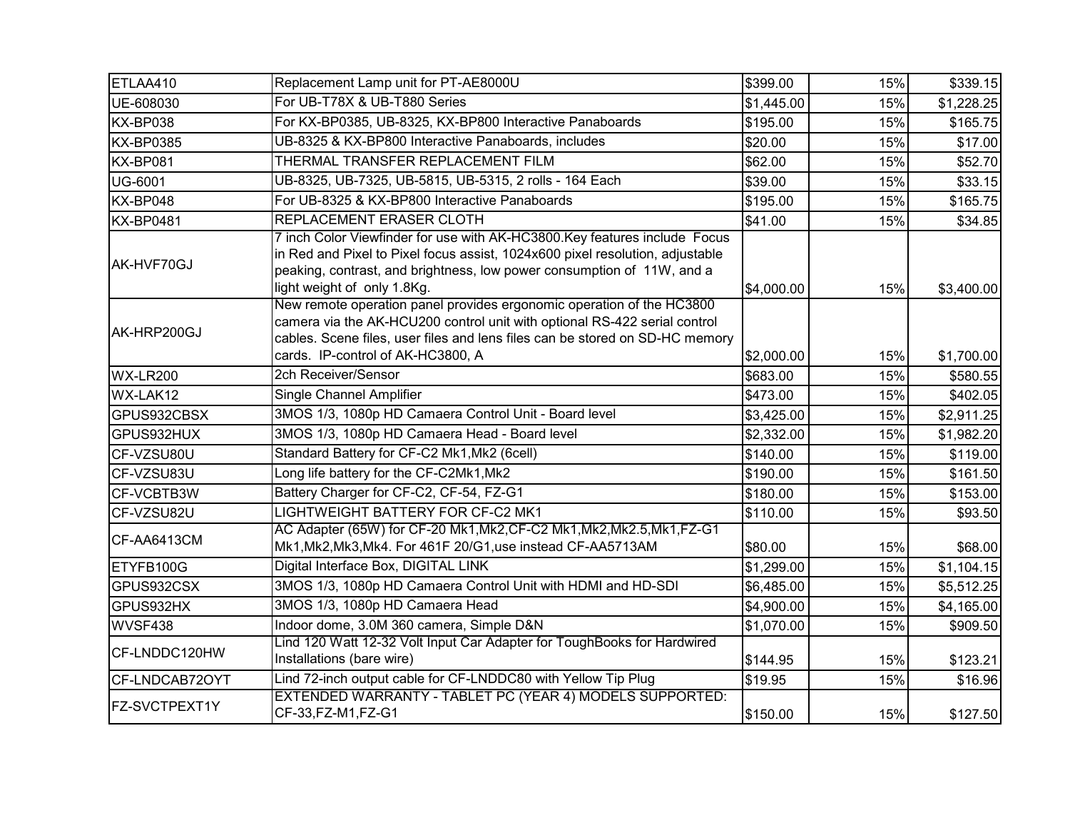| | | | | |
|---|---|---|---|---|
| ETLAA410 | Replacement Lamp unit for PT-AE8000U | $399.00 | 15% | $339.15 |
| UE-608030 | For UB-T78X & UB-T880 Series | $1,445.00 | 15% | $1,228.25 |
| KX-BP038 | For KX-BP0385, UB-8325, KX-BP800 Interactive Panaboards | $195.00 | 15% | $165.75 |
| KX-BP0385 | UB-8325 & KX-BP800 Interactive Panaboards, includes | $20.00 | 15% | $17.00 |
| KX-BP081 | THERMAL TRANSFER REPLACEMENT FILM | $62.00 | 15% | $52.70 |
| UG-6001 | UB-8325, UB-7325, UB-5815, UB-5315, 2 rolls - 164 Each | $39.00 | 15% | $33.15 |
| KX-BP048 | For UB-8325 & KX-BP800 Interactive Panaboards | $195.00 | 15% | $165.75 |
| KX-BP0481 | REPLACEMENT ERASER CLOTH | $41.00 | 15% | $34.85 |
| AK-HVF70GJ | 7 inch Color Viewfinder for use with AK-HC3800.Key features include Focus in Red and Pixel to Pixel focus assist, 1024x600 pixel resolution, adjustable peaking, contrast, and brightness, low power consumption of 11W, and a light weight of only 1.8Kg. | $4,000.00 | 15% | $3,400.00 |
| AK-HRP200GJ | New remote operation panel provides ergonomic operation of the HC3800 camera via the AK-HCU200 control unit with optional RS-422 serial control cables. Scene files, user files and lens files can be stored on SD-HC memory cards. IP-control of AK-HC3800, A | $2,000.00 | 15% | $1,700.00 |
| WX-LR200 | 2ch Receiver/Sensor | $683.00 | 15% | $580.55 |
| WX-LAK12 | Single Channel Amplifier | $473.00 | 15% | $402.05 |
| GPUS932CBSX | 3MOS 1/3, 1080p HD Camaera Control Unit - Board level | $3,425.00 | 15% | $2,911.25 |
| GPUS932HUX | 3MOS 1/3, 1080p HD Camaera Head - Board level | $2,332.00 | 15% | $1,982.20 |
| CF-VZSU80U | Standard Battery for CF-C2 Mk1,Mk2 (6cell) | $140.00 | 15% | $119.00 |
| CF-VZSU83U | Long life battery for the CF-C2Mk1,Mk2 | $190.00 | 15% | $161.50 |
| CF-VCBTB3W | Battery Charger for CF-C2, CF-54, FZ-G1 | $180.00 | 15% | $153.00 |
| CF-VZSU82U | LIGHTWEIGHT BATTERY FOR CF-C2 MK1 | $110.00 | 15% | $93.50 |
| CF-AA6413CM | AC Adapter (65W) for CF-20 Mk1,Mk2,CF-C2 Mk1,Mk2,Mk2.5,Mk1,FZ-G1 Mk1,Mk2,Mk3,Mk4. For 461F 20/G1,use instead CF-AA5713AM | $80.00 | 15% | $68.00 |
| ETYFB100G | Digital Interface Box, DIGITAL LINK | $1,299.00 | 15% | $1,104.15 |
| GPUS932CSX | 3MOS 1/3, 1080p HD Camaera Control Unit with HDMI and HD-SDI | $6,485.00 | 15% | $5,512.25 |
| GPUS932HX | 3MOS 1/3, 1080p HD Camaera Head | $4,900.00 | 15% | $4,165.00 |
| WVSF438 | Indoor dome, 3.0M 360 camera, Simple D&N | $1,070.00 | 15% | $909.50 |
| CF-LNDDC120HW | Lind 120 Watt 12-32 Volt Input Car Adapter for ToughBooks for Hardwired Installations (bare wire) | $144.95 | 15% | $123.21 |
| CF-LNDCAB72OYT | Lind 72-inch output cable for CF-LNDDC80 with Yellow Tip Plug | $19.95 | 15% | $16.96 |
| FZ-SVCTPEXT1Y | EXTENDED WARRANTY - TABLET PC (YEAR 4) MODELS SUPPORTED: CF-33,FZ-M1,FZ-G1 | $150.00 | 15% | $127.50 |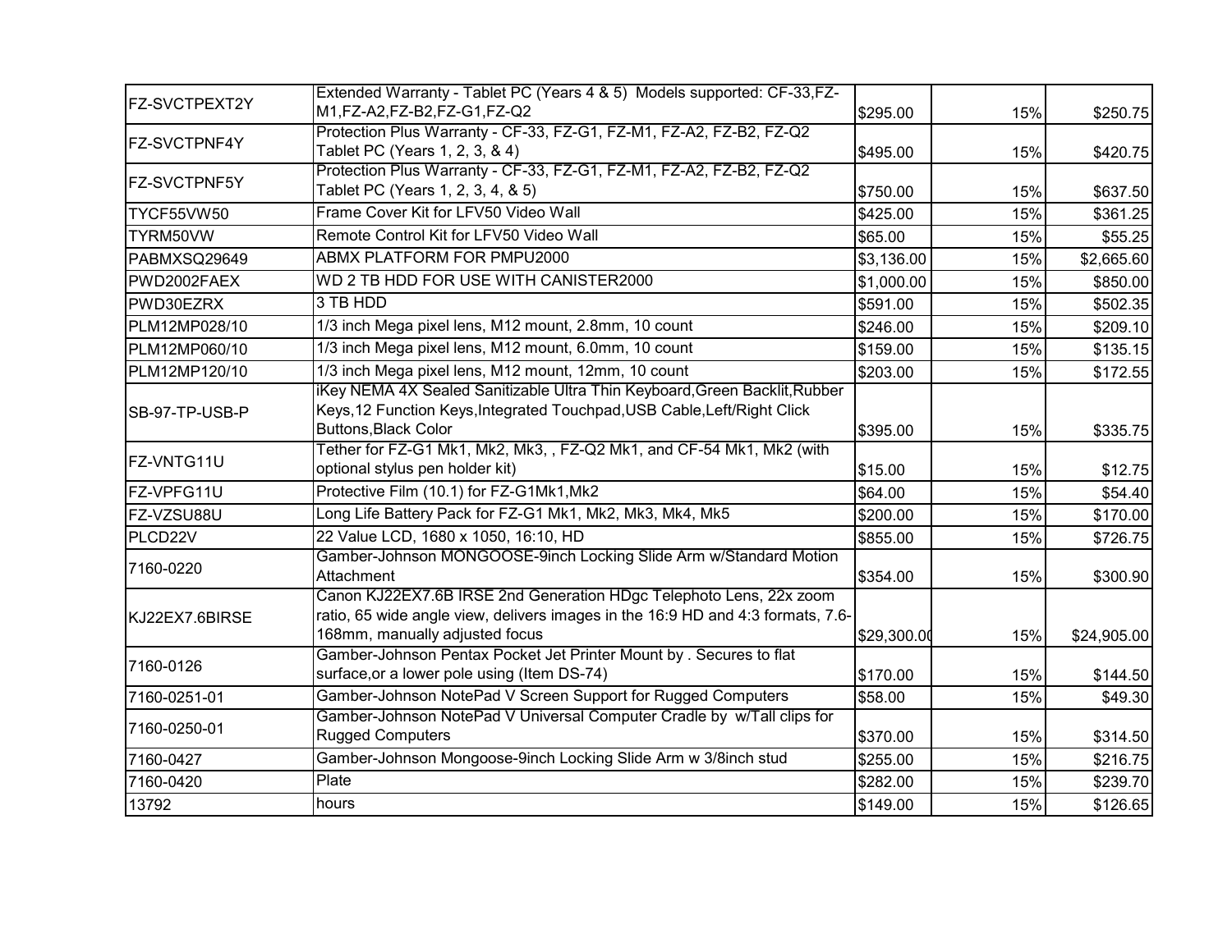| | | | | |
|---|---|---|---|---|
| FZ-SVCTPEXT2Y | Extended Warranty - Tablet PC (Years 4 & 5) Models supported: CF-33,FZ-M1,FZ-A2,FZ-B2,FZ-G1,FZ-Q2 | $295.00 | 15% | $250.75 |
| FZ-SVCTPNF4Y | Protection Plus Warranty - CF-33, FZ-G1, FZ-M1, FZ-A2, FZ-B2, FZ-Q2 Tablet PC (Years 1, 2, 3, & 4) | $495.00 | 15% | $420.75 |
| FZ-SVCTPNF5Y | Protection Plus Warranty - CF-33, FZ-G1, FZ-M1, FZ-A2, FZ-B2, FZ-Q2 Tablet PC (Years 1, 2, 3, 4, & 5) | $750.00 | 15% | $637.50 |
| TYCF55VW50 | Frame Cover Kit for LFV50 Video Wall | $425.00 | 15% | $361.25 |
| TYRM50VW | Remote Control Kit for LFV50 Video Wall | $65.00 | 15% | $55.25 |
| PABMXSQ29649 | ABMX PLATFORM FOR PMPU2000 | $3,136.00 | 15% | $2,665.60 |
| PWD2002FAEX | WD 2 TB HDD FOR USE WITH CANISTER2000 | $1,000.00 | 15% | $850.00 |
| PWD30EZRX | 3 TB HDD | $591.00 | 15% | $502.35 |
| PLM12MP028/10 | 1/3 inch Mega pixel lens, M12 mount, 2.8mm, 10 count | $246.00 | 15% | $209.10 |
| PLM12MP060/10 | 1/3 inch Mega pixel lens, M12 mount, 6.0mm, 10 count | $159.00 | 15% | $135.15 |
| PLM12MP120/10 | 1/3 inch Mega pixel lens, M12 mount, 12mm, 10 count | $203.00 | 15% | $172.55 |
| SB-97-TP-USB-P | iKey NEMA 4X Sealed Sanitizable Ultra Thin Keyboard,Green Backlit,Rubber Keys,12 Function Keys,Integrated Touchpad,USB Cable,Left/Right Click Buttons,Black Color | $395.00 | 15% | $335.75 |
| FZ-VNTG11U | Tether for FZ-G1 Mk1, Mk2, Mk3, , FZ-Q2 Mk1, and CF-54 Mk1, Mk2 (with optional stylus pen holder kit) | $15.00 | 15% | $12.75 |
| FZ-VPFG11U | Protective Film (10.1) for FZ-G1Mk1,Mk2 | $64.00 | 15% | $54.40 |
| FZ-VZSU88U | Long Life Battery Pack for FZ-G1 Mk1, Mk2, Mk3, Mk4, Mk5 | $200.00 | 15% | $170.00 |
| PLCD22V | 22 Value LCD, 1680 x 1050, 16:10, HD | $855.00 | 15% | $726.75 |
| 7160-0220 | Gamber-Johnson MONGOOSE-9inch Locking Slide Arm w/Standard Motion Attachment | $354.00 | 15% | $300.90 |
| KJ22EX7.6BIRSE | Canon KJ22EX7.6B IRSE 2nd Generation HDgc Telephoto Lens, 22x zoom ratio, 65 wide angle view, delivers images in the 16:9 HD and 4:3 formats, 7.6-168mm, manually adjusted focus | $29,300.00 | 15% | $24,905.00 |
| 7160-0126 | Gamber-Johnson Pentax Pocket Jet Printer Mount by . Secures to flat surface,or a lower pole using (Item DS-74) | $170.00 | 15% | $144.50 |
| 7160-0251-01 | Gamber-Johnson NotePad V Screen Support for Rugged Computers | $58.00 | 15% | $49.30 |
| 7160-0250-01 | Gamber-Johnson NotePad V Universal Computer Cradle by w/Tall clips for Rugged Computers | $370.00 | 15% | $314.50 |
| 7160-0427 | Gamber-Johnson Mongoose-9inch Locking Slide Arm w 3/8inch stud | $255.00 | 15% | $216.75 |
| 7160-0420 | Plate | $282.00 | 15% | $239.70 |
| 13792 | hours | $149.00 | 15% | $126.65 |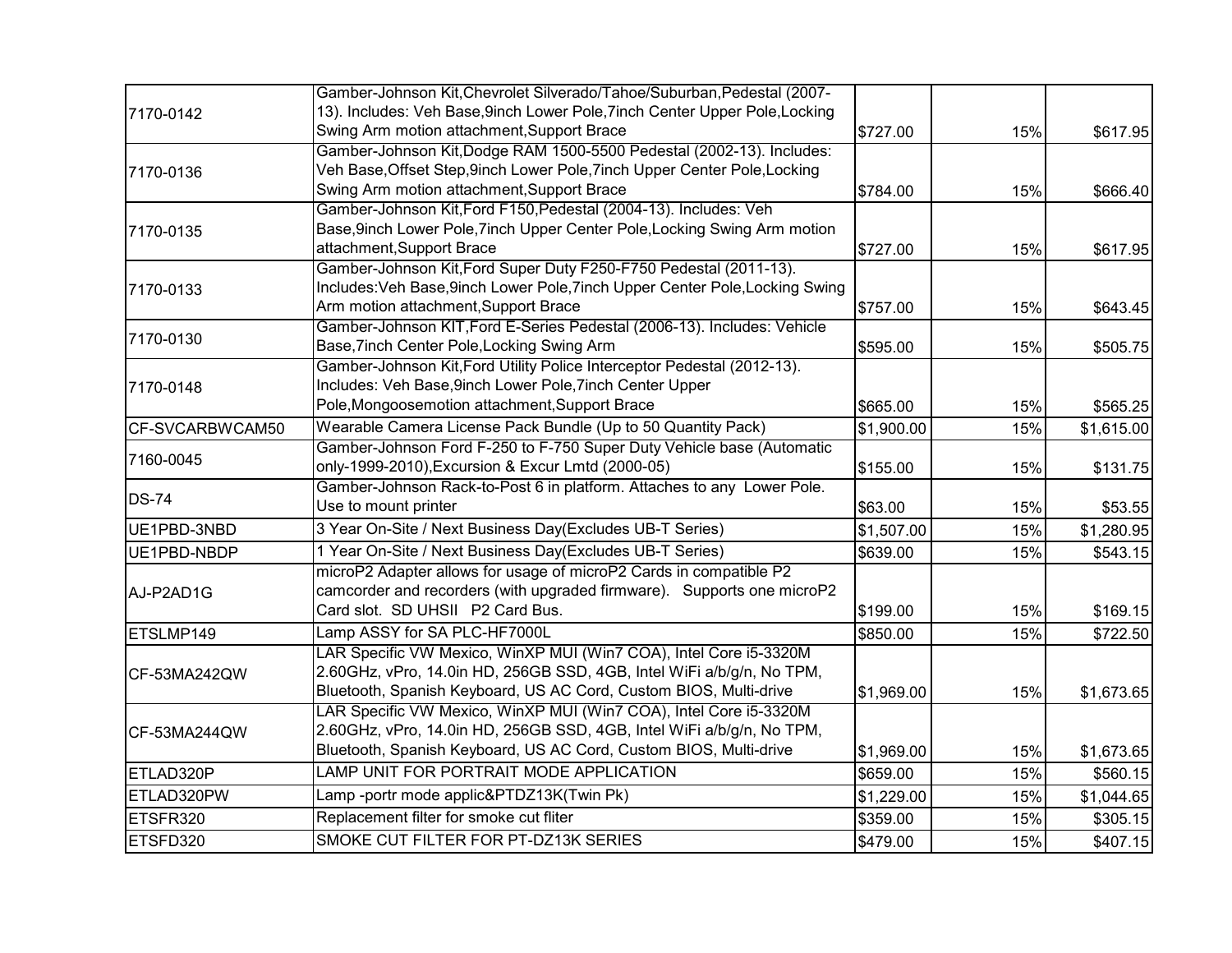| | | | | |
|---|---|---|---|---|
| 7170-0142 | Gamber-Johnson Kit,Chevrolet Silverado/Tahoe/Suburban,Pedestal (2007-13). Includes: Veh Base,9inch Lower Pole,7inch Center Upper Pole,Locking Swing Arm motion attachment,Support Brace | $727.00 | 15% | $617.95 |
| 7170-0136 | Gamber-Johnson Kit,Dodge RAM 1500-5500 Pedestal (2002-13). Includes: Veh Base,Offset Step,9inch Lower Pole,7inch Upper Center Pole,Locking Swing Arm motion attachment,Support Brace | $784.00 | 15% | $666.40 |
| 7170-0135 | Gamber-Johnson Kit,Ford F150,Pedestal (2004-13). Includes: Veh Base,9inch Lower Pole,7inch Upper Center Pole,Locking Swing Arm motion attachment,Support Brace | $727.00 | 15% | $617.95 |
| 7170-0133 | Gamber-Johnson Kit,Ford Super Duty F250-F750 Pedestal (2011-13). Includes:Veh Base,9inch Lower Pole,7inch Upper Center Pole,Locking Swing Arm motion attachment,Support Brace | $757.00 | 15% | $643.45 |
| 7170-0130 | Gamber-Johnson KIT,Ford E-Series Pedestal (2006-13). Includes: Vehicle Base,7inch Center Pole,Locking Swing Arm | $595.00 | 15% | $505.75 |
| 7170-0148 | Gamber-Johnson Kit,Ford Utility Police Interceptor Pedestal (2012-13). Includes: Veh Base,9inch Lower Pole,7inch Center Upper Pole,Mongoosemotion attachment,Support Brace | $665.00 | 15% | $565.25 |
| CF-SVCARBWCAM50 | Wearable Camera License Pack Bundle (Up to 50 Quantity Pack) | $1,900.00 | 15% | $1,615.00 |
| 7160-0045 | Gamber-Johnson Ford F-250 to F-750 Super Duty Vehicle base (Automatic only-1999-2010),Excursion & Excur Lmtd (2000-05) | $155.00 | 15% | $131.75 |
| DS-74 | Gamber-Johnson Rack-to-Post 6 in platform. Attaches to any Lower Pole. Use to mount printer | $63.00 | 15% | $53.55 |
| UE1PBD-3NBD | 3 Year On-Site / Next Business Day(Excludes UB-T Series) | $1,507.00 | 15% | $1,280.95 |
| UE1PBD-NBDP | 1 Year On-Site / Next Business Day(Excludes UB-T Series) | $639.00 | 15% | $543.15 |
| AJ-P2AD1G | microP2 Adapter allows for usage of microP2 Cards in compatible P2 camcorder and recorders (with upgraded firmware). Supports one microP2 Card slot. SD UHSII P2 Card Bus. | $199.00 | 15% | $169.15 |
| ETSLMP149 | Lamp ASSY for SA PLC-HF7000L | $850.00 | 15% | $722.50 |
| CF-53MA242QW | LAR Specific VW Mexico, WinXP MUI (Win7 COA), Intel Core i5-3320M 2.60GHz, vPro, 14.0in HD, 256GB SSD, 4GB, Intel WiFi a/b/g/n, No TPM, Bluetooth, Spanish Keyboard, US AC Cord, Custom BIOS, Multi-drive | $1,969.00 | 15% | $1,673.65 |
| CF-53MA244QW | LAR Specific VW Mexico, WinXP MUI (Win7 COA), Intel Core i5-3320M 2.60GHz, vPro, 14.0in HD, 256GB SSD, 4GB, Intel WiFi a/b/g/n, No TPM, Bluetooth, Spanish Keyboard, US AC Cord, Custom BIOS, Multi-drive | $1,969.00 | 15% | $1,673.65 |
| ETLAD320P | LAMP UNIT FOR PORTRAIT MODE APPLICATION | $659.00 | 15% | $560.15 |
| ETLAD320PW | Lamp -portr mode applic&PTDZ13K(Twin Pk) | $1,229.00 | 15% | $1,044.65 |
| ETSFR320 | Replacement filter for smoke cut fliter | $359.00 | 15% | $305.15 |
| ETSFD320 | SMOKE CUT FILTER FOR PT-DZ13K SERIES | $479.00 | 15% | $407.15 |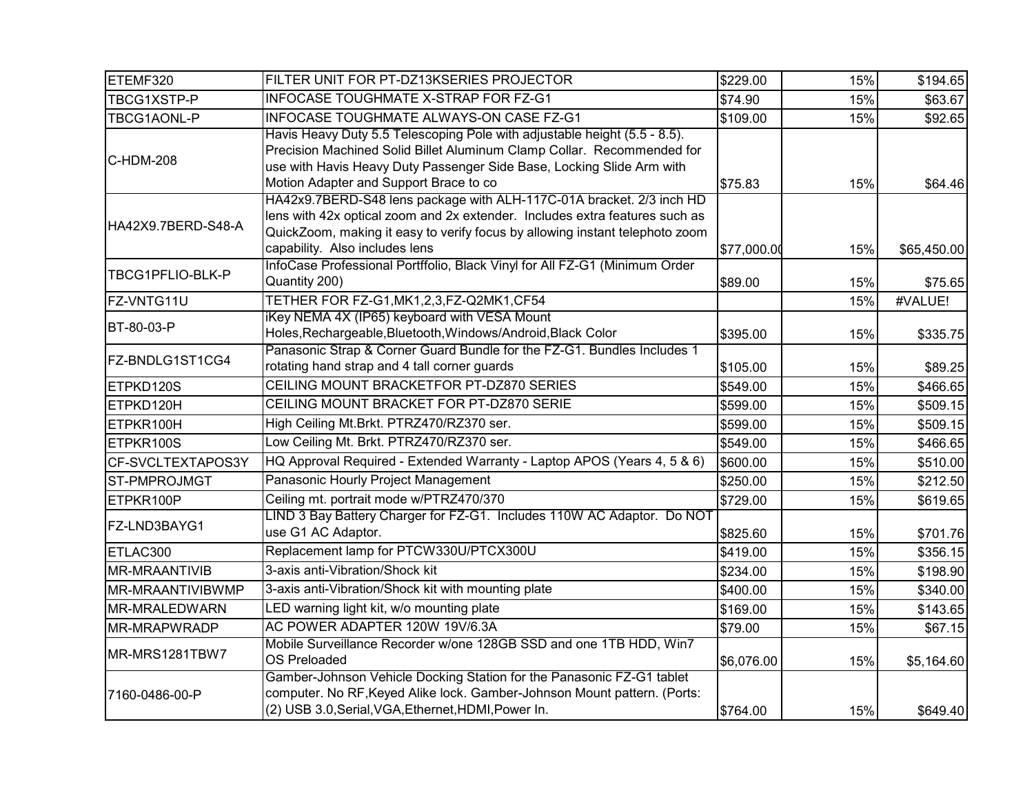| ETEMF320 | FILTER UNIT FOR PT-DZ13KSERIES PROJECTOR | $229.00 | 15% | $194.65 |
|---|---|---|---|---|
| TBCG1XSTP-P | INFOCASE TOUGHMATE X-STRAP FOR FZ-G1 | $74.90 | 15% | $63.67 |
| TBCG1AONL-P | INFOCASE TOUGHMATE ALWAYS-ON CASE FZ-G1 | $109.00 | 15% | $92.65 |
| C-HDM-208 | Havis Heavy Duty 5.5 Telescoping Pole with adjustable height (5.5 - 8.5). Precision Machined Solid Billet Aluminum Clamp Collar. Recommended for use with Havis Heavy Duty Passenger Side Base, Locking Slide Arm with Motion Adapter and Support Brace to co | $75.83 | 15% | $64.46 |
| HA42X9.7BERD-S48-A | HA42x9.7BERD-S48 lens package with ALH-117C-01A bracket. 2/3 inch HD lens with 42x optical zoom and 2x extender. Includes extra features such as QuickZoom, making it easy to verify focus by allowing instant telephoto zoom capability. Also includes lens | $77,000.00 | 15% | $65,450.00 |
| TBCG1PFLIO-BLK-P | InfoCase Professional Portfolio, Black Vinyl for All FZ-G1 (Minimum Order Quantity 200) | $89.00 | 15% | $75.65 |
| FZ-VNTG11U | TETHER FOR FZ-G1,MK1,2,3,FZ-Q2MK1,CF54 | | 15% | #VALUE! |
| BT-80-03-P | iKey NEMA 4X (IP65) keyboard with VESA Mount Holes,Rechargeable,Bluetooth,Windows/Android,Black Color | $395.00 | 15% | $335.75 |
| FZ-BNDLG1ST1CG4 | Panasonic Strap & Corner Guard Bundle for the FZ-G1. Bundles Includes 1 rotating hand strap and 4 tall corner guards | $105.00 | 15% | $89.25 |
| ETPKD120S | CEILING MOUNT BRACKETFOR PT-DZ870 SERIES | $549.00 | 15% | $466.65 |
| ETPKD120H | CEILING MOUNT BRACKET FOR PT-DZ870 SERIE | $599.00 | 15% | $509.15 |
| ETPKR100H | High Ceiling Mt.Brkt. PTRZ470/RZ370 ser. | $599.00 | 15% | $509.15 |
| ETPKR100S | Low Ceiling Mt. Brkt. PTRZ470/RZ370 ser. | $549.00 | 15% | $466.65 |
| CF-SVCLTEXTAPOS3Y | HQ Approval Required - Extended Warranty - Laptop APOS (Years 4, 5 & 6) | $600.00 | 15% | $510.00 |
| ST-PMPROJMGT | Panasonic Hourly Project Management | $250.00 | 15% | $212.50 |
| ETPKR100P | Ceiling mt. portrait mode w/PTRZ470/370 | $729.00 | 15% | $619.65 |
| FZ-LND3BAYG1 | LIND 3 Bay Battery Charger for FZ-G1. Includes 110W AC Adaptor. Do NOT use G1 AC Adaptor. | $825.60 | 15% | $701.76 |
| ETLAC300 | Replacement lamp for PTCW330U/PTCX300U | $419.00 | 15% | $356.15 |
| MR-MRAANTIVIB | 3-axis anti-Vibration/Shock kit | $234.00 | 15% | $198.90 |
| MR-MRAANTIVIBWMP | 3-axis anti-Vibration/Shock kit with mounting plate | $400.00 | 15% | $340.00 |
| MR-MRALEDWARN | LED warning light kit, w/o mounting plate | $169.00 | 15% | $143.65 |
| MR-MRAPWRADP | AC POWER ADAPTER 120W 19V/6.3A | $79.00 | 15% | $67.15 |
| MR-MRS1281TBW7 | Mobile Surveillance Recorder w/one 128GB SSD and one 1TB HDD, Win7 OS Preloaded | $6,076.00 | 15% | $5,164.60 |
| 7160-0486-00-P | Gamber-Johnson Vehicle Docking Station for the Panasonic FZ-G1 tablet computer. No RF,Keyed Alike lock. Gamber-Johnson Mount pattern. (Ports: (2) USB 3.0,Serial,VGA,Ethernet,HDMI,Power In. | $764.00 | 15% | $649.40 |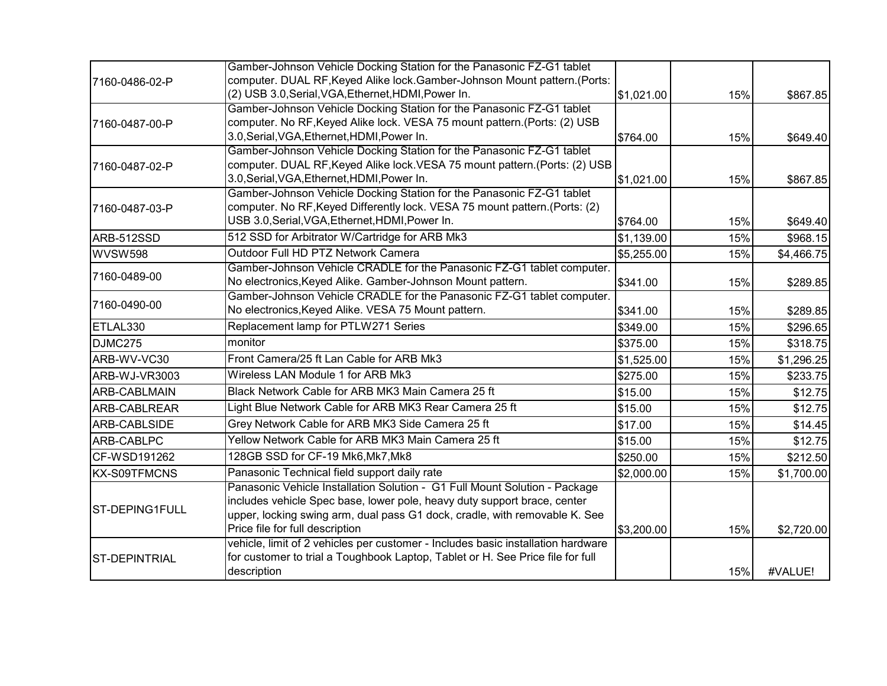| | | | | |
|---|---|---|---|---|
| 7160-0486-02-P | Gamber-Johnson Vehicle Docking Station for the Panasonic FZ-G1 tablet computer. DUAL RF,Keyed Alike lock.Gamber-Johnson Mount pattern.(Ports: (2) USB 3.0,Serial,VGA,Ethernet,HDMI,Power In. | $1,021.00 | 15% | $867.85 |
| 7160-0487-00-P | Gamber-Johnson Vehicle Docking Station for the Panasonic FZ-G1 tablet computer. No RF,Keyed Alike lock. VESA 75 mount pattern.(Ports: (2) USB 3.0,Serial,VGA,Ethernet,HDMI,Power In. | $764.00 | 15% | $649.40 |
| 7160-0487-02-P | Gamber-Johnson Vehicle Docking Station for the Panasonic FZ-G1 tablet computer. DUAL RF,Keyed Alike lock.VESA 75 mount pattern.(Ports: (2) USB 3.0,Serial,VGA,Ethernet,HDMI,Power In. | $1,021.00 | 15% | $867.85 |
| 7160-0487-03-P | Gamber-Johnson Vehicle Docking Station for the Panasonic FZ-G1 tablet computer. No RF,Keyed Differently lock. VESA 75 mount pattern.(Ports: (2) USB 3.0,Serial,VGA,Ethernet,HDMI,Power In. | $764.00 | 15% | $649.40 |
| ARB-512SSD | 512 SSD for Arbitrator W/Cartridge for ARB Mk3 | $1,139.00 | 15% | $968.15 |
| WVSW598 | Outdoor Full HD PTZ Network Camera | $5,255.00 | 15% | $4,466.75 |
| 7160-0489-00 | Gamber-Johnson Vehicle CRADLE for the Panasonic FZ-G1 tablet computer. No electronics,Keyed Alike. Gamber-Johnson Mount pattern. | $341.00 | 15% | $289.85 |
| 7160-0490-00 | Gamber-Johnson Vehicle CRADLE for the Panasonic FZ-G1 tablet computer. No electronics,Keyed Alike. VESA 75 Mount pattern. | $341.00 | 15% | $289.85 |
| ETLAL330 | Replacement lamp for PTLW271 Series | $349.00 | 15% | $296.65 |
| DJMC275 | monitor | $375.00 | 15% | $318.75 |
| ARB-WV-VC30 | Front Camera/25 ft Lan Cable for ARB Mk3 | $1,525.00 | 15% | $1,296.25 |
| ARB-WJ-VR3003 | Wireless LAN Module 1 for ARB Mk3 | $275.00 | 15% | $233.75 |
| ARB-CABLMAIN | Black Network Cable for ARB MK3 Main Camera 25 ft | $15.00 | 15% | $12.75 |
| ARB-CABLREAR | Light Blue Network Cable for ARB MK3 Rear Camera 25 ft | $15.00 | 15% | $12.75 |
| ARB-CABLSIDE | Grey Network Cable for ARB MK3 Side Camera 25 ft | $17.00 | 15% | $14.45 |
| ARB-CABLPC | Yellow Network Cable for ARB MK3 Main Camera 25 ft | $15.00 | 15% | $12.75 |
| CF-WSD191262 | 128GB SSD for CF-19 Mk6,Mk7,Mk8 | $250.00 | 15% | $212.50 |
| KX-S09TFMCNS | Panasonic Technical field support daily rate | $2,000.00 | 15% | $1,700.00 |
| ST-DEPING1FULL | Panasonic Vehicle Installation Solution - G1 Full Mount Solution - Package includes vehicle Spec base, lower pole, heavy duty support brace, center upper, locking swing arm, dual pass G1 dock, cradle, with removable K. See Price file for full description | $3,200.00 | 15% | $2,720.00 |
| ST-DEPINTRIAL | vehicle, limit of 2 vehicles per customer - Includes basic installation hardware for customer to trial a Toughbook Laptop, Tablet or H. See Price file for full description | | 15% | #VALUE! |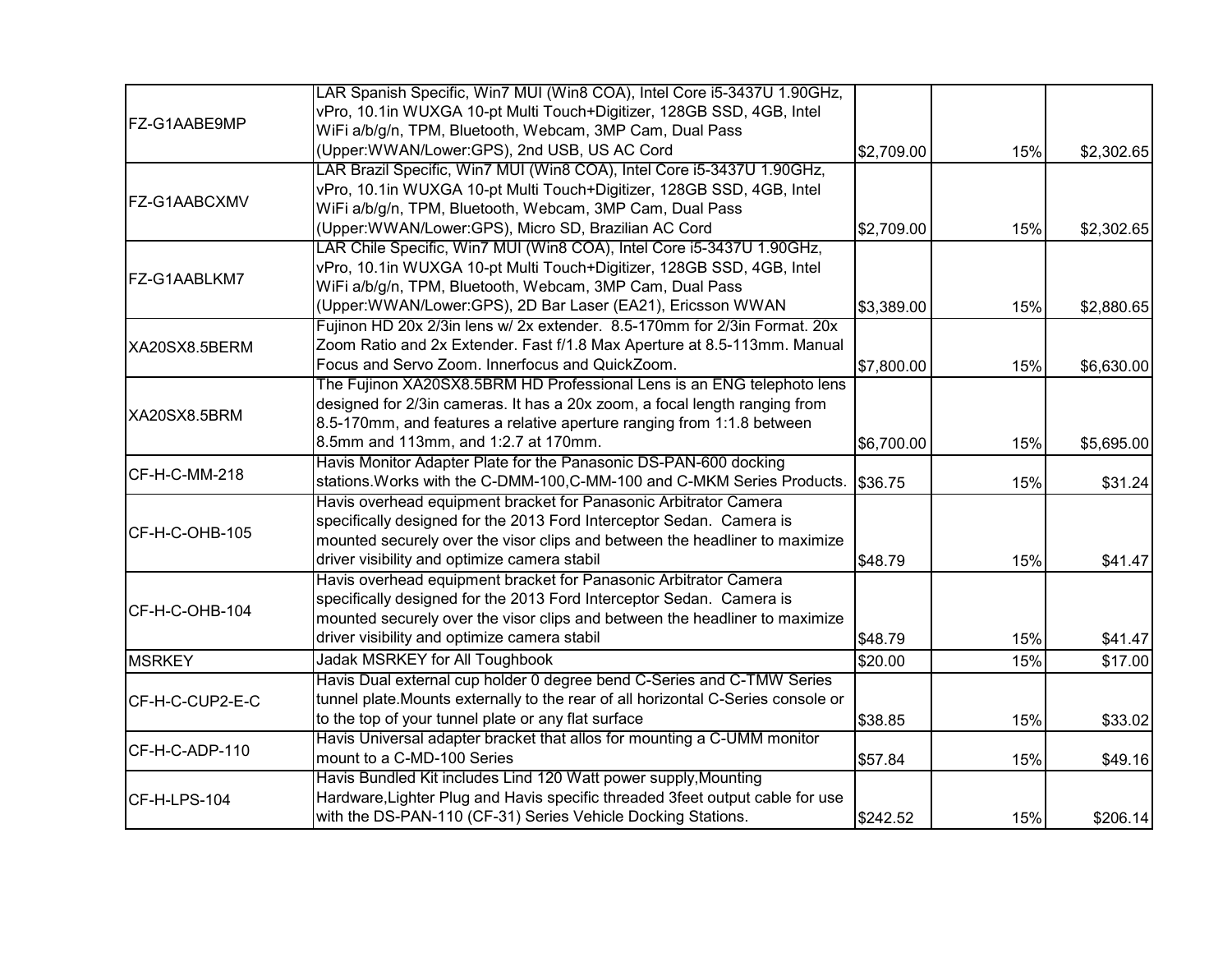| | | | | |
|---|---|---|---|---|
| FZ-G1AABE9MP | LAR Spanish Specific, Win7 MUI (Win8 COA), Intel Core i5-3437U 1.90GHz, vPro, 10.1in WUXGA 10-pt Multi Touch+Digitizer, 128GB SSD, 4GB, Intel WiFi a/b/g/n, TPM, Bluetooth, Webcam, 3MP Cam, Dual Pass (Upper:WWAN/Lower:GPS), 2nd USB, US AC Cord | $2,709.00 | 15% | $2,302.65 |
| FZ-G1AABCXMV | LAR Brazil Specific, Win7 MUI (Win8 COA), Intel Core i5-3437U 1.90GHz, vPro, 10.1in WUXGA 10-pt Multi Touch+Digitizer, 128GB SSD, 4GB, Intel WiFi a/b/g/n, TPM, Bluetooth, Webcam, 3MP Cam, Dual Pass (Upper:WWAN/Lower:GPS), Micro SD, Brazilian AC Cord | $2,709.00 | 15% | $2,302.65 |
| FZ-G1AABLKM7 | LAR Chile Specific, Win7 MUI (Win8 COA), Intel Core i5-3437U 1.90GHz, vPro, 10.1in WUXGA 10-pt Multi Touch+Digitizer, 128GB SSD, 4GB, Intel WiFi a/b/g/n, TPM, Bluetooth, Webcam, 3MP Cam, Dual Pass (Upper:WWAN/Lower:GPS), 2D Bar Laser (EA21), Ericsson WWAN | $3,389.00 | 15% | $2,880.65 |
| XA20SX8.5BERM | Fujinon HD 20x 2/3in lens w/ 2x extender. 8.5-170mm for 2/3in Format. 20x Zoom Ratio and 2x Extender. Fast f/1.8 Max Aperture at 8.5-113mm. Manual Focus and Servo Zoom. Innerfocus and QuickZoom. | $7,800.00 | 15% | $6,630.00 |
| XA20SX8.5BRM | The Fujinon XA20SX8.5BRM HD Professional Lens is an ENG telephoto lens designed for 2/3in cameras. It has a 20x zoom, a focal length ranging from 8.5-170mm, and features a relative aperture ranging from 1:1.8 between 8.5mm and 113mm, and 1:2.7 at 170mm. | $6,700.00 | 15% | $5,695.00 |
| CF-H-C-MM-218 | Havis Monitor Adapter Plate for the Panasonic DS-PAN-600 docking stations.Works with the C-DMM-100,C-MM-100 and C-MKM Series Products. | $36.75 | 15% | $31.24 |
| CF-H-C-OHB-105 | Havis overhead equipment bracket for Panasonic Arbitrator Camera specifically designed for the 2013 Ford Interceptor Sedan. Camera is mounted securely over the visor clips and between the headliner to maximize driver visibility and optimize camera stabil | $48.79 | 15% | $41.47 |
| CF-H-C-OHB-104 | Havis overhead equipment bracket for Panasonic Arbitrator Camera specifically designed for the 2013 Ford Interceptor Sedan. Camera is mounted securely over the visor clips and between the headliner to maximize driver visibility and optimize camera stabil | $48.79 | 15% | $41.47 |
| MSRKEY | Jadak MSRKEY for All Toughbook | $20.00 | 15% | $17.00 |
| CF-H-C-CUP2-E-C | Havis Dual external cup holder 0 degree bend C-Series and C-TMW Series tunnel plate.Mounts externally to the rear of all horizontal C-Series console or to the top of your tunnel plate or any flat surface | $38.85 | 15% | $33.02 |
| CF-H-C-ADP-110 | Havis Universal adapter bracket that allos for mounting a C-UMM monitor mount to a C-MD-100 Series | $57.84 | 15% | $49.16 |
| CF-H-LPS-104 | Havis Bundled Kit includes Lind 120 Watt power supply,Mounting Hardware,Lighter Plug and Havis specific threaded 3feet output cable for use with the DS-PAN-110 (CF-31) Series Vehicle Docking Stations. | $242.52 | 15% | $206.14 |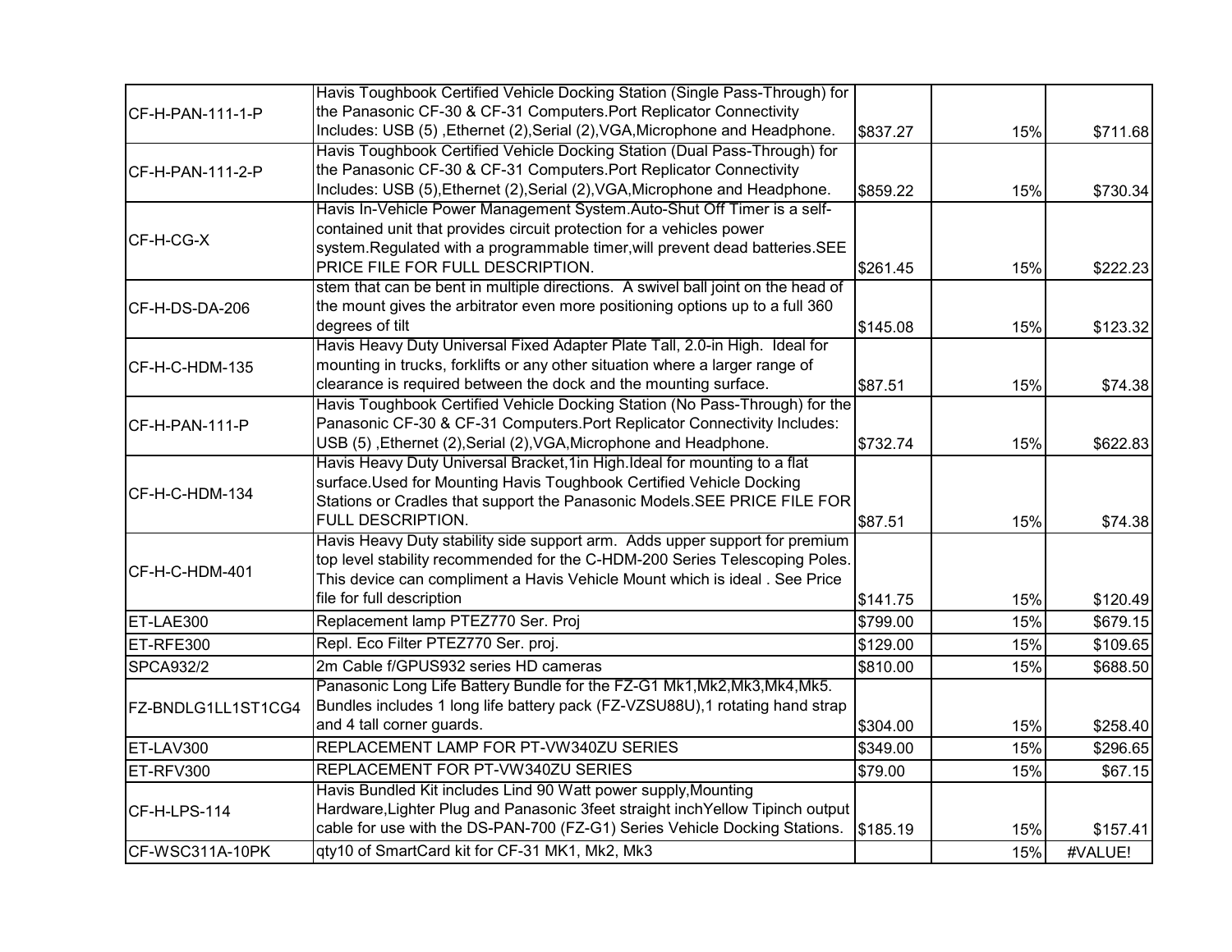| | | | | |
|---|---|---|---|---|
| CF-H-PAN-111-1-P | Havis Toughbook Certified Vehicle Docking Station (Single Pass-Through) for the Panasonic CF-30 & CF-31 Computers.Port Replicator Connectivity Includes: USB (5) ,Ethernet (2),Serial (2),VGA,Microphone and Headphone. | $837.27 | 15% | $711.68 |
| CF-H-PAN-111-2-P | Havis Toughbook Certified Vehicle Docking Station (Dual Pass-Through) for the Panasonic CF-30 & CF-31 Computers.Port Replicator Connectivity Includes: USB (5),Ethernet (2),Serial (2),VGA,Microphone and Headphone. | $859.22 | 15% | $730.34 |
| CF-H-CG-X | Havis In-Vehicle Power Management System.Auto-Shut Off Timer is a self-contained unit that provides circuit protection for a vehicles power system.Regulated with a programmable timer,will prevent dead batteries.SEE PRICE FILE FOR FULL DESCRIPTION. | $261.45 | 15% | $222.23 |
| CF-H-DS-DA-206 | stem that can be bent in multiple directions. A swivel ball joint on the head of the mount gives the arbitrator even more positioning options up to a full 360 degrees of tilt | $145.08 | 15% | $123.32 |
| CF-H-C-HDM-135 | Havis Heavy Duty Universal Fixed Adapter Plate Tall, 2.0-in High. Ideal for mounting in trucks, forklifts or any other situation where a larger range of clearance is required between the dock and the mounting surface. | $87.51 | 15% | $74.38 |
| CF-H-PAN-111-P | Havis Toughbook Certified Vehicle Docking Station (No Pass-Through) for the Panasonic CF-30 & CF-31 Computers.Port Replicator Connectivity Includes: USB (5) ,Ethernet (2),Serial (2),VGA,Microphone and Headphone. | $732.74 | 15% | $622.83 |
| CF-H-C-HDM-134 | Havis Heavy Duty Universal Bracket,1in High.Ideal for mounting to a flat surface.Used for Mounting Havis Toughbook Certified Vehicle Docking Stations or Cradles that support the Panasonic Models.SEE PRICE FILE FOR FULL DESCRIPTION. | $87.51 | 15% | $74.38 |
| CF-H-C-HDM-401 | Havis Heavy Duty stability side support arm. Adds upper support for premium top level stability recommended for the C-HDM-200 Series Telescoping Poles. This device can compliment a Havis Vehicle Mount which is ideal . See Price file for full description | $141.75 | 15% | $120.49 |
| ET-LAE300 | Replacement lamp PTEZ770 Ser. Proj | $799.00 | 15% | $679.15 |
| ET-RFE300 | Repl. Eco Filter PTEZ770 Ser. proj. | $129.00 | 15% | $109.65 |
| SPCA932/2 | 2m Cable f/GPUS932 series HD cameras | $810.00 | 15% | $688.50 |
| FZ-BNDLG1LL1ST1CG4 | Panasonic Long Life Battery Bundle for the FZ-G1 Mk1,Mk2,Mk3,Mk4,Mk5. Bundles includes 1 long life battery pack (FZ-VZSU88U),1 rotating hand strap and 4 tall corner guards. | $304.00 | 15% | $258.40 |
| ET-LAV300 | REPLACEMENT LAMP FOR PT-VW340ZU SERIES | $349.00 | 15% | $296.65 |
| ET-RFV300 | REPLACEMENT FOR PT-VW340ZU SERIES | $79.00 | 15% | $67.15 |
| CF-H-LPS-114 | Havis Bundled Kit includes Lind 90 Watt power supply,Mounting Hardware,Lighter Plug and Panasonic 3feet straight inchYellow Tipinch output cable for use with the DS-PAN-700 (FZ-G1) Series Vehicle Docking Stations. | $185.19 | 15% | $157.41 |
| CF-WSC311A-10PK | qty10 of SmartCard kit for CF-31 MK1, Mk2, Mk3 | | 15% | #VALUE! |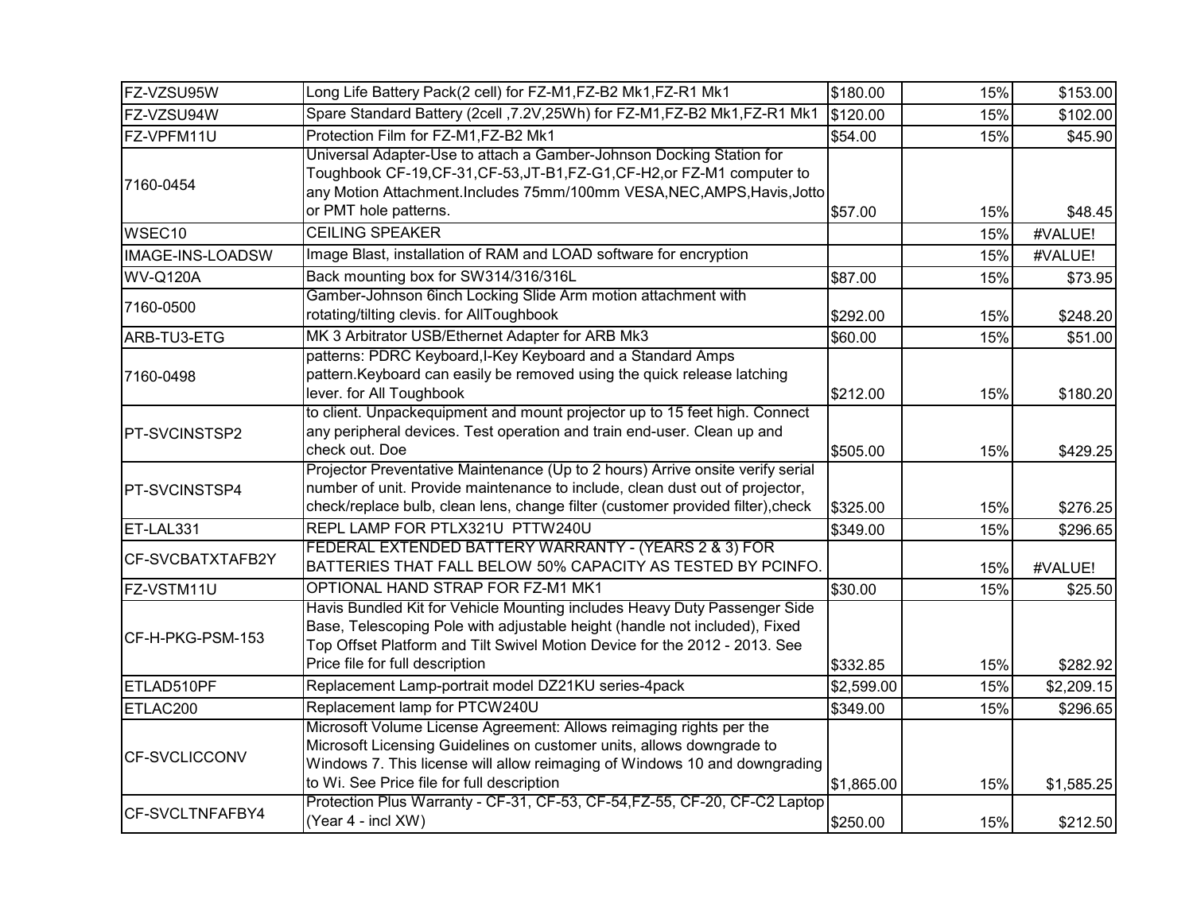| | | | | |
|---|---|---|---|---|
| FZ-VZSU95W | Long Life Battery Pack(2 cell) for FZ-M1,FZ-B2 Mk1,FZ-R1 Mk1 | $180.00 | 15% | $153.00 |
| FZ-VZSU94W | Spare Standard Battery (2cell ,7.2V,25Wh) for FZ-M1,FZ-B2 Mk1,FZ-R1 Mk1 | $120.00 | 15% | $102.00 |
| FZ-VPFM11U | Protection Film for FZ-M1,FZ-B2 Mk1 | $54.00 | 15% | $45.90 |
| 7160-0454 | Universal Adapter-Use to attach a Gamber-Johnson Docking Station for Toughbook CF-19,CF-31,CF-53,JT-B1,FZ-G1,CF-H2,or FZ-M1 computer to any Motion Attachment.Includes 75mm/100mm VESA,NEC,AMPS,Havis,Jotto or PMT hole patterns. | $57.00 | 15% | $48.45 |
| WSEC10 | CEILING SPEAKER | | 15% | #VALUE! |
| IMAGE-INS-LOADSW | Image Blast, installation of RAM and LOAD software for encryption | | 15% | #VALUE! |
| WV-Q120A | Back mounting box for SW314/316/316L | $87.00 | 15% | $73.95 |
| 7160-0500 | Gamber-Johnson 6inch Locking Slide Arm motion attachment with rotating/tilting clevis. for AllToughbook | $292.00 | 15% | $248.20 |
| ARB-TU3-ETG | MK 3 Arbitrator USB/Ethernet Adapter for ARB Mk3 | $60.00 | 15% | $51.00 |
| 7160-0498 | patterns: PDRC Keyboard,I-Key Keyboard and a Standard Amps pattern.Keyboard can easily be removed using the quick release latching lever. for All Toughbook | $212.00 | 15% | $180.20 |
| PT-SVCINSTSP2 | to client. Unpackequipment and mount projector up to 15 feet high. Connect any peripheral devices. Test operation and train end-user. Clean up and check out. Doe | $505.00 | 15% | $429.25 |
| PT-SVCINSTSP4 | Projector Preventative Maintenance (Up to 2 hours) Arrive onsite verify serial number of unit. Provide maintenance to include, clean dust out of projector, check/replace bulb, clean lens, change filter (customer provided filter),check | $325.00 | 15% | $276.25 |
| ET-LAL331 | REPL LAMP FOR PTLX321U PTTW240U | $349.00 | 15% | $296.65 |
| CF-SVCBATXTAFB2Y | FEDERAL EXTENDED BATTERY WARRANTY - (YEARS 2 & 3) FOR BATTERIES THAT FALL BELOW 50% CAPACITY AS TESTED BY PCINFO. | | 15% | #VALUE! |
| FZ-VSTM11U | OPTIONAL HAND STRAP FOR FZ-M1 MK1 | $30.00 | 15% | $25.50 |
| CF-H-PKG-PSM-153 | Havis Bundled Kit for Vehicle Mounting includes Heavy Duty Passenger Side Base, Telescoping Pole with adjustable height (handle not included), Fixed Top Offset Platform and Tilt Swivel Motion Device for the 2012 - 2013. See Price file for full description | $332.85 | 15% | $282.92 |
| ETLAD510PF | Replacement Lamp-portrait model DZ21KU series-4pack | $2,599.00 | 15% | $2,209.15 |
| ETLAC200 | Replacement lamp for PTCW240U | $349.00 | 15% | $296.65 |
| CF-SVCLICCONV | Microsoft Volume License Agreement: Allows reimaging rights per the Microsoft Licensing Guidelines on customer units, allows downgrade to Windows 7. This license will allow reimaging of Windows 10 and downgrading to Wi. See Price file for full description | $1,865.00 | 15% | $1,585.25 |
| CF-SVCLTNFAFBY4 | Protection Plus Warranty - CF-31, CF-53, CF-54,FZ-55, CF-20, CF-C2 Laptop (Year 4 - incl XW) | $250.00 | 15% | $212.50 |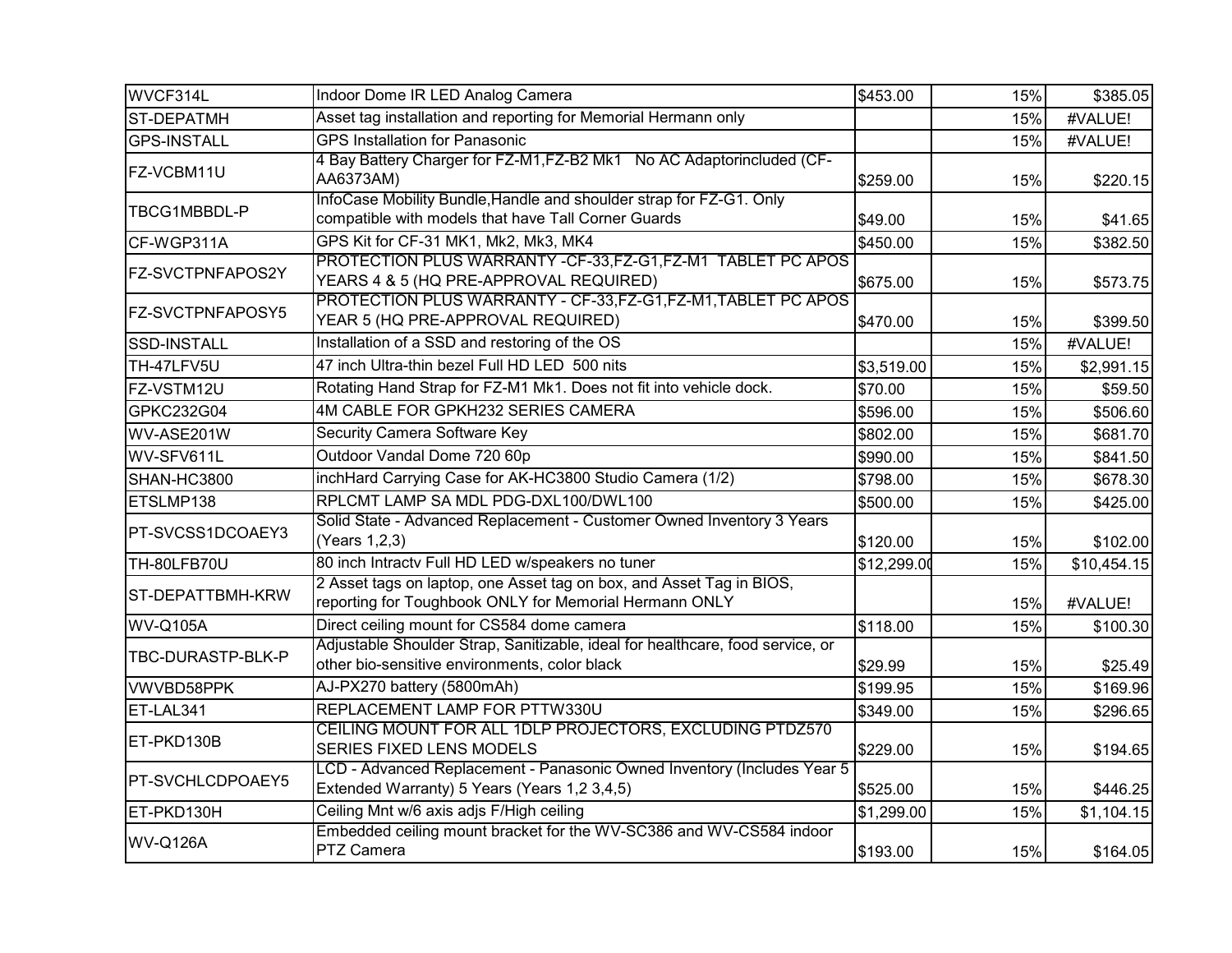| | | | | |
|---|---|---|---|---|
| WVCF314L | Indoor Dome IR LED Analog Camera | $453.00 | 15% | $385.05 |
| ST-DEPATMH | Asset tag installation and reporting for Memorial Hermann only | | 15% | #VALUE! |
| GPS-INSTALL | GPS Installation for Panasonic | | 15% | #VALUE! |
| FZ-VCBM11U | 4 Bay Battery Charger for FZ-M1,FZ-B2 Mk1   No AC Adaptorincluded (CF-AA6373AM) | $259.00 | 15% | $220.15 |
| TBCG1MBBDL-P | InfoCase Mobility Bundle,Handle and shoulder strap for FZ-G1. Only compatible with models that have Tall Corner Guards | $49.00 | 15% | $41.65 |
| CF-WGP311A | GPS Kit for CF-31 MK1, Mk2, Mk3, MK4 | $450.00 | 15% | $382.50 |
| FZ-SVCTPNFAPOS2Y | PROTECTION PLUS WARRANTY -CF-33,FZ-G1,FZ-M1  TABLET PC APOS YEARS 4 & 5 (HQ PRE-APPROVAL REQUIRED) | $675.00 | 15% | $573.75 |
| FZ-SVCTPNFAPOSY5 | PROTECTION PLUS WARRANTY - CF-33,FZ-G1,FZ-M1,TABLET PC APOS YEAR 5 (HQ PRE-APPROVAL REQUIRED) | $470.00 | 15% | $399.50 |
| SSD-INSTALL | Installation of a SSD and restoring of the OS | | 15% | #VALUE! |
| TH-47LFV5U | 47 inch Ultra-thin bezel Full HD LED  500 nits | $3,519.00 | 15% | $2,991.15 |
| FZ-VSTM12U | Rotating Hand Strap for FZ-M1 Mk1. Does not fit into vehicle dock. | $70.00 | 15% | $59.50 |
| GPKC232G04 | 4M CABLE FOR GPKH232 SERIES CAMERA | $596.00 | 15% | $506.60 |
| WV-ASE201W | Security Camera Software Key | $802.00 | 15% | $681.70 |
| WV-SFV611L | Outdoor Vandal Dome 720 60p | $990.00 | 15% | $841.50 |
| SHAN-HC3800 | inchHard Carrying Case for AK-HC3800 Studio Camera (1/2) | $798.00 | 15% | $678.30 |
| ETSLMP138 | RPLCMT LAMP SA MDL PDG-DXL100/DWL100 | $500.00 | 15% | $425.00 |
| PT-SVCSS1DCOAEY3 | Solid State - Advanced Replacement - Customer Owned Inventory 3 Years (Years 1,2,3) | $120.00 | 15% | $102.00 |
| TH-80LFB70U | 80 inch Intractv Full HD LED w/speakers no tuner | $12,299.00 | 15% | $10,454.15 |
| ST-DEPATTBMH-KRW | 2 Asset tags on laptop, one Asset tag on box, and Asset Tag in BIOS, reporting for Toughbook ONLY for Memorial Hermann ONLY | | 15% | #VALUE! |
| WV-Q105A | Direct ceiling mount for CS584 dome camera | $118.00 | 15% | $100.30 |
| TBC-DURASTP-BLK-P | Adjustable Shoulder Strap, Sanitizable, ideal for healthcare, food service, or other bio-sensitive environments, color black | $29.99 | 15% | $25.49 |
| VWVBD58PPK | AJ-PX270 battery (5800mAh) | $199.95 | 15% | $169.96 |
| ET-LAL341 | REPLACEMENT LAMP FOR PTTW330U | $349.00 | 15% | $296.65 |
| ET-PKD130B | CEILING MOUNT FOR ALL 1DLP PROJECTORS, EXCLUDING PTDZ570 SERIES FIXED LENS MODELS | $229.00 | 15% | $194.65 |
| PT-SVCHLCDPOAEY5 | LCD - Advanced Replacement - Panasonic Owned Inventory (Includes Year 5 Extended Warranty) 5 Years (Years 1,2 3,4,5) | $525.00 | 15% | $446.25 |
| ET-PKD130H | Ceiling Mnt w/6 axis adjs F/High ceiling | $1,299.00 | 15% | $1,104.15 |
| WV-Q126A | Embedded ceiling mount bracket for the WV-SC386 and WV-CS584 indoor PTZ Camera | $193.00 | 15% | $164.05 |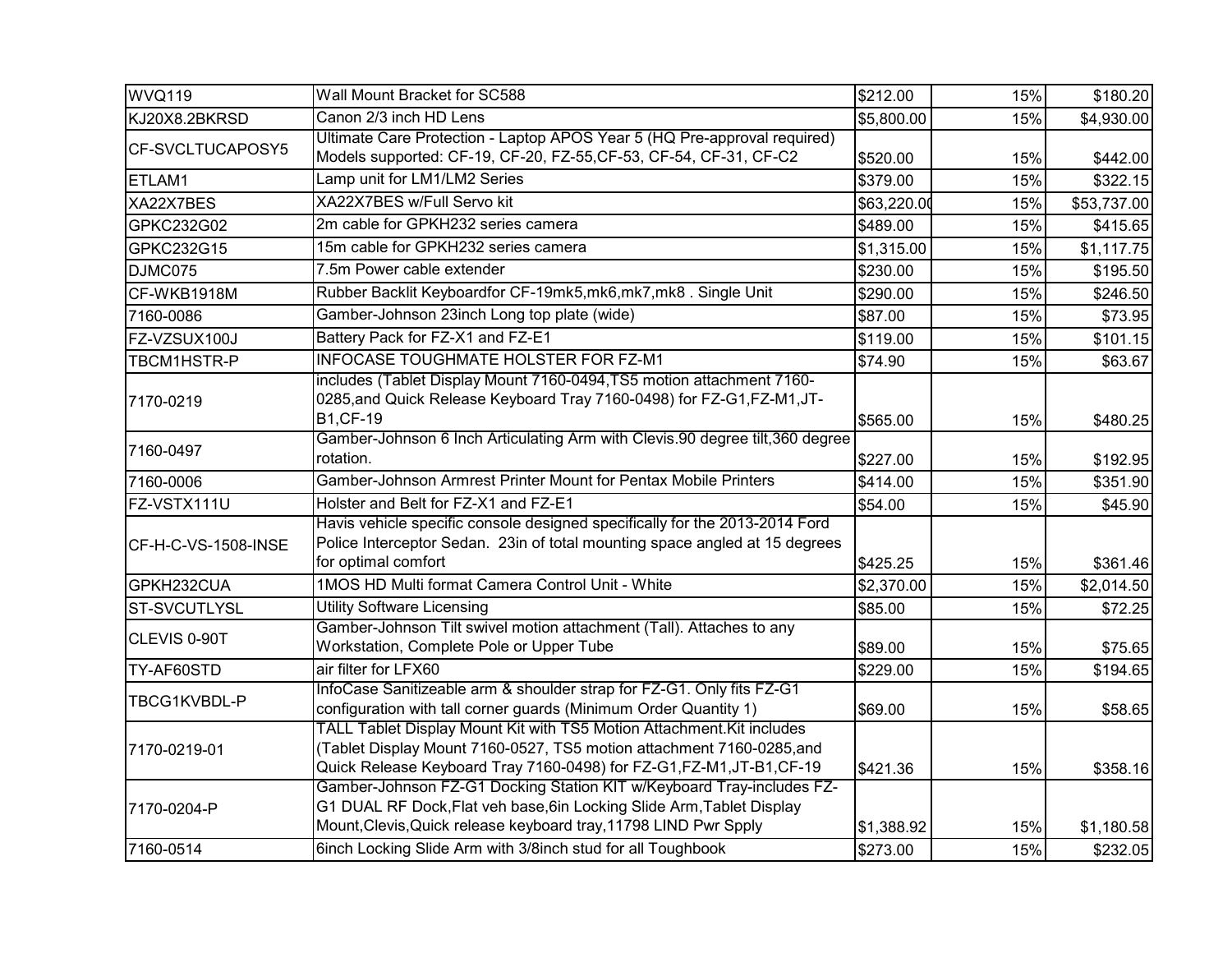| | | | | |
|---|---|---|---|---|
| WVQ119 | Wall Mount Bracket for SC588 | $212.00 | 15% | $180.20 |
| KJ20X8.2BKRSD | Canon 2/3 inch HD Lens | $5,800.00 | 15% | $4,930.00 |
| CF-SVCLTUCAPOSY5 | Ultimate Care Protection - Laptop APOS Year 5 (HQ Pre-approval required) Models supported: CF-19, CF-20, FZ-55,CF-53, CF-54, CF-31, CF-C2 | $520.00 | 15% | $442.00 |
| ETLAM1 | Lamp unit for LM1/LM2 Series | $379.00 | 15% | $322.15 |
| XA22X7BES | XA22X7BES w/Full Servo kit | $63,220.00 | 15% | $53,737.00 |
| GPKC232G02 | 2m cable for GPKH232 series camera | $489.00 | 15% | $415.65 |
| GPKC232G15 | 15m cable for GPKH232 series camera | $1,315.00 | 15% | $1,117.75 |
| DJMC075 | 7.5m Power cable extender | $230.00 | 15% | $195.50 |
| CF-WKB1918M | Rubber Backlit Keyboardfor CF-19mk5,mk6,mk7,mk8 . Single Unit | $290.00 | 15% | $246.50 |
| 7160-0086 | Gamber-Johnson 23inch Long top plate (wide) | $87.00 | 15% | $73.95 |
| FZ-VZSUX100J | Battery Pack for FZ-X1 and FZ-E1 | $119.00 | 15% | $101.15 |
| TBCM1HSTR-P | INFOCASE TOUGHMATE HOLSTER FOR FZ-M1 | $74.90 | 15% | $63.67 |
| 7170-0219 | includes (Tablet Display Mount 7160-0494,TS5 motion attachment 7160-0285,and Quick Release Keyboard Tray 7160-0498) for FZ-G1,FZ-M1,JT-B1,CF-19 | $565.00 | 15% | $480.25 |
| 7160-0497 | Gamber-Johnson 6 Inch Articulating Arm with Clevis.90 degree tilt,360 degree rotation. | $227.00 | 15% | $192.95 |
| 7160-0006 | Gamber-Johnson Armrest Printer Mount for Pentax Mobile Printers | $414.00 | 15% | $351.90 |
| FZ-VSTX111U | Holster and Belt for FZ-X1 and FZ-E1 | $54.00 | 15% | $45.90 |
| CF-H-C-VS-1508-INSE | Havis vehicle specific console designed specifically for the 2013-2014 Ford Police Interceptor Sedan. 23in of total mounting space angled at 15 degrees for optimal comfort | $425.25 | 15% | $361.46 |
| GPKH232CUA | 1MOS HD Multi format Camera Control Unit - White | $2,370.00 | 15% | $2,014.50 |
| ST-SVCUTLYSL | Utility Software Licensing | $85.00 | 15% | $72.25 |
| CLEVIS 0-90T | Gamber-Johnson Tilt swivel motion attachment (Tall). Attaches to any Workstation, Complete Pole or Upper Tube | $89.00 | 15% | $75.65 |
| TY-AF60STD | air filter for LFX60 | $229.00 | 15% | $194.65 |
| TBCG1KVBDL-P | InfoCase Sanitizeable arm & shoulder strap for FZ-G1. Only fits FZ-G1 configuration with tall corner guards (Minimum Order Quantity 1) | $69.00 | 15% | $58.65 |
| 7170-0219-01 | TALL Tablet Display Mount Kit with TS5 Motion Attachment.Kit includes (Tablet Display Mount 7160-0527, TS5 motion attachment 7160-0285,and Quick Release Keyboard Tray 7160-0498) for FZ-G1,FZ-M1,JT-B1,CF-19 | $421.36 | 15% | $358.16 |
| 7170-0204-P | Gamber-Johnson FZ-G1 Docking Station KIT w/Keyboard Tray-includes FZ-G1 DUAL RF Dock,Flat veh base,6in Locking Slide Arm,Tablet Display Mount,Clevis,Quick release keyboard tray,11798 LIND Pwr Spply | $1,388.92 | 15% | $1,180.58 |
| 7160-0514 | 6inch Locking Slide Arm with 3/8inch stud for all Toughbook | $273.00 | 15% | $232.05 |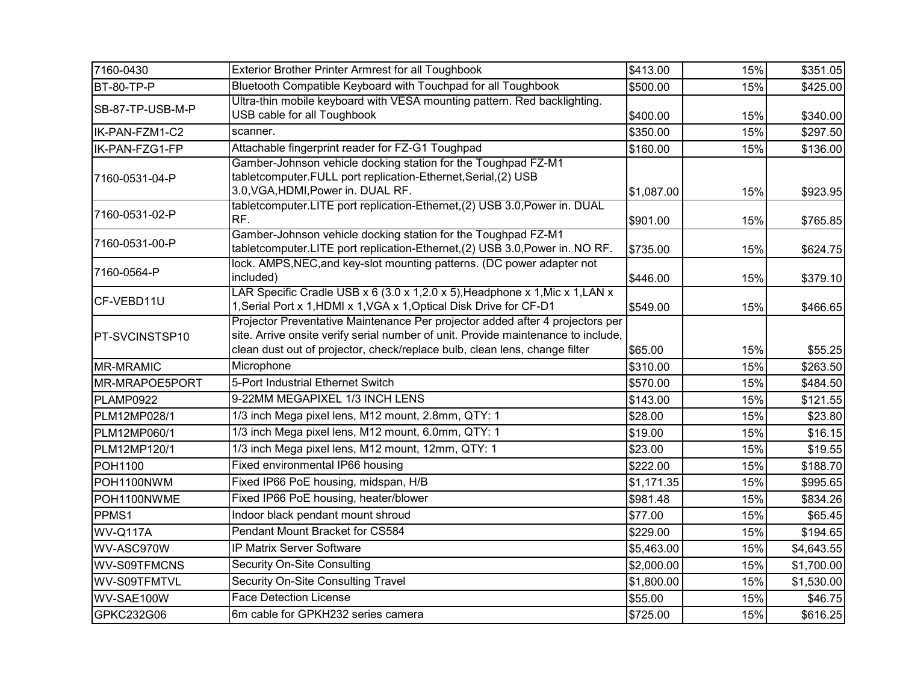| 7160-0430 | Exterior Brother Printer Armrest for all Toughbook | $413.00 | 15% | $351.05 |
|---|---|---|---|---|
| BT-80-TP-P | Bluetooth Compatible Keyboard with Touchpad for all Toughbook | $500.00 | 15% | $425.00 |
| SB-87-TP-USB-M-P | Ultra-thin mobile keyboard with VESA mounting pattern. Red backlighting. USB cable for all Toughbook | $400.00 | 15% | $340.00 |
| IK-PAN-FZM1-C2 | scanner. | $350.00 | 15% | $297.50 |
| IK-PAN-FZG1-FP | Attachable fingerprint reader for FZ-G1 Toughpad | $160.00 | 15% | $136.00 |
| 7160-0531-04-P | Gamber-Johnson vehicle docking station for the Toughpad FZ-M1 tabletcomputer.FULL port replication-Ethernet,Serial,(2) USB 3.0,VGA,HDMI,Power in. DUAL RF. | $1,087.00 | 15% | $923.95 |
| 7160-0531-02-P | tabletcomputer.LITE port replication-Ethernet,(2) USB 3.0,Power in. DUAL RF. | $901.00 | 15% | $765.85 |
| 7160-0531-00-P | Gamber-Johnson vehicle docking station for the Toughpad FZ-M1 tabletcomputer.LITE port replication-Ethernet,(2) USB 3.0,Power in. NO RF. | $735.00 | 15% | $624.75 |
| 7160-0564-P | lock. AMPS,NEC,and key-slot mounting patterns. (DC power adapter not included) | $446.00 | 15% | $379.10 |
| CF-VEBD11U | LAR Specific Cradle USB x 6 (3.0 x 1,2.0 x 5),Headphone x 1,Mic x 1,LAN x 1,Serial Port x 1,HDMI x 1,VGA x 1,Optical Disk Drive for CF-D1 | $549.00 | 15% | $466.65 |
| PT-SVCINSTSP10 | Projector Preventative Maintenance Per projector added after 4 projectors per site. Arrive onsite verify serial number of unit. Provide maintenance to include, clean dust out of projector, check/replace bulb, clean lens, change filter | $65.00 | 15% | $55.25 |
| MR-MRAMIC | Microphone | $310.00 | 15% | $263.50 |
| MR-MRAPOE5PORT | 5-Port Industrial Ethernet Switch | $570.00 | 15% | $484.50 |
| PLAMP0922 | 9-22MM MEGAPIXEL 1/3 INCH LENS | $143.00 | 15% | $121.55 |
| PLM12MP028/1 | 1/3 inch Mega pixel lens, M12 mount, 2.8mm, QTY: 1 | $28.00 | 15% | $23.80 |
| PLM12MP060/1 | 1/3 inch Mega pixel lens, M12 mount, 6.0mm, QTY: 1 | $19.00 | 15% | $16.15 |
| PLM12MP120/1 | 1/3 inch Mega pixel lens, M12 mount, 12mm, QTY: 1 | $23.00 | 15% | $19.55 |
| POH1100 | Fixed environmental IP66 housing | $222.00 | 15% | $188.70 |
| POH1100NWM | Fixed IP66 PoE housing, midspan, H/B | $1,171.35 | 15% | $995.65 |
| POH1100NWME | Fixed IP66 PoE housing, heater/blower | $981.48 | 15% | $834.26 |
| PPMS1 | Indoor black pendant mount shroud | $77.00 | 15% | $65.45 |
| WV-Q117A | Pendant Mount Bracket for CS584 | $229.00 | 15% | $194.65 |
| WV-ASC970W | IP Matrix Server Software | $5,463.00 | 15% | $4,643.55 |
| WV-S09TFMCNS | Security On-Site Consulting | $2,000.00 | 15% | $1,700.00 |
| WV-S09TFMTVL | Security On-Site Consulting Travel | $1,800.00 | 15% | $1,530.00 |
| WV-SAE100W | Face Detection License | $55.00 | 15% | $46.75 |
| GPKC232G06 | 6m cable for GPKH232 series camera | $725.00 | 15% | $616.25 |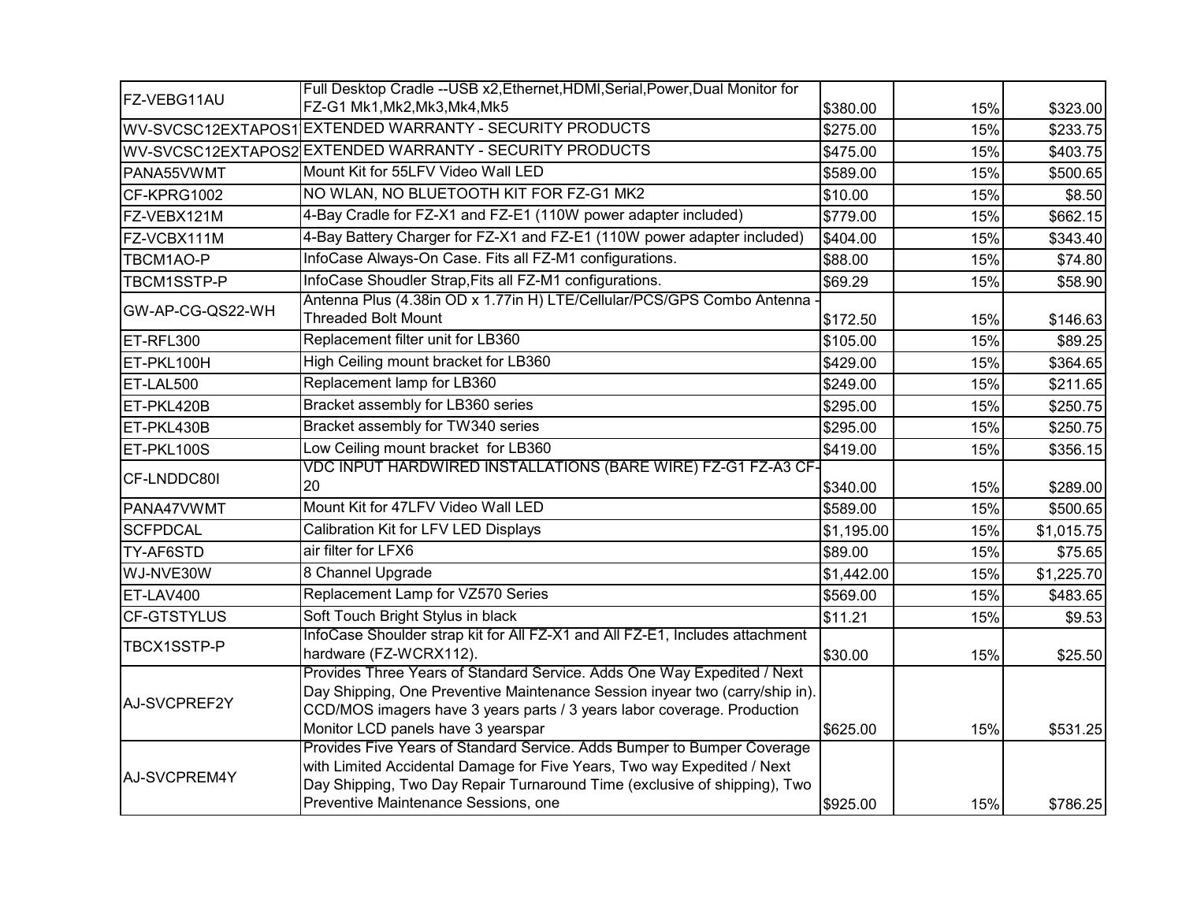| | | | | |
|---|---|---|---|---|
| FZ-VEBG11AU | Full Desktop Cradle --USB x2,Ethernet,HDMI,Serial,Power,Dual Monitor for FZ-G1 Mk1,Mk2,Mk3,Mk4,Mk5 | $380.00 | 15% | $323.00 |
| WV-SVCSC12EXTAPOS1 | EXTENDED WARRANTY - SECURITY PRODUCTS | $275.00 | 15% | $233.75 |
| WV-SVCSC12EXTAPOS2 | EXTENDED WARRANTY - SECURITY PRODUCTS | $475.00 | 15% | $403.75 |
| PANA55VWMT | Mount Kit for 55LFV Video Wall LED | $589.00 | 15% | $500.65 |
| CF-KPRG1002 | NO WLAN, NO BLUETOOTH KIT FOR FZ-G1 MK2 | $10.00 | 15% | $8.50 |
| FZ-VEBX121M | 4-Bay Cradle for FZ-X1 and FZ-E1 (110W power adapter included) | $779.00 | 15% | $662.15 |
| FZ-VCBX111M | 4-Bay Battery Charger for FZ-X1 and FZ-E1 (110W power adapter included) | $404.00 | 15% | $343.40 |
| TBCM1AO-P | InfoCase Always-On Case. Fits all FZ-M1 configurations. | $88.00 | 15% | $74.80 |
| TBCM1SSTP-P | InfoCase Shoudler Strap,Fits all FZ-M1 configurations. | $69.29 | 15% | $58.90 |
| GW-AP-CG-QS22-WH | Antenna Plus (4.38in OD x 1.77in H) LTE/Cellular/PCS/GPS Combo Antenna - Threaded Bolt Mount | $172.50 | 15% | $146.63 |
| ET-RFL300 | Replacement filter unit for LB360 | $105.00 | 15% | $89.25 |
| ET-PKL100H | High Ceiling mount bracket for LB360 | $429.00 | 15% | $364.65 |
| ET-LAL500 | Replacement lamp for LB360 | $249.00 | 15% | $211.65 |
| ET-PKL420B | Bracket assembly for LB360 series | $295.00 | 15% | $250.75 |
| ET-PKL430B | Bracket assembly for TW340 series | $295.00 | 15% | $250.75 |
| ET-PKL100S | Low Ceiling mount bracket for LB360 | $419.00 | 15% | $356.15 |
| CF-LNDDC80I | VDC INPUT HARDWIRED INSTALLATIONS (BARE WIRE) FZ-G1 FZ-A3 CF-20 | $340.00 | 15% | $289.00 |
| PANA47VWMT | Mount Kit for 47LFV Video Wall LED | $589.00 | 15% | $500.65 |
| SCFPDCAL | Calibration Kit for LFV LED Displays | $1,195.00 | 15% | $1,015.75 |
| TY-AF6STD | air filter for LFX6 | $89.00 | 15% | $75.65 |
| WJ-NVE30W | 8 Channel Upgrade | $1,442.00 | 15% | $1,225.70 |
| ET-LAV400 | Replacement Lamp for VZ570 Series | $569.00 | 15% | $483.65 |
| CF-GTSTYLUS | Soft Touch Bright Stylus in black | $11.21 | 15% | $9.53 |
| TBCX1SSTP-P | InfoCase Shoulder strap kit for All FZ-X1 and All FZ-E1, Includes attachment hardware (FZ-WCRX112). | $30.00 | 15% | $25.50 |
| AJ-SVCPREF2Y | Provides Three Years of Standard Service. Adds One Way Expedited / Next Day Shipping, One Preventive Maintenance Session inyear two (carry/ship in). CCD/MOS imagers have 3 years parts / 3 years labor coverage. Production Monitor LCD panels have 3 yearspar | $625.00 | 15% | $531.25 |
| AJ-SVCPREM4Y | Provides Five Years of Standard Service. Adds Bumper to Bumper Coverage with Limited Accidental Damage for Five Years, Two way Expedited / Next Day Shipping, Two Day Repair Turnaround Time (exclusive of shipping), Two Preventive Maintenance Sessions, one | $925.00 | 15% | $786.25 |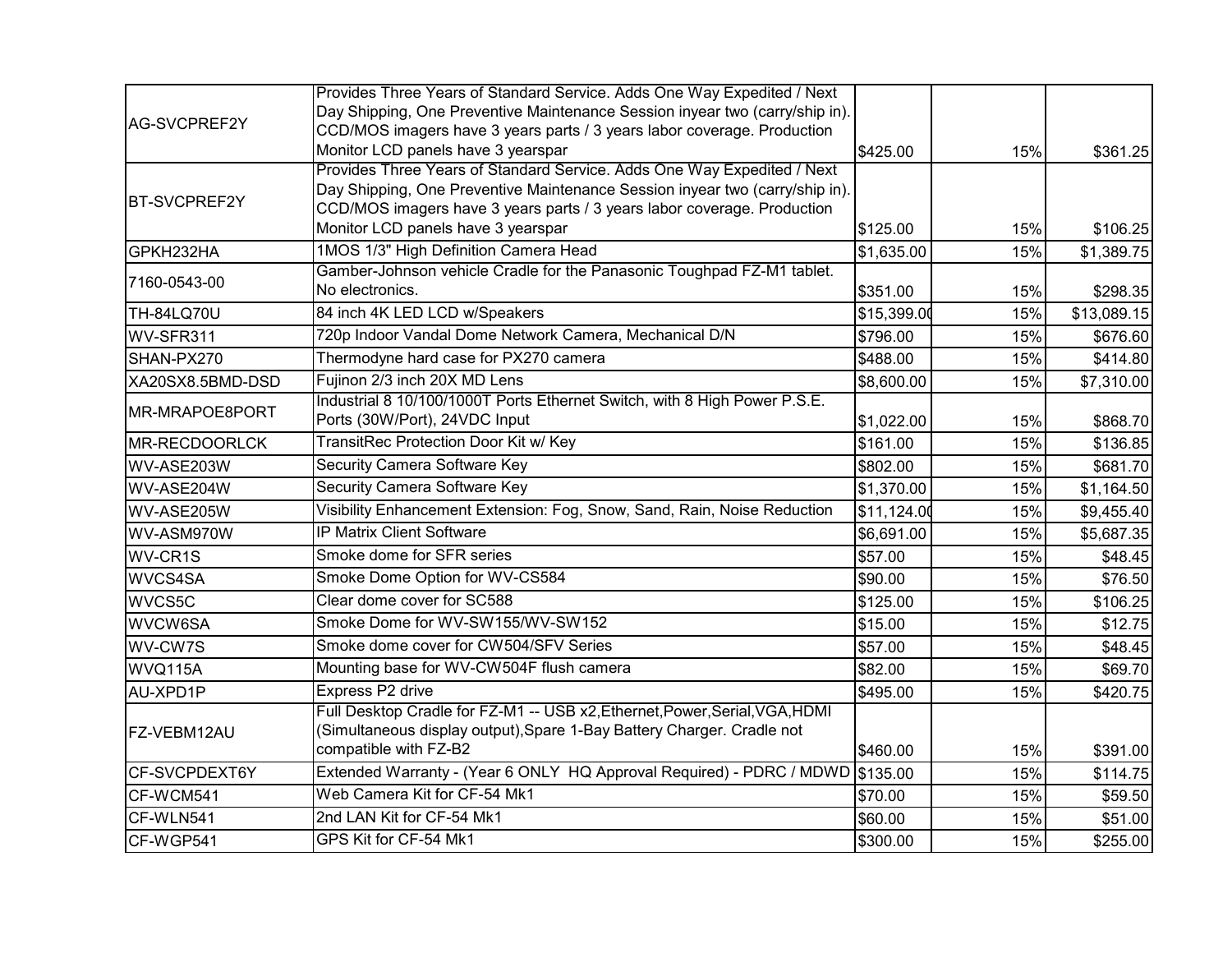| | | | | |
|---|---|---|---|---|
| AG-SVCPREF2Y | Provides Three Years of Standard Service. Adds One Way Expedited / Next Day Shipping, One Preventive Maintenance Session inyear two (carry/ship in). CCD/MOS imagers have 3 years parts / 3 years labor coverage. Production Monitor LCD panels have 3 yearspar | $425.00 | 15% | $361.25 |
| BT-SVCPREF2Y | Provides Three Years of Standard Service. Adds One Way Expedited / Next Day Shipping, One Preventive Maintenance Session inyear two (carry/ship in). CCD/MOS imagers have 3 years parts / 3 years labor coverage. Production Monitor LCD panels have 3 yearspar | $125.00 | 15% | $106.25 |
| GPKH232HA | 1MOS 1/3" High Definition Camera Head | $1,635.00 | 15% | $1,389.75 |
| 7160-0543-00 | Gamber-Johnson vehicle Cradle for the Panasonic Toughpad FZ-M1 tablet. No electronics. | $351.00 | 15% | $298.35 |
| TH-84LQ70U | 84 inch 4K LED LCD w/Speakers | $15,399.00 | 15% | $13,089.15 |
| WV-SFR311 | 720p Indoor Vandal Dome Network Camera, Mechanical D/N | $796.00 | 15% | $676.60 |
| SHAN-PX270 | Thermodyne hard case for PX270 camera | $488.00 | 15% | $414.80 |
| XA20SX8.5BMD-DSD | Fujinon 2/3 inch 20X MD Lens | $8,600.00 | 15% | $7,310.00 |
| MR-MRAPOE8PORT | Industrial 8 10/100/1000T Ports Ethernet Switch, with 8 High Power P.S.E. Ports (30W/Port), 24VDC Input | $1,022.00 | 15% | $868.70 |
| MR-RECDOORLCK | TransitRec Protection Door Kit w/ Key | $161.00 | 15% | $136.85 |
| WV-ASE203W | Security Camera Software Key | $802.00 | 15% | $681.70 |
| WV-ASE204W | Security Camera Software Key | $1,370.00 | 15% | $1,164.50 |
| WV-ASE205W | Visibility Enhancement Extension: Fog, Snow, Sand, Rain, Noise Reduction | $11,124.00 | 15% | $9,455.40 |
| WV-ASM970W | IP Matrix Client Software | $6,691.00 | 15% | $5,687.35 |
| WV-CR1S | Smoke dome for SFR series | $57.00 | 15% | $48.45 |
| WVCS4SA | Smoke Dome Option for WV-CS584 | $90.00 | 15% | $76.50 |
| WVCS5C | Clear dome cover for SC588 | $125.00 | 15% | $106.25 |
| WVCW6SA | Smoke Dome for WV-SW155/WV-SW152 | $15.00 | 15% | $12.75 |
| WV-CW7S | Smoke dome cover for CW504/SFV Series | $57.00 | 15% | $48.45 |
| WVQ115A | Mounting base for WV-CW504F flush camera | $82.00 | 15% | $69.70 |
| AU-XPD1P | Express P2 drive | $495.00 | 15% | $420.75 |
| FZ-VEBM12AU | Full Desktop Cradle for FZ-M1 -- USB x2,Ethernet,Power,Serial,VGA,HDMI (Simultaneous display output),Spare 1-Bay Battery Charger. Cradle not compatible with FZ-B2 | $460.00 | 15% | $391.00 |
| CF-SVCPDEXT6Y | Extended Warranty - (Year 6 ONLY HQ Approval Required) - PDRC / MDWD | $135.00 | 15% | $114.75 |
| CF-WCM541 | Web Camera Kit for CF-54 Mk1 | $70.00 | 15% | $59.50 |
| CF-WLN541 | 2nd LAN Kit for CF-54 Mk1 | $60.00 | 15% | $51.00 |
| CF-WGP541 | GPS Kit for CF-54 Mk1 | $300.00 | 15% | $255.00 |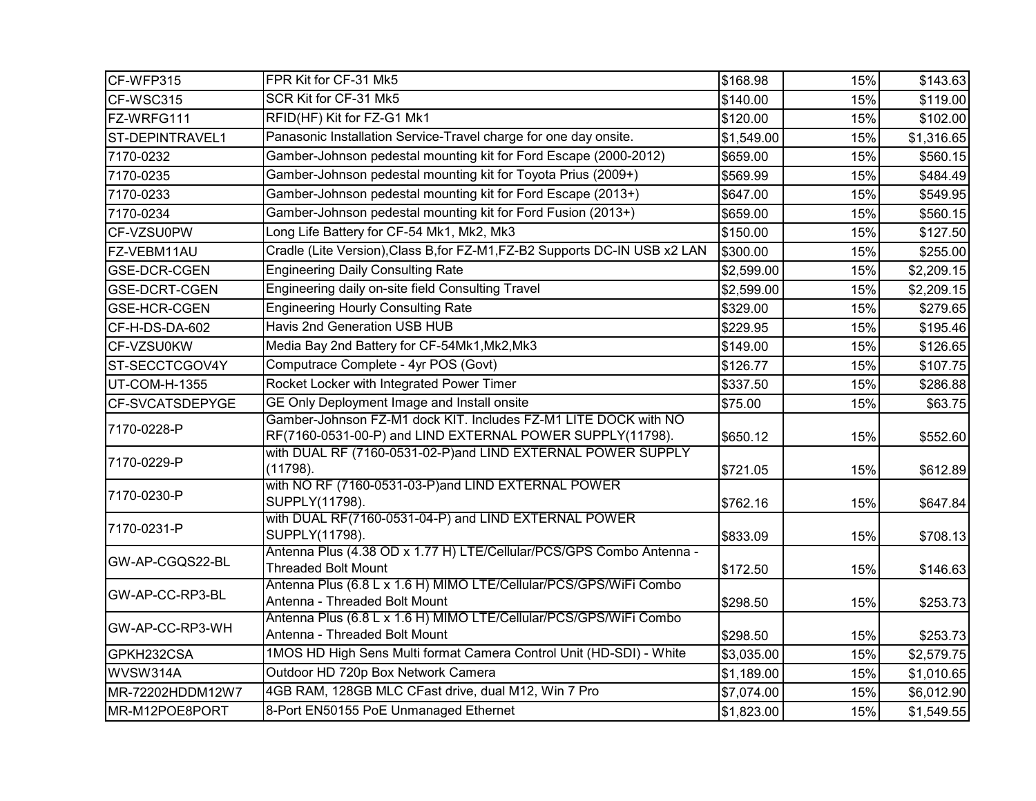| | | | | |
|---|---|---|---|---|
| CF-WFP315 | FPR Kit for CF-31 Mk5 | $168.98 | 15% | $143.63 |
| CF-WSC315 | SCR Kit for CF-31 Mk5 | $140.00 | 15% | $119.00 |
| FZ-WRFG111 | RFID(HF) Kit for FZ-G1 Mk1 | $120.00 | 15% | $102.00 |
| ST-DEPINTRAVEL1 | Panasonic Installation Service-Travel charge for one day onsite. | $1,549.00 | 15% | $1,316.65 |
| 7170-0232 | Gamber-Johnson pedestal mounting kit for Ford Escape (2000-2012) | $659.00 | 15% | $560.15 |
| 7170-0235 | Gamber-Johnson pedestal mounting kit for Toyota Prius (2009+) | $569.99 | 15% | $484.49 |
| 7170-0233 | Gamber-Johnson pedestal mounting kit for Ford Escape (2013+) | $647.00 | 15% | $549.95 |
| 7170-0234 | Gamber-Johnson pedestal mounting kit for Ford Fusion (2013+) | $659.00 | 15% | $560.15 |
| CF-VZSU0PW | Long Life Battery for CF-54 Mk1, Mk2, Mk3 | $150.00 | 15% | $127.50 |
| FZ-VEBM11AU | Cradle (Lite Version),Class B,for FZ-M1,FZ-B2 Supports DC-IN USB x2 LAN | $300.00 | 15% | $255.00 |
| GSE-DCR-CGEN | Engineering Daily Consulting Rate | $2,599.00 | 15% | $2,209.15 |
| GSE-DCRT-CGEN | Engineering daily on-site field Consulting Travel | $2,599.00 | 15% | $2,209.15 |
| GSE-HCR-CGEN | Engineering Hourly Consulting Rate | $329.00 | 15% | $279.65 |
| CF-H-DS-DA-602 | Havis 2nd Generation USB HUB | $229.95 | 15% | $195.46 |
| CF-VZSU0KW | Media Bay 2nd Battery for CF-54Mk1,Mk2,Mk3 | $149.00 | 15% | $126.65 |
| ST-SECCTCGOV4Y | Computrace Complete - 4yr POS (Govt) | $126.77 | 15% | $107.75 |
| UT-COM-H-1355 | Rocket Locker with Integrated Power Timer | $337.50 | 15% | $286.88 |
| CF-SVCATSDEPYGE | GE Only Deployment Image and Install onsite | $75.00 | 15% | $63.75 |
| 7170-0228-P | Gamber-Johnson FZ-M1 dock KIT. Includes FZ-M1 LITE DOCK with NO RF(7160-0531-00-P) and LIND EXTERNAL POWER SUPPLY(11798). | $650.12 | 15% | $552.60 |
| 7170-0229-P | with DUAL RF (7160-0531-02-P)and LIND EXTERNAL POWER SUPPLY (11798). | $721.05 | 15% | $612.89 |
| 7170-0230-P | with NO RF (7160-0531-03-P)and LIND EXTERNAL POWER SUPPLY(11798). | $762.16 | 15% | $647.84 |
| 7170-0231-P | with DUAL RF(7160-0531-04-P) and LIND EXTERNAL POWER SUPPLY(11798). | $833.09 | 15% | $708.13 |
| GW-AP-CGQS22-BL | Antenna Plus (4.38 OD x 1.77 H) LTE/Cellular/PCS/GPS Combo Antenna - Threaded Bolt Mount | $172.50 | 15% | $146.63 |
| GW-AP-CC-RP3-BL | Antenna Plus (6.8 L x 1.6 H) MIMO LTE/Cellular/PCS/GPS/WiFi Combo Antenna - Threaded Bolt Mount | $298.50 | 15% | $253.73 |
| GW-AP-CC-RP3-WH | Antenna Plus (6.8 L x 1.6 H) MIMO LTE/Cellular/PCS/GPS/WiFi Combo Antenna - Threaded Bolt Mount | $298.50 | 15% | $253.73 |
| GPKH232CSA | 1MOS HD High Sens Multi format Camera Control Unit (HD-SDI) - White | $3,035.00 | 15% | $2,579.75 |
| WVSW314A | Outdoor HD 720p Box Network Camera | $1,189.00 | 15% | $1,010.65 |
| MR-72202HDDM12W7 | 4GB RAM, 128GB MLC CFast drive, dual M12, Win 7 Pro | $7,074.00 | 15% | $6,012.90 |
| MR-M12POE8PORT | 8-Port EN50155 PoE Unmanaged Ethernet | $1,823.00 | 15% | $1,549.55 |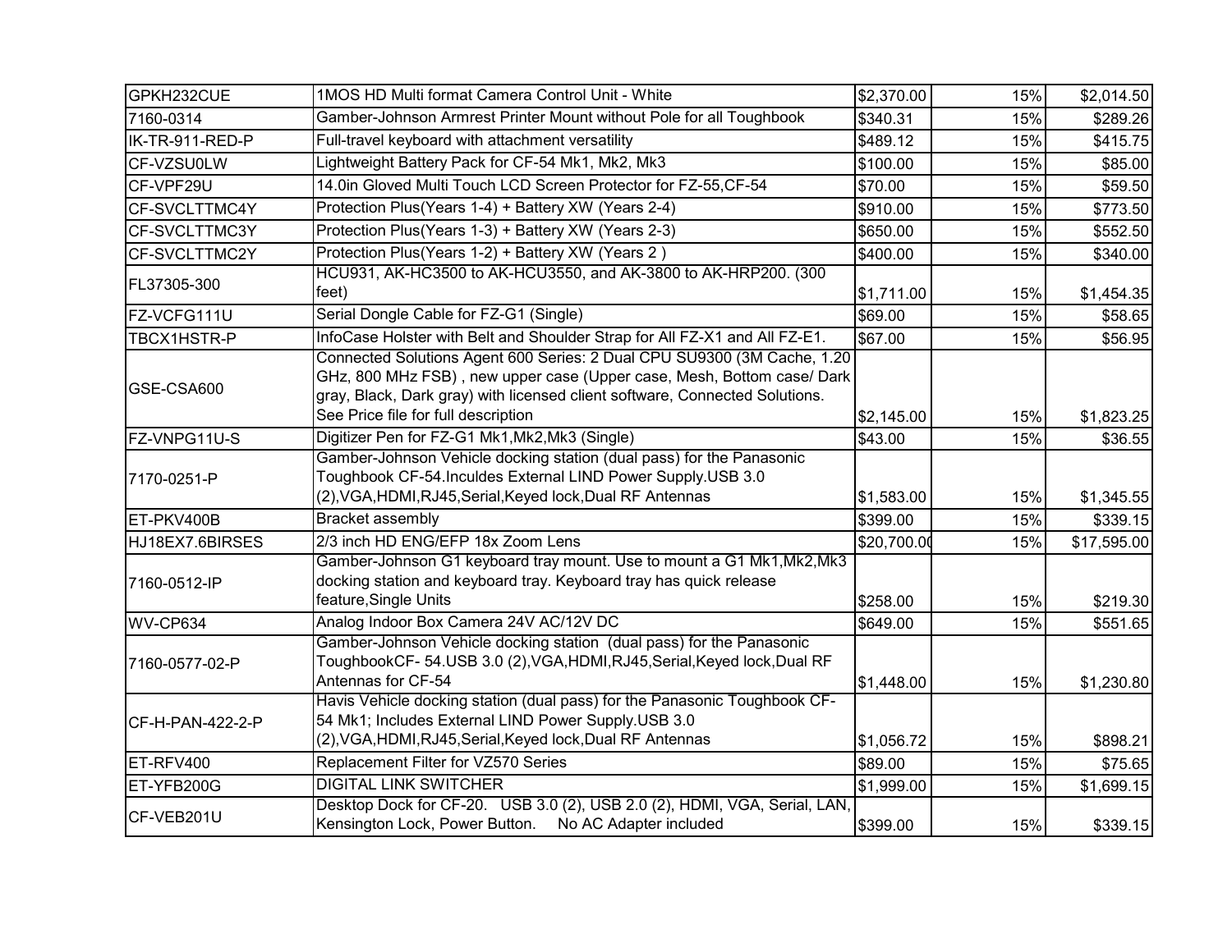| | | | | |
|---|---|---|---|---|
| GPKH232CUE | 1MOS HD Multi format Camera Control Unit - White | $2,370.00 | 15% | $2,014.50 |
| 7160-0314 | Gamber-Johnson Armrest Printer Mount without Pole for all Toughbook | $340.31 | 15% | $289.26 |
| IK-TR-911-RED-P | Full-travel keyboard with attachment versatility | $489.12 | 15% | $415.75 |
| CF-VZSU0LW | Lightweight Battery Pack for CF-54 Mk1, Mk2, Mk3 | $100.00 | 15% | $85.00 |
| CF-VPF29U | 14.0in Gloved Multi Touch LCD Screen Protector for FZ-55,CF-54 | $70.00 | 15% | $59.50 |
| CF-SVCLTTMC4Y | Protection Plus(Years 1-4) + Battery XW (Years 2-4) | $910.00 | 15% | $773.50 |
| CF-SVCLTTMC3Y | Protection Plus(Years 1-3) + Battery XW (Years 2-3) | $650.00 | 15% | $552.50 |
| CF-SVCLTTMC2Y | Protection Plus(Years 1-2) + Battery XW (Years 2 ) | $400.00 | 15% | $340.00 |
| FL37305-300 | HCU931, AK-HC3500 to AK-HCU3550, and AK-3800 to AK-HRP200. (300 feet) | $1,711.00 | 15% | $1,454.35 |
| FZ-VCFG111U | Serial Dongle Cable for FZ-G1 (Single) | $69.00 | 15% | $58.65 |
| TBCX1HSTR-P | InfoCase Holster with Belt and Shoulder Strap for All FZ-X1 and All FZ-E1. | $67.00 | 15% | $56.95 |
| GSE-CSA600 | Connected Solutions Agent 600 Series: 2 Dual CPU SU9300 (3M Cache, 1.20 GHz, 800 MHz FSB) , new upper case (Upper case, Mesh, Bottom case/ Dark gray, Black, Dark gray) with licensed client software, Connected Solutions. See Price file for full description | $2,145.00 | 15% | $1,823.25 |
| FZ-VNPG11U-S | Digitizer Pen for FZ-G1 Mk1,Mk2,Mk3 (Single) | $43.00 | 15% | $36.55 |
| 7170-0251-P | Gamber-Johnson Vehicle docking station (dual pass) for the Panasonic Toughbook CF-54.Inculdes External LIND Power Supply.USB 3.0 (2),VGA,HDMI,RJ45,Serial,Keyed lock,Dual RF Antennas | $1,583.00 | 15% | $1,345.55 |
| ET-PKV400B | Bracket assembly | $399.00 | 15% | $339.15 |
| HJ18EX7.6BIRSES | 2/3 inch HD ENG/EFP 18x Zoom Lens | $20,700.00 | 15% | $17,595.00 |
| 7160-0512-IP | Gamber-Johnson G1 keyboard tray mount. Use to mount a G1 Mk1,Mk2,Mk3 docking station and keyboard tray. Keyboard tray has quick release feature,Single Units | $258.00 | 15% | $219.30 |
| WV-CP634 | Analog Indoor Box Camera 24V AC/12V DC | $649.00 | 15% | $551.65 |
| 7160-0577-02-P | Gamber-Johnson Vehicle docking station (dual pass) for the Panasonic ToughbookCF- 54.USB 3.0 (2),VGA,HDMI,RJ45,Serial,Keyed lock,Dual RF Antennas for CF-54 | $1,448.00 | 15% | $1,230.80 |
| CF-H-PAN-422-2-P | Havis Vehicle docking station (dual pass) for the Panasonic Toughbook CF-54 Mk1; Includes External LIND Power Supply.USB 3.0 (2),VGA,HDMI,RJ45,Serial,Keyed lock,Dual RF Antennas | $1,056.72 | 15% | $898.21 |
| ET-RFV400 | Replacement Filter for VZ570 Series | $89.00 | 15% | $75.65 |
| ET-YFB200G | DIGITAL LINK SWITCHER | $1,999.00 | 15% | $1,699.15 |
| CF-VEB201U | Desktop Dock for CF-20. USB 3.0 (2), USB 2.0 (2), HDMI, VGA, Serial, LAN, Kensington Lock, Power Button. No AC Adapter included | $399.00 | 15% | $339.15 |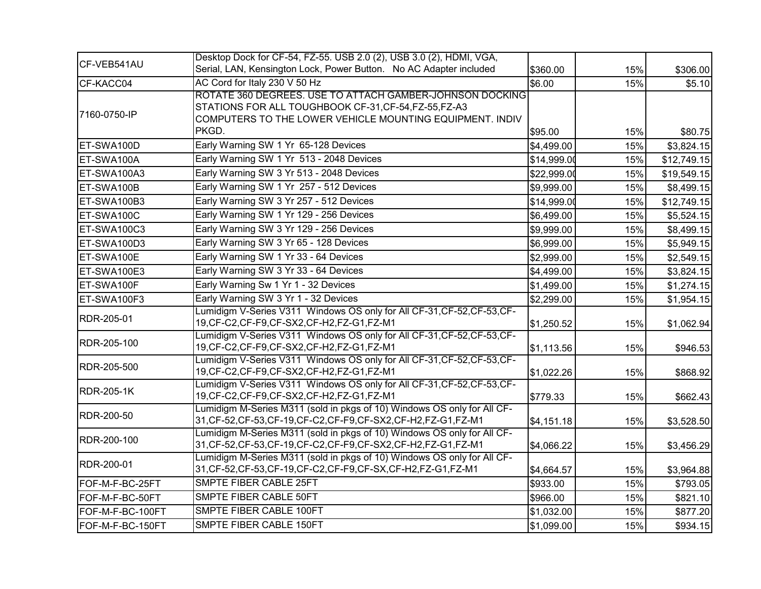| | | | | |
|---|---|---|---|---|
| CF-VEB541AU | Desktop Dock for CF-54, FZ-55. USB 2.0 (2), USB 3.0 (2), HDMI, VGA, Serial, LAN, Kensington Lock, Power Button. No AC Adapter included | $360.00 | 15% | $306.00 |
| CF-KACC04 | AC Cord for Italy 230 V 50 Hz | $6.00 | 15% | $5.10 |
| 7160-0750-IP | ROTATE 360 DEGREES. USE TO ATTACH GAMBER-JOHNSON DOCKING STATIONS FOR ALL TOUGHBOOK CF-31,CF-54,FZ-55,FZ-A3 COMPUTERS TO THE LOWER VEHICLE MOUNTING EQUIPMENT. INDIV PKGD. | $95.00 | 15% | $80.75 |
| ET-SWA100D | Early Warning SW 1 Yr 65-128 Devices | $4,499.00 | 15% | $3,824.15 |
| ET-SWA100A | Early Warning SW 1 Yr 513 - 2048 Devices | $14,999.00 | 15% | $12,749.15 |
| ET-SWA100A3 | Early Warning SW 3 Yr 513 - 2048 Devices | $22,999.00 | 15% | $19,549.15 |
| ET-SWA100B | Early Warning SW 1 Yr 257 - 512 Devices | $9,999.00 | 15% | $8,499.15 |
| ET-SWA100B3 | Early Warning SW 3 Yr 257 - 512 Devices | $14,999.00 | 15% | $12,749.15 |
| ET-SWA100C | Early Warning SW 1 Yr 129 - 256 Devices | $6,499.00 | 15% | $5,524.15 |
| ET-SWA100C3 | Early Warning SW 3 Yr 129 - 256 Devices | $9,999.00 | 15% | $8,499.15 |
| ET-SWA100D3 | Early Warning SW 3 Yr 65 - 128 Devices | $6,999.00 | 15% | $5,949.15 |
| ET-SWA100E | Early Warning SW 1 Yr 33 - 64 Devices | $2,999.00 | 15% | $2,549.15 |
| ET-SWA100E3 | Early Warning SW 3 Yr 33 - 64 Devices | $4,499.00 | 15% | $3,824.15 |
| ET-SWA100F | Early Warning Sw 1 Yr 1 - 32 Devices | $1,499.00 | 15% | $1,274.15 |
| ET-SWA100F3 | Early Warning SW 3 Yr 1 - 32 Devices | $2,299.00 | 15% | $1,954.15 |
| RDR-205-01 | Lumidigm V-Series V311 Windows OS only for All CF-31,CF-52,CF-53,CF-19,CF-C2,CF-F9,CF-SX2,CF-H2,FZ-G1,FZ-M1 | $1,250.52 | 15% | $1,062.94 |
| RDR-205-100 | Lumidigm V-Series V311 Windows OS only for All CF-31,CF-52,CF-53,CF-19,CF-C2,CF-F9,CF-SX2,CF-H2,FZ-G1,FZ-M1 | $1,113.56 | 15% | $946.53 |
| RDR-205-500 | Lumidigm V-Series V311 Windows OS only for All CF-31,CF-52,CF-53,CF-19,CF-C2,CF-F9,CF-SX2,CF-H2,FZ-G1,FZ-M1 | $1,022.26 | 15% | $868.92 |
| RDR-205-1K | Lumidigm V-Series V311 Windows OS only for All CF-31,CF-52,CF-53,CF-19,CF-C2,CF-F9,CF-SX2,CF-H2,FZ-G1,FZ-M1 | $779.33 | 15% | $662.43 |
| RDR-200-50 | Lumidigm M-Series M311 (sold in pkgs of 10) Windows OS only for All CF-31,CF-52,CF-53,CF-19,CF-C2,CF-F9,CF-SX2,CF-H2,FZ-G1,FZ-M1 | $4,151.18 | 15% | $3,528.50 |
| RDR-200-100 | Lumidigm M-Series M311 (sold in pkgs of 10) Windows OS only for All CF-31,CF-52,CF-53,CF-19,CF-C2,CF-F9,CF-SX2,CF-H2,FZ-G1,FZ-M1 | $4,066.22 | 15% | $3,456.29 |
| RDR-200-01 | Lumidigm M-Series M311 (sold in pkgs of 10) Windows OS only for All CF-31,CF-52,CF-53,CF-19,CF-C2,CF-F9,CF-SX,CF-H2,FZ-G1,FZ-M1 | $4,664.57 | 15% | $3,964.88 |
| FOF-M-F-BC-25FT | SMPTE FIBER CABLE 25FT | $933.00 | 15% | $793.05 |
| FOF-M-F-BC-50FT | SMPTE FIBER CABLE 50FT | $966.00 | 15% | $821.10 |
| FOF-M-F-BC-100FT | SMPTE FIBER CABLE 100FT | $1,032.00 | 15% | $877.20 |
| FOF-M-F-BC-150FT | SMPTE FIBER CABLE 150FT | $1,099.00 | 15% | $934.15 |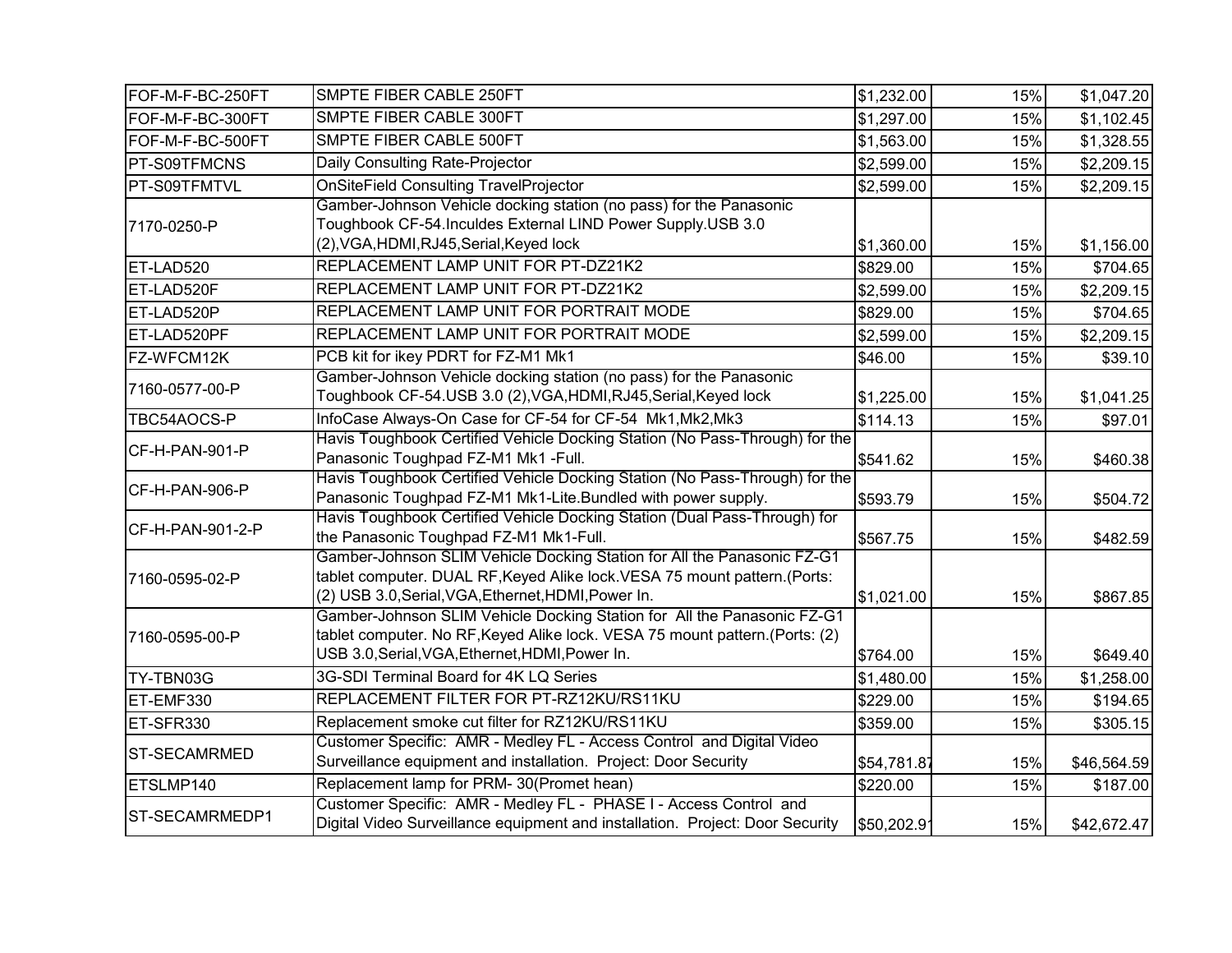| | | | | |
|---|---|---|---|---|
| FOF-M-F-BC-250FT | SMPTE FIBER CABLE 250FT | $1,232.00 | 15% | $1,047.20 |
| FOF-M-F-BC-300FT | SMPTE FIBER CABLE 300FT | $1,297.00 | 15% | $1,102.45 |
| FOF-M-F-BC-500FT | SMPTE FIBER CABLE 500FT | $1,563.00 | 15% | $1,328.55 |
| PT-S09TFMCNS | Daily Consulting Rate-Projector | $2,599.00 | 15% | $2,209.15 |
| PT-S09TFMTVL | OnSiteField Consulting TravelProjector | $2,599.00 | 15% | $2,209.15 |
| 7170-0250-P | Gamber-Johnson Vehicle docking station (no pass) for the Panasonic Toughbook CF-54.Inculdes External LIND Power Supply.USB 3.0 (2),VGA,HDMI,RJ45,Serial,Keyed lock | $1,360.00 | 15% | $1,156.00 |
| ET-LAD520 | REPLACEMENT LAMP UNIT FOR PT-DZ21K2 | $829.00 | 15% | $704.65 |
| ET-LAD520F | REPLACEMENT LAMP UNIT FOR PT-DZ21K2 | $2,599.00 | 15% | $2,209.15 |
| ET-LAD520P | REPLACEMENT LAMP UNIT FOR PORTRAIT MODE | $829.00 | 15% | $704.65 |
| ET-LAD520PF | REPLACEMENT LAMP UNIT FOR PORTRAIT MODE | $2,599.00 | 15% | $2,209.15 |
| FZ-WFCM12K | PCB kit for ikey PDRT for FZ-M1 Mk1 | $46.00 | 15% | $39.10 |
| 7160-0577-00-P | Gamber-Johnson Vehicle docking station (no pass) for the Panasonic Toughbook CF-54.USB 3.0 (2),VGA,HDMI,RJ45,Serial,Keyed lock | $1,225.00 | 15% | $1,041.25 |
| TBC54AOCS-P | InfoCase Always-On Case for CF-54 for CF-54 Mk1,Mk2,Mk3 | $114.13 | 15% | $97.01 |
| CF-H-PAN-901-P | Havis Toughbook Certified Vehicle Docking Station (No Pass-Through) for the Panasonic Toughpad FZ-M1 Mk1 -Full. | $541.62 | 15% | $460.38 |
| CF-H-PAN-906-P | Havis Toughbook Certified Vehicle Docking Station (No Pass-Through) for the Panasonic Toughpad FZ-M1 Mk1-Lite.Bundled with power supply. | $593.79 | 15% | $504.72 |
| CF-H-PAN-901-2-P | Havis Toughbook Certified Vehicle Docking Station (Dual Pass-Through) for the Panasonic Toughpad FZ-M1 Mk1-Full. | $567.75 | 15% | $482.59 |
| 7160-0595-02-P | Gamber-Johnson SLIM Vehicle Docking Station for All the Panasonic FZ-G1 tablet computer. DUAL RF,Keyed Alike lock.VESA 75 mount pattern.(Ports: (2) USB 3.0,Serial,VGA,Ethernet,HDMI,Power In. | $1,021.00 | 15% | $867.85 |
| 7160-0595-00-P | Gamber-Johnson SLIM Vehicle Docking Station for All the Panasonic FZ-G1 tablet computer. No RF,Keyed Alike lock. VESA 75 mount pattern.(Ports: (2) USB 3.0,Serial,VGA,Ethernet,HDMI,Power In. | $764.00 | 15% | $649.40 |
| TY-TBN03G | 3G-SDI Terminal Board for 4K LQ Series | $1,480.00 | 15% | $1,258.00 |
| ET-EMF330 | REPLACEMENT FILTER FOR PT-RZ12KU/RS11KU | $229.00 | 15% | $194.65 |
| ET-SFR330 | Replacement smoke cut filter for RZ12KU/RS11KU | $359.00 | 15% | $305.15 |
| ST-SECAMRMED | Customer Specific: AMR - Medley FL - Access Control and Digital Video Surveillance equipment and installation. Project: Door Security | $54,781.87 | 15% | $46,564.59 |
| ETSLMP140 | Replacement lamp for PRM- 30(Promet hean) | $220.00 | 15% | $187.00 |
| ST-SECAMRMEDP1 | Customer Specific: AMR - Medley FL - PHASE I - Access Control and Digital Video Surveillance equipment and installation. Project: Door Security | $50,202.91 | 15% | $42,672.47 |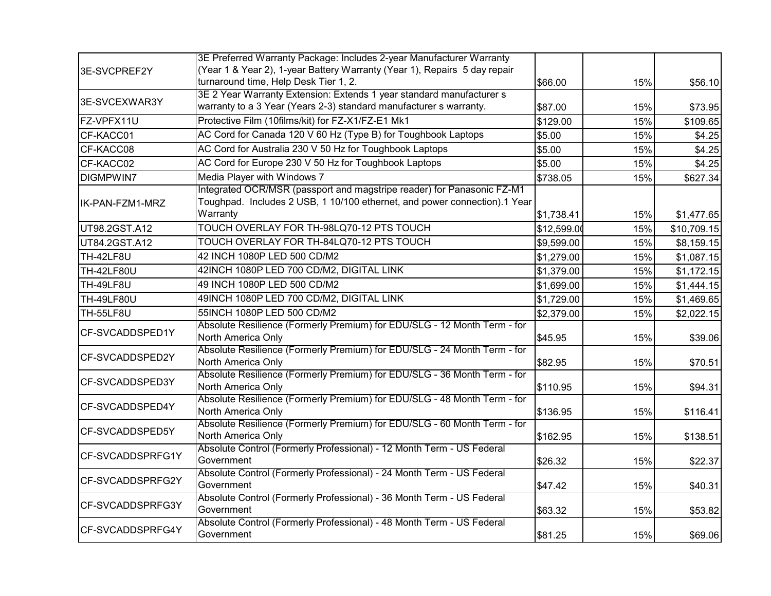| | | | | |
|---|---|---|---|---|
| 3E-SVCPREF2Y | 3E Preferred Warranty Package: Includes 2-year Manufacturer Warranty (Year 1 & Year 2), 1-year Battery Warranty (Year 1), Repairs 5 day repair turnaround time, Help Desk Tier 1, 2. | $66.00 | 15% | $56.10 |
| 3E-SVCEXWAR3Y | 3E 2 Year Warranty Extension: Extends 1 year standard manufacturer s warranty to a 3 Year (Years 2-3) standard manufacturer s warranty. | $87.00 | 15% | $73.95 |
| FZ-VPFX11U | Protective Film (10films/kit) for FZ-X1/FZ-E1 Mk1 | $129.00 | 15% | $109.65 |
| CF-KACC01 | AC Cord for Canada 120 V 60 Hz (Type B) for Toughbook Laptops | $5.00 | 15% | $4.25 |
| CF-KACC08 | AC Cord for Australia 230 V 50 Hz for Toughbook Laptops | $5.00 | 15% | $4.25 |
| CF-KACC02 | AC Cord for Europe 230 V 50 Hz for Toughbook Laptops | $5.00 | 15% | $4.25 |
| DIGMPWIN7 | Media Player with Windows 7 | $738.05 | 15% | $627.34 |
| IK-PAN-FZM1-MRZ | Integrated OCR/MSR (passport and magstripe reader) for Panasonic FZ-M1 Toughpad. Includes 2 USB, 1 10/100 ethernet, and power connection).1 Year Warranty | $1,738.41 | 15% | $1,477.65 |
| UT98.2GST.A12 | TOUCH OVERLAY FOR TH-98LQ70-12 PTS TOUCH | $12,599.00 | 15% | $10,709.15 |
| UT84.2GST.A12 | TOUCH OVERLAY FOR TH-84LQ70-12 PTS TOUCH | $9,599.00 | 15% | $8,159.15 |
| TH-42LF8U | 42 INCH 1080P LED 500 CD/M2 | $1,279.00 | 15% | $1,087.15 |
| TH-42LF80U | 42INCH 1080P LED 700 CD/M2, DIGITAL LINK | $1,379.00 | 15% | $1,172.15 |
| TH-49LF8U | 49 INCH 1080P LED 500 CD/M2 | $1,699.00 | 15% | $1,444.15 |
| TH-49LF80U | 49INCH 1080P LED 700 CD/M2, DIGITAL LINK | $1,729.00 | 15% | $1,469.65 |
| TH-55LF8U | 55INCH 1080P LED 500 CD/M2 | $2,379.00 | 15% | $2,022.15 |
| CF-SVCADDSPED1Y | Absolute Resilience (Formerly Premium) for EDU/SLG - 12 Month Term - for North America Only | $45.95 | 15% | $39.06 |
| CF-SVCADDSPED2Y | Absolute Resilience (Formerly Premium) for EDU/SLG - 24 Month Term - for North America Only | $82.95 | 15% | $70.51 |
| CF-SVCADDSPED3Y | Absolute Resilience (Formerly Premium) for EDU/SLG - 36 Month Term - for North America Only | $110.95 | 15% | $94.31 |
| CF-SVCADDSPED4Y | Absolute Resilience (Formerly Premium) for EDU/SLG - 48 Month Term - for North America Only | $136.95 | 15% | $116.41 |
| CF-SVCADDSPED5Y | Absolute Resilience (Formerly Premium) for EDU/SLG - 60 Month Term - for North America Only | $162.95 | 15% | $138.51 |
| CF-SVCADDSPRFG1Y | Absolute Control (Formerly Professional) - 12 Month Term - US Federal Government | $26.32 | 15% | $22.37 |
| CF-SVCADDSPRFG2Y | Absolute Control (Formerly Professional) - 24 Month Term - US Federal Government | $47.42 | 15% | $40.31 |
| CF-SVCADDSPRFG3Y | Absolute Control (Formerly Professional) - 36 Month Term - US Federal Government | $63.32 | 15% | $53.82 |
| CF-SVCADDSPRFG4Y | Absolute Control (Formerly Professional) - 48 Month Term - US Federal Government | $81.25 | 15% | $69.06 |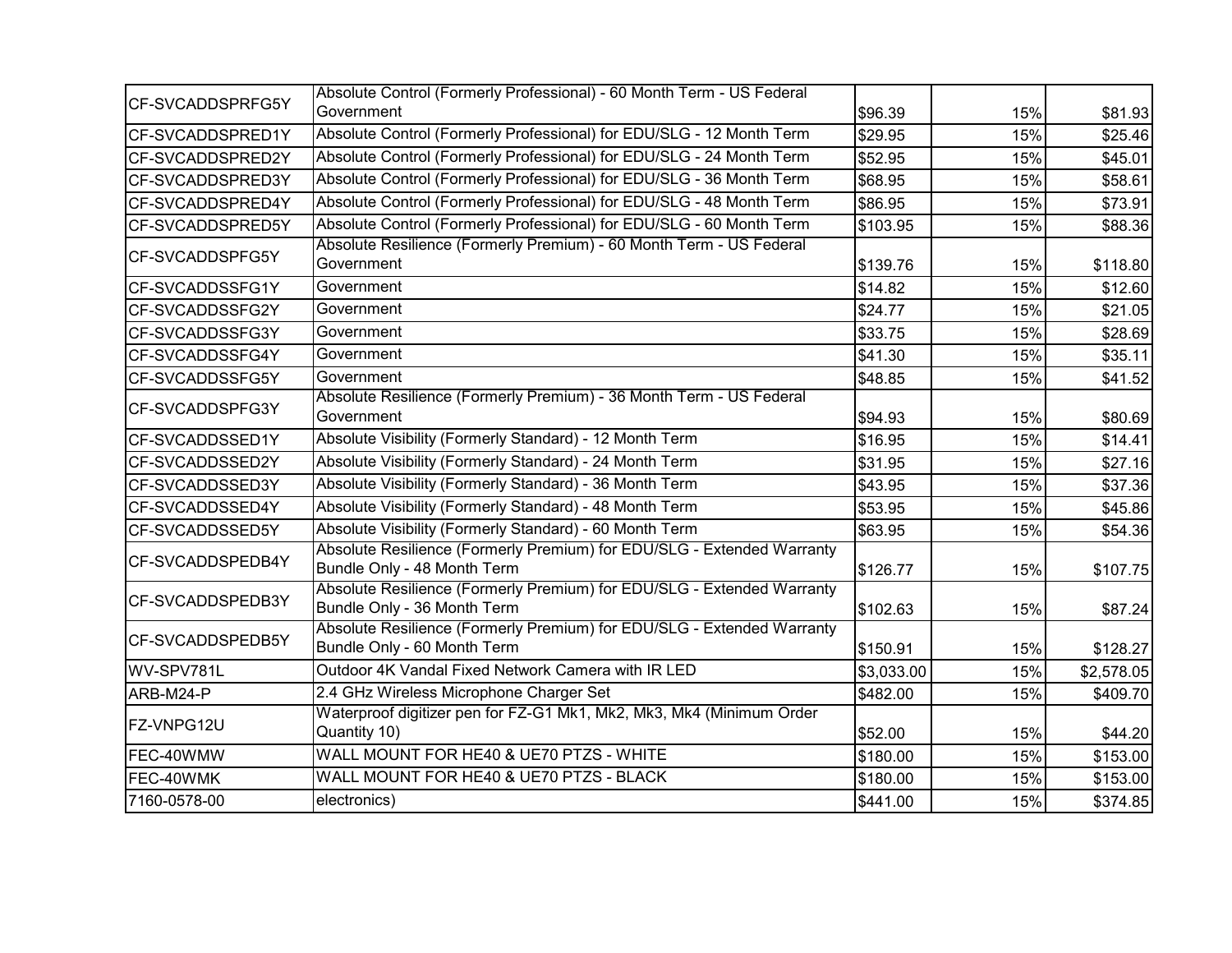| | | | | |
|---|---|---|---|---|
| CF-SVCADDSPRFG5Y | Absolute Control (Formerly Professional) - 60 Month Term - US Federal Government | $96.39 | 15% | $81.93 |
| CF-SVCADDSPRED1Y | Absolute Control (Formerly Professional) for EDU/SLG - 12 Month Term | $29.95 | 15% | $25.46 |
| CF-SVCADDSPRED2Y | Absolute Control (Formerly Professional) for EDU/SLG - 24 Month Term | $52.95 | 15% | $45.01 |
| CF-SVCADDSPRED3Y | Absolute Control (Formerly Professional) for EDU/SLG - 36 Month Term | $68.95 | 15% | $58.61 |
| CF-SVCADDSPRED4Y | Absolute Control (Formerly Professional) for EDU/SLG - 48 Month Term | $86.95 | 15% | $73.91 |
| CF-SVCADDSPRED5Y | Absolute Control (Formerly Professional) for EDU/SLG - 60 Month Term | $103.95 | 15% | $88.36 |
| CF-SVCADDSPFG5Y | Absolute Resilience (Formerly Premium) - 60 Month Term - US Federal Government | $139.76 | 15% | $118.80 |
| CF-SVCADDSSFG1Y | Government | $14.82 | 15% | $12.60 |
| CF-SVCADDSSFG2Y | Government | $24.77 | 15% | $21.05 |
| CF-SVCADDSSFG3Y | Government | $33.75 | 15% | $28.69 |
| CF-SVCADDSSFG4Y | Government | $41.30 | 15% | $35.11 |
| CF-SVCADDSSFG5Y | Government | $48.85 | 15% | $41.52 |
| CF-SVCADDSPFG3Y | Absolute Resilience (Formerly Premium) - 36 Month Term - US Federal Government | $94.93 | 15% | $80.69 |
| CF-SVCADDSSED1Y | Absolute Visibility (Formerly Standard) - 12 Month Term | $16.95 | 15% | $14.41 |
| CF-SVCADDSSED2Y | Absolute Visibility (Formerly Standard) - 24 Month Term | $31.95 | 15% | $27.16 |
| CF-SVCADDSSED3Y | Absolute Visibility (Formerly Standard) - 36 Month Term | $43.95 | 15% | $37.36 |
| CF-SVCADDSSED4Y | Absolute Visibility (Formerly Standard) - 48 Month Term | $53.95 | 15% | $45.86 |
| CF-SVCADDSSED5Y | Absolute Visibility (Formerly Standard) - 60 Month Term | $63.95 | 15% | $54.36 |
| CF-SVCADDSPEDB4Y | Absolute Resilience (Formerly Premium) for EDU/SLG - Extended Warranty Bundle Only - 48 Month Term | $126.77 | 15% | $107.75 |
| CF-SVCADDSPEDB3Y | Absolute Resilience (Formerly Premium) for EDU/SLG - Extended Warranty Bundle Only - 36 Month Term | $102.63 | 15% | $87.24 |
| CF-SVCADDSPEDB5Y | Absolute Resilience (Formerly Premium) for EDU/SLG - Extended Warranty Bundle Only - 60 Month Term | $150.91 | 15% | $128.27 |
| WV-SPV781L | Outdoor 4K Vandal Fixed Network Camera with IR LED | $3,033.00 | 15% | $2,578.05 |
| ARB-M24-P | 2.4 GHz Wireless Microphone Charger Set | $482.00 | 15% | $409.70 |
| FZ-VNPG12U | Waterproof digitizer pen for FZ-G1 Mk1, Mk2, Mk3, Mk4 (Minimum Order Quantity 10) | $52.00 | 15% | $44.20 |
| FEC-40WMW | WALL MOUNT FOR HE40 & UE70 PTZS - WHITE | $180.00 | 15% | $153.00 |
| FEC-40WMK | WALL MOUNT FOR HE40 & UE70 PTZS - BLACK | $180.00 | 15% | $153.00 |
| 7160-0578-00 | electronics) | $441.00 | 15% | $374.85 |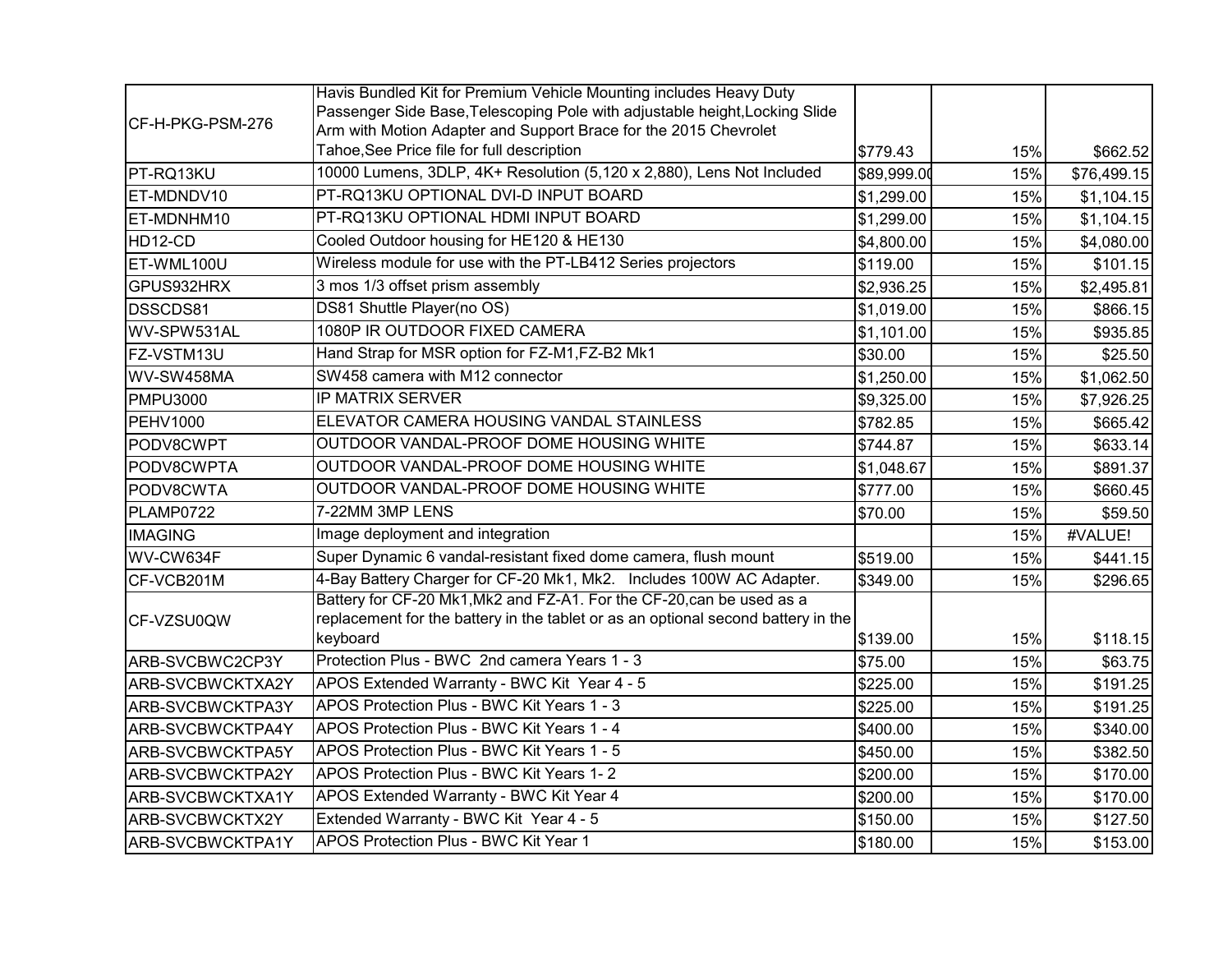| | | | | |
|---|---|---|---|---|
| CF-H-PKG-PSM-276 | Havis Bundled Kit for Premium Vehicle Mounting includes Heavy Duty Passenger Side Base,Telescoping Pole with adjustable height,Locking Slide Arm with Motion Adapter and Support Brace for the 2015 Chevrolet Tahoe,See Price file for full description | $779.43 | 15% | $662.52 |
| PT-RQ13KU | 10000 Lumens, 3DLP, 4K+ Resolution (5,120 x 2,880), Lens Not Included | $89,999.00 | 15% | $76,499.15 |
| ET-MDNDV10 | PT-RQ13KU OPTIONAL DVI-D INPUT BOARD | $1,299.00 | 15% | $1,104.15 |
| ET-MDNHM10 | PT-RQ13KU OPTIONAL HDMI INPUT BOARD | $1,299.00 | 15% | $1,104.15 |
| HD12-CD | Cooled Outdoor housing for HE120 & HE130 | $4,800.00 | 15% | $4,080.00 |
| ET-WML100U | Wireless module for use with the PT-LB412 Series projectors | $119.00 | 15% | $101.15 |
| GPUS932HRX | 3 mos 1/3 offset prism assembly | $2,936.25 | 15% | $2,495.81 |
| DSSCDS81 | DS81 Shuttle Player(no OS) | $1,019.00 | 15% | $866.15 |
| WV-SPW531AL | 1080P IR OUTDOOR FIXED CAMERA | $1,101.00 | 15% | $935.85 |
| FZ-VSTM13U | Hand Strap for MSR option for FZ-M1,FZ-B2 Mk1 | $30.00 | 15% | $25.50 |
| WV-SW458MA | SW458 camera with M12 connector | $1,250.00 | 15% | $1,062.50 |
| PMPU3000 | IP MATRIX SERVER | $9,325.00 | 15% | $7,926.25 |
| PEHV1000 | ELEVATOR CAMERA HOUSING VANDAL STAINLESS | $782.85 | 15% | $665.42 |
| PODV8CWPT | OUTDOOR VANDAL-PROOF DOME HOUSING WHITE | $744.87 | 15% | $633.14 |
| PODV8CWPTA | OUTDOOR VANDAL-PROOF DOME HOUSING WHITE | $1,048.67 | 15% | $891.37 |
| PODV8CWTA | OUTDOOR VANDAL-PROOF DOME HOUSING WHITE | $777.00 | 15% | $660.45 |
| PLAMP0722 | 7-22MM 3MP LENS | $70.00 | 15% | $59.50 |
| IMAGING | Image deployment and integration | | 15% | #VALUE! |
| WV-CW634F | Super Dynamic 6 vandal-resistant fixed dome camera, flush mount | $519.00 | 15% | $441.15 |
| CF-VCB201M | 4-Bay Battery Charger for CF-20 Mk1, Mk2. Includes 100W AC Adapter. | $349.00 | 15% | $296.65 |
| CF-VZSU0QW | Battery for CF-20 Mk1,Mk2 and FZ-A1. For the CF-20,can be used as a replacement for the battery in the tablet or as an optional second battery in the keyboard | $139.00 | 15% | $118.15 |
| ARB-SVCBWC2CP3Y | Protection Plus - BWC 2nd camera Years 1 - 3 | $75.00 | 15% | $63.75 |
| ARB-SVCBWCKTXA2Y | APOS Extended Warranty - BWC Kit Year 4 - 5 | $225.00 | 15% | $191.25 |
| ARB-SVCBWCKTPA3Y | APOS Protection Plus - BWC Kit Years 1 - 3 | $225.00 | 15% | $191.25 |
| ARB-SVCBWCKTPA4Y | APOS Protection Plus - BWC Kit Years 1 - 4 | $400.00 | 15% | $340.00 |
| ARB-SVCBWCKTPA5Y | APOS Protection Plus - BWC Kit Years 1 - 5 | $450.00 | 15% | $382.50 |
| ARB-SVCBWCKTPA2Y | APOS Protection Plus - BWC Kit Years 1- 2 | $200.00 | 15% | $170.00 |
| ARB-SVCBWCKTXA1Y | APOS Extended Warranty - BWC Kit Year 4 | $200.00 | 15% | $170.00 |
| ARB-SVCBWCKTX2Y | Extended Warranty - BWC Kit Year 4 - 5 | $150.00 | 15% | $127.50 |
| ARB-SVCBWCKTPA1Y | APOS Protection Plus - BWC Kit Year 1 | $180.00 | 15% | $153.00 |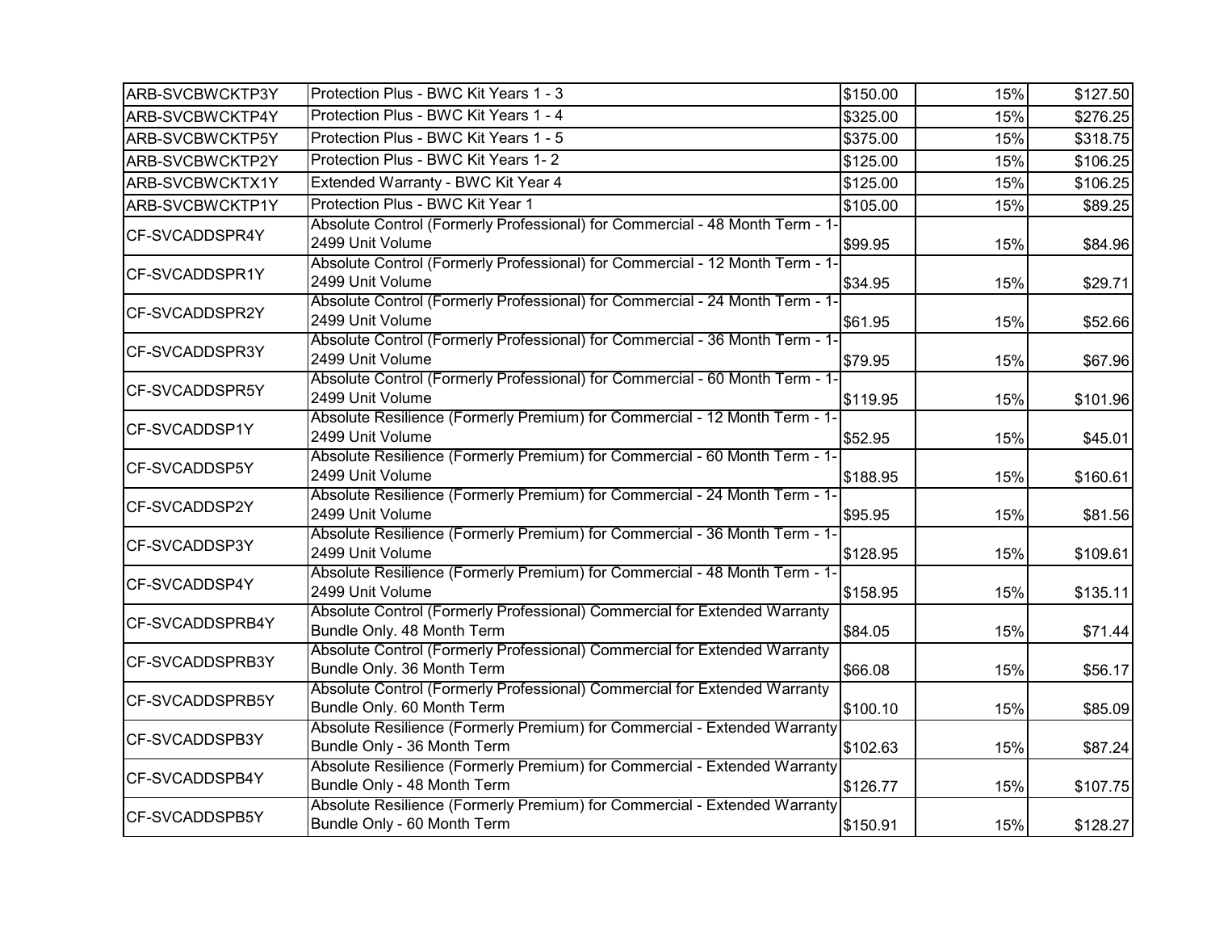| | | | | |
|---|---|---|---|---|
| ARB-SVCBWCKTP3Y | Protection Plus - BWC Kit Years 1 - 3 | $150.00 | 15% | $127.50 |
| ARB-SVCBWCKTP4Y | Protection Plus - BWC Kit Years 1 - 4 | $325.00 | 15% | $276.25 |
| ARB-SVCBWCKTP5Y | Protection Plus - BWC Kit Years 1 - 5 | $375.00 | 15% | $318.75 |
| ARB-SVCBWCKTP2Y | Protection Plus - BWC Kit Years 1- 2 | $125.00 | 15% | $106.25 |
| ARB-SVCBWCKTX1Y | Extended Warranty - BWC Kit Year 4 | $125.00 | 15% | $106.25 |
| ARB-SVCBWCKTP1Y | Protection Plus - BWC Kit Year 1 | $105.00 | 15% | $89.25 |
| CF-SVCADDSPR4Y | Absolute Control (Formerly Professional) for Commercial - 48 Month Term - 1-2499 Unit Volume | $99.95 | 15% | $84.96 |
| CF-SVCADDSPR1Y | Absolute Control (Formerly Professional) for Commercial - 12 Month Term - 1-2499 Unit Volume | $34.95 | 15% | $29.71 |
| CF-SVCADDSPR2Y | Absolute Control (Formerly Professional) for Commercial - 24 Month Term - 1-2499 Unit Volume | $61.95 | 15% | $52.66 |
| CF-SVCADDSPR3Y | Absolute Control (Formerly Professional) for Commercial - 36 Month Term - 1-2499 Unit Volume | $79.95 | 15% | $67.96 |
| CF-SVCADDSPR5Y | Absolute Control (Formerly Professional) for Commercial - 60 Month Term - 1-2499 Unit Volume | $119.95 | 15% | $101.96 |
| CF-SVCADDSP1Y | Absolute Resilience (Formerly Premium) for Commercial - 12 Month Term - 1-2499 Unit Volume | $52.95 | 15% | $45.01 |
| CF-SVCADDSP5Y | Absolute Resilience (Formerly Premium) for Commercial - 60 Month Term - 1-2499 Unit Volume | $188.95 | 15% | $160.61 |
| CF-SVCADDSP2Y | Absolute Resilience (Formerly Premium) for Commercial - 24 Month Term - 1-2499 Unit Volume | $95.95 | 15% | $81.56 |
| CF-SVCADDSP3Y | Absolute Resilience (Formerly Premium) for Commercial - 36 Month Term - 1-2499 Unit Volume | $128.95 | 15% | $109.61 |
| CF-SVCADDSP4Y | Absolute Resilience (Formerly Premium) for Commercial - 48 Month Term - 1-2499 Unit Volume | $158.95 | 15% | $135.11 |
| CF-SVCADDSPRB4Y | Absolute Control (Formerly Professional) Commercial for Extended Warranty Bundle Only. 48 Month Term | $84.05 | 15% | $71.44 |
| CF-SVCADDSPRB3Y | Absolute Control (Formerly Professional) Commercial for Extended Warranty Bundle Only. 36 Month Term | $66.08 | 15% | $56.17 |
| CF-SVCADDSPRB5Y | Absolute Control (Formerly Professional) Commercial for Extended Warranty Bundle Only. 60 Month Term | $100.10 | 15% | $85.09 |
| CF-SVCADDSPB3Y | Absolute Resilience (Formerly Premium) for Commercial - Extended Warranty Bundle Only - 36 Month Term | $102.63 | 15% | $87.24 |
| CF-SVCADDSPB4Y | Absolute Resilience (Formerly Premium) for Commercial - Extended Warranty Bundle Only - 48 Month Term | $126.77 | 15% | $107.75 |
| CF-SVCADDSPB5Y | Absolute Resilience (Formerly Premium) for Commercial - Extended Warranty Bundle Only - 60 Month Term | $150.91 | 15% | $128.27 |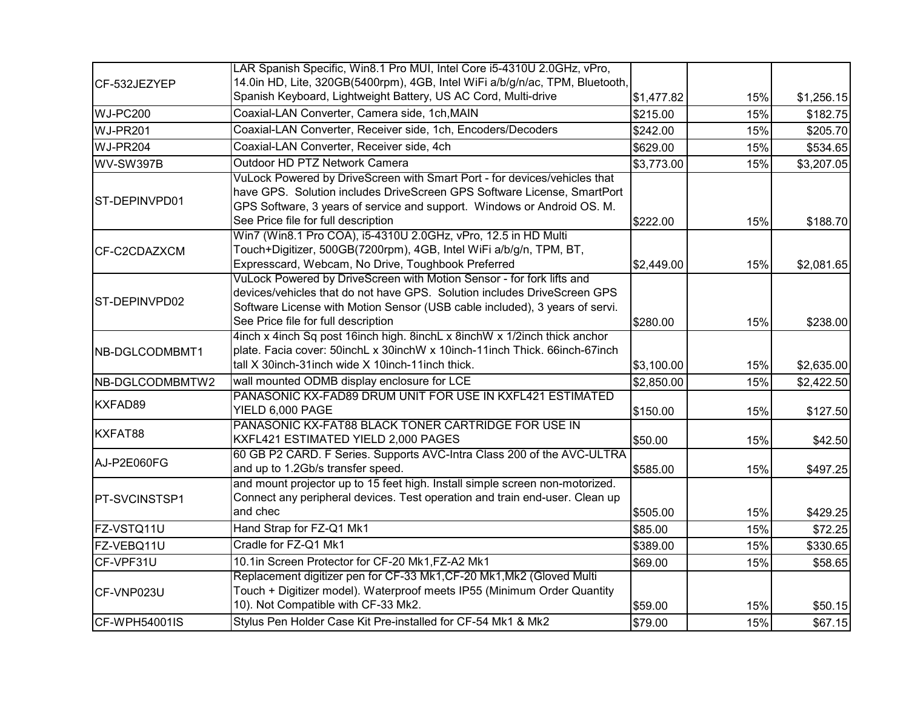| | | | | |
|---|---|---|---|---|
| CF-532JEZYEP | LAR Spanish Specific, Win8.1 Pro MUI, Intel Core i5-4310U 2.0GHz, vPro, 14.0in HD, Lite, 320GB(5400rpm), 4GB, Intel WiFi a/b/g/n/ac, TPM, Bluetooth, Spanish Keyboard, Lightweight Battery, US AC Cord, Multi-drive | $1,477.82 | 15% | $1,256.15 |
| WJ-PC200 | Coaxial-LAN Converter, Camera side, 1ch,MAIN | $215.00 | 15% | $182.75 |
| WJ-PR201 | Coaxial-LAN Converter, Receiver side, 1ch, Encoders/Decoders | $242.00 | 15% | $205.70 |
| WJ-PR204 | Coaxial-LAN Converter, Receiver side, 4ch | $629.00 | 15% | $534.65 |
| WV-SW397B | Outdoor HD PTZ Network Camera | $3,773.00 | 15% | $3,207.05 |
| ST-DEPINVPD01 | VuLock Powered by DriveScreen with Smart Port - for devices/vehicles that have GPS. Solution includes DriveScreen GPS Software License, SmartPort GPS Software, 3 years of service and support. Windows or Android OS. M. See Price file for full description | $222.00 | 15% | $188.70 |
| CF-C2CDAZXCM | Win7 (Win8.1 Pro COA), i5-4310U 2.0GHz, vPro, 12.5 in HD Multi Touch+Digitizer, 500GB(7200rpm), 4GB, Intel WiFi a/b/g/n, TPM, BT, Expresscard, Webcam, No Drive, Toughbook Preferred | $2,449.00 | 15% | $2,081.65 |
| ST-DEPINVPD02 | VuLock Powered by DriveScreen with Motion Sensor - for fork lifts and devices/vehicles that do not have GPS. Solution includes DriveScreen GPS Software License with Motion Sensor (USB cable included), 3 years of servi. See Price file for full description | $280.00 | 15% | $238.00 |
| NB-DGLCODMBMT1 | 4inch x 4inch Sq post 16inch high. 8inchL x 8inchW x 1/2inch thick anchor plate. Facia cover: 50inchL x 30inchW x 10inch-11inch Thick. 66inch-67inch tall X 30inch-31inch wide X 10inch-11inch thick. | $3,100.00 | 15% | $2,635.00 |
| NB-DGLCODMBMTW2 | wall mounted ODMB display enclosure for LCE | $2,850.00 | 15% | $2,422.50 |
| KXFAD89 | PANASONIC KX-FAD89 DRUM UNIT FOR USE IN KXFL421 ESTIMATED YIELD 6,000 PAGE | $150.00 | 15% | $127.50 |
| KXFAT88 | PANASONIC KX-FAT88 BLACK TONER CARTRIDGE FOR USE IN KXFL421 ESTIMATED YIELD 2,000 PAGES | $50.00 | 15% | $42.50 |
| AJ-P2E060FG | 60 GB P2 CARD. F Series. Supports AVC-Intra Class 200 of the AVC-ULTRA and up to 1.2Gb/s transfer speed. | $585.00 | 15% | $497.25 |
| PT-SVCINSTSP1 | and mount projector up to 15 feet high. Install simple screen non-motorized. Connect any peripheral devices. Test operation and train end-user. Clean up and chec | $505.00 | 15% | $429.25 |
| FZ-VSTQ11U | Hand Strap for FZ-Q1 Mk1 | $85.00 | 15% | $72.25 |
| FZ-VEBQ11U | Cradle for FZ-Q1 Mk1 | $389.00 | 15% | $330.65 |
| CF-VPF31U | 10.1in Screen Protector for CF-20 Mk1,FZ-A2 Mk1 | $69.00 | 15% | $58.65 |
| CF-VNP023U | Replacement digitizer pen for CF-33 Mk1,CF-20 Mk1,Mk2 (Gloved Multi Touch + Digitizer model). Waterproof meets IP55 (Minimum Order Quantity 10). Not Compatible with CF-33 Mk2. | $59.00 | 15% | $50.15 |
| CF-WPH54001IS | Stylus Pen Holder Case Kit Pre-installed for CF-54 Mk1 & Mk2 | $79.00 | 15% | $67.15 |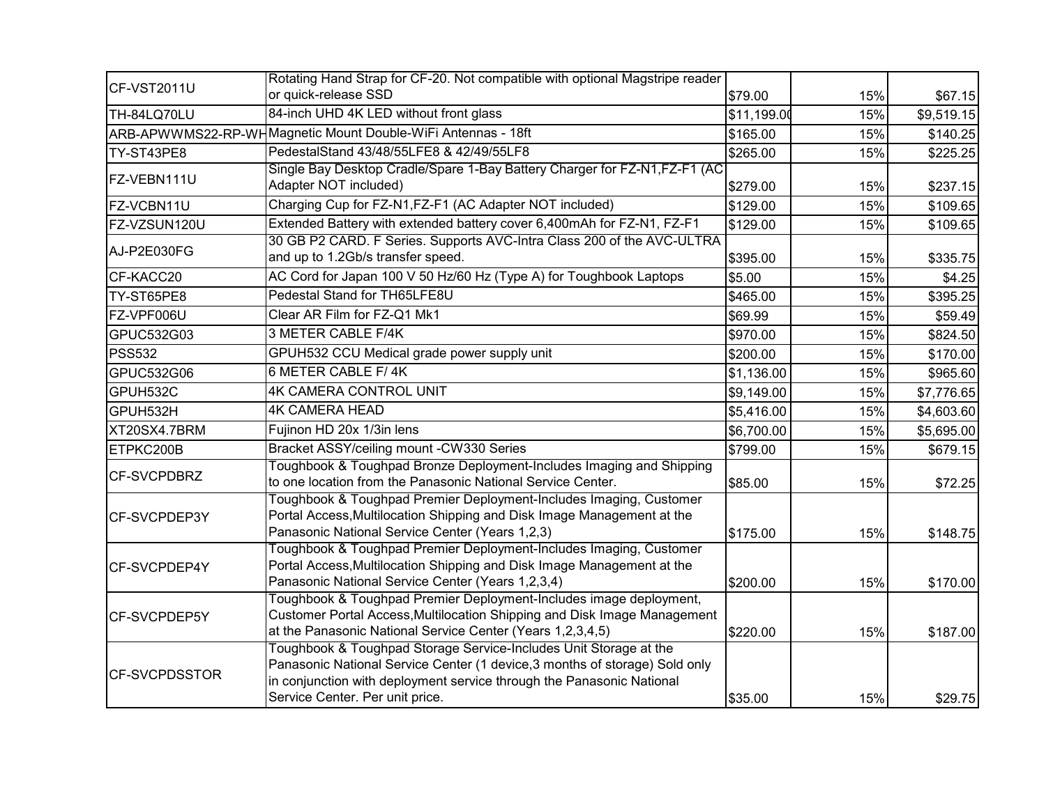| | | | | |
|---|---|---|---|---|
| CF-VST2011U | Rotating Hand Strap for CF-20. Not compatible with optional Magstripe reader or quick-release SSD | $79.00 | 15% | $67.15 |
| TH-84LQ70LU | 84-inch UHD 4K LED without front glass | $11,199.00 | 15% | $9,519.15 |
| ARB-APWWMS22-RP-WH | Magnetic Mount Double-WiFi Antennas - 18ft | $165.00 | 15% | $140.25 |
| TY-ST43PE8 | PedestalStand 43/48/55LFE8 & 42/49/55LF8 | $265.00 | 15% | $225.25 |
| FZ-VEBN111U | Single Bay Desktop Cradle/Spare 1-Bay Battery Charger for FZ-N1,FZ-F1 (AC Adapter NOT included) | $279.00 | 15% | $237.15 |
| FZ-VCBN11U | Charging Cup for FZ-N1,FZ-F1 (AC Adapter NOT included) | $129.00 | 15% | $109.65 |
| FZ-VZSUN120U | Extended Battery with extended battery cover 6,400mAh for FZ-N1, FZ-F1 | $129.00 | 15% | $109.65 |
| AJ-P2E030FG | 30 GB P2 CARD. F Series. Supports AVC-Intra Class 200 of the AVC-ULTRA and up to 1.2Gb/s transfer speed. | $395.00 | 15% | $335.75 |
| CF-KACC20 | AC Cord for Japan 100 V 50 Hz/60 Hz (Type A) for Toughbook Laptops | $5.00 | 15% | $4.25 |
| TY-ST65PE8 | Pedestal Stand for TH65LFE8U | $465.00 | 15% | $395.25 |
| FZ-VPF006U | Clear AR Film for FZ-Q1 Mk1 | $69.99 | 15% | $59.49 |
| GPUC532G03 | 3 METER CABLE F/4K | $970.00 | 15% | $824.50 |
| PSS532 | GPUH532 CCU Medical grade power supply unit | $200.00 | 15% | $170.00 |
| GPUC532G06 | 6 METER CABLE F/ 4K | $1,136.00 | 15% | $965.60 |
| GPUH532C | 4K CAMERA CONTROL UNIT | $9,149.00 | 15% | $7,776.65 |
| GPUH532H | 4K CAMERA HEAD | $5,416.00 | 15% | $4,603.60 |
| XT20SX4.7BRM | Fujinon HD 20x 1/3in lens | $6,700.00 | 15% | $5,695.00 |
| ETPKC200B | Bracket ASSY/ceiling mount -CW330 Series | $799.00 | 15% | $679.15 |
| CF-SVCPDBRZ | Toughbook & Toughpad Bronze Deployment-Includes Imaging and Shipping to one location from the Panasonic National Service Center. | $85.00 | 15% | $72.25 |
| CF-SVCPDEP3Y | Toughbook & Toughpad Premier Deployment-Includes Imaging, Customer Portal Access,Multilocation Shipping and Disk Image Management at the Panasonic National Service Center (Years 1,2,3) | $175.00 | 15% | $148.75 |
| CF-SVCPDEP4Y | Toughbook & Toughpad Premier Deployment-Includes Imaging, Customer Portal Access,Multilocation Shipping and Disk Image Management at the Panasonic National Service Center (Years 1,2,3,4) | $200.00 | 15% | $170.00 |
| CF-SVCPDEP5Y | Toughbook & Toughpad Premier Deployment-Includes image deployment, Customer Portal Access,Multilocation Shipping and Disk Image Management at the Panasonic National Service Center (Years 1,2,3,4,5) | $220.00 | 15% | $187.00 |
| CF-SVCPDSSTOR | Toughbook & Toughpad Storage Service-Includes Unit Storage at the Panasonic National Service Center (1 device,3 months of storage) Sold only in conjunction with deployment service through the Panasonic National Service Center. Per unit price. | $35.00 | 15% | $29.75 |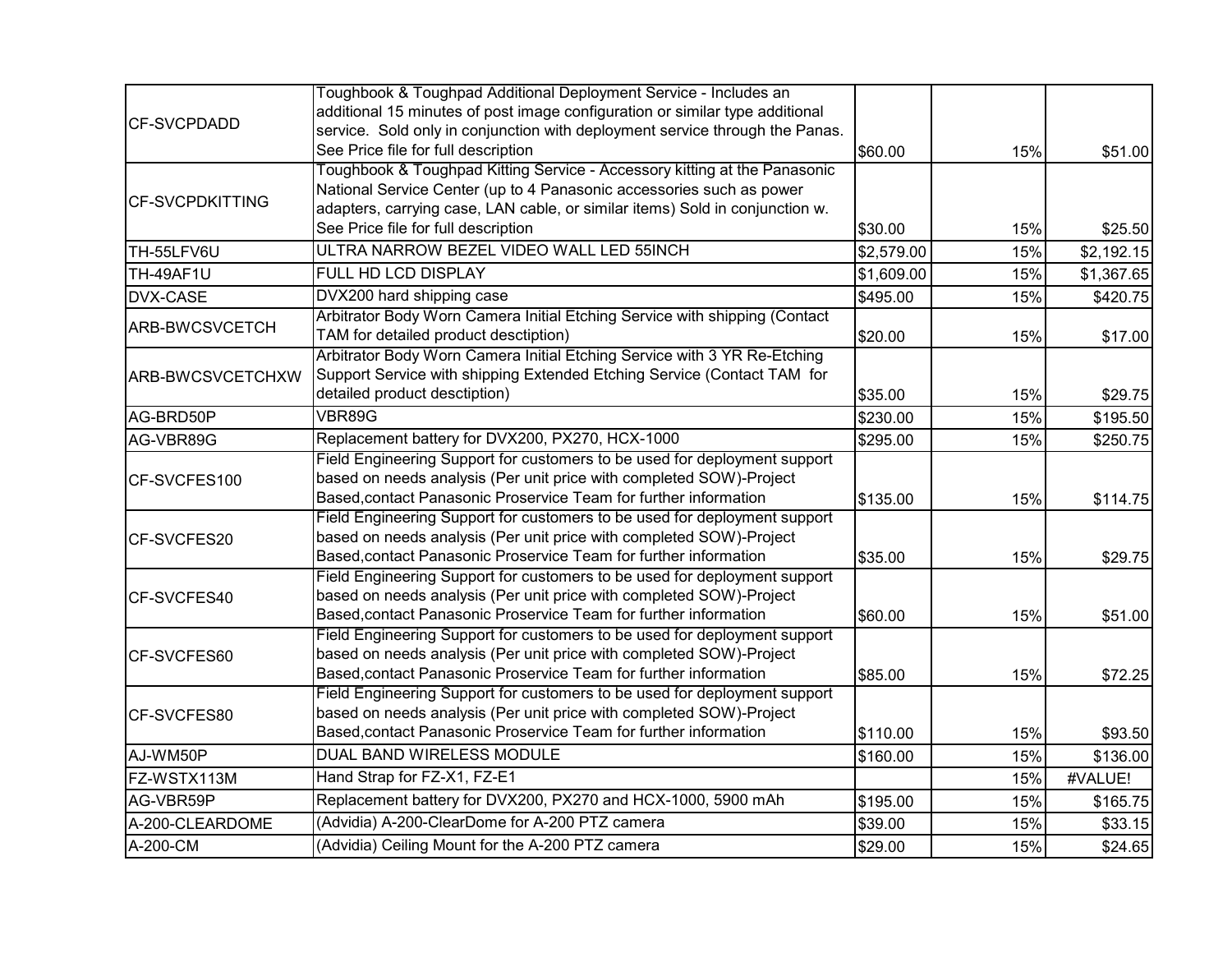| | | | | |
|---|---|---|---|---|
| CF-SVCPDADD | Toughbook & Toughpad Additional Deployment Service - Includes an additional 15 minutes of post image configuration or similar type additional service. Sold only in conjunction with deployment service through the Panas. See Price file for full description | $60.00 | 15% | $51.00 |
| CF-SVCPDKITTING | Toughbook & Toughpad Kitting Service - Accessory kitting at the Panasonic National Service Center (up to 4 Panasonic accessories such as power adapters, carrying case, LAN cable, or similar items) Sold in conjunction w. See Price file for full description | $30.00 | 15% | $25.50 |
| TH-55LFV6U | ULTRA NARROW BEZEL VIDEO WALL LED 55INCH | $2,579.00 | 15% | $2,192.15 |
| TH-49AF1U | FULL HD LCD DISPLAY | $1,609.00 | 15% | $1,367.65 |
| DVX-CASE | DVX200 hard shipping case | $495.00 | 15% | $420.75 |
| ARB-BWCSVCETCH | Arbitrator Body Worn Camera Initial Etching Service with shipping (Contact TAM for detailed product desctiption) | $20.00 | 15% | $17.00 |
| ARB-BWCSVCETCHXW | Arbitrator Body Worn Camera Initial Etching Service with 3 YR Re-Etching Support Service with shipping Extended Etching Service (Contact TAM for detailed product desctiption) | $35.00 | 15% | $29.75 |
| AG-BRD50P | VBR89G | $230.00 | 15% | $195.50 |
| AG-VBR89G | Replacement battery for DVX200, PX270, HCX-1000 | $295.00 | 15% | $250.75 |
| CF-SVCFES100 | Field Engineering Support for customers to be used for deployment support based on needs analysis (Per unit price with completed SOW)-Project Based,contact Panasonic Proservice Team for further information | $135.00 | 15% | $114.75 |
| CF-SVCFES20 | Field Engineering Support for customers to be used for deployment support based on needs analysis (Per unit price with completed SOW)-Project Based,contact Panasonic Proservice Team for further information | $35.00 | 15% | $29.75 |
| CF-SVCFES40 | Field Engineering Support for customers to be used for deployment support based on needs analysis (Per unit price with completed SOW)-Project Based,contact Panasonic Proservice Team for further information | $60.00 | 15% | $51.00 |
| CF-SVCFES60 | Field Engineering Support for customers to be used for deployment support based on needs analysis (Per unit price with completed SOW)-Project Based,contact Panasonic Proservice Team for further information | $85.00 | 15% | $72.25 |
| CF-SVCFES80 | Field Engineering Support for customers to be used for deployment support based on needs analysis (Per unit price with completed SOW)-Project Based,contact Panasonic Proservice Team for further information | $110.00 | 15% | $93.50 |
| AJ-WM50P | DUAL BAND WIRELESS MODULE | $160.00 | 15% | $136.00 |
| FZ-WSTX113M | Hand Strap for FZ-X1, FZ-E1 | | 15% | #VALUE! |
| AG-VBR59P | Replacement battery for DVX200, PX270 and HCX-1000, 5900 mAh | $195.00 | 15% | $165.75 |
| A-200-CLEARDOME | (Advidia) A-200-ClearDome for A-200 PTZ camera | $39.00 | 15% | $33.15 |
| A-200-CM | (Advidia) Ceiling Mount for the A-200 PTZ camera | $29.00 | 15% | $24.65 |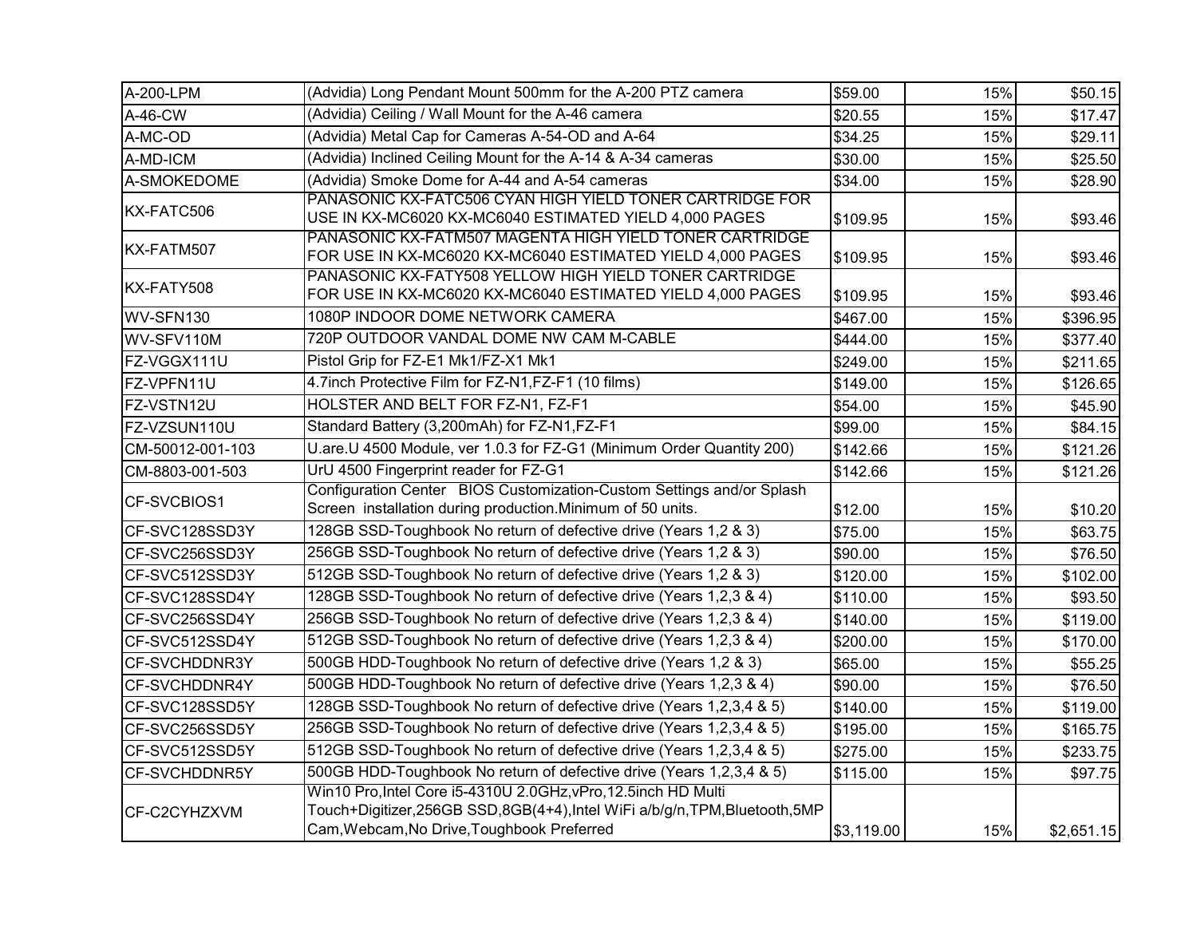| | | | | |
|---|---|---|---|---|
| A-200-LPM | (Advidia) Long Pendant Mount 500mm for the A-200 PTZ camera | $59.00 | 15% | $50.15 |
| A-46-CW | (Advidia) Ceiling / Wall Mount for the A-46 camera | $20.55 | 15% | $17.47 |
| A-MC-OD | (Advidia) Metal Cap for Cameras A-54-OD and A-64 | $34.25 | 15% | $29.11 |
| A-MD-ICM | (Advidia) Inclined Ceiling Mount for the A-14 & A-34 cameras | $30.00 | 15% | $25.50 |
| A-SMOKEDOME | (Advidia) Smoke Dome for A-44 and A-54 cameras | $34.00 | 15% | $28.90 |
| KX-FATC506 | PANASONIC KX-FATC506 CYAN HIGH YIELD TONER CARTRIDGE FOR USE IN KX-MC6020 KX-MC6040 ESTIMATED YIELD 4,000 PAGES | $109.95 | 15% | $93.46 |
| KX-FATM507 | PANASONIC KX-FATM507 MAGENTA HIGH YIELD TONER CARTRIDGE FOR USE IN KX-MC6020 KX-MC6040 ESTIMATED YIELD 4,000 PAGES | $109.95 | 15% | $93.46 |
| KX-FATY508 | PANASONIC KX-FATY508 YELLOW HIGH YIELD TONER CARTRIDGE FOR USE IN KX-MC6020 KX-MC6040 ESTIMATED YIELD 4,000 PAGES | $109.95 | 15% | $93.46 |
| WV-SFN130 | 1080P INDOOR DOME NETWORK CAMERA | $467.00 | 15% | $396.95 |
| WV-SFV110M | 720P OUTDOOR VANDAL DOME NW CAM M-CABLE | $444.00 | 15% | $377.40 |
| FZ-VGGX111U | Pistol Grip for FZ-E1 Mk1/FZ-X1 Mk1 | $249.00 | 15% | $211.65 |
| FZ-VPFN11U | 4.7inch Protective Film for FZ-N1,FZ-F1 (10 films) | $149.00 | 15% | $126.65 |
| FZ-VSTN12U | HOLSTER AND BELT FOR FZ-N1, FZ-F1 | $54.00 | 15% | $45.90 |
| FZ-VZSUN110U | Standard Battery (3,200mAh) for FZ-N1,FZ-F1 | $99.00 | 15% | $84.15 |
| CM-50012-001-103 | U.are.U 4500 Module, ver 1.0.3 for FZ-G1 (Minimum Order Quantity 200) | $142.66 | 15% | $121.26 |
| CM-8803-001-503 | UrU 4500 Fingerprint reader for FZ-G1 | $142.66 | 15% | $121.26 |
| CF-SVCBIOS1 | Configuration Center BIOS Customization-Custom Settings and/or Splash Screen installation during production.Minimum of 50 units. | $12.00 | 15% | $10.20 |
| CF-SVC128SSD3Y | 128GB SSD-Toughbook No return of defective drive (Years 1,2 & 3) | $75.00 | 15% | $63.75 |
| CF-SVC256SSD3Y | 256GB SSD-Toughbook No return of defective drive (Years 1,2 & 3) | $90.00 | 15% | $76.50 |
| CF-SVC512SSD3Y | 512GB SSD-Toughbook No return of defective drive (Years 1,2 & 3) | $120.00 | 15% | $102.00 |
| CF-SVC128SSD4Y | 128GB SSD-Toughbook No return of defective drive (Years 1,2,3 & 4) | $110.00 | 15% | $93.50 |
| CF-SVC256SSD4Y | 256GB SSD-Toughbook No return of defective drive (Years 1,2,3 & 4) | $140.00 | 15% | $119.00 |
| CF-SVC512SSD4Y | 512GB SSD-Toughbook No return of defective drive (Years 1,2,3 & 4) | $200.00 | 15% | $170.00 |
| CF-SVCHDDNR3Y | 500GB HDD-Toughbook No return of defective drive (Years 1,2 & 3) | $65.00 | 15% | $55.25 |
| CF-SVCHDDNR4Y | 500GB HDD-Toughbook No return of defective drive (Years 1,2,3 & 4) | $90.00 | 15% | $76.50 |
| CF-SVC128SSD5Y | 128GB SSD-Toughbook No return of defective drive (Years 1,2,3,4 & 5) | $140.00 | 15% | $119.00 |
| CF-SVC256SSD5Y | 256GB SSD-Toughbook No return of defective drive (Years 1,2,3,4 & 5) | $195.00 | 15% | $165.75 |
| CF-SVC512SSD5Y | 512GB SSD-Toughbook No return of defective drive (Years 1,2,3,4 & 5) | $275.00 | 15% | $233.75 |
| CF-SVCHDDNR5Y | 500GB HDD-Toughbook No return of defective drive (Years 1,2,3,4 & 5) | $115.00 | 15% | $97.75 |
| CF-C2CYHZXVM | Win10 Pro,Intel Core i5-4310U 2.0GHz,vPro,12.5inch HD Multi Touch+Digitizer,256GB SSD,8GB(4+4),Intel WiFi a/b/g/n,TPM,Bluetooth,5MP Cam,Webcam,No Drive,Toughbook Preferred | $3,119.00 | 15% | $2,651.15 |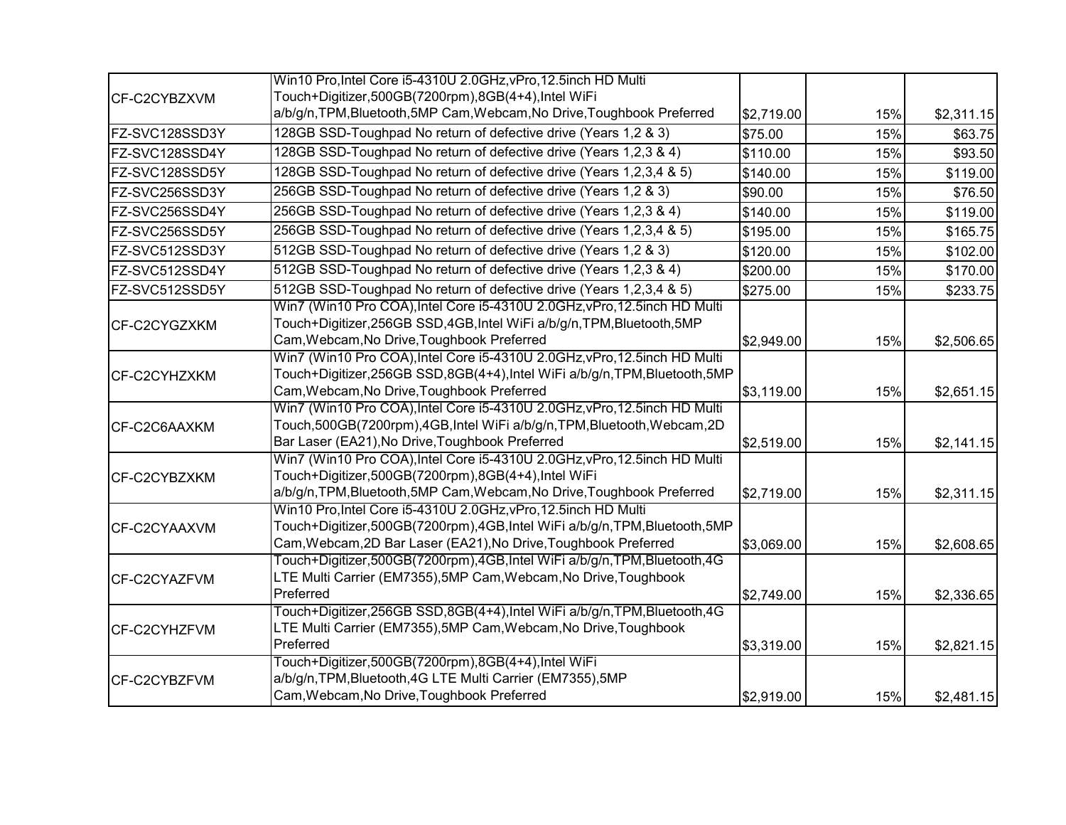| | | | | |
|---|---|---|---|---|
| CF-C2CYBZXVM | Win10 Pro,Intel Core i5-4310U 2.0GHz,vPro,12.5inch HD Multi Touch+Digitizer,500GB(7200rpm),8GB(4+4),Intel WiFi a/b/g/n,TPM,Bluetooth,5MP Cam,Webcam,No Drive,Toughbook Preferred | $2,719.00 | 15% | $2,311.15 |
| FZ-SVC128SSD3Y | 128GB SSD-Toughpad No return of defective drive (Years 1,2 & 3) | $75.00 | 15% | $63.75 |
| FZ-SVC128SSD4Y | 128GB SSD-Toughpad No return of defective drive (Years 1,2,3 & 4) | $110.00 | 15% | $93.50 |
| FZ-SVC128SSD5Y | 128GB SSD-Toughpad No return of defective drive (Years 1,2,3,4 & 5) | $140.00 | 15% | $119.00 |
| FZ-SVC256SSD3Y | 256GB SSD-Toughpad No return of defective drive (Years 1,2 & 3) | $90.00 | 15% | $76.50 |
| FZ-SVC256SSD4Y | 256GB SSD-Toughpad No return of defective drive (Years 1,2,3 & 4) | $140.00 | 15% | $119.00 |
| FZ-SVC256SSD5Y | 256GB SSD-Toughpad No return of defective drive (Years 1,2,3,4 & 5) | $195.00 | 15% | $165.75 |
| FZ-SVC512SSD3Y | 512GB SSD-Toughpad No return of defective drive (Years 1,2 & 3) | $120.00 | 15% | $102.00 |
| FZ-SVC512SSD4Y | 512GB SSD-Toughpad No return of defective drive (Years 1,2,3 & 4) | $200.00 | 15% | $170.00 |
| FZ-SVC512SSD5Y | 512GB SSD-Toughpad No return of defective drive (Years 1,2,3,4 & 5) | $275.00 | 15% | $233.75 |
| CF-C2CYGZXKM | Win7 (Win10 Pro COA),Intel Core i5-4310U 2.0GHz,vPro,12.5inch HD Multi Touch+Digitizer,256GB SSD,4GB,Intel WiFi a/b/g/n,TPM,Bluetooth,5MP Cam,Webcam,No Drive,Toughbook Preferred | $2,949.00 | 15% | $2,506.65 |
| CF-C2CYHZXKM | Win7 (Win10 Pro COA),Intel Core i5-4310U 2.0GHz,vPro,12.5inch HD Multi Touch+Digitizer,256GB SSD,8GB(4+4),Intel WiFi a/b/g/n,TPM,Bluetooth,5MP Cam,Webcam,No Drive,Toughbook Preferred | $3,119.00 | 15% | $2,651.15 |
| CF-C2C6AAXKM | Win7 (Win10 Pro COA),Intel Core i5-4310U 2.0GHz,vPro,12.5inch HD Multi Touch,500GB(7200rpm),4GB,Intel WiFi a/b/g/n,TPM,Bluetooth,Webcam,2D Bar Laser (EA21),No Drive,Toughbook Preferred | $2,519.00 | 15% | $2,141.15 |
| CF-C2CYBZXKM | Win7 (Win10 Pro COA),Intel Core i5-4310U 2.0GHz,vPro,12.5inch HD Multi Touch+Digitizer,500GB(7200rpm),8GB(4+4),Intel WiFi a/b/g/n,TPM,Bluetooth,5MP Cam,Webcam,No Drive,Toughbook Preferred | $2,719.00 | 15% | $2,311.15 |
| CF-C2CYAAXVM | Win10 Pro,Intel Core i5-4310U 2.0GHz,vPro,12.5inch HD Multi Touch+Digitizer,500GB(7200rpm),4GB,Intel WiFi a/b/g/n,TPM,Bluetooth,5MP Cam,Webcam,2D Bar Laser (EA21),No Drive,Toughbook Preferred | $3,069.00 | 15% | $2,608.65 |
| CF-C2CYAZFVM | Touch+Digitizer,500GB(7200rpm),4GB,Intel WiFi a/b/g/n,TPM,Bluetooth,4G LTE Multi Carrier (EM7355),5MP Cam,Webcam,No Drive,Toughbook Preferred | $2,749.00 | 15% | $2,336.65 |
| CF-C2CYHZFVM | Touch+Digitizer,256GB SSD,8GB(4+4),Intel WiFi a/b/g/n,TPM,Bluetooth,4G LTE Multi Carrier (EM7355),5MP Cam,Webcam,No Drive,Toughbook Preferred | $3,319.00 | 15% | $2,821.15 |
| CF-C2CYBZFVM | Touch+Digitizer,500GB(7200rpm),8GB(4+4),Intel WiFi a/b/g/n,TPM,Bluetooth,4G LTE Multi Carrier (EM7355),5MP Cam,Webcam,No Drive,Toughbook Preferred | $2,919.00 | 15% | $2,481.15 |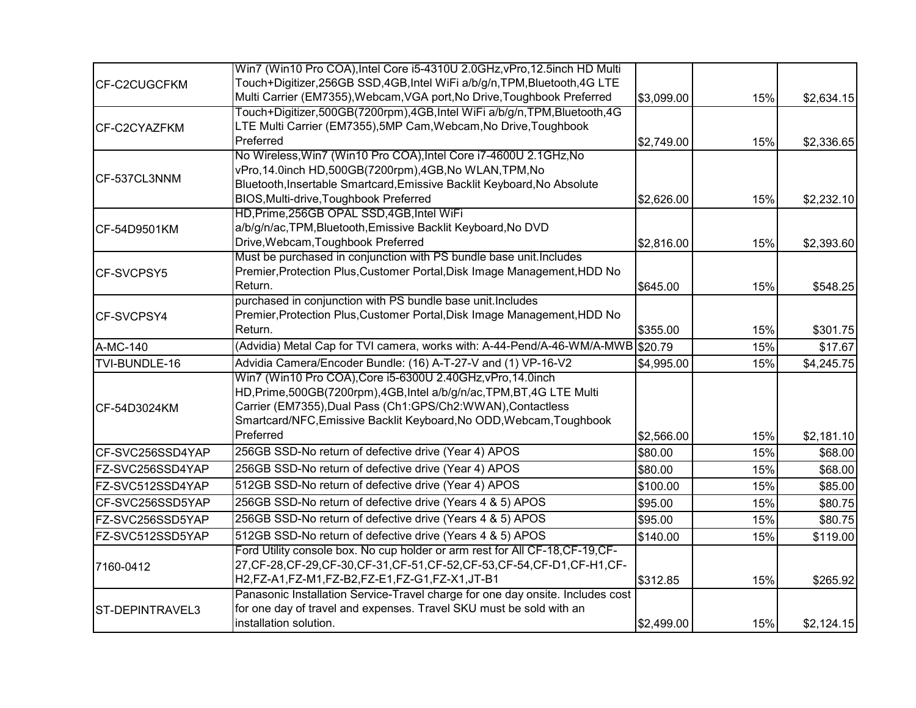| | | | | |
|---|---|---|---|---|
| CF-C2CUGCFKM | Win7 (Win10 Pro COA),Intel Core i5-4310U 2.0GHz,vPro,12.5inch HD Multi Touch+Digitizer,256GB SSD,4GB,Intel WiFi a/b/g/n,TPM,Bluetooth,4G LTE Multi Carrier (EM7355),Webcam,VGA port,No Drive,Toughbook Preferred | $3,099.00 | 15% | $2,634.15 |
| CF-C2CYAZFKM | Touch+Digitizer,500GB(7200rpm),4GB,Intel WiFi a/b/g/n,TPM,Bluetooth,4G LTE Multi Carrier (EM7355),5MP Cam,Webcam,No Drive,Toughbook Preferred | $2,749.00 | 15% | $2,336.65 |
| CF-537CL3NNM | No Wireless,Win7 (Win10 Pro COA),Intel Core i7-4600U 2.1GHz,No vPro,14.0inch HD,500GB(7200rpm),4GB,No WLAN,TPM,No Bluetooth,Insertable Smartcard,Emissive Backlit Keyboard,No Absolute BIOS,Multi-drive,Toughbook Preferred | $2,626.00 | 15% | $2,232.10 |
| CF-54D9501KM | HD,Prime,256GB OPAL SSD,4GB,Intel WiFi a/b/g/n/ac,TPM,Bluetooth,Emissive Backlit Keyboard,No DVD Drive,Webcam,Toughbook Preferred | $2,816.00 | 15% | $2,393.60 |
| CF-SVCPSY5 | Must be purchased in conjunction with PS bundle base unit.Includes Premier,Protection Plus,Customer Portal,Disk Image Management,HDD No Return. | $645.00 | 15% | $548.25 |
| CF-SVCPSY4 | purchased in conjunction with PS bundle base unit.Includes Premier,Protection Plus,Customer Portal,Disk Image Management,HDD No Return. | $355.00 | 15% | $301.75 |
| A-MC-140 | (Advidia) Metal Cap for TVI camera, works with: A-44-Pend/A-46-WM/A-MWB | $20.79 | 15% | $17.67 |
| TVI-BUNDLE-16 | Advidia Camera/Encoder Bundle: (16) A-T-27-V and (1) VP-16-V2 | $4,995.00 | 15% | $4,245.75 |
| CF-54D3024KM | Win7 (Win10 Pro COA),Core i5-6300U 2.40GHz,vPro,14.0inch HD,Prime,500GB(7200rpm),4GB,Intel a/b/g/n/ac,TPM,BT,4G LTE Multi Carrier (EM7355),Dual Pass (Ch1:GPS/Ch2:WWAN),Contactless Smartcard/NFC,Emissive Backlit Keyboard,No ODD,Webcam,Toughbook Preferred | $2,566.00 | 15% | $2,181.10 |
| CF-SVC256SSD4YAP | 256GB SSD-No return of defective drive (Year 4) APOS | $80.00 | 15% | $68.00 |
| FZ-SVC256SSD4YAP | 256GB SSD-No return of defective drive (Year 4) APOS | $80.00 | 15% | $68.00 |
| FZ-SVC512SSD4YAP | 512GB SSD-No return of defective drive (Year 4) APOS | $100.00 | 15% | $85.00 |
| CF-SVC256SSD5YAP | 256GB SSD-No return of defective drive (Years 4 & 5) APOS | $95.00 | 15% | $80.75 |
| FZ-SVC256SSD5YAP | 256GB SSD-No return of defective drive (Years 4 & 5) APOS | $95.00 | 15% | $80.75 |
| FZ-SVC512SSD5YAP | 512GB SSD-No return of defective drive (Years 4 & 5) APOS | $140.00 | 15% | $119.00 |
| 7160-0412 | Ford Utility console box. No cup holder or arm rest for All CF-18,CF-19,CF-27,CF-28,CF-29,CF-30,CF-31,CF-51,CF-52,CF-53,CF-54,CF-D1,CF-H1,CF-H2,FZ-A1,FZ-M1,FZ-B2,FZ-E1,FZ-G1,FZ-X1,JT-B1 | $312.85 | 15% | $265.92 |
| ST-DEPINTRAVEL3 | Panasonic Installation Service-Travel charge for one day onsite. Includes cost for one day of travel and expenses. Travel SKU must be sold with an installation solution. | $2,499.00 | 15% | $2,124.15 |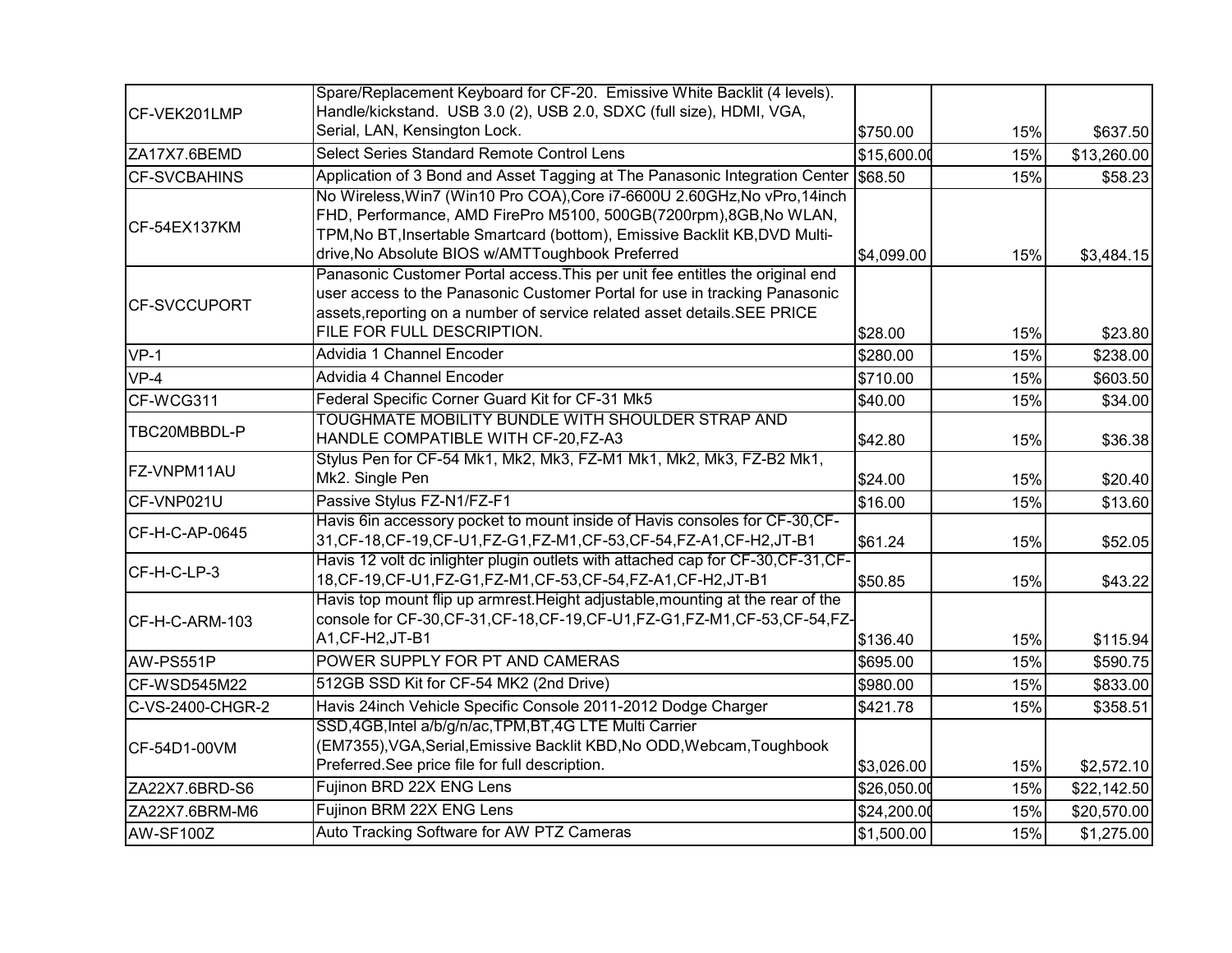| | | | | |
|---|---|---|---|---|
| CF-VEK201LMP | Spare/Replacement Keyboard for CF-20. Emissive White Backlit (4 levels). Handle/kickstand. USB 3.0 (2), USB 2.0, SDXC (full size), HDMI, VGA, Serial, LAN, Kensington Lock. | $750.00 | 15% | $637.50 |
| ZA17X7.6BEMD | Select Series Standard Remote Control Lens | $15,600.00 | 15% | $13,260.00 |
| CF-SVCBAHINS | Application of 3 Bond and Asset Tagging at The Panasonic Integration Center | $68.50 | 15% | $58.23 |
| CF-54EX137KM | No Wireless,Win7 (Win10 Pro COA),Core i7-6600U 2.60GHz,No vPro,14inch FHD, Performance, AMD FirePro M5100, 500GB(7200rpm),8GB,No WLAN, TPM,No BT,Insertable Smartcard (bottom), Emissive Backlit KB,DVD Multi-drive,No Absolute BIOS w/AMTToughbook Preferred | $4,099.00 | 15% | $3,484.15 |
| CF-SVCCUPORT | Panasonic Customer Portal access.This per unit fee entitles the original end user access to the Panasonic Customer Portal for use in tracking Panasonic assets,reporting on a number of service related asset details.SEE PRICE FILE FOR FULL DESCRIPTION. | $28.00 | 15% | $23.80 |
| VP-1 | Advidia 1 Channel Encoder | $280.00 | 15% | $238.00 |
| VP-4 | Advidia 4 Channel Encoder | $710.00 | 15% | $603.50 |
| CF-WCG311 | Federal Specific Corner Guard Kit for CF-31 Mk5 | $40.00 | 15% | $34.00 |
| TBC20MBBDL-P | TOUGHMATE MOBILITY BUNDLE WITH SHOULDER STRAP AND HANDLE COMPATIBLE WITH CF-20,FZ-A3 | $42.80 | 15% | $36.38 |
| FZ-VNPM11AU | Stylus Pen for CF-54 Mk1, Mk2, Mk3, FZ-M1 Mk1, Mk2, Mk3, FZ-B2 Mk1, Mk2. Single Pen | $24.00 | 15% | $20.40 |
| CF-VNP021U | Passive Stylus FZ-N1/FZ-F1 | $16.00 | 15% | $13.60 |
| CF-H-C-AP-0645 | Havis 6in accessory pocket to mount inside of Havis consoles for CF-30,CF-31,CF-18,CF-19,CF-U1,FZ-G1,FZ-M1,CF-53,CF-54,FZ-A1,CF-H2,JT-B1 | $61.24 | 15% | $52.05 |
| CF-H-C-LP-3 | Havis 12 volt dc inlighter plugin outlets with attached cap for CF-30,CF-31,CF-18,CF-19,CF-U1,FZ-G1,FZ-M1,CF-53,CF-54,FZ-A1,CF-H2,JT-B1 | $50.85 | 15% | $43.22 |
| CF-H-C-ARM-103 | Havis top mount flip up armrest.Height adjustable,mounting at the rear of the console for CF-30,CF-31,CF-18,CF-19,CF-U1,FZ-G1,FZ-M1,CF-53,CF-54,FZ-A1,CF-H2,JT-B1 | $136.40 | 15% | $115.94 |
| AW-PS551P | POWER SUPPLY FOR PT AND CAMERAS | $695.00 | 15% | $590.75 |
| CF-WSD545M22 | 512GB SSD Kit for CF-54 MK2 (2nd Drive) | $980.00 | 15% | $833.00 |
| C-VS-2400-CHGR-2 | Havis 24inch Vehicle Specific Console 2011-2012 Dodge Charger | $421.78 | 15% | $358.51 |
| CF-54D1-00VM | SSD,4GB,Intel a/b/g/n/ac,TPM,BT,4G LTE Multi Carrier (EM7355),VGA,Serial,Emissive Backlit KBD,No ODD,Webcam,Toughbook Preferred.See price file for full description. | $3,026.00 | 15% | $2,572.10 |
| ZA22X7.6BRD-S6 | Fujinon BRD 22X ENG Lens | $26,050.00 | 15% | $22,142.50 |
| ZA22X7.6BRM-M6 | Fujinon BRM 22X ENG Lens | $24,200.00 | 15% | $20,570.00 |
| AW-SF100Z | Auto Tracking Software for AW PTZ Cameras | $1,500.00 | 15% | $1,275.00 |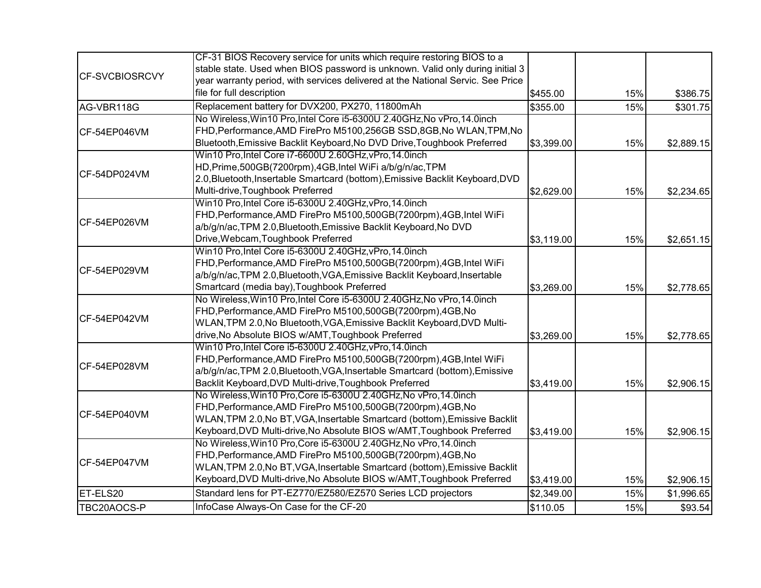| | | | | |
|---|---|---|---|---|
| CF-SVCBIOSRCVY | CF-31 BIOS Recovery service for units which require restoring BIOS to a stable state. Used when BIOS password is unknown. Valid only during initial 3 year warranty period, with services delivered at the National Servic. See Price file for full description | $455.00 | 15% | $386.75 |
| AG-VBR118G | Replacement battery for DVX200, PX270, 11800mAh | $355.00 | 15% | $301.75 |
| CF-54EP046VM | No Wireless,Win10 Pro,Intel Core i5-6300U 2.40GHz,No vPro,14.0inch FHD,Performance,AMD FirePro M5100,256GB SSD,8GB,No WLAN,TPM,No Bluetooth,Emissive Backlit Keyboard,No DVD Drive,Toughbook Preferred | $3,399.00 | 15% | $2,889.15 |
| CF-54DP024VM | Win10 Pro,Intel Core i7-6600U 2.60GHz,vPro,14.0inch HD,Prime,500GB(7200rpm),4GB,Intel WiFi a/b/g/n/ac,TPM 2.0,Bluetooth,Insertable Smartcard (bottom),Emissive Backlit Keyboard,DVD Multi-drive,Toughbook Preferred | $2,629.00 | 15% | $2,234.65 |
| CF-54EP026VM | Win10 Pro,Intel Core i5-6300U 2.40GHz,vPro,14.0inch FHD,Performance,AMD FirePro M5100,500GB(7200rpm),4GB,Intel WiFi a/b/g/n/ac,TPM 2.0,Bluetooth,Emissive Backlit Keyboard,No DVD Drive,Webcam,Toughbook Preferred | $3,119.00 | 15% | $2,651.15 |
| CF-54EP029VM | Win10 Pro,Intel Core i5-6300U 2.40GHz,vPro,14.0inch FHD,Performance,AMD FirePro M5100,500GB(7200rpm),4GB,Intel WiFi a/b/g/n/ac,TPM 2.0,Bluetooth,VGA,Emissive Backlit Keyboard,Insertable Smartcard (media bay),Toughbook Preferred | $3,269.00 | 15% | $2,778.65 |
| CF-54EP042VM | No Wireless,Win10 Pro,Intel Core i5-6300U 2.40GHz,No vPro,14.0inch FHD,Performance,AMD FirePro M5100,500GB(7200rpm),4GB,No WLAN,TPM 2.0,No Bluetooth,VGA,Emissive Backlit Keyboard,DVD Multi-drive,No Absolute BIOS w/AMT,Toughbook Preferred | $3,269.00 | 15% | $2,778.65 |
| CF-54EP028VM | Win10 Pro,Intel Core i5-6300U 2.40GHz,vPro,14.0inch FHD,Performance,AMD FirePro M5100,500GB(7200rpm),4GB,Intel WiFi a/b/g/n/ac,TPM 2.0,Bluetooth,VGA,Insertable Smartcard (bottom),Emissive Backlit Keyboard,DVD Multi-drive,Toughbook Preferred | $3,419.00 | 15% | $2,906.15 |
| CF-54EP040VM | No Wireless,Win10 Pro,Core i5-6300U 2.40GHz,No vPro,14.0inch FHD,Performance,AMD FirePro M5100,500GB(7200rpm),4GB,No WLAN,TPM 2.0,No BT,VGA,Insertable Smartcard (bottom),Emissive Backlit Keyboard,DVD Multi-drive,No Absolute BIOS w/AMT,Toughbook Preferred | $3,419.00 | 15% | $2,906.15 |
| CF-54EP047VM | No Wireless,Win10 Pro,Core i5-6300U 2.40GHz,No vPro,14.0inch FHD,Performance,AMD FirePro M5100,500GB(7200rpm),4GB,No WLAN,TPM 2.0,No BT,VGA,Insertable Smartcard (bottom),Emissive Backlit Keyboard,DVD Multi-drive,No Absolute BIOS w/AMT,Toughbook Preferred | $3,419.00 | 15% | $2,906.15 |
| ET-ELS20 | Standard lens for PT-EZ770/EZ580/EZ570 Series LCD projectors | $2,349.00 | 15% | $1,996.65 |
| TBC20AOCS-P | InfoCase Always-On Case for the CF-20 | $110.05 | 15% | $93.54 |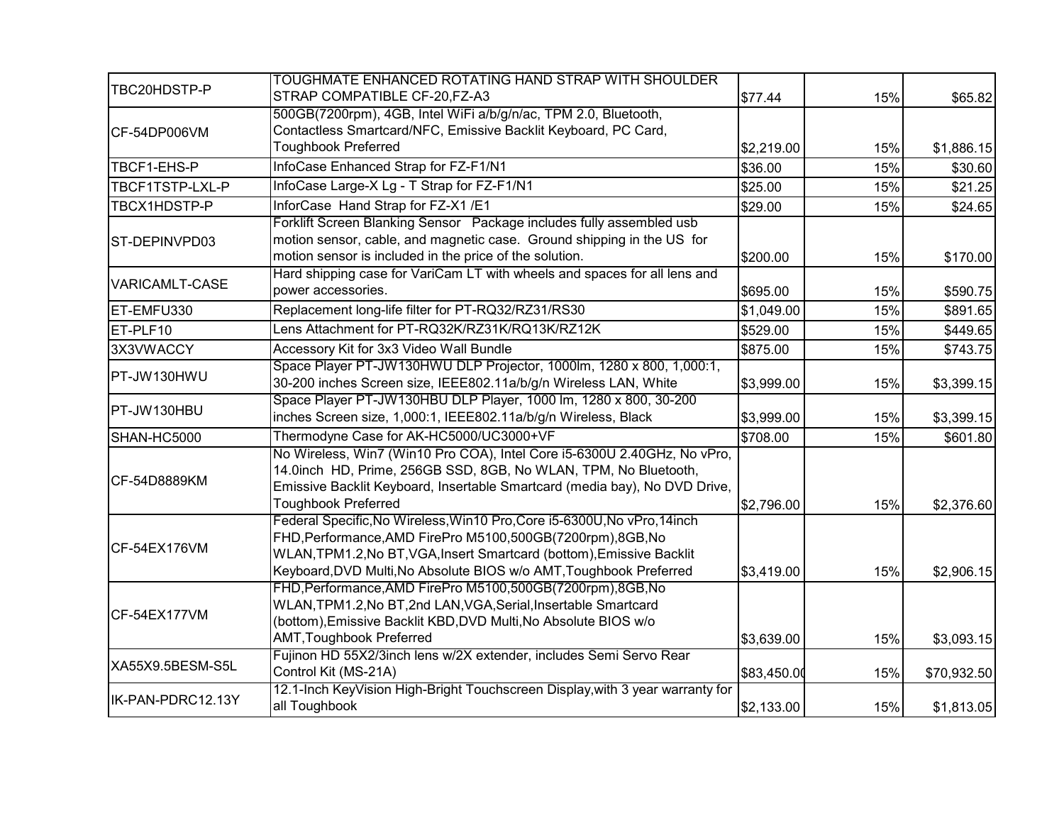| | | | | |
|---|---|---|---|---|
| TBC20HDSTP-P | TOUGHMATE ENHANCED ROTATING HAND STRAP WITH SHOULDER STRAP COMPATIBLE CF-20,FZ-A3 | $77.44 | 15% | $65.82 |
| CF-54DP006VM | 500GB(7200rpm), 4GB, Intel WiFi a/b/g/n/ac, TPM 2.0, Bluetooth, Contactless Smartcard/NFC, Emissive Backlit Keyboard, PC Card, Toughbook Preferred | $2,219.00 | 15% | $1,886.15 |
| TBCF1-EHS-P | InfoCase Enhanced Strap for FZ-F1/N1 | $36.00 | 15% | $30.60 |
| TBCF1TSTP-LXL-P | InfoCase Large-X Lg - T Strap for FZ-F1/N1 | $25.00 | 15% | $21.25 |
| TBCX1HDSTP-P | InforCase Hand Strap for FZ-X1 /E1 | $29.00 | 15% | $24.65 |
| ST-DEPINVPD03 | Forklift Screen Blanking Sensor Package includes fully assembled usb motion sensor, cable, and magnetic case. Ground shipping in the US for motion sensor is included in the price of the solution. | $200.00 | 15% | $170.00 |
| VARICAMLT-CASE | Hard shipping case for VariCam LT with wheels and spaces for all lens and power accessories. | $695.00 | 15% | $590.75 |
| ET-EMFU330 | Replacement long-life filter for PT-RQ32/RZ31/RS30 | $1,049.00 | 15% | $891.65 |
| ET-PLF10 | Lens Attachment for PT-RQ32K/RZ31K/RQ13K/RZ12K | $529.00 | 15% | $449.65 |
| 3X3VWACCY | Accessory Kit for 3x3 Video Wall Bundle | $875.00 | 15% | $743.75 |
| PT-JW130HWU | Space Player PT-JW130HWU DLP Projector, 1000lm, 1280 x 800, 1,000:1, 30-200 inches Screen size, IEEE802.11a/b/g/n Wireless LAN, White | $3,999.00 | 15% | $3,399.15 |
| PT-JW130HBU | Space Player PT-JW130HBU DLP Player, 1000 lm, 1280 x 800, 30-200 inches Screen size, 1,000:1, IEEE802.11a/b/g/n Wireless, Black | $3,999.00 | 15% | $3,399.15 |
| SHAN-HC5000 | Thermodyne Case for AK-HC5000/UC3000+VF | $708.00 | 15% | $601.80 |
| CF-54D8889KM | No Wireless, Win7 (Win10 Pro COA), Intel Core i5-6300U 2.40GHz, No vPro, 14.0inch HD, Prime, 256GB SSD, 8GB, No WLAN, TPM, No Bluetooth, Emissive Backlit Keyboard, Insertable Smartcard (media bay), No DVD Drive, Toughbook Preferred | $2,796.00 | 15% | $2,376.60 |
| CF-54EX176VM | Federal Specific,No Wireless,Win10 Pro,Core i5-6300U,No vPro,14inch FHD,Performance,AMD FirePro M5100,500GB(7200rpm),8GB,No WLAN,TPM1.2,No BT,VGA,Insert Smartcard (bottom),Emissive Backlit Keyboard,DVD Multi,No Absolute BIOS w/o AMT,Toughbook Preferred | $3,419.00 | 15% | $2,906.15 |
| CF-54EX177VM | FHD,Performance,AMD FirePro M5100,500GB(7200rpm),8GB,No WLAN,TPM1.2,No BT,2nd LAN,VGA,Serial,Insertable Smartcard (bottom),Emissive Backlit KBD,DVD Multi,No Absolute BIOS w/o AMT,Toughbook Preferred | $3,639.00 | 15% | $3,093.15 |
| XA55X9.5BESM-S5L | Fujinon HD 55X2/3inch lens w/2X extender, includes Semi Servo Rear Control Kit (MS-21A) | $83,450.00 | 15% | $70,932.50 |
| IK-PAN-PDRC12.13Y | 12.1-Inch KeyVision High-Bright Touchscreen Display,with 3 year warranty for all Toughbook | $2,133.00 | 15% | $1,813.05 |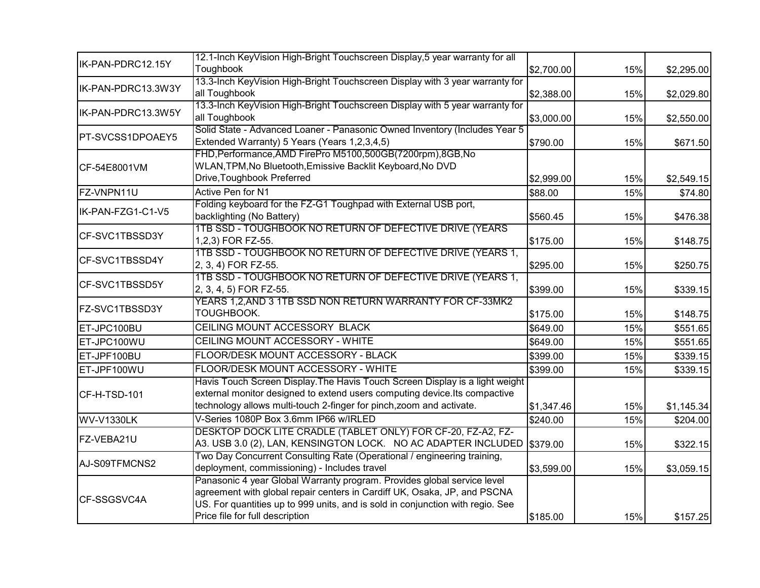| | | | | |
|---|---|---|---|---|
| IK-PAN-PDRC12.15Y | 12.1-Inch KeyVision High-Bright Touchscreen Display,5 year warranty for all Toughbook | $2,700.00 | 15% | $2,295.00 |
| IK-PAN-PDRC13.3W3Y | 13.3-Inch KeyVision High-Bright Touchscreen Display with 3 year warranty for all Toughbook | $2,388.00 | 15% | $2,029.80 |
| IK-PAN-PDRC13.3W5Y | 13.3-Inch KeyVision High-Bright Touchscreen Display with 5 year warranty for all Toughbook | $3,000.00 | 15% | $2,550.00 |
| PT-SVCSS1DPOAEY5 | Solid State - Advanced Loaner - Panasonic Owned Inventory (Includes Year 5 Extended Warranty) 5 Years (Years 1,2,3,4,5) | $790.00 | 15% | $671.50 |
| CF-54E8001VM | FHD,Performance,AMD FirePro M5100,500GB(7200rpm),8GB,No WLAN,TPM,No Bluetooth,Emissive Backlit Keyboard,No DVD Drive,Toughbook Preferred | $2,999.00 | 15% | $2,549.15 |
| FZ-VNPN11U | Active Pen for N1 | $88.00 | 15% | $74.80 |
| IK-PAN-FZG1-C1-V5 | Folding keyboard for the FZ-G1 Toughpad with External USB port, backlighting (No Battery) | $560.45 | 15% | $476.38 |
| CF-SVC1TBSSD3Y | 1TB SSD - TOUGHBOOK NO RETURN OF DEFECTIVE DRIVE (YEARS 1,2,3) FOR FZ-55. | $175.00 | 15% | $148.75 |
| CF-SVC1TBSSD4Y | 1TB SSD - TOUGHBOOK NO RETURN OF DEFECTIVE DRIVE (YEARS 1, 2, 3, 4) FOR FZ-55. | $295.00 | 15% | $250.75 |
| CF-SVC1TBSSD5Y | 1TB SSD - TOUGHBOOK NO RETURN OF DEFECTIVE DRIVE (YEARS 1, 2, 3, 4, 5) FOR FZ-55. | $399.00 | 15% | $339.15 |
| FZ-SVC1TBSSD3Y | YEARS 1,2,AND 3 1TB SSD NON RETURN WARRANTY FOR CF-33MK2 TOUGHBOOK. | $175.00 | 15% | $148.75 |
| ET-JPC100BU | CEILING MOUNT ACCESSORY BLACK | $649.00 | 15% | $551.65 |
| ET-JPC100WU | CEILING MOUNT ACCESSORY - WHITE | $649.00 | 15% | $551.65 |
| ET-JPF100BU | FLOOR/DESK MOUNT ACCESSORY - BLACK | $399.00 | 15% | $339.15 |
| ET-JPF100WU | FLOOR/DESK MOUNT ACCESSORY - WHITE | $399.00 | 15% | $339.15 |
| CF-H-TSD-101 | Havis Touch Screen Display.The Havis Touch Screen Display is a light weight external monitor designed to extend users computing device.Its compactive technology allows multi-touch 2-finger for pinch,zoom and activate. | $1,347.46 | 15% | $1,145.34 |
| WV-V1330LK | V-Series 1080P Box 3.6mm IP66 w/IRLED | $240.00 | 15% | $204.00 |
| FZ-VEBA21U | DESKTOP DOCK LITE CRADLE (TABLET ONLY) FOR CF-20, FZ-A2, FZ-A3. USB 3.0 (2), LAN, KENSINGTON LOCK. NO AC ADAPTER INCLUDED | $379.00 | 15% | $322.15 |
| AJ-S09TFMCNS2 | Two Day Concurrent Consulting Rate (Operational / engineering training, deployment, commissioning) - Includes travel | $3,599.00 | 15% | $3,059.15 |
| CF-SSGSVC4A | Panasonic 4 year Global Warranty program. Provides global service level agreement with global repair centers in Cardiff UK, Osaka, JP, and PSCNA US. For quantities up to 999 units, and is sold in conjunction with regio. See Price file for full description | $185.00 | 15% | $157.25 |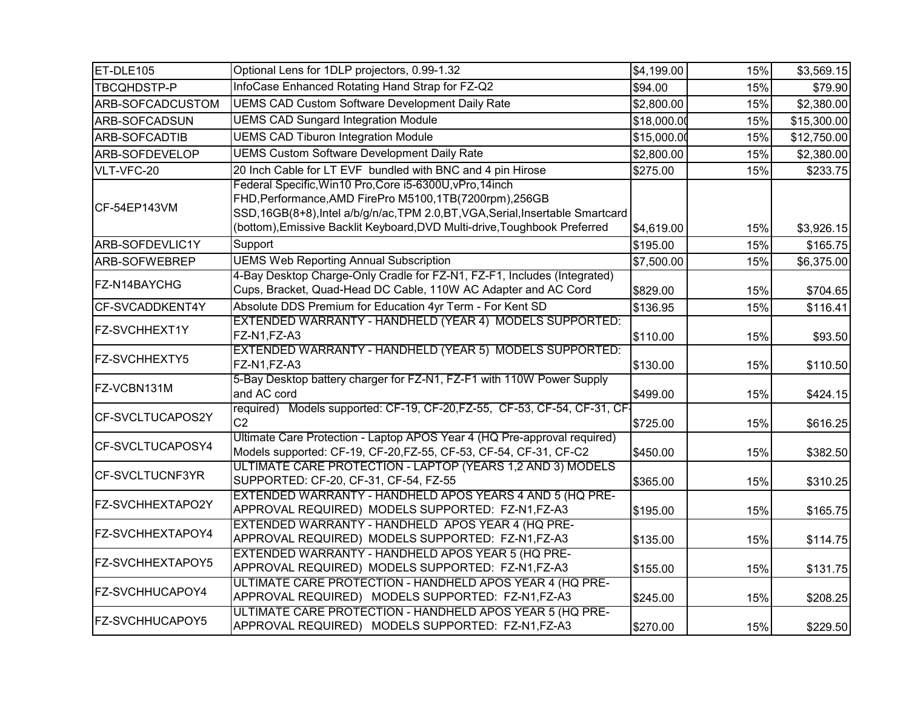| | | | | |
|---|---|---|---|---|
| ET-DLE105 | Optional Lens for 1DLP projectors, 0.99-1.32 | $4,199.00 | 15% | $3,569.15 |
| TBCQHDSTP-P | InfoCase Enhanced Rotating Hand Strap for FZ-Q2 | $94.00 | 15% | $79.90 |
| ARB-SOFCADCUSTOM | UEMS CAD Custom Software Development Daily Rate | $2,800.00 | 15% | $2,380.00 |
| ARB-SOFCADSUN | UEMS CAD Sungard Integration Module | $18,000.00 | 15% | $15,300.00 |
| ARB-SOFCADTIB | UEMS CAD Tiburon Integration Module | $15,000.00 | 15% | $12,750.00 |
| ARB-SOFDEVELOP | UEMS Custom Software Development Daily Rate | $2,800.00 | 15% | $2,380.00 |
| VLT-VFC-20 | 20 Inch Cable for LT EVF bundled with BNC and 4 pin Hirose | $275.00 | 15% | $233.75 |
| CF-54EP143VM | Federal Specific,Win10 Pro,Core i5-6300U,vPro,14inch FHD,Performance,AMD FirePro M5100,1TB(7200rpm),256GB SSD,16GB(8+8),Intel a/b/g/n/ac,TPM 2.0,BT,VGA,Serial,Insertable Smartcard (bottom),Emissive Backlit Keyboard,DVD Multi-drive,Toughbook Preferred | $4,619.00 | 15% | $3,926.15 |
| ARB-SOFDEVLIC1Y | Support | $195.00 | 15% | $165.75 |
| ARB-SOFWEBREP | UEMS Web Reporting Annual Subscription | $7,500.00 | 15% | $6,375.00 |
| FZ-N14BAYCHG | 4-Bay Desktop Charge-Only Cradle for FZ-N1, FZ-F1, Includes (Integrated) Cups, Bracket, Quad-Head DC Cable, 110W AC Adapter and AC Cord | $829.00 | 15% | $704.65 |
| CF-SVCADDKENT4Y | Absolute DDS Premium for Education 4yr Term - For Kent SD | $136.95 | 15% | $116.41 |
| FZ-SVCHHEXT1Y | EXTENDED WARRANTY - HANDHELD (YEAR 4) MODELS SUPPORTED: FZ-N1,FZ-A3 | $110.00 | 15% | $93.50 |
| FZ-SVCHHEXTY5 | EXTENDED WARRANTY - HANDHELD (YEAR 5) MODELS SUPPORTED: FZ-N1,FZ-A3 | $130.00 | 15% | $110.50 |
| FZ-VCBN131M | 5-Bay Desktop battery charger for FZ-N1, FZ-F1 with 110W Power Supply and AC cord | $499.00 | 15% | $424.15 |
| CF-SVCLTUCAPOS2Y | required) Models supported: CF-19, CF-20,FZ-55, CF-53, CF-54, CF-31, CF-C2 | $725.00 | 15% | $616.25 |
| CF-SVCLTUCAPOSY4 | Ultimate Care Protection - Laptop APOS Year 4 (HQ Pre-approval required) Models supported: CF-19, CF-20,FZ-55, CF-53, CF-54, CF-31, CF-C2 | $450.00 | 15% | $382.50 |
| CF-SVCLTUCNF3YR | ULTIMATE CARE PROTECTION - LAPTOP (YEARS 1,2 AND 3) MODELS SUPPORTED: CF-20, CF-31, CF-54, FZ-55 | $365.00 | 15% | $310.25 |
| FZ-SVCHHEXTAPO2Y | EXTENDED WARRANTY - HANDHELD APOS YEARS 4 AND 5 (HQ PRE-APPROVAL REQUIRED) MODELS SUPPORTED: FZ-N1,FZ-A3 | $195.00 | 15% | $165.75 |
| FZ-SVCHHEXTAPOY4 | EXTENDED WARRANTY - HANDHELD APOS YEAR 4 (HQ PRE-APPROVAL REQUIRED) MODELS SUPPORTED: FZ-N1,FZ-A3 | $135.00 | 15% | $114.75 |
| FZ-SVCHHEXTAPOY5 | EXTENDED WARRANTY - HANDHELD APOS YEAR 5 (HQ PRE-APPROVAL REQUIRED) MODELS SUPPORTED: FZ-N1,FZ-A3 | $155.00 | 15% | $131.75 |
| FZ-SVCHHUCAPOY4 | ULTIMATE CARE PROTECTION - HANDHELD APOS YEAR 4 (HQ PRE-APPROVAL REQUIRED) MODELS SUPPORTED: FZ-N1,FZ-A3 | $245.00 | 15% | $208.25 |
| FZ-SVCHHUCAPOY5 | ULTIMATE CARE PROTECTION - HANDHELD APOS YEAR 5 (HQ PRE-APPROVAL REQUIRED) MODELS SUPPORTED: FZ-N1,FZ-A3 | $270.00 | 15% | $229.50 |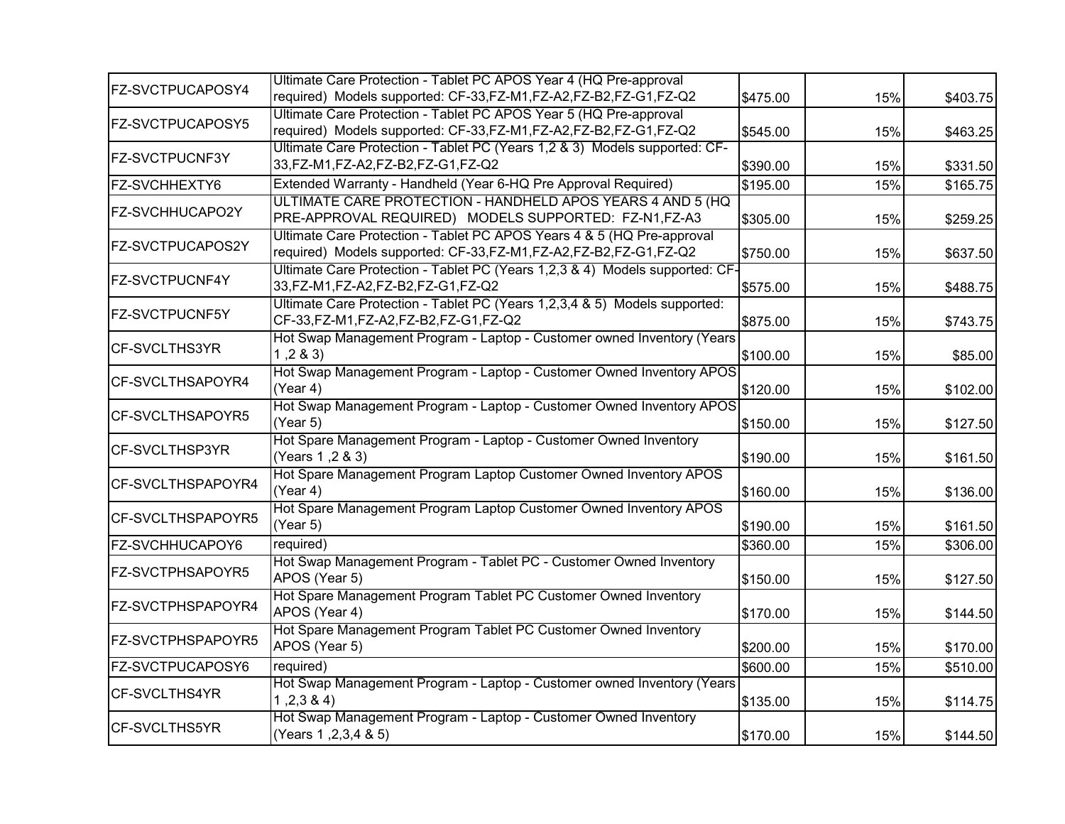| | | | | |
|---|---|---|---|---|
| FZ-SVCTPUCAPOSY4 | Ultimate Care Protection - Tablet PC APOS Year 4 (HQ Pre-approval required) Models supported: CF-33,FZ-M1,FZ-A2,FZ-B2,FZ-G1,FZ-Q2 | $475.00 | 15% | $403.75 |
| FZ-SVCTPUCAPOSY5 | Ultimate Care Protection - Tablet PC APOS Year 5 (HQ Pre-approval required) Models supported: CF-33,FZ-M1,FZ-A2,FZ-B2,FZ-G1,FZ-Q2 | $545.00 | 15% | $463.25 |
| FZ-SVCTPUCNF3Y | Ultimate Care Protection - Tablet PC (Years 1,2 & 3) Models supported: CF-33,FZ-M1,FZ-A2,FZ-B2,FZ-G1,FZ-Q2 | $390.00 | 15% | $331.50 |
| FZ-SVCHHEXTY6 | Extended Warranty - Handheld (Year 6-HQ Pre Approval Required) | $195.00 | 15% | $165.75 |
| FZ-SVCHHUCAPO2Y | ULTIMATE CARE PROTECTION - HANDHELD APOS YEARS 4 AND 5 (HQ PRE-APPROVAL REQUIRED) MODELS SUPPORTED: FZ-N1,FZ-A3 | $305.00 | 15% | $259.25 |
| FZ-SVCTPUCAPOS2Y | Ultimate Care Protection - Tablet PC APOS Years 4 & 5 (HQ Pre-approval required) Models supported: CF-33,FZ-M1,FZ-A2,FZ-B2,FZ-G1,FZ-Q2 | $750.00 | 15% | $637.50 |
| FZ-SVCTPUCNF4Y | Ultimate Care Protection - Tablet PC (Years 1,2,3 & 4) Models supported: CF-33,FZ-M1,FZ-A2,FZ-B2,FZ-G1,FZ-Q2 | $575.00 | 15% | $488.75 |
| FZ-SVCTPUCNF5Y | Ultimate Care Protection - Tablet PC (Years 1,2,3,4 & 5) Models supported: CF-33,FZ-M1,FZ-A2,FZ-B2,FZ-G1,FZ-Q2 | $875.00 | 15% | $743.75 |
| CF-SVCLTHS3YR | Hot Swap Management Program - Laptop - Customer owned Inventory (Years 1 ,2 & 3) | $100.00 | 15% | $85.00 |
| CF-SVCLTHSAPOYR4 | Hot Swap Management Program - Laptop - Customer Owned Inventory APOS (Year 4) | $120.00 | 15% | $102.00 |
| CF-SVCLTHSAPOYR5 | Hot Swap Management Program - Laptop - Customer Owned Inventory APOS (Year 5) | $150.00 | 15% | $127.50 |
| CF-SVCLTHSP3YR | Hot Spare Management Program - Laptop - Customer Owned Inventory (Years 1 ,2 & 3) | $190.00 | 15% | $161.50 |
| CF-SVCLTHSPAPOYR4 | Hot Spare Management Program Laptop Customer Owned Inventory APOS (Year 4) | $160.00 | 15% | $136.00 |
| CF-SVCLTHSPAPOYR5 | Hot Spare Management Program Laptop Customer Owned Inventory APOS (Year 5) | $190.00 | 15% | $161.50 |
| FZ-SVCHHUCAPOY6 | required) | $360.00 | 15% | $306.00 |
| FZ-SVCTPHSAPOYR5 | Hot Swap Management Program - Tablet PC - Customer Owned Inventory APOS (Year 5) | $150.00 | 15% | $127.50 |
| FZ-SVCTPHSPAPOYR4 | Hot Spare Management Program Tablet PC Customer Owned Inventory APOS (Year 4) | $170.00 | 15% | $144.50 |
| FZ-SVCTPHSPAPOYR5 | Hot Spare Management Program Tablet PC Customer Owned Inventory APOS (Year 5) | $200.00 | 15% | $170.00 |
| FZ-SVCTPUCAPOSY6 | required) | $600.00 | 15% | $510.00 |
| CF-SVCLTHS4YR | Hot Swap Management Program - Laptop - Customer owned Inventory (Years 1 ,2,3 & 4) | $135.00 | 15% | $114.75 |
| CF-SVCLTHS5YR | Hot Swap Management Program - Laptop - Customer Owned Inventory (Years 1 ,2,3,4 & 5) | $170.00 | 15% | $144.50 |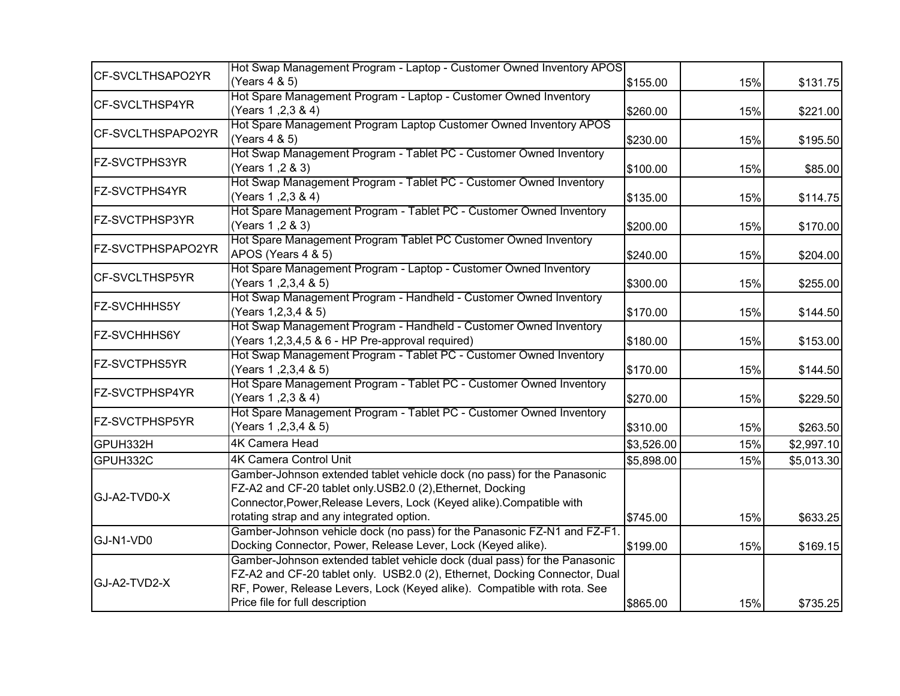| | | | | |
|---|---|---|---|---|
| CF-SVCLTHSAPO2YR | Hot Swap Management Program - Laptop - Customer Owned Inventory APOS (Years 4 & 5) | $155.00 | 15% | $131.75 |
| CF-SVCLTHSP4YR | Hot Spare Management Program - Laptop - Customer Owned Inventory (Years 1 ,2,3 & 4) | $260.00 | 15% | $221.00 |
| CF-SVCLTHSPAPO2YR | Hot Spare Management Program Laptop Customer Owned Inventory APOS (Years 4 & 5) | $230.00 | 15% | $195.50 |
| FZ-SVCTPHS3YR | Hot Swap Management Program - Tablet PC - Customer Owned Inventory (Years 1 ,2 & 3) | $100.00 | 15% | $85.00 |
| FZ-SVCTPHS4YR | Hot Swap Management Program - Tablet PC - Customer Owned Inventory (Years 1 ,2,3 & 4) | $135.00 | 15% | $114.75 |
| FZ-SVCTPHSP3YR | Hot Spare Management Program - Tablet PC - Customer Owned Inventory (Years 1 ,2 & 3) | $200.00 | 15% | $170.00 |
| FZ-SVCTPHSPAPO2YR | Hot Spare Management Program Tablet PC Customer Owned Inventory APOS (Years 4 & 5) | $240.00 | 15% | $204.00 |
| CF-SVCLTHSP5YR | Hot Spare Management Program - Laptop - Customer Owned Inventory (Years 1 ,2,3,4 & 5) | $300.00 | 15% | $255.00 |
| FZ-SVCHHHS5Y | Hot Swap Management Program - Handheld - Customer Owned Inventory (Years 1,2,3,4 & 5) | $170.00 | 15% | $144.50 |
| FZ-SVCHHHS6Y | Hot Swap Management Program - Handheld - Customer Owned Inventory (Years 1,2,3,4,5 & 6 - HP Pre-approval required) | $180.00 | 15% | $153.00 |
| FZ-SVCTPHS5YR | Hot Swap Management Program - Tablet PC - Customer Owned Inventory (Years 1 ,2,3,4 & 5) | $170.00 | 15% | $144.50 |
| FZ-SVCTPHSP4YR | Hot Spare Management Program - Tablet PC - Customer Owned Inventory (Years 1 ,2,3 & 4) | $270.00 | 15% | $229.50 |
| FZ-SVCTPHSP5YR | Hot Spare Management Program - Tablet PC - Customer Owned Inventory (Years 1 ,2,3,4 & 5) | $310.00 | 15% | $263.50 |
| GPUH332H | 4K Camera Head | $3,526.00 | 15% | $2,997.10 |
| GPUH332C | 4K Camera Control Unit | $5,898.00 | 15% | $5,013.30 |
| GJ-A2-TVD0-X | Gamber-Johnson extended tablet vehicle dock (no pass) for the Panasonic FZ-A2 and CF-20 tablet only.USB2.0 (2),Ethernet, Docking Connector,Power,Release Levers, Lock (Keyed alike).Compatible with rotating strap and any integrated option. | $745.00 | 15% | $633.25 |
| GJ-N1-VD0 | Gamber-Johnson vehicle dock (no pass) for the Panasonic FZ-N1 and FZ-F1. Docking Connector, Power, Release Lever, Lock (Keyed alike). | $199.00 | 15% | $169.15 |
| GJ-A2-TVD2-X | Gamber-Johnson extended tablet vehicle dock (dual pass) for the Panasonic FZ-A2 and CF-20 tablet only. USB2.0 (2), Ethernet, Docking Connector, Dual RF, Power, Release Levers, Lock (Keyed alike). Compatible with rota. See Price file for full description | $865.00 | 15% | $735.25 |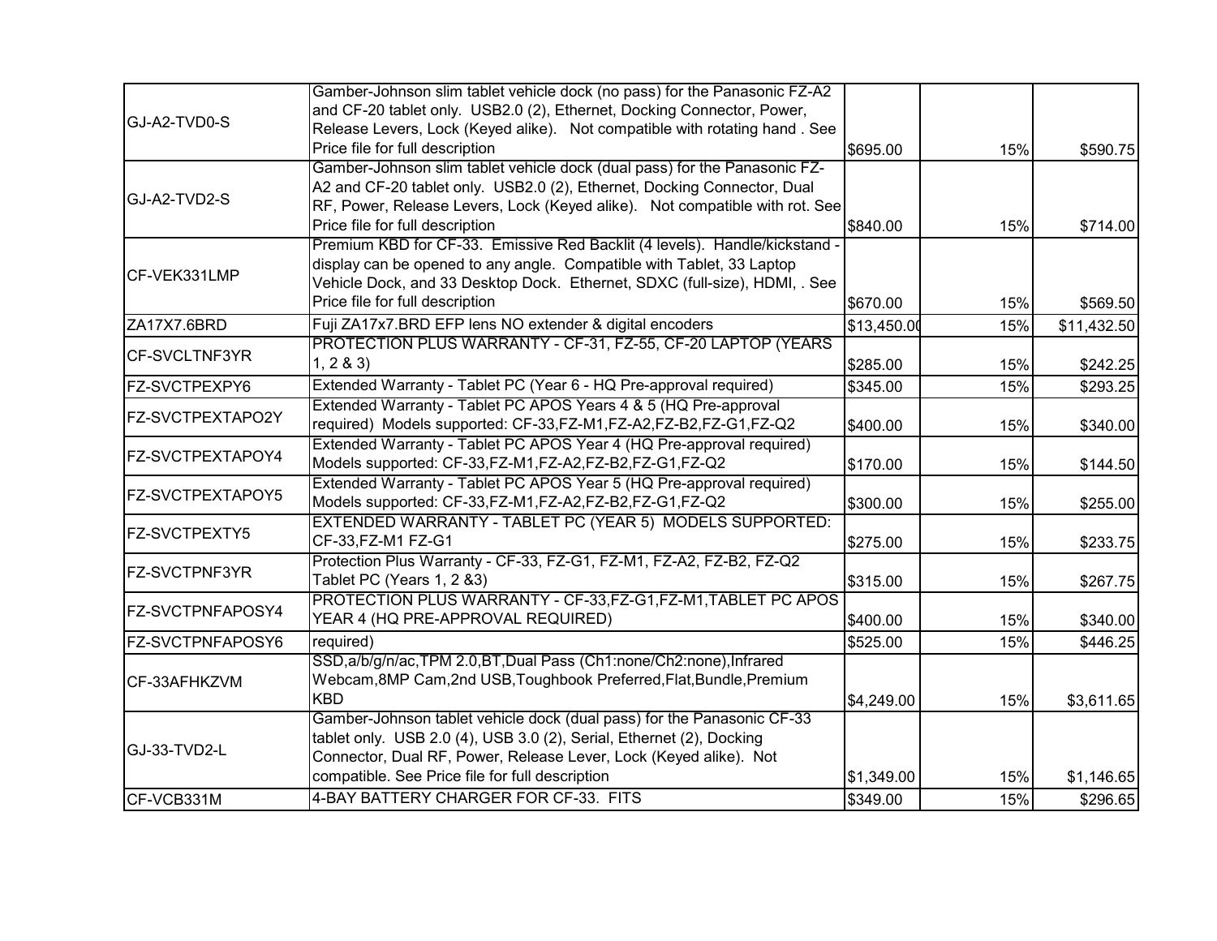| | | | | |
|---|---|---|---|---|
| GJ-A2-TVD0-S | Gamber-Johnson slim tablet vehicle dock (no pass) for the Panasonic FZ-A2 and CF-20 tablet only. USB2.0 (2), Ethernet, Docking Connector, Power, Release Levers, Lock (Keyed alike). Not compatible with rotating hand . See Price file for full description | $695.00 | 15% | $590.75 |
| GJ-A2-TVD2-S | Gamber-Johnson slim tablet vehicle dock (dual pass) for the Panasonic FZ-A2 and CF-20 tablet only. USB2.0 (2), Ethernet, Docking Connector, Dual RF, Power, Release Levers, Lock (Keyed alike). Not compatible with rot. See Price file for full description | $840.00 | 15% | $714.00 |
| CF-VEK331LMP | Premium KBD for CF-33. Emissive Red Backlit (4 levels). Handle/kickstand - display can be opened to any angle. Compatible with Tablet, 33 Laptop Vehicle Dock, and 33 Desktop Dock. Ethernet, SDXC (full-size), HDMI, . See Price file for full description | $670.00 | 15% | $569.50 |
| ZA17X7.6BRD | Fuji ZA17x7.BRD EFP lens NO extender & digital encoders | $13,450.00 | 15% | $11,432.50 |
| CF-SVCLTNF3YR | PROTECTION PLUS WARRANTY - CF-31, FZ-55, CF-20 LAPTOP (YEARS 1, 2 & 3) | $285.00 | 15% | $242.25 |
| FZ-SVCTPEXPY6 | Extended Warranty - Tablet PC (Year 6 - HQ Pre-approval required) | $345.00 | 15% | $293.25 |
| FZ-SVCTPEXTAPO2Y | Extended Warranty - Tablet PC APOS Years 4 & 5 (HQ Pre-approval required) Models supported: CF-33,FZ-M1,FZ-A2,FZ-B2,FZ-G1,FZ-Q2 | $400.00 | 15% | $340.00 |
| FZ-SVCTPEXTAPOY4 | Extended Warranty - Tablet PC APOS Year 4 (HQ Pre-approval required) Models supported: CF-33,FZ-M1,FZ-A2,FZ-B2,FZ-G1,FZ-Q2 | $170.00 | 15% | $144.50 |
| FZ-SVCTPEXTAPOY5 | Extended Warranty - Tablet PC APOS Year 5 (HQ Pre-approval required) Models supported: CF-33,FZ-M1,FZ-A2,FZ-B2,FZ-G1,FZ-Q2 | $300.00 | 15% | $255.00 |
| FZ-SVCTPEXTY5 | EXTENDED WARRANTY - TABLET PC (YEAR 5) MODELS SUPPORTED: CF-33,FZ-M1 FZ-G1 | $275.00 | 15% | $233.75 |
| FZ-SVCTPNF3YR | Protection Plus Warranty - CF-33, FZ-G1, FZ-M1, FZ-A2, FZ-B2, FZ-Q2 Tablet PC (Years 1, 2 &3) | $315.00 | 15% | $267.75 |
| FZ-SVCTPNFAPOSY4 | PROTECTION PLUS WARRANTY - CF-33,FZ-G1,FZ-M1,TABLET PC APOS YEAR 4 (HQ PRE-APPROVAL REQUIRED) | $400.00 | 15% | $340.00 |
| FZ-SVCTPNFAPOSY6 | required) | $525.00 | 15% | $446.25 |
| CF-33AFHKZVM | SSD,a/b/g/n/ac,TPM 2.0,BT,Dual Pass (Ch1:none/Ch2:none),Infrared Webcam,8MP Cam,2nd USB,Toughbook Preferred,Flat,Bundle,Premium KBD | $4,249.00 | 15% | $3,611.65 |
| GJ-33-TVD2-L | Gamber-Johnson tablet vehicle dock (dual pass) for the Panasonic CF-33 tablet only. USB 2.0 (4), USB 3.0 (2), Serial, Ethernet (2), Docking Connector, Dual RF, Power, Release Lever, Lock (Keyed alike). Not compatible. See Price file for full description | $1,349.00 | 15% | $1,146.65 |
| CF-VCB331M | 4-BAY BATTERY CHARGER FOR CF-33. FITS | $349.00 | 15% | $296.65 |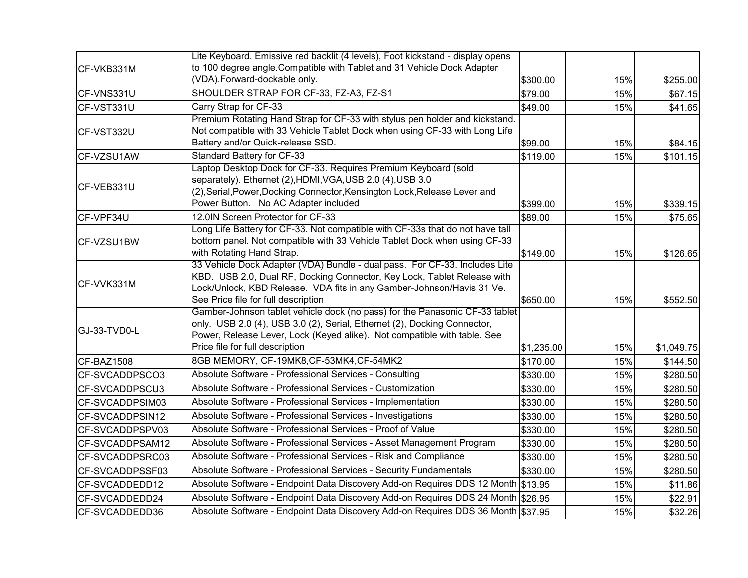| | | | | |
|---|---|---|---|---|
| CF-VKB331M | Lite Keyboard. Emissive red backlit (4 levels), Foot kickstand - display opens to 100 degree angle.Compatible with Tablet and 31 Vehicle Dock Adapter (VDA).Forward-dockable only. | $300.00 | 15% | $255.00 |
| CF-VNS331U | SHOULDER STRAP FOR CF-33, FZ-A3, FZ-S1 | $79.00 | 15% | $67.15 |
| CF-VST331U | Carry Strap for CF-33 | $49.00 | 15% | $41.65 |
| CF-VST332U | Premium Rotating Hand Strap for CF-33 with stylus pen holder and kickstand. Not compatible with 33 Vehicle Tablet Dock when using CF-33 with Long Life Battery and/or Quick-release SSD. | $99.00 | 15% | $84.15 |
| CF-VZSU1AW | Standard Battery for CF-33 | $119.00 | 15% | $101.15 |
| CF-VEB331U | Laptop Desktop Dock for CF-33. Requires Premium Keyboard (sold separately). Ethernet (2),HDMI,VGA,USB 2.0 (4),USB 3.0 (2),Serial,Power,Docking Connector,Kensington Lock,Release Lever and Power Button. No AC Adapter included | $399.00 | 15% | $339.15 |
| CF-VPF34U | 12.0IN Screen Protector for CF-33 | $89.00 | 15% | $75.65 |
| CF-VZSU1BW | Long Life Battery for CF-33. Not compatible with CF-33s that do not have tall bottom panel. Not compatible with 33 Vehicle Tablet Dock when using CF-33 with Rotating Hand Strap. | $149.00 | 15% | $126.65 |
| CF-VVK331M | 33 Vehicle Dock Adapter (VDA) Bundle - dual pass. For CF-33. Includes Lite KBD. USB 2.0, Dual RF, Docking Connector, Key Lock, Tablet Release with Lock/Unlock, KBD Release. VDA fits in any Gamber-Johnson/Havis 31 Ve. See Price file for full description | $650.00 | 15% | $552.50 |
| GJ-33-TVD0-L | Gamber-Johnson tablet vehicle dock (no pass) for the Panasonic CF-33 tablet only. USB 2.0 (4), USB 3.0 (2), Serial, Ethernet (2), Docking Connector, Power, Release Lever, Lock (Keyed alike). Not compatible with table. See Price file for full description | $1,235.00 | 15% | $1,049.75 |
| CF-BAZ1508 | 8GB MEMORY, CF-19MK8,CF-53MK4,CF-54MK2 | $170.00 | 15% | $144.50 |
| CF-SVCADDPSCO3 | Absolute Software - Professional Services - Consulting | $330.00 | 15% | $280.50 |
| CF-SVCADDPSCU3 | Absolute Software - Professional Services - Customization | $330.00 | 15% | $280.50 |
| CF-SVCADDPSIM03 | Absolute Software - Professional Services - Implementation | $330.00 | 15% | $280.50 |
| CF-SVCADDPSIN12 | Absolute Software - Professional Services - Investigations | $330.00 | 15% | $280.50 |
| CF-SVCADDPSPV03 | Absolute Software - Professional Services - Proof of Value | $330.00 | 15% | $280.50 |
| CF-SVCADDPSAM12 | Absolute Software - Professional Services - Asset Management Program | $330.00 | 15% | $280.50 |
| CF-SVCADDPSRC03 | Absolute Software - Professional Services - Risk and Compliance | $330.00 | 15% | $280.50 |
| CF-SVCADDPSSF03 | Absolute Software - Professional Services - Security Fundamentals | $330.00 | 15% | $280.50 |
| CF-SVCADDEDD12 | Absolute Software - Endpoint Data Discovery Add-on Requires DDS 12 Month | $13.95 | 15% | $11.86 |
| CF-SVCADDEDD24 | Absolute Software - Endpoint Data Discovery Add-on Requires DDS 24 Month | $26.95 | 15% | $22.91 |
| CF-SVCADDEDD36 | Absolute Software - Endpoint Data Discovery Add-on Requires DDS 36 Month | $37.95 | 15% | $32.26 |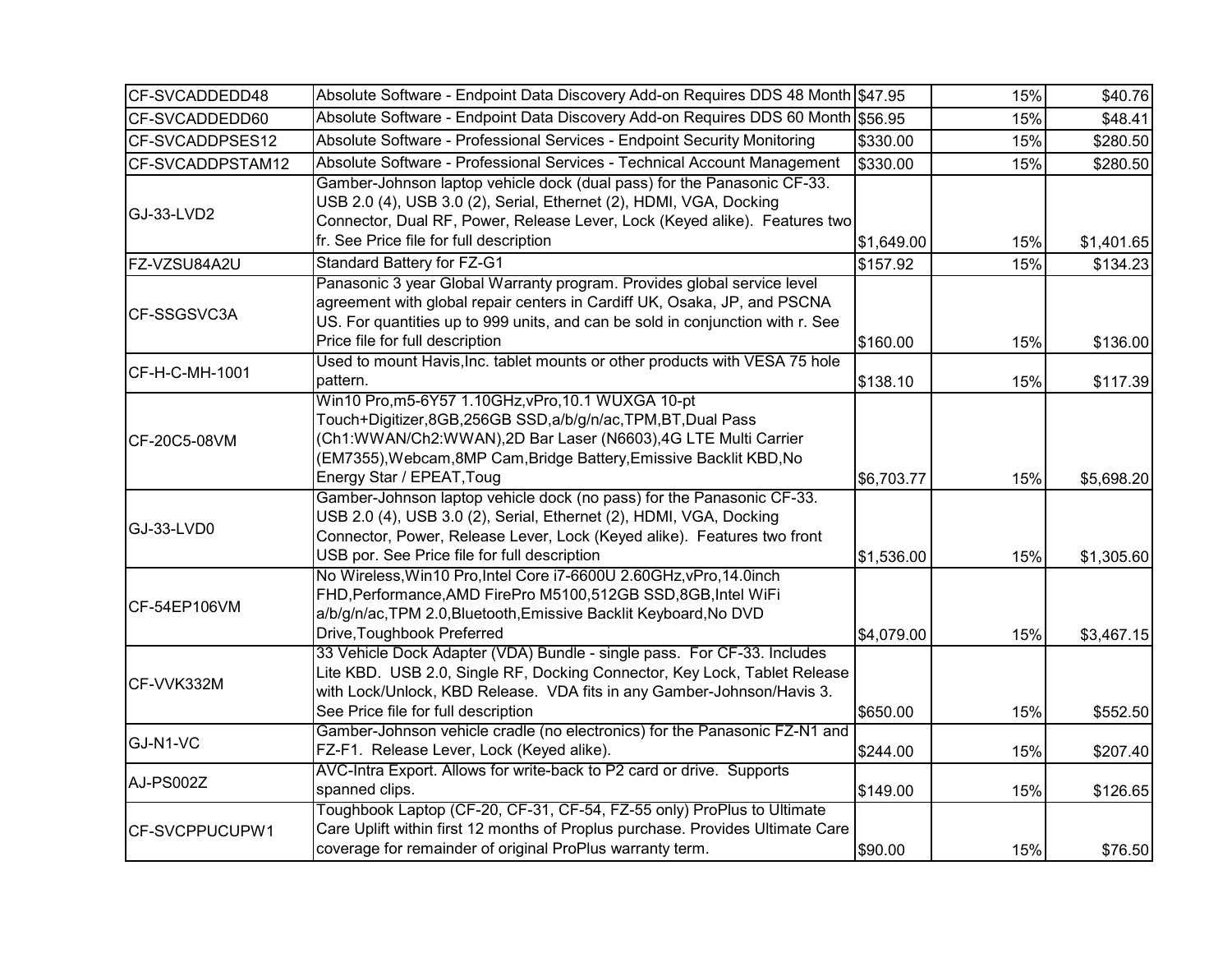| | | | | |
|---|---|---|---|---|
| CF-SVCADDEDD48 | Absolute Software - Endpoint Data Discovery Add-on Requires DDS 48 Month | $47.95 | 15% | $40.76 |
| CF-SVCADDEDD60 | Absolute Software - Endpoint Data Discovery Add-on Requires DDS 60 Month | $56.95 | 15% | $48.41 |
| CF-SVCADDPSES12 | Absolute Software - Professional Services - Endpoint Security Monitoring | $330.00 | 15% | $280.50 |
| CF-SVCADDPSTAM12 | Absolute Software - Professional Services - Technical Account Management | $330.00 | 15% | $280.50 |
| GJ-33-LVD2 | Gamber-Johnson laptop vehicle dock (dual pass) for the Panasonic CF-33. USB 2.0 (4), USB 3.0 (2), Serial, Ethernet (2), HDMI, VGA, Docking Connector, Dual RF, Power, Release Lever, Lock (Keyed alike). Features two fr. See Price file for full description | $1,649.00 | 15% | $1,401.65 |
| FZ-VZSU84A2U | Standard Battery for FZ-G1 | $157.92 | 15% | $134.23 |
| CF-SSGSVC3A | Panasonic 3 year Global Warranty program. Provides global service level agreement with global repair centers in Cardiff UK, Osaka, JP, and PSCNA US. For quantities up to 999 units, and can be sold in conjunction with r. See Price file for full description | $160.00 | 15% | $136.00 |
| CF-H-C-MH-1001 | Used to mount Havis,Inc. tablet mounts or other products with VESA 75 hole pattern. | $138.10 | 15% | $117.39 |
| CF-20C5-08VM | Win10 Pro,m5-6Y57 1.10GHz,vPro,10.1 WUXGA 10-pt Touch+Digitizer,8GB,256GB SSD,a/b/g/n/ac,TPM,BT,Dual Pass (Ch1:WWAN/Ch2:WWAN),2D Bar Laser (N6603),4G LTE Multi Carrier (EM7355),Webcam,8MP Cam,Bridge Battery,Emissive Backlit KBD,No Energy Star / EPEAT,Toug | $6,703.77 | 15% | $5,698.20 |
| GJ-33-LVD0 | Gamber-Johnson laptop vehicle dock (no pass) for the Panasonic CF-33. USB 2.0 (4), USB 3.0 (2), Serial, Ethernet (2), HDMI, VGA, Docking Connector, Power, Release Lever, Lock (Keyed alike). Features two front USB por. See Price file for full description | $1,536.00 | 15% | $1,305.60 |
| CF-54EP106VM | No Wireless,Win10 Pro,Intel Core i7-6600U 2.60GHz,vPro,14.0inch FHD,Performance,AMD FirePro M5100,512GB SSD,8GB,Intel WiFi a/b/g/n/ac,TPM 2.0,Bluetooth,Emissive Backlit Keyboard,No DVD Drive,Toughbook Preferred | $4,079.00 | 15% | $3,467.15 |
| CF-VVK332M | 33 Vehicle Dock Adapter (VDA) Bundle - single pass. For CF-33. Includes Lite KBD. USB 2.0, Single RF, Docking Connector, Key Lock, Tablet Release with Lock/Unlock, KBD Release. VDA fits in any Gamber-Johnson/Havis 3. See Price file for full description | $650.00 | 15% | $552.50 |
| GJ-N1-VC | Gamber-Johnson vehicle cradle (no electronics) for the Panasonic FZ-N1 and FZ-F1. Release Lever, Lock (Keyed alike). | $244.00 | 15% | $207.40 |
| AJ-PS002Z | AVC-Intra Export. Allows for write-back to P2 card or drive. Supports spanned clips. | $149.00 | 15% | $126.65 |
| CF-SVCPPUCUPW1 | Toughbook Laptop (CF-20, CF-31, CF-54, FZ-55 only) ProPlus to Ultimate Care Uplift within first 12 months of Proplus purchase. Provides Ultimate Care coverage for remainder of original ProPlus warranty term. | $90.00 | 15% | $76.50 |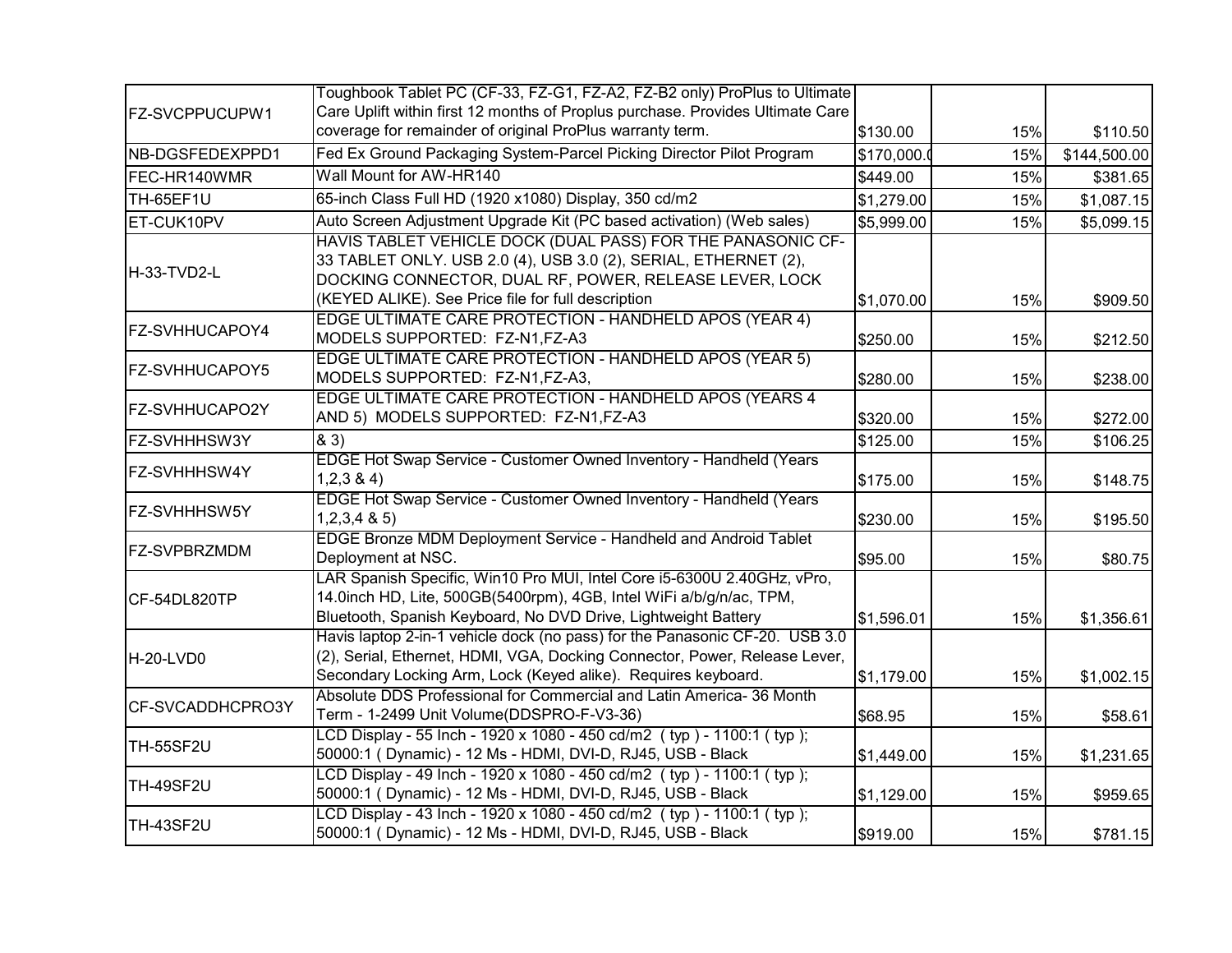| | | | | |
|---|---|---|---|---|
| FZ-SVCPPUCUPW1 | Toughbook Tablet PC (CF-33, FZ-G1, FZ-A2, FZ-B2 only) ProPlus to Ultimate Care Uplift within first 12 months of Proplus purchase. Provides Ultimate Care coverage for remainder of original ProPlus warranty term. | $130.00 | 15% | $110.50 |
| NB-DGSFEDEXPPD1 | Fed Ex Ground Packaging System-Parcel Picking Director Pilot Program | $170,000.0 | 15% | $144,500.00 |
| FEC-HR140WMR | Wall Mount for AW-HR140 | $449.00 | 15% | $381.65 |
| TH-65EF1U | 65-inch Class Full HD (1920 x1080) Display, 350 cd/m2 | $1,279.00 | 15% | $1,087.15 |
| ET-CUK10PV | Auto Screen Adjustment Upgrade Kit (PC based activation) (Web sales) | $5,999.00 | 15% | $5,099.15 |
| H-33-TVD2-L | HAVIS TABLET VEHICLE DOCK (DUAL PASS) FOR THE PANASONIC CF-33 TABLET ONLY. USB 2.0 (4), USB 3.0 (2), SERIAL, ETHERNET (2), DOCKING CONNECTOR, DUAL RF, POWER, RELEASE LEVER, LOCK (KEYED ALIKE). See Price file for full description | $1,070.00 | 15% | $909.50 |
| FZ-SVHHUCAPOY4 | EDGE ULTIMATE CARE PROTECTION - HANDHELD APOS (YEAR 4) MODELS SUPPORTED: FZ-N1,FZ-A3 | $250.00 | 15% | $212.50 |
| FZ-SVHHUCAPOY5 | EDGE ULTIMATE CARE PROTECTION - HANDHELD APOS (YEAR 5) MODELS SUPPORTED: FZ-N1,FZ-A3, | $280.00 | 15% | $238.00 |
| FZ-SVHHUCAPO2Y | EDGE ULTIMATE CARE PROTECTION - HANDHELD APOS (YEARS 4 AND 5) MODELS SUPPORTED: FZ-N1,FZ-A3 | $320.00 | 15% | $272.00 |
| FZ-SVHHHSW3Y | & 3) | $125.00 | 15% | $106.25 |
| FZ-SVHHHSW4Y | EDGE Hot Swap Service - Customer Owned Inventory - Handheld (Years 1,2,3 & 4) | $175.00 | 15% | $148.75 |
| FZ-SVHHHSW5Y | EDGE Hot Swap Service - Customer Owned Inventory - Handheld (Years 1,2,3,4 & 5) | $230.00 | 15% | $195.50 |
| FZ-SVPBRZMDM | EDGE Bronze MDM Deployment Service - Handheld and Android Tablet Deployment at NSC. | $95.00 | 15% | $80.75 |
| CF-54DL820TP | LAR Spanish Specific, Win10 Pro MUI, Intel Core i5-6300U 2.40GHz, vPro, 14.0inch HD, Lite, 500GB(5400rpm), 4GB, Intel WiFi a/b/g/n/ac, TPM, Bluetooth, Spanish Keyboard, No DVD Drive, Lightweight Battery | $1,596.01 | 15% | $1,356.61 |
| H-20-LVD0 | Havis laptop 2-in-1 vehicle dock (no pass) for the Panasonic CF-20. USB 3.0 (2), Serial, Ethernet, HDMI, VGA, Docking Connector, Power, Release Lever, Secondary Locking Arm, Lock (Keyed alike). Requires keyboard. | $1,179.00 | 15% | $1,002.15 |
| CF-SVCADDHCPRO3Y | Absolute DDS Professional for Commercial and Latin America- 36 Month Term - 1-2499 Unit Volume(DDSPRO-F-V3-36) | $68.95 | 15% | $58.61 |
| TH-55SF2U | LCD Display - 55 Inch - 1920 x 1080 - 450 cd/m2 ( typ ) - 1100:1 ( typ ); 50000:1 ( Dynamic) - 12 Ms - HDMI, DVI-D, RJ45, USB - Black | $1,449.00 | 15% | $1,231.65 |
| TH-49SF2U | LCD Display - 49 Inch - 1920 x 1080 - 450 cd/m2 ( typ ) - 1100:1 ( typ ); 50000:1 ( Dynamic) - 12 Ms - HDMI, DVI-D, RJ45, USB - Black | $1,129.00 | 15% | $959.65 |
| TH-43SF2U | LCD Display - 43 Inch - 1920 x 1080 - 450 cd/m2 ( typ ) - 1100:1 ( typ ); 50000:1 ( Dynamic) - 12 Ms - HDMI, DVI-D, RJ45, USB - Black | $919.00 | 15% | $781.15 |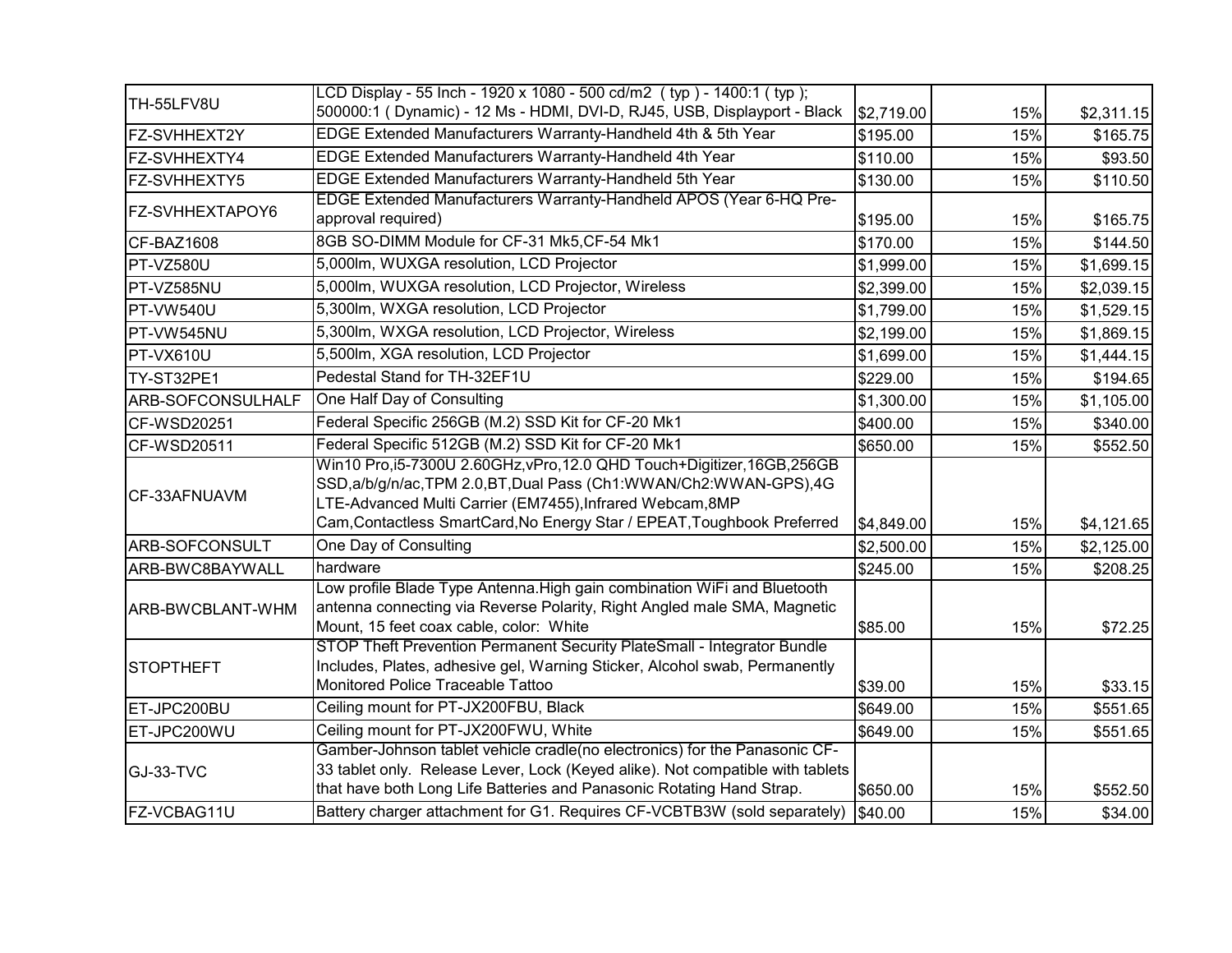| | | | | |
|---|---|---|---|---|
| TH-55LFV8U | LCD Display - 55 Inch - 1920 x 1080 - 500 cd/m2 ( typ ) - 1400:1 ( typ ); 500000:1 ( Dynamic) - 12 Ms - HDMI, DVI-D, RJ45, USB, Displayport - Black | $2,719.00 | 15% | $2,311.15 |
| FZ-SVHHEXT2Y | EDGE Extended Manufacturers Warranty-Handheld 4th & 5th Year | $195.00 | 15% | $165.75 |
| FZ-SVHHEXTY4 | EDGE Extended Manufacturers Warranty-Handheld 4th Year | $110.00 | 15% | $93.50 |
| FZ-SVHHEXTY5 | EDGE Extended Manufacturers Warranty-Handheld 5th Year | $130.00 | 15% | $110.50 |
| FZ-SVHHEXTAPOY6 | EDGE Extended Manufacturers Warranty-Handheld APOS (Year 6-HQ Pre-approval required) | $195.00 | 15% | $165.75 |
| CF-BAZ1608 | 8GB SO-DIMM Module for CF-31 Mk5,CF-54 Mk1 | $170.00 | 15% | $144.50 |
| PT-VZ580U | 5,000lm, WUXGA resolution, LCD Projector | $1,999.00 | 15% | $1,699.15 |
| PT-VZ585NU | 5,000lm, WUXGA resolution, LCD Projector, Wireless | $2,399.00 | 15% | $2,039.15 |
| PT-VW540U | 5,300lm, WXGA resolution, LCD Projector | $1,799.00 | 15% | $1,529.15 |
| PT-VW545NU | 5,300lm, WXGA resolution, LCD Projector, Wireless | $2,199.00 | 15% | $1,869.15 |
| PT-VX610U | 5,500lm, XGA resolution, LCD Projector | $1,699.00 | 15% | $1,444.15 |
| TY-ST32PE1 | Pedestal Stand for TH-32EF1U | $229.00 | 15% | $194.65 |
| ARB-SOFCONSULHALF | One Half Day of Consulting | $1,300.00 | 15% | $1,105.00 |
| CF-WSD20251 | Federal Specific 256GB (M.2) SSD Kit for CF-20 Mk1 | $400.00 | 15% | $340.00 |
| CF-WSD20511 | Federal Specific 512GB (M.2) SSD Kit for CF-20 Mk1 | $650.00 | 15% | $552.50 |
| CF-33AFNUAVM | Win10 Pro,i5-7300U 2.60GHz,vPro,12.0 QHD Touch+Digitizer,16GB,256GB SSD,a/b/g/n/ac,TPM 2.0,BT,Dual Pass (Ch1:WWAN/Ch2:WWAN-GPS),4G LTE-Advanced Multi Carrier (EM7455),Infrared Webcam,8MP Cam,Contactless SmartCard,No Energy Star / EPEAT,Toughbook Preferred | $4,849.00 | 15% | $4,121.65 |
| ARB-SOFCONSULT | One Day of Consulting | $2,500.00 | 15% | $2,125.00 |
| ARB-BWC8BAYWALL | hardware | $245.00 | 15% | $208.25 |
| ARB-BWCBLANT-WHM | Low profile Blade Type Antenna.High gain combination WiFi and Bluetooth antenna connecting via Reverse Polarity, Right Angled male SMA, Magnetic Mount, 15 feet coax cable, color: White | $85.00 | 15% | $72.25 |
| STOPTHEFT | STOP Theft Prevention Permanent Security PlateSmall - Integrator Bundle Includes, Plates, adhesive gel, Warning Sticker, Alcohol swab, Permanently Monitored Police Traceable Tattoo | $39.00 | 15% | $33.15 |
| ET-JPC200BU | Ceiling mount for PT-JX200FBU, Black | $649.00 | 15% | $551.65 |
| ET-JPC200WU | Ceiling mount for PT-JX200FWU, White | $649.00 | 15% | $551.65 |
| GJ-33-TVC | Gamber-Johnson tablet vehicle cradle(no electronics) for the Panasonic CF-33 tablet only. Release Lever, Lock (Keyed alike). Not compatible with tablets that have both Long Life Batteries and Panasonic Rotating Hand Strap. | $650.00 | 15% | $552.50 |
| FZ-VCBAG11U | Battery charger attachment for G1. Requires CF-VCBTB3W (sold separately) | $40.00 | 15% | $34.00 |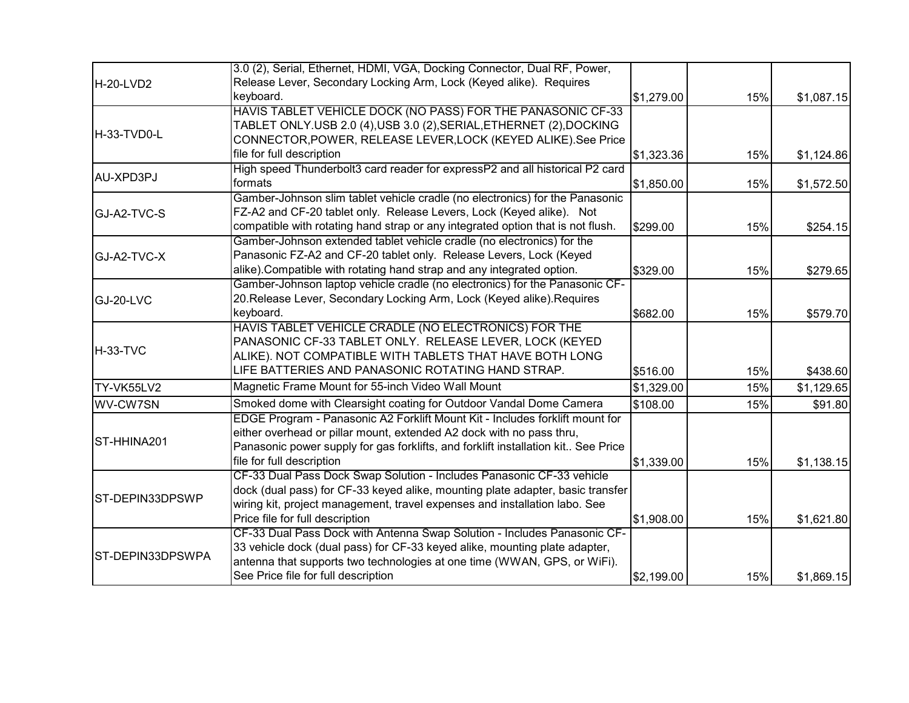| | | | | |
|---|---|---|---|---|
| H-20-LVD2 | 3.0 (2), Serial, Ethernet, HDMI, VGA, Docking Connector, Dual RF, Power, Release Lever, Secondary Locking Arm, Lock (Keyed alike). Requires keyboard. | $1,279.00 | 15% | $1,087.15 |
| H-33-TVD0-L | HAVIS TABLET VEHICLE DOCK (NO PASS) FOR THE PANASONIC CF-33 TABLET ONLY.USB 2.0 (4),USB 3.0 (2),SERIAL,ETHERNET (2),DOCKING CONNECTOR,POWER, RELEASE LEVER,LOCK (KEYED ALIKE).See Price file for full description | $1,323.36 | 15% | $1,124.86 |
| AU-XPD3PJ | High speed Thunderbolt3 card reader for expressP2 and all historical P2 card formats | $1,850.00 | 15% | $1,572.50 |
| GJ-A2-TVC-S | Gamber-Johnson slim tablet vehicle cradle (no electronics) for the Panasonic FZ-A2 and CF-20 tablet only. Release Levers, Lock (Keyed alike). Not compatible with rotating hand strap or any integrated option that is not flush. | $299.00 | 15% | $254.15 |
| GJ-A2-TVC-X | Gamber-Johnson extended tablet vehicle cradle (no electronics) for the Panasonic FZ-A2 and CF-20 tablet only. Release Levers, Lock (Keyed alike).Compatible with rotating hand strap and any integrated option. | $329.00 | 15% | $279.65 |
| GJ-20-LVC | Gamber-Johnson laptop vehicle cradle (no electronics) for the Panasonic CF-20.Release Lever, Secondary Locking Arm, Lock (Keyed alike).Requires keyboard. | $682.00 | 15% | $579.70 |
| H-33-TVC | HAVIS TABLET VEHICLE CRADLE (NO ELECTRONICS) FOR THE PANASONIC CF-33 TABLET ONLY. RELEASE LEVER, LOCK (KEYED ALIKE). NOT COMPATIBLE WITH TABLETS THAT HAVE BOTH LONG LIFE BATTERIES AND PANASONIC ROTATING HAND STRAP. | $516.00 | 15% | $438.60 |
| TY-VK55LV2 | Magnetic Frame Mount for 55-inch Video Wall Mount | $1,329.00 | 15% | $1,129.65 |
| WV-CW7SN | Smoked dome with Clearsight coating for Outdoor Vandal Dome Camera | $108.00 | 15% | $91.80 |
| ST-HHINA201 | EDGE Program - Panasonic A2 Forklift Mount Kit - Includes forklift mount for either overhead or pillar mount, extended A2 dock with no pass thru, Panasonic power supply for gas forklifts, and forklift installation kit.. See Price file for full description | $1,339.00 | 15% | $1,138.15 |
| ST-DEPIN33DPSWP | CF-33 Dual Pass Dock Swap Solution - Includes Panasonic CF-33 vehicle dock (dual pass) for CF-33 keyed alike, mounting plate adapter, basic transfer wiring kit, project management, travel expenses and installation labo. See Price file for full description | $1,908.00 | 15% | $1,621.80 |
| ST-DEPIN33DPSWPA | CF-33 Dual Pass Dock with Antenna Swap Solution - Includes Panasonic CF-33 vehicle dock (dual pass) for CF-33 keyed alike, mounting plate adapter, antenna that supports two technologies at one time (WWAN, GPS, or WiFi). See Price file for full description | $2,199.00 | 15% | $1,869.15 |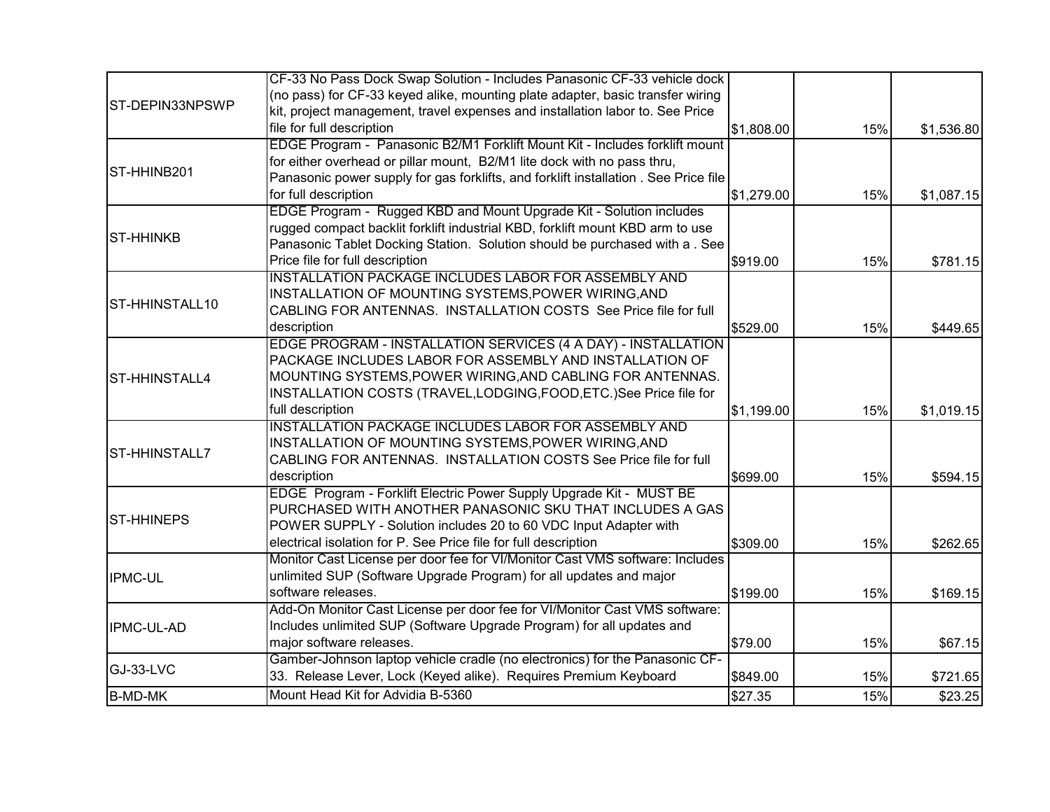| | | | | |
|---|---|---|---|---|
| ST-DEPIN33NPSWP | CF-33 No Pass Dock Swap Solution - Includes Panasonic CF-33 vehicle dock (no pass) for CF-33 keyed alike, mounting plate adapter, basic transfer wiring kit, project management, travel expenses and installation labor to. See Price file for full description | $1,808.00 | 15% | $1,536.80 |
| ST-HHINB201 | EDGE Program - Panasonic B2/M1 Forklift Mount Kit - Includes forklift mount for either overhead or pillar mount, B2/M1 lite dock with no pass thru, Panasonic power supply for gas forklifts, and forklift installation . See Price file for full description | $1,279.00 | 15% | $1,087.15 |
| ST-HHINKB | EDGE Program - Rugged KBD and Mount Upgrade Kit - Solution includes rugged compact backlit forklift industrial KBD, forklift mount KBD arm to use Panasonic Tablet Docking Station. Solution should be purchased with a . See Price file for full description | $919.00 | 15% | $781.15 |
| ST-HHINSTALL10 | INSTALLATION PACKAGE INCLUDES LABOR FOR ASSEMBLY AND INSTALLATION OF MOUNTING SYSTEMS,POWER WIRING,AND CABLING FOR ANTENNAS. INSTALLATION COSTS See Price file for full description | $529.00 | 15% | $449.65 |
| ST-HHINSTALL4 | EDGE PROGRAM - INSTALLATION SERVICES (4 A DAY) - INSTALLATION PACKAGE INCLUDES LABOR FOR ASSEMBLY AND INSTALLATION OF MOUNTING SYSTEMS,POWER WIRING,AND CABLING FOR ANTENNAS. INSTALLATION COSTS (TRAVEL,LODGING,FOOD,ETC.)See Price file for full description | $1,199.00 | 15% | $1,019.15 |
| ST-HHINSTALL7 | INSTALLATION PACKAGE INCLUDES LABOR FOR ASSEMBLY AND INSTALLATION OF MOUNTING SYSTEMS,POWER WIRING,AND CABLING FOR ANTENNAS. INSTALLATION COSTS See Price file for full description | $699.00 | 15% | $594.15 |
| ST-HHINEPS | EDGE Program - Forklift Electric Power Supply Upgrade Kit - MUST BE PURCHASED WITH ANOTHER PANASONIC SKU THAT INCLUDES A GAS POWER SUPPLY - Solution includes 20 to 60 VDC Input Adapter with electrical isolation for P. See Price file for full description | $309.00 | 15% | $262.65 |
| IPMC-UL | Monitor Cast License per door fee for VI/Monitor Cast VMS software: Includes unlimited SUP (Software Upgrade Program) for all updates and major software releases. | $199.00 | 15% | $169.15 |
| IPMC-UL-AD | Add-On Monitor Cast License per door fee for VI/Monitor Cast VMS software: Includes unlimited SUP (Software Upgrade Program) for all updates and major software releases. | $79.00 | 15% | $67.15 |
| GJ-33-LVC | Gamber-Johnson laptop vehicle cradle (no electronics) for the Panasonic CF-33. Release Lever, Lock (Keyed alike). Requires Premium Keyboard | $849.00 | 15% | $721.65 |
| B-MD-MK | Mount Head Kit for Advidia B-5360 | $27.35 | 15% | $23.25 |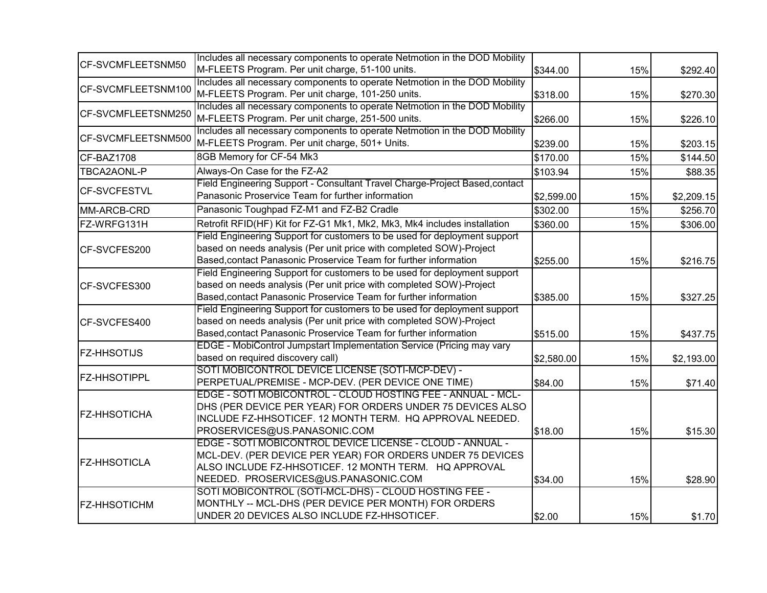| | | | | |
|---|---|---|---|---|
| CF-SVCMFLEETSNM50 | Includes all necessary components to operate Netmotion in the DOD Mobility M-FLEETS Program. Per unit charge, 51-100 units. | $344.00 | 15% | $292.40 |
| CF-SVCMFLEETSNM100 | Includes all necessary components to operate Netmotion in the DOD Mobility M-FLEETS Program. Per unit charge, 101-250 units. | $318.00 | 15% | $270.30 |
| CF-SVCMFLEETSNM250 | Includes all necessary components to operate Netmotion in the DOD Mobility M-FLEETS Program. Per unit charge, 251-500 units. | $266.00 | 15% | $226.10 |
| CF-SVCMFLEETSNM500 | Includes all necessary components to operate Netmotion in the DOD Mobility M-FLEETS Program. Per unit charge, 501+ Units. | $239.00 | 15% | $203.15 |
| CF-BAZ1708 | 8GB Memory for CF-54 Mk3 | $170.00 | 15% | $144.50 |
| TBCA2AONL-P | Always-On Case for the FZ-A2 | $103.94 | 15% | $88.35 |
| CF-SVCFESTVL | Field Engineering Support - Consultant Travel Charge-Project Based,contact Panasonic Proservice Team for further information | $2,599.00 | 15% | $2,209.15 |
| MM-ARCB-CRD | Panasonic Toughpad FZ-M1 and FZ-B2 Cradle | $302.00 | 15% | $256.70 |
| FZ-WRFG131H | Retrofit RFID(HF) Kit for FZ-G1 Mk1, Mk2, Mk3, Mk4 includes installation | $360.00 | 15% | $306.00 |
| CF-SVCFES200 | Field Engineering Support for customers to be used for deployment support based on needs analysis (Per unit price with completed SOW)-Project Based,contact Panasonic Proservice Team for further information | $255.00 | 15% | $216.75 |
| CF-SVCFES300 | Field Engineering Support for customers to be used for deployment support based on needs analysis (Per unit price with completed SOW)-Project Based,contact Panasonic Proservice Team for further information | $385.00 | 15% | $327.25 |
| CF-SVCFES400 | Field Engineering Support for customers to be used for deployment support based on needs analysis (Per unit price with completed SOW)-Project Based,contact Panasonic Proservice Team for further information | $515.00 | 15% | $437.75 |
| FZ-HHSOTIJS | EDGE - MobiControl Jumpstart Implementation Service (Pricing may vary based on required discovery call) | $2,580.00 | 15% | $2,193.00 |
| FZ-HHSOTIPPL | SOTI MOBICONTROL DEVICE LICENSE (SOTI-MCP-DEV) - PERPETUAL/PREMISE - MCP-DEV. (PER DEVICE ONE TIME) | $84.00 | 15% | $71.40 |
| FZ-HHSOTICHA | EDGE - SOTI MOBICONTROL - CLOUD HOSTING FEE - ANNUAL - MCL-DHS (PER DEVICE PER YEAR) FOR ORDERS UNDER 75 DEVICES ALSO INCLUDE FZ-HHSOTICEF. 12 MONTH TERM. HQ APPROVAL NEEDED. PROSERVICES@US.PANASONIC.COM | $18.00 | 15% | $15.30 |
| FZ-HHSOTICLA | EDGE - SOTI MOBICONTROL DEVICE LICENSE - CLOUD - ANNUAL - MCL-DEV. (PER DEVICE PER YEAR) FOR ORDERS UNDER 75 DEVICES ALSO INCLUDE FZ-HHSOTICEF. 12 MONTH TERM. HQ APPROVAL NEEDED. PROSERVICES@US.PANASONIC.COM | $34.00 | 15% | $28.90 |
| FZ-HHSOTICHM | SOTI MOBICONTROL (SOTI-MCL-DHS) - CLOUD HOSTING FEE - MONTHLY -- MCL-DHS (PER DEVICE PER MONTH) FOR ORDERS UNDER 20 DEVICES ALSO INCLUDE FZ-HHSOTICEF. | $2.00 | 15% | $1.70 |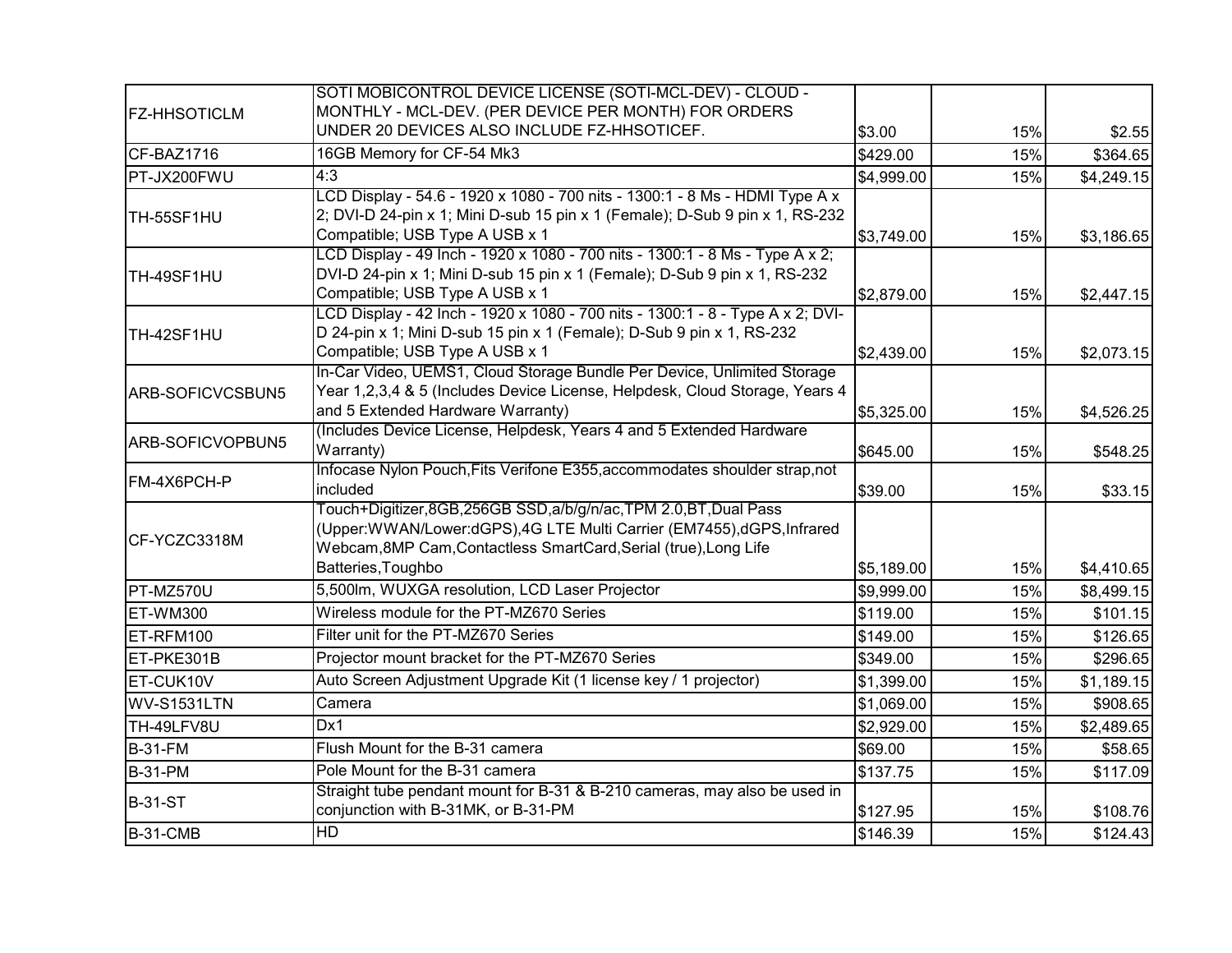| | | | | |
|---|---|---|---|---|
| FZ-HHSOTICLM | SOTI MOBICONTROL DEVICE LICENSE (SOTI-MCL-DEV) - CLOUD - MONTHLY - MCL-DEV. (PER DEVICE PER MONTH) FOR ORDERS UNDER 20 DEVICES ALSO INCLUDE FZ-HHSOTICEF. | $3.00 | 15% | $2.55 |
| CF-BAZ1716 | 16GB Memory for CF-54 Mk3 | $429.00 | 15% | $364.65 |
| PT-JX200FWU | 4:3 | $4,999.00 | 15% | $4,249.15 |
| TH-55SF1HU | LCD Display - 54.6 - 1920 x 1080 - 700 nits - 1300:1 - 8 Ms - HDMI Type A x 2; DVI-D 24-pin x 1; Mini D-sub 15 pin x 1 (Female); D-Sub 9 pin x 1, RS-232 Compatible; USB Type A USB x 1 | $3,749.00 | 15% | $3,186.65 |
| TH-49SF1HU | LCD Display - 49 Inch - 1920 x 1080 - 700 nits - 1300:1 - 8 Ms - Type A x 2; DVI-D 24-pin x 1; Mini D-sub 15 pin x 1 (Female); D-Sub 9 pin x 1, RS-232 Compatible; USB Type A USB x 1 | $2,879.00 | 15% | $2,447.15 |
| TH-42SF1HU | LCD Display - 42 Inch - 1920 x 1080 - 700 nits - 1300:1 - 8 - Type A x 2; DVI-D 24-pin x 1; Mini D-sub 15 pin x 1 (Female); D-Sub 9 pin x 1, RS-232 Compatible; USB Type A USB x 1 | $2,439.00 | 15% | $2,073.15 |
| ARB-SOFICVCSBUN5 | In-Car Video, UEMS1, Cloud Storage Bundle Per Device, Unlimited Storage Year 1,2,3,4 & 5 (Includes Device License, Helpdesk, Cloud Storage, Years 4 and 5 Extended Hardware Warranty) | $5,325.00 | 15% | $4,526.25 |
| ARB-SOFICVOPBUN5 | (Includes Device License, Helpdesk, Years 4 and 5 Extended Hardware Warranty) | $645.00 | 15% | $548.25 |
| FM-4X6PCH-P | Infocase Nylon Pouch,Fits Verifone E355,accommodates shoulder strap,not included | $39.00 | 15% | $33.15 |
| CF-YCZC3318M | Touch+Digitizer,8GB,256GB SSD,a/b/g/n/ac,TPM 2.0,BT,Dual Pass (Upper:WWAN/Lower:dGPS),4G LTE Multi Carrier (EM7455),dGPS,Infrared Webcam,8MP Cam,Contactless SmartCard,Serial (true),Long Life Batteries,Toughbo | $5,189.00 | 15% | $4,410.65 |
| PT-MZ570U | 5,500lm, WUXGA resolution, LCD Laser Projector | $9,999.00 | 15% | $8,499.15 |
| ET-WM300 | Wireless module for the PT-MZ670 Series | $119.00 | 15% | $101.15 |
| ET-RFM100 | Filter unit for the PT-MZ670 Series | $149.00 | 15% | $126.65 |
| ET-PKE301B | Projector mount bracket for the PT-MZ670 Series | $349.00 | 15% | $296.65 |
| ET-CUK10V | Auto Screen Adjustment Upgrade Kit (1 license key / 1 projector) | $1,399.00 | 15% | $1,189.15 |
| WV-S1531LTN | Camera | $1,069.00 | 15% | $908.65 |
| TH-49LFV8U | Dx1 | $2,929.00 | 15% | $2,489.65 |
| B-31-FM | Flush Mount for the B-31 camera | $69.00 | 15% | $58.65 |
| B-31-PM | Pole Mount for the B-31 camera | $137.75 | 15% | $117.09 |
| B-31-ST | Straight tube pendant mount for B-31 & B-210 cameras, may also be used in conjunction with B-31MK, or B-31-PM | $127.95 | 15% | $108.76 |
| B-31-CMB | HD | $146.39 | 15% | $124.43 |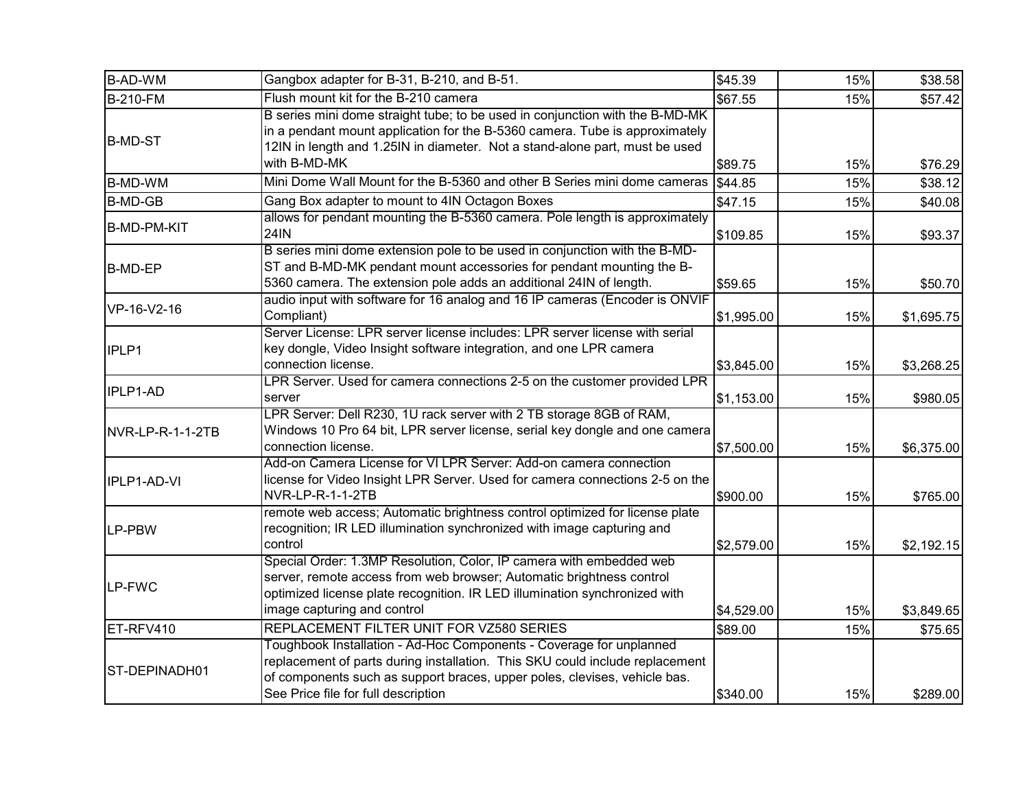| B-AD-WM | Gangbox adapter for B-31, B-210, and B-51. | $45.39 | 15% | $38.58 |
|---|---|---|---|---|
| B-210-FM | Flush mount kit for the B-210 camera | $67.55 | 15% | $57.42 |
| B-MD-ST | B series mini dome straight tube; to be used in conjunction with the B-MD-MK in a pendant mount application for the B-5360 camera. Tube is approximately 12IN in length and 1.25IN in diameter. Not a stand-alone part, must be used with B-MD-MK | $89.75 | 15% | $76.29 |
| B-MD-WM | Mini Dome Wall Mount for the B-5360 and other B Series mini dome cameras | $44.85 | 15% | $38.12 |
| B-MD-GB | Gang Box adapter to mount to 4IN Octagon Boxes | $47.15 | 15% | $40.08 |
| B-MD-PM-KIT | allows for pendant mounting the B-5360 camera. Pole length is approximately 24IN | $109.85 | 15% | $93.37 |
| B-MD-EP | B series mini dome extension pole to be used in conjunction with the B-MD-ST and B-MD-MK pendant mount accessories for pendant mounting the B-5360 camera. The extension pole adds an additional 24IN of length. | $59.65 | 15% | $50.70 |
| VP-16-V2-16 | audio input with software for 16 analog and 16 IP cameras (Encoder is ONVIF Compliant) | $1,995.00 | 15% | $1,695.75 |
| IPLP1 | Server License: LPR server license includes: LPR server license with serial key dongle, Video Insight software integration, and one LPR camera connection license. | $3,845.00 | 15% | $3,268.25 |
| IPLP1-AD | LPR Server. Used for camera connections 2-5 on the customer provided LPR server | $1,153.00 | 15% | $980.05 |
| NVR-LP-R-1-1-2TB | LPR Server: Dell R230, 1U rack server with 2 TB storage 8GB of RAM, Windows 10 Pro 64 bit, LPR server license, serial key dongle and one camera connection license. | $7,500.00 | 15% | $6,375.00 |
| IPLP1-AD-VI | Add-on Camera License for VI LPR Server: Add-on camera connection license for Video Insight LPR Server. Used for camera connections 2-5 on the NVR-LP-R-1-1-2TB | $900.00 | 15% | $765.00 |
| LP-PBW | remote web access; Automatic brightness control optimized for license plate recognition; IR LED illumination synchronized with image capturing and control | $2,579.00 | 15% | $2,192.15 |
| LP-FWC | Special Order: 1.3MP Resolution, Color, IP camera with embedded web server, remote access from web browser; Automatic brightness control optimized license plate recognition. IR LED illumination synchronized with image capturing and control | $4,529.00 | 15% | $3,849.65 |
| ET-RFV410 | REPLACEMENT FILTER UNIT FOR VZ580 SERIES | $89.00 | 15% | $75.65 |
| ST-DEPINADH01 | Toughbook Installation - Ad-Hoc Components - Coverage for unplanned replacement of parts during installation. This SKU could include replacement of components such as support braces, upper poles, clevises, vehicle bas. See Price file for full description | $340.00 | 15% | $289.00 |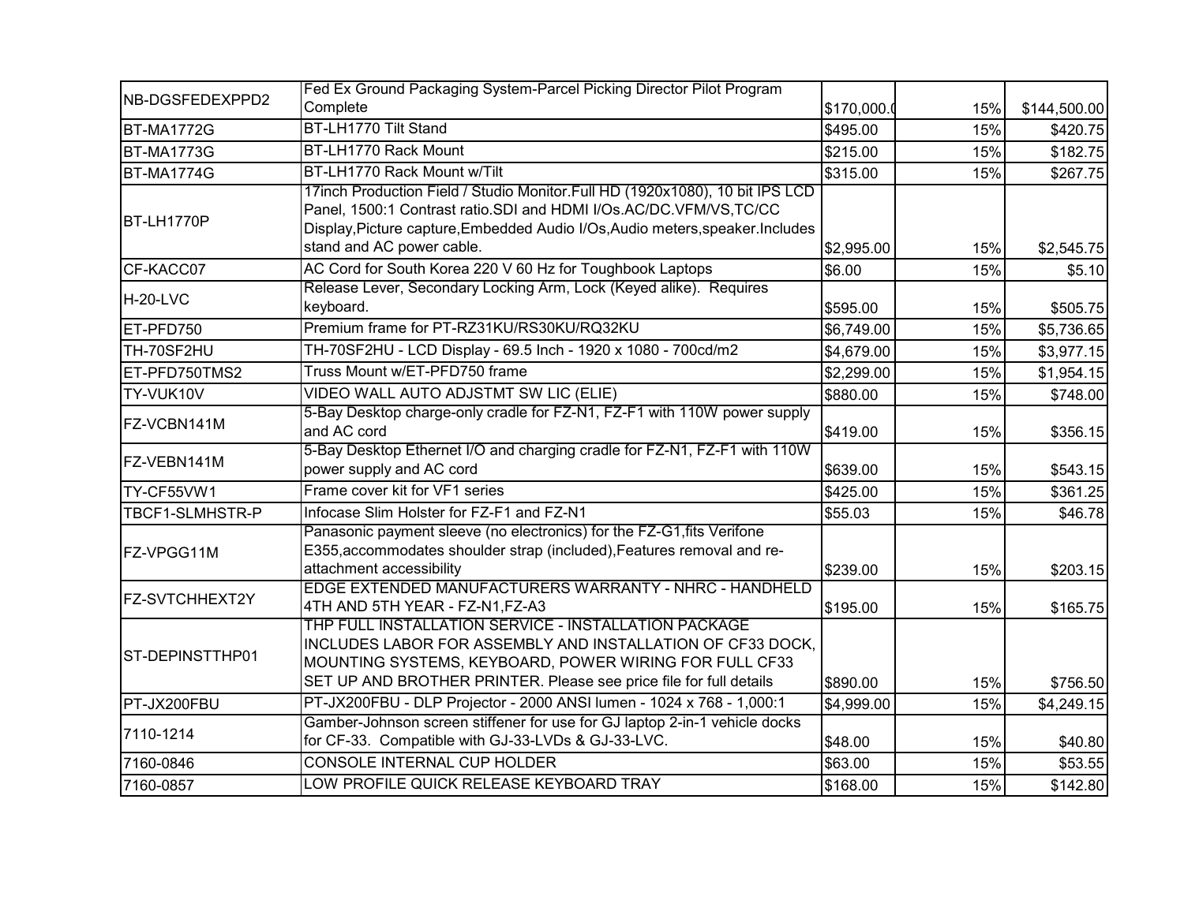| | | | | |
|---|---|---|---|---|
| NB-DGSFEDEXPPD2 | Fed Ex Ground Packaging System-Parcel Picking Director Pilot Program Complete | $170,000.0 | 15% | $144,500.00 |
| BT-MA1772G | BT-LH1770 Tilt Stand | $495.00 | 15% | $420.75 |
| BT-MA1773G | BT-LH1770 Rack Mount | $215.00 | 15% | $182.75 |
| BT-MA1774G | BT-LH1770 Rack Mount w/Tilt | $315.00 | 15% | $267.75 |
| BT-LH1770P | 17inch Production Field / Studio Monitor.Full HD (1920x1080), 10 bit IPS LCD Panel, 1500:1 Contrast ratio.SDI and HDMI I/Os.AC/DC.VFM/VS,TC/CC Display,Picture capture,Embedded Audio I/Os,Audio meters,speaker.Includes stand and AC power cable. | $2,995.00 | 15% | $2,545.75 |
| CF-KACC07 | AC Cord for South Korea 220 V 60 Hz for Toughbook Laptops | $6.00 | 15% | $5.10 |
| H-20-LVC | Release Lever, Secondary Locking Arm, Lock (Keyed alike). Requires keyboard. | $595.00 | 15% | $505.75 |
| ET-PFD750 | Premium frame for PT-RZ31KU/RS30KU/RQ32KU | $6,749.00 | 15% | $5,736.65 |
| TH-70SF2HU | TH-70SF2HU - LCD Display - 69.5 Inch - 1920 x 1080 - 700cd/m2 | $4,679.00 | 15% | $3,977.15 |
| ET-PFD750TMS2 | Truss Mount w/ET-PFD750 frame | $2,299.00 | 15% | $1,954.15 |
| TY-VUK10V | VIDEO WALL AUTO ADJSTMT SW LIC (ELIE) | $880.00 | 15% | $748.00 |
| FZ-VCBN141M | 5-Bay Desktop charge-only cradle for FZ-N1, FZ-F1 with 110W power supply and AC cord | $419.00 | 15% | $356.15 |
| FZ-VEBN141M | 5-Bay Desktop Ethernet I/O and charging cradle for FZ-N1, FZ-F1 with 110W power supply and AC cord | $639.00 | 15% | $543.15 |
| TY-CF55VW1 | Frame cover kit for VF1 series | $425.00 | 15% | $361.25 |
| TBCF1-SLMHSTR-P | Infocase Slim Holster for FZ-F1 and FZ-N1 | $55.03 | 15% | $46.78 |
| FZ-VPGG11M | Panasonic payment sleeve (no electronics) for the FZ-G1,fits Verifone E355,accommodates shoulder strap (included),Features removal and re-attachment accessibility | $239.00 | 15% | $203.15 |
| FZ-SVTCHHEXT2Y | EDGE EXTENDED MANUFACTURERS WARRANTY - NHRC - HANDHELD 4TH AND 5TH YEAR - FZ-N1,FZ-A3 | $195.00 | 15% | $165.75 |
| ST-DEPINSTTHP01 | THP FULL INSTALLATION SERVICE - INSTALLATION PACKAGE INCLUDES LABOR FOR ASSEMBLY AND INSTALLATION OF CF33 DOCK, MOUNTING SYSTEMS, KEYBOARD, POWER WIRING FOR FULL CF33 SET UP AND BROTHER PRINTER. Please see price file for full details | $890.00 | 15% | $756.50 |
| PT-JX200FBU | PT-JX200FBU - DLP Projector - 2000 ANSI lumen - 1024 x 768 - 1,000:1 | $4,999.00 | 15% | $4,249.15 |
| 7110-1214 | Gamber-Johnson screen stiffener for use for GJ laptop 2-in-1 vehicle docks for CF-33. Compatible with GJ-33-LVDs & GJ-33-LVC. | $48.00 | 15% | $40.80 |
| 7160-0846 | CONSOLE INTERNAL CUP HOLDER | $63.00 | 15% | $53.55 |
| 7160-0857 | LOW PROFILE QUICK RELEASE KEYBOARD TRAY | $168.00 | 15% | $142.80 |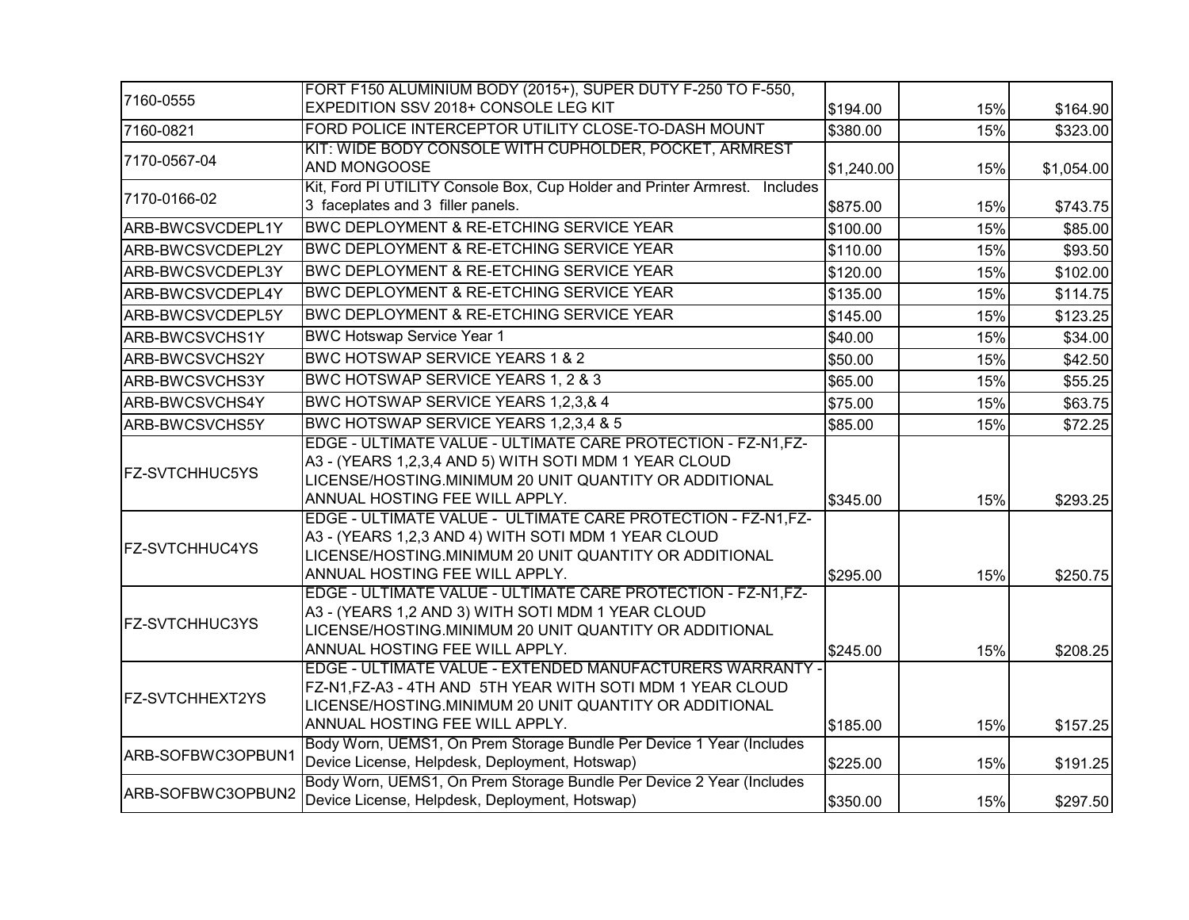| | | | | |
|---|---|---|---|---|
| 7160-0555 | FORT F150 ALUMINIUM BODY (2015+), SUPER DUTY F-250 TO F-550, EXPEDITION SSV 2018+ CONSOLE LEG KIT | $194.00 | 15% | $164.90 |
| 7160-0821 | FORD POLICE INTERCEPTOR UTILITY CLOSE-TO-DASH MOUNT | $380.00 | 15% | $323.00 |
| 7170-0567-04 | KIT: WIDE BODY CONSOLE WITH CUPHOLDER, POCKET, ARMREST AND MONGOOSE | $1,240.00 | 15% | $1,054.00 |
| 7170-0166-02 | Kit, Ford PI UTILITY Console Box, Cup Holder and Printer Armrest. Includes 3 faceplates and 3 filler panels. | $875.00 | 15% | $743.75 |
| ARB-BWCSVCDEPL1Y | BWC DEPLOYMENT & RE-ETCHING SERVICE YEAR | $100.00 | 15% | $85.00 |
| ARB-BWCSVCDEPL2Y | BWC DEPLOYMENT & RE-ETCHING SERVICE YEAR | $110.00 | 15% | $93.50 |
| ARB-BWCSVCDEPL3Y | BWC DEPLOYMENT & RE-ETCHING SERVICE YEAR | $120.00 | 15% | $102.00 |
| ARB-BWCSVCDEPL4Y | BWC DEPLOYMENT & RE-ETCHING SERVICE YEAR | $135.00 | 15% | $114.75 |
| ARB-BWCSVCDEPL5Y | BWC DEPLOYMENT & RE-ETCHING SERVICE YEAR | $145.00 | 15% | $123.25 |
| ARB-BWCSVCHS1Y | BWC Hotswap Service Year 1 | $40.00 | 15% | $34.00 |
| ARB-BWCSVCHS2Y | BWC HOTSWAP SERVICE YEARS 1 & 2 | $50.00 | 15% | $42.50 |
| ARB-BWCSVCHS3Y | BWC HOTSWAP SERVICE YEARS 1, 2 & 3 | $65.00 | 15% | $55.25 |
| ARB-BWCSVCHS4Y | BWC HOTSWAP SERVICE YEARS 1,2,3,& 4 | $75.00 | 15% | $63.75 |
| ARB-BWCSVCHS5Y | BWC HOTSWAP SERVICE YEARS 1,2,3,4 & 5 | $85.00 | 15% | $72.25 |
| FZ-SVTCHHUC5YS | EDGE - ULTIMATE VALUE - ULTIMATE CARE PROTECTION - FZ-N1,FZ-A3 - (YEARS 1,2,3,4 AND 5) WITH SOTI MDM 1 YEAR CLOUD LICENSE/HOSTING.MINIMUM 20 UNIT QUANTITY OR ADDITIONAL ANNUAL HOSTING FEE WILL APPLY. | $345.00 | 15% | $293.25 |
| FZ-SVTCHHUC4YS | EDGE - ULTIMATE VALUE - ULTIMATE CARE PROTECTION - FZ-N1,FZ-A3 - (YEARS 1,2,3 AND 4) WITH SOTI MDM 1 YEAR CLOUD LICENSE/HOSTING.MINIMUM 20 UNIT QUANTITY OR ADDITIONAL ANNUAL HOSTING FEE WILL APPLY. | $295.00 | 15% | $250.75 |
| FZ-SVTCHHUC3YS | EDGE - ULTIMATE VALUE - ULTIMATE CARE PROTECTION - FZ-N1,FZ-A3 - (YEARS 1,2 AND 3) WITH SOTI MDM 1 YEAR CLOUD LICENSE/HOSTING.MINIMUM 20 UNIT QUANTITY OR ADDITIONAL ANNUAL HOSTING FEE WILL APPLY. | $245.00 | 15% | $208.25 |
| FZ-SVTCHHEXT2YS | EDGE - ULTIMATE VALUE - EXTENDED MANUFACTURERS WARRANTY - FZ-N1,FZ-A3 - 4TH AND 5TH YEAR WITH SOTI MDM 1 YEAR CLOUD LICENSE/HOSTING.MINIMUM 20 UNIT QUANTITY OR ADDITIONAL ANNUAL HOSTING FEE WILL APPLY. | $185.00 | 15% | $157.25 |
| ARB-SOFBWC3OPBUN1 | Body Worn, UEMS1, On Prem Storage Bundle Per Device 1 Year (Includes Device License, Helpdesk, Deployment, Hotswap) | $225.00 | 15% | $191.25 |
| ARB-SOFBWC3OPBUN2 | Body Worn, UEMS1, On Prem Storage Bundle Per Device 2 Year (Includes Device License, Helpdesk, Deployment, Hotswap) | $350.00 | 15% | $297.50 |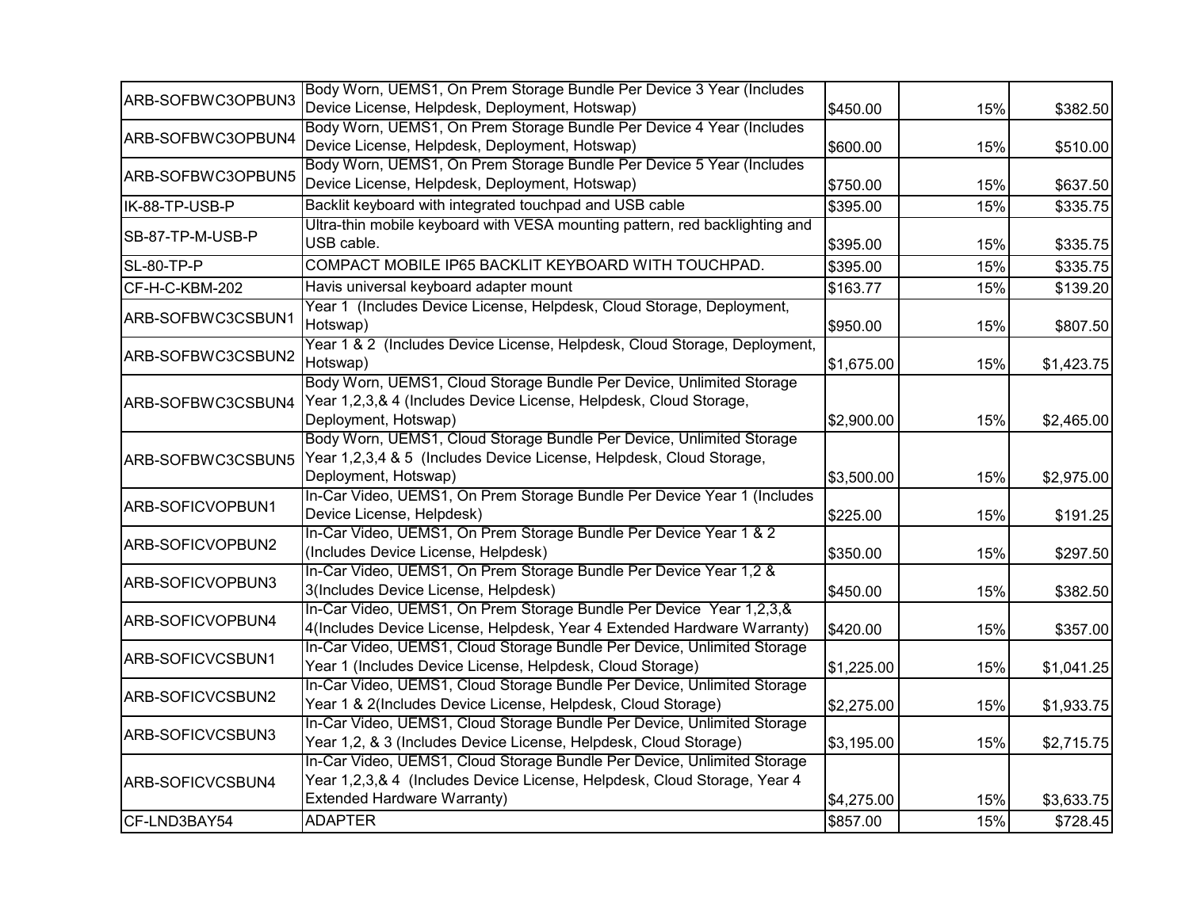| | | | | |
|---|---|---|---|---|
| ARB-SOFBWC3OPBUN3 | Body Worn, UEMS1, On Prem Storage Bundle Per Device 3 Year (Includes Device License, Helpdesk, Deployment, Hotswap) | $450.00 | 15% | $382.50 |
| ARB-SOFBWC3OPBUN4 | Body Worn, UEMS1, On Prem Storage Bundle Per Device 4 Year (Includes Device License, Helpdesk, Deployment, Hotswap) | $600.00 | 15% | $510.00 |
| ARB-SOFBWC3OPBUN5 | Body Worn, UEMS1, On Prem Storage Bundle Per Device 5 Year (Includes Device License, Helpdesk, Deployment, Hotswap) | $750.00 | 15% | $637.50 |
| IK-88-TP-USB-P | Backlit keyboard with integrated touchpad and USB cable | $395.00 | 15% | $335.75 |
| SB-87-TP-M-USB-P | Ultra-thin mobile keyboard with VESA mounting pattern, red backlighting and USB cable. | $395.00 | 15% | $335.75 |
| SL-80-TP-P | COMPACT MOBILE IP65 BACKLIT KEYBOARD WITH TOUCHPAD. | $395.00 | 15% | $335.75 |
| CF-H-C-KBM-202 | Havis universal keyboard adapter mount | $163.77 | 15% | $139.20 |
| ARB-SOFBWC3CSBUN1 | Year 1 (Includes Device License, Helpdesk, Cloud Storage, Deployment, Hotswap) | $950.00 | 15% | $807.50 |
| ARB-SOFBWC3CSBUN2 | Year 1 & 2 (Includes Device License, Helpdesk, Cloud Storage, Deployment, Hotswap) | $1,675.00 | 15% | $1,423.75 |
| ARB-SOFBWC3CSBUN4 | Body Worn, UEMS1, Cloud Storage Bundle Per Device, Unlimited Storage Year 1,2,3,& 4 (Includes Device License, Helpdesk, Cloud Storage, Deployment, Hotswap) | $2,900.00 | 15% | $2,465.00 |
| ARB-SOFBWC3CSBUN5 | Body Worn, UEMS1, Cloud Storage Bundle Per Device, Unlimited Storage Year 1,2,3,4 & 5 (Includes Device License, Helpdesk, Cloud Storage, Deployment, Hotswap) | $3,500.00 | 15% | $2,975.00 |
| ARB-SOFICVOPBUN1 | In-Car Video, UEMS1, On Prem Storage Bundle Per Device Year 1 (Includes Device License, Helpdesk) | $225.00 | 15% | $191.25 |
| ARB-SOFICVOPBUN2 | In-Car Video, UEMS1, On Prem Storage Bundle Per Device Year 1 & 2 (Includes Device License, Helpdesk) | $350.00 | 15% | $297.50 |
| ARB-SOFICVOPBUN3 | In-Car Video, UEMS1, On Prem Storage Bundle Per Device Year 1,2 & 3(Includes Device License, Helpdesk) | $450.00 | 15% | $382.50 |
| ARB-SOFICVOPBUN4 | In-Car Video, UEMS1, On Prem Storage Bundle Per Device Year 1,2,3,& 4(Includes Device License, Helpdesk, Year 4 Extended Hardware Warranty) | $420.00 | 15% | $357.00 |
| ARB-SOFICVCSBUN1 | In-Car Video, UEMS1, Cloud Storage Bundle Per Device, Unlimited Storage Year 1 (Includes Device License, Helpdesk, Cloud Storage) | $1,225.00 | 15% | $1,041.25 |
| ARB-SOFICVCSBUN2 | In-Car Video, UEMS1, Cloud Storage Bundle Per Device, Unlimited Storage Year 1 & 2(Includes Device License, Helpdesk, Cloud Storage) | $2,275.00 | 15% | $1,933.75 |
| ARB-SOFICVCSBUN3 | In-Car Video, UEMS1, Cloud Storage Bundle Per Device, Unlimited Storage Year 1,2, & 3 (Includes Device License, Helpdesk, Cloud Storage) | $3,195.00 | 15% | $2,715.75 |
| ARB-SOFICVCSBUN4 | In-Car Video, UEMS1, Cloud Storage Bundle Per Device, Unlimited Storage Year 1,2,3,& 4 (Includes Device License, Helpdesk, Cloud Storage, Year 4 Extended Hardware Warranty) | $4,275.00 | 15% | $3,633.75 |
| CF-LND3BAY54 | ADAPTER | $857.00 | 15% | $728.45 |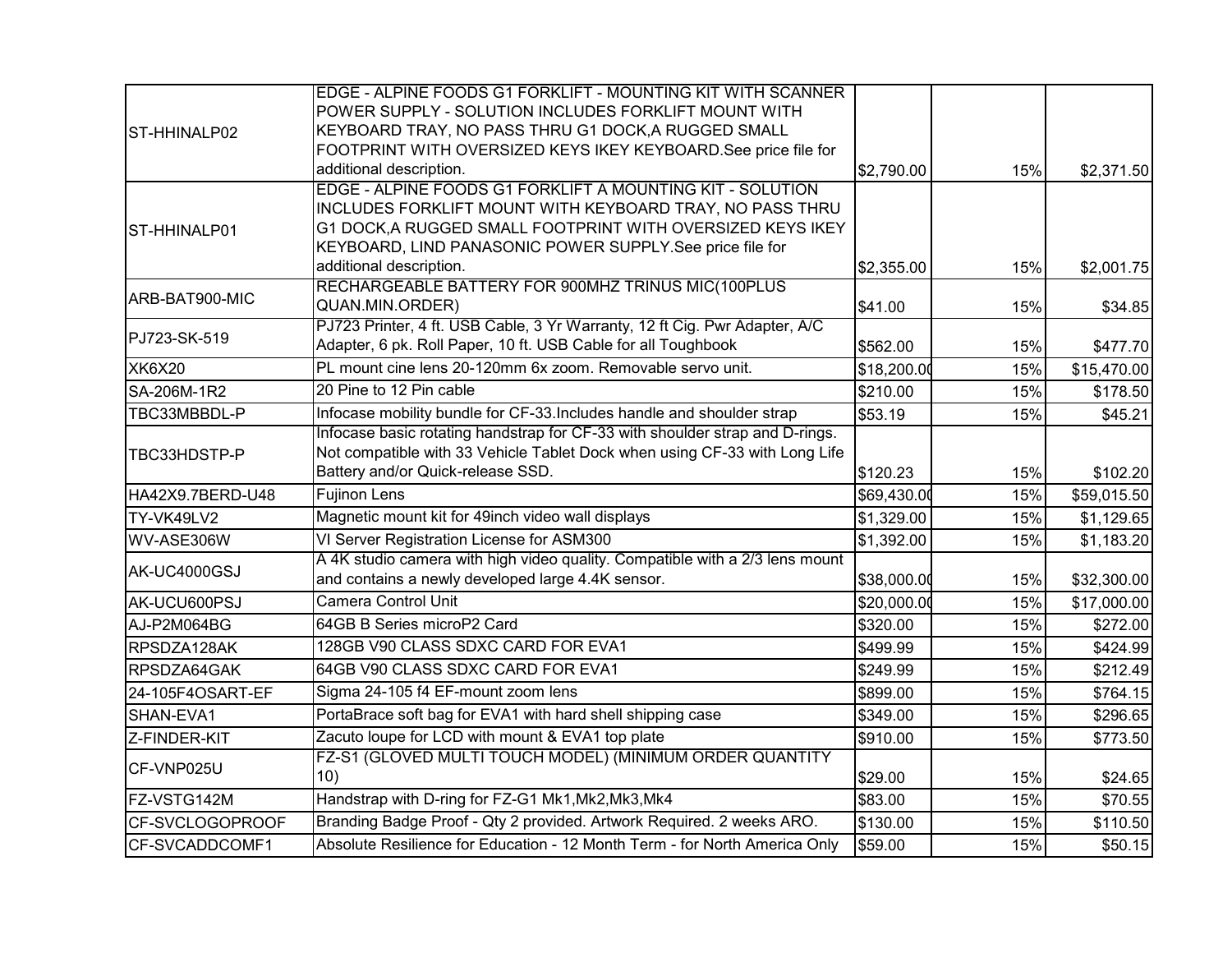| | | | | |
|---|---|---|---|---|
| ST-HHINALP02 | EDGE - ALPINE FOODS G1 FORKLIFT - MOUNTING KIT WITH SCANNER POWER SUPPLY - SOLUTION INCLUDES FORKLIFT MOUNT WITH KEYBOARD TRAY, NO PASS THRU G1 DOCK,A RUGGED SMALL FOOTPRINT WITH OVERSIZED KEYS IKEY KEYBOARD.See price file for additional description. | $2,790.00 | 15% | $2,371.50 |
| ST-HHINALP01 | EDGE - ALPINE FOODS G1 FORKLIFT A MOUNTING KIT - SOLUTION INCLUDES FORKLIFT MOUNT WITH KEYBOARD TRAY, NO PASS THRU G1 DOCK,A RUGGED SMALL FOOTPRINT WITH OVERSIZED KEYS IKEY KEYBOARD, LIND PANASONIC POWER SUPPLY.See price file for additional description. | $2,355.00 | 15% | $2,001.75 |
| ARB-BAT900-MIC | RECHARGEABLE BATTERY FOR 900MHZ TRINUS MIC(100PLUS QUAN.MIN.ORDER) | $41.00 | 15% | $34.85 |
| PJ723-SK-519 | PJ723 Printer, 4 ft. USB Cable, 3 Yr Warranty, 12 ft Cig. Pwr Adapter, A/C Adapter, 6 pk. Roll Paper, 10 ft. USB Cable for all Toughbook | $562.00 | 15% | $477.70 |
| XK6X20 | PL mount cine lens 20-120mm 6x zoom. Removable servo unit. | $18,200.00 | 15% | $15,470.00 |
| SA-206M-1R2 | 20 Pine to 12 Pin cable | $210.00 | 15% | $178.50 |
| TBC33MBBDL-P | Infocase mobility bundle for CF-33.Includes handle and shoulder strap | $53.19 | 15% | $45.21 |
| TBC33HDSTP-P | Infocase basic rotating handstrap for CF-33 with shoulder strap and D-rings. Not compatible with 33 Vehicle Tablet Dock when using CF-33 with Long Life Battery and/or Quick-release SSD. | $120.23 | 15% | $102.20 |
| HA42X9.7BERD-U48 | Fujinon Lens | $69,430.00 | 15% | $59,015.50 |
| TY-VK49LV2 | Magnetic mount kit for 49inch video wall displays | $1,329.00 | 15% | $1,129.65 |
| WV-ASE306W | VI Server Registration License for ASM300 | $1,392.00 | 15% | $1,183.20 |
| AK-UC4000GSJ | A 4K studio camera with high video quality. Compatible with a 2/3 lens mount and contains a newly developed large 4.4K sensor. | $38,000.00 | 15% | $32,300.00 |
| AK-UCU600PSJ | Camera Control Unit | $20,000.00 | 15% | $17,000.00 |
| AJ-P2M064BG | 64GB B Series microP2 Card | $320.00 | 15% | $272.00 |
| RPSDZA128AK | 128GB V90 CLASS SDXC CARD FOR EVA1 | $499.99 | 15% | $424.99 |
| RPSDZA64GAK | 64GB V90 CLASS SDXC CARD FOR EVA1 | $249.99 | 15% | $212.49 |
| 24-105F4OSART-EF | Sigma 24-105 f4 EF-mount zoom lens | $899.00 | 15% | $764.15 |
| SHAN-EVA1 | PortaBrace soft bag for EVA1 with hard shell shipping case | $349.00 | 15% | $296.65 |
| Z-FINDER-KIT | Zacuto loupe for LCD with mount & EVA1 top plate | $910.00 | 15% | $773.50 |
| CF-VNP025U | FZ-S1 (GLOVED MULTI TOUCH MODEL) (MINIMUM ORDER QUANTITY 10) | $29.00 | 15% | $24.65 |
| FZ-VSTG142M | Handstrap with D-ring for FZ-G1 Mk1,Mk2,Mk3,Mk4 | $83.00 | 15% | $70.55 |
| CF-SVCLOGOPROOF | Branding Badge Proof - Qty 2 provided. Artwork Required. 2 weeks ARO. | $130.00 | 15% | $110.50 |
| CF-SVCADDCOMF1 | Absolute Resilience for Education - 12 Month Term - for North America Only | $59.00 | 15% | $50.15 |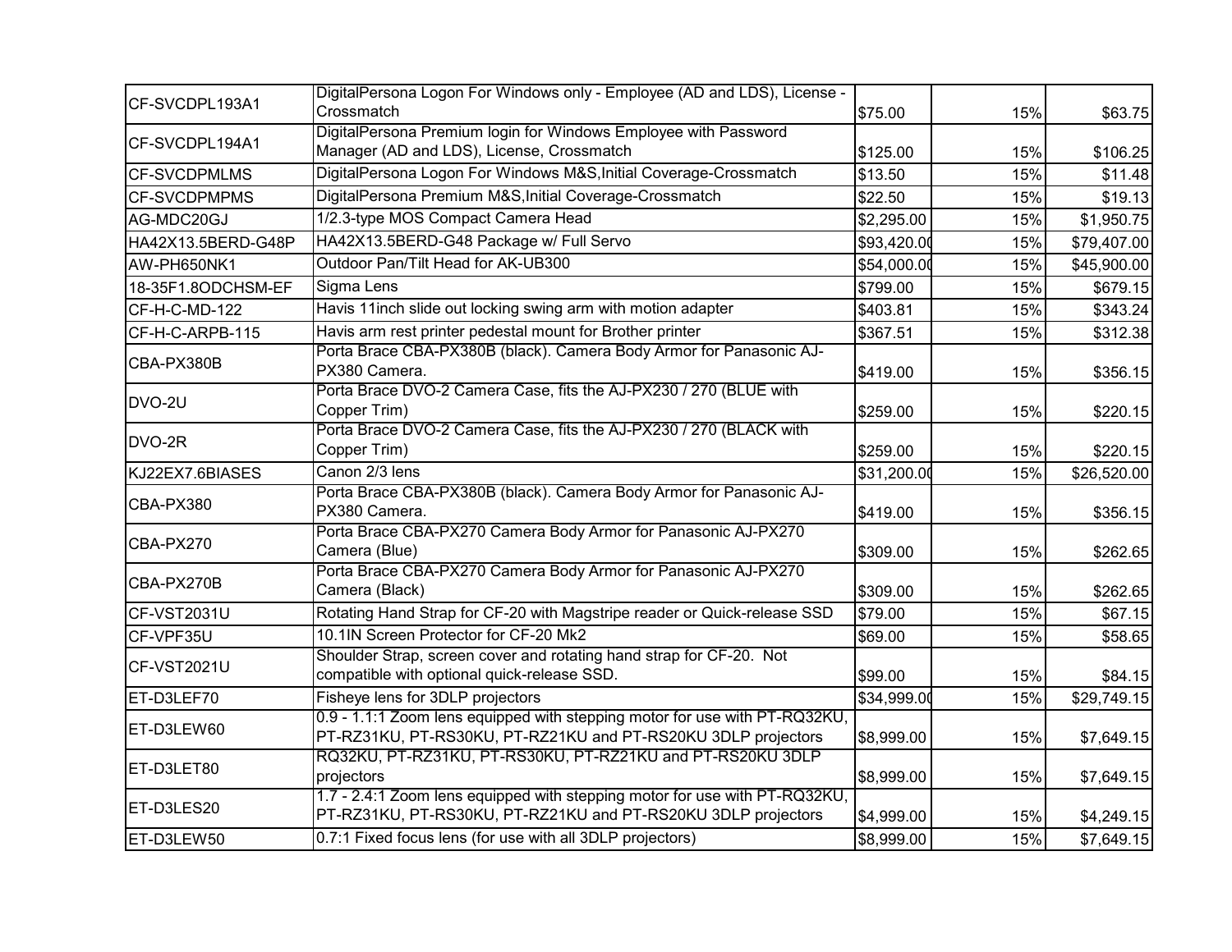| | | | | |
|---|---|---|---|---|
| CF-SVCDPL193A1 | DigitalPersona Logon For Windows only - Employee (AD and LDS), License - Crossmatch | $75.00 | 15% | $63.75 |
| CF-SVCDPL194A1 | DigitalPersona Premium login for Windows Employee with Password Manager (AD and LDS), License, Crossmatch | $125.00 | 15% | $106.25 |
| CF-SVCDPMLMS | DigitalPersona Logon For Windows M&S,Initial Coverage-Crossmatch | $13.50 | 15% | $11.48 |
| CF-SVCDPMPMS | DigitalPersona Premium M&S,Initial Coverage-Crossmatch | $22.50 | 15% | $19.13 |
| AG-MDC20GJ | 1/2.3-type MOS Compact Camera Head | $2,295.00 | 15% | $1,950.75 |
| HA42X13.5BERD-G48P | HA42X13.5BERD-G48 Package w/ Full Servo | $93,420.00 | 15% | $79,407.00 |
| AW-PH650NK1 | Outdoor Pan/Tilt Head for AK-UB300 | $54,000.00 | 15% | $45,900.00 |
| 18-35F1.8ODCHSM-EF | Sigma Lens | $799.00 | 15% | $679.15 |
| CF-H-C-MD-122 | Havis 11inch slide out locking swing arm with motion adapter | $403.81 | 15% | $343.24 |
| CF-H-C-ARPB-115 | Havis arm rest printer pedestal mount for Brother printer | $367.51 | 15% | $312.38 |
| CBA-PX380B | Porta Brace CBA-PX380B (black). Camera Body Armor for Panasonic AJ-PX380 Camera. | $419.00 | 15% | $356.15 |
| DVO-2U | Porta Brace DVO-2 Camera Case, fits the AJ-PX230 / 270 (BLUE with Copper Trim) | $259.00 | 15% | $220.15 |
| DVO-2R | Porta Brace DVO-2 Camera Case, fits the AJ-PX230 / 270 (BLACK with Copper Trim) | $259.00 | 15% | $220.15 |
| KJ22EX7.6BIASES | Canon 2/3 lens | $31,200.00 | 15% | $26,520.00 |
| CBA-PX380 | Porta Brace CBA-PX380B (black). Camera Body Armor for Panasonic AJ-PX380 Camera. | $419.00 | 15% | $356.15 |
| CBA-PX270 | Porta Brace CBA-PX270 Camera Body Armor for Panasonic AJ-PX270 Camera (Blue) | $309.00 | 15% | $262.65 |
| CBA-PX270B | Porta Brace CBA-PX270 Camera Body Armor for Panasonic AJ-PX270 Camera (Black) | $309.00 | 15% | $262.65 |
| CF-VST2031U | Rotating Hand Strap for CF-20 with Magstripe reader or Quick-release SSD | $79.00 | 15% | $67.15 |
| CF-VPF35U | 10.1IN Screen Protector for CF-20 Mk2 | $69.00 | 15% | $58.65 |
| CF-VST2021U | Shoulder Strap, screen cover and rotating hand strap for CF-20. Not compatible with optional quick-release SSD. | $99.00 | 15% | $84.15 |
| ET-D3LEF70 | Fisheye lens for 3DLP projectors | $34,999.00 | 15% | $29,749.15 |
| ET-D3LEW60 | 0.9 - 1.1:1 Zoom lens equipped with stepping motor for use with PT-RQ32KU, PT-RZ31KU, PT-RS30KU, PT-RZ21KU and PT-RS20KU 3DLP projectors | $8,999.00 | 15% | $7,649.15 |
| ET-D3LET80 | RQ32KU, PT-RZ31KU, PT-RS30KU, PT-RZ21KU and PT-RS20KU 3DLP projectors | $8,999.00 | 15% | $7,649.15 |
| ET-D3LES20 | 1.7 - 2.4:1 Zoom lens equipped with stepping motor for use with PT-RQ32KU, PT-RZ31KU, PT-RS30KU, PT-RZ21KU and PT-RS20KU 3DLP projectors | $4,999.00 | 15% | $4,249.15 |
| ET-D3LEW50 | 0.7:1 Fixed focus lens (for use with all 3DLP projectors) | $8,999.00 | 15% | $7,649.15 |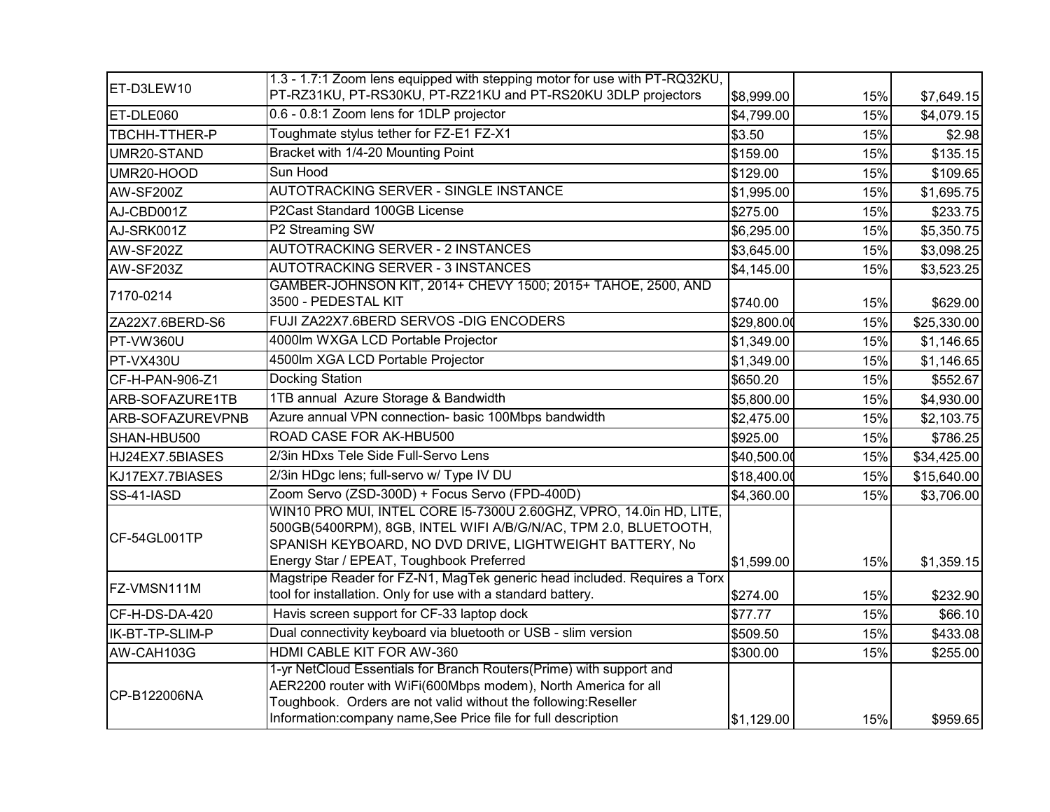| | | | | |
|---|---|---|---|---|
| ET-D3LEW10 | 1.3 - 1.7:1 Zoom lens equipped with stepping motor for use with PT-RQ32KU, PT-RZ31KU, PT-RS30KU, PT-RZ21KU and PT-RS20KU 3DLP projectors | $8,999.00 | 15% | $7,649.15 |
| ET-DLE060 | 0.6 - 0.8:1 Zoom lens for 1DLP projector | $4,799.00 | 15% | $4,079.15 |
| TBCHH-TTHER-P | Toughmate stylus tether for FZ-E1 FZ-X1 | $3.50 | 15% | $2.98 |
| UMR20-STAND | Bracket with 1/4-20 Mounting Point | $159.00 | 15% | $135.15 |
| UMR20-HOOD | Sun Hood | $129.00 | 15% | $109.65 |
| AW-SF200Z | AUTOTRACKING SERVER - SINGLE INSTANCE | $1,995.00 | 15% | $1,695.75 |
| AJ-CBD001Z | P2Cast Standard 100GB License | $275.00 | 15% | $233.75 |
| AJ-SRK001Z | P2 Streaming SW | $6,295.00 | 15% | $5,350.75 |
| AW-SF202Z | AUTOTRACKING SERVER - 2 INSTANCES | $3,645.00 | 15% | $3,098.25 |
| AW-SF203Z | AUTOTRACKING SERVER - 3 INSTANCES | $4,145.00 | 15% | $3,523.25 |
| 7170-0214 | GAMBER-JOHNSON KIT, 2014+ CHEVY 1500; 2015+ TAHOE, 2500, AND 3500 - PEDESTAL KIT | $740.00 | 15% | $629.00 |
| ZA22X7.6BERD-S6 | FUJI ZA22X7.6BERD SERVOS -DIG ENCODERS | $29,800.00 | 15% | $25,330.00 |
| PT-VW360U | 4000lm WXGA LCD Portable Projector | $1,349.00 | 15% | $1,146.65 |
| PT-VX430U | 4500lm XGA LCD Portable Projector | $1,349.00 | 15% | $1,146.65 |
| CF-H-PAN-906-Z1 | Docking Station | $650.20 | 15% | $552.67 |
| ARB-SOFAZURE1TB | 1TB annual Azure Storage & Bandwidth | $5,800.00 | 15% | $4,930.00 |
| ARB-SOFAZUREVPNB | Azure annual VPN connection- basic 100Mbps bandwidth | $2,475.00 | 15% | $2,103.75 |
| SHAN-HBU500 | ROAD CASE FOR AK-HBU500 | $925.00 | 15% | $786.25 |
| HJ24EX7.5BIASES | 2/3in HDxs Tele Side Full-Servo Lens | $40,500.00 | 15% | $34,425.00 |
| KJ17EX7.7BIASES | 2/3in HDgc lens; full-servo w/ Type IV DU | $18,400.00 | 15% | $15,640.00 |
| SS-41-IASD | Zoom Servo (ZSD-300D) + Focus Servo (FPD-400D) | $4,360.00 | 15% | $3,706.00 |
| CF-54GL001TP | WIN10 PRO MUI, INTEL CORE I5-7300U 2.60GHZ, VPRO, 14.0in HD, LITE, 500GB(5400RPM), 8GB, INTEL WIFI A/B/G/N/AC, TPM 2.0, BLUETOOTH, SPANISH KEYBOARD, NO DVD DRIVE, LIGHTWEIGHT BATTERY, No Energy Star / EPEAT, Toughbook Preferred | $1,599.00 | 15% | $1,359.15 |
| FZ-VMSN111M | Magstripe Reader for FZ-N1, MagTek generic head included. Requires a Torx tool for installation. Only for use with a standard battery. | $274.00 | 15% | $232.90 |
| CF-H-DS-DA-420 | Havis screen support for CF-33 laptop dock | $77.77 | 15% | $66.10 |
| IK-BT-TP-SLIM-P | Dual connectivity keyboard via bluetooth or USB - slim version | $509.50 | 15% | $433.08 |
| AW-CAH103G | HDMI CABLE KIT FOR AW-360 | $300.00 | 15% | $255.00 |
| CP-B122006NA | 1-yr NetCloud Essentials for Branch Routers(Prime) with support and AER2200 router with WiFi(600Mbps modem), North America for all Toughbook. Orders are not valid without the following:Reseller Information:company name,See Price file for full description | $1,129.00 | 15% | $959.65 |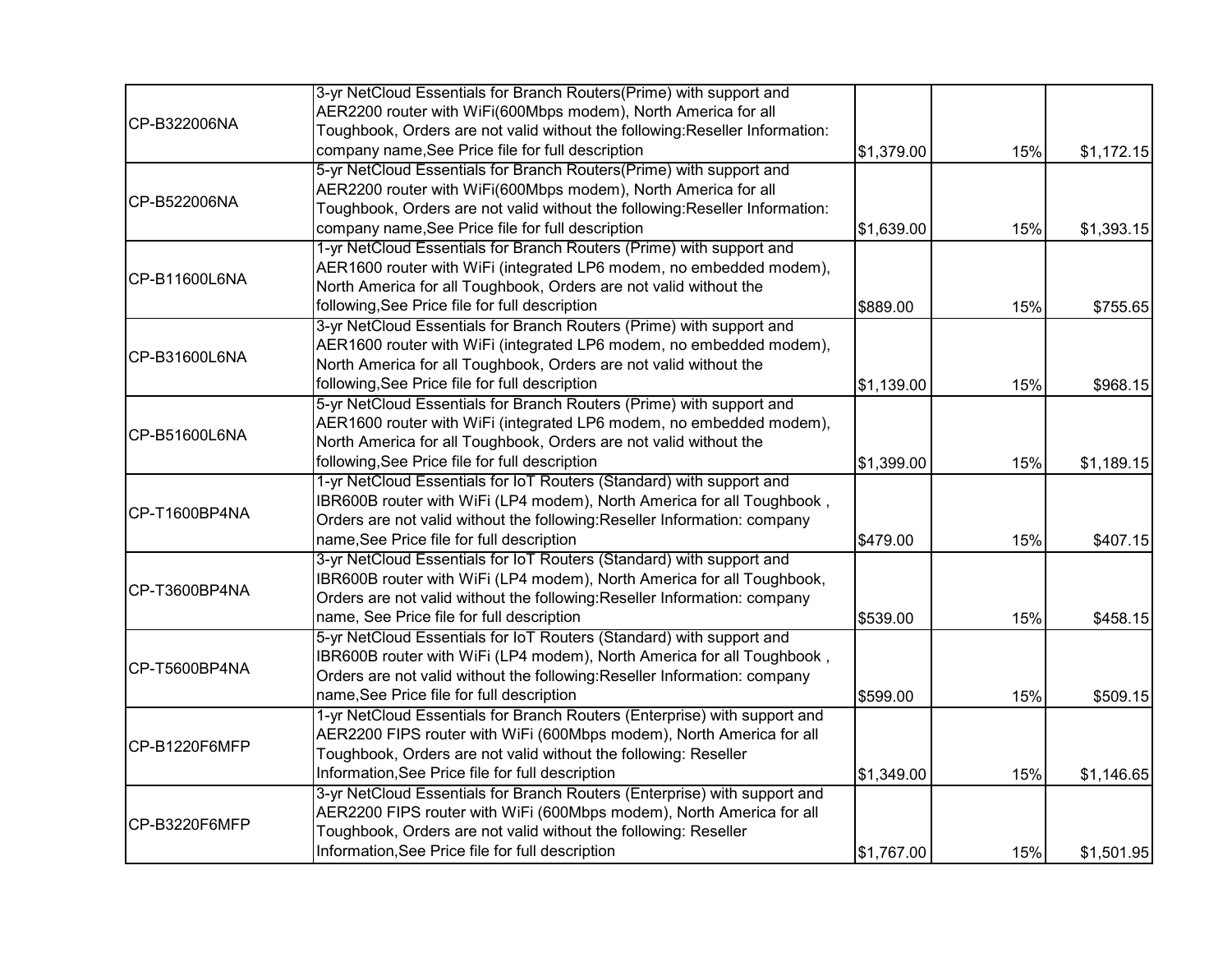| | | | | |
|---|---|---|---|---|
| CP-B322006NA | 3-yr NetCloud Essentials for Branch Routers(Prime) with support and AER2200 router with WiFi(600Mbps modem), North America for all Toughbook, Orders are not valid without the following:Reseller Information: company name,See Price file for full description | $1,379.00 | 15% | $1,172.15 |
| CP-B522006NA | 5-yr NetCloud Essentials for Branch Routers(Prime) with support and AER2200 router with WiFi(600Mbps modem), North America for all Toughbook, Orders are not valid without the following:Reseller Information: company name,See Price file for full description | $1,639.00 | 15% | $1,393.15 |
| CP-B11600L6NA | 1-yr NetCloud Essentials for Branch Routers (Prime) with support and AER1600 router with WiFi (integrated LP6 modem, no embedded modem), North America for all Toughbook, Orders are not valid without the following,See Price file for full description | $889.00 | 15% | $755.65 |
| CP-B31600L6NA | 3-yr NetCloud Essentials for Branch Routers (Prime) with support and AER1600 router with WiFi (integrated LP6 modem, no embedded modem), North America for all Toughbook, Orders are not valid without the following,See Price file for full description | $1,139.00 | 15% | $968.15 |
| CP-B51600L6NA | 5-yr NetCloud Essentials for Branch Routers (Prime) with support and AER1600 router with WiFi (integrated LP6 modem, no embedded modem), North America for all Toughbook, Orders are not valid without the following,See Price file for full description | $1,399.00 | 15% | $1,189.15 |
| CP-T1600BP4NA | 1-yr NetCloud Essentials for IoT Routers (Standard) with support and IBR600B router with WiFi (LP4 modem), North America for all Toughbook , Orders are not valid without the following:Reseller Information: company name,See Price file for full description | $479.00 | 15% | $407.15 |
| CP-T3600BP4NA | 3-yr NetCloud Essentials for IoT Routers (Standard) with support and IBR600B router with WiFi (LP4 modem), North America for all Toughbook, Orders are not valid without the following:Reseller Information: company name, See Price file for full description | $539.00 | 15% | $458.15 |
| CP-T5600BP4NA | 5-yr NetCloud Essentials for IoT Routers (Standard) with support and IBR600B router with WiFi (LP4 modem), North America for all Toughbook , Orders are not valid without the following:Reseller Information: company name,See Price file for full description | $599.00 | 15% | $509.15 |
| CP-B1220F6MFP | 1-yr NetCloud Essentials for Branch Routers (Enterprise) with support and AER2200 FIPS router with WiFi (600Mbps modem), North America for all Toughbook, Orders are not valid without the following: Reseller Information,See Price file for full description | $1,349.00 | 15% | $1,146.65 |
| CP-B3220F6MFP | 3-yr NetCloud Essentials for Branch Routers (Enterprise) with support and AER2200 FIPS router with WiFi (600Mbps modem), North America for all Toughbook, Orders are not valid without the following: Reseller Information,See Price file for full description | $1,767.00 | 15% | $1,501.95 |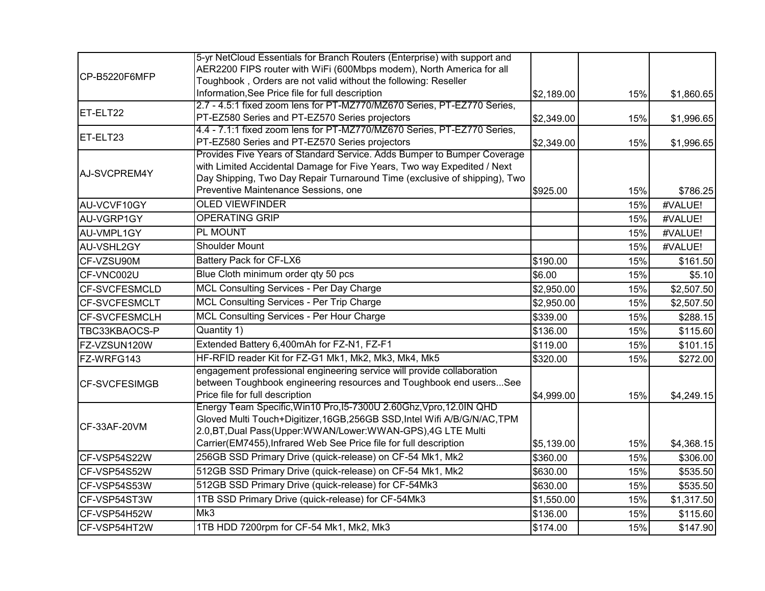| | | | | |
|---|---|---|---|---|
| CP-B5220F6MFP | 5-yr NetCloud Essentials for Branch Routers (Enterprise) with support and AER2200 FIPS router with WiFi (600Mbps modem), North America for all Toughbook , Orders are not valid without the following: Reseller Information,See Price file for full description | $2,189.00 | 15% | $1,860.65 |
| ET-ELT22 | 2.7 - 4.5:1 fixed zoom lens for PT-MZ770/MZ670 Series, PT-EZ770 Series, PT-EZ580 Series and PT-EZ570 Series projectors | $2,349.00 | 15% | $1,996.65 |
| ET-ELT23 | 4.4 - 7.1:1 fixed zoom lens for PT-MZ770/MZ670 Series, PT-EZ770 Series, PT-EZ580 Series and PT-EZ570 Series projectors | $2,349.00 | 15% | $1,996.65 |
| AJ-SVCPREM4Y | Provides Five Years of Standard Service. Adds Bumper to Bumper Coverage with Limited Accidental Damage for Five Years, Two way Expedited / Next Day Shipping, Two Day Repair Turnaround Time (exclusive of shipping), Two Preventive Maintenance Sessions, one | $925.00 | 15% | $786.25 |
| AU-VCVF10GY | OLED VIEWFINDER | | 15% | #VALUE! |
| AU-VGRP1GY | OPERATING GRIP | | 15% | #VALUE! |
| AU-VMPL1GY | PL MOUNT | | 15% | #VALUE! |
| AU-VSHL2GY | Shoulder Mount | | 15% | #VALUE! |
| CF-VZSU90M | Battery Pack for CF-LX6 | $190.00 | 15% | $161.50 |
| CF-VNC002U | Blue Cloth minimum order qty 50 pcs | $6.00 | 15% | $5.10 |
| CF-SVCFESMCLD | MCL Consulting Services - Per Day Charge | $2,950.00 | 15% | $2,507.50 |
| CF-SVCFESMCLT | MCL Consulting Services - Per Trip Charge | $2,950.00 | 15% | $2,507.50 |
| CF-SVCFESMCLH | MCL Consulting Services - Per Hour Charge | $339.00 | 15% | $288.15 |
| TBC33KBAOCS-P | Quantity 1) | $136.00 | 15% | $115.60 |
| FZ-VZSUN120W | Extended Battery 6,400mAh for FZ-N1, FZ-F1 | $119.00 | 15% | $101.15 |
| FZ-WRFG143 | HF-RFID reader Kit for FZ-G1 Mk1, Mk2, Mk3, Mk4, Mk5 | $320.00 | 15% | $272.00 |
| CF-SVCFESIMGB | engagement professional engineering service will provide collaboration between Toughbook engineering resources and Toughbook end users...See Price file for full description | $4,999.00 | 15% | $4,249.15 |
| CF-33AF-20VM | Energy Team Specific,Win10 Pro,I5-7300U 2.60Ghz,Vpro,12.0IN QHD Gloved Multi Touch+Digitizer,16GB,256GB SSD,Intel Wifi A/B/G/N/AC,TPM 2.0,BT,Dual Pass(Upper:WWAN/Lower:WWAN-GPS),4G LTE Multi Carrier(EM7455),Infrared Web See Price file for full description | $5,139.00 | 15% | $4,368.15 |
| CF-VSP54S22W | 256GB SSD Primary Drive (quick-release) on CF-54 Mk1, Mk2 | $360.00 | 15% | $306.00 |
| CF-VSP54S52W | 512GB SSD Primary Drive (quick-release) on CF-54 Mk1, Mk2 | $630.00 | 15% | $535.50 |
| CF-VSP54S53W | 512GB SSD Primary Drive (quick-release) for CF-54Mk3 | $630.00 | 15% | $535.50 |
| CF-VSP54ST3W | 1TB SSD Primary Drive (quick-release) for CF-54Mk3 | $1,550.00 | 15% | $1,317.50 |
| CF-VSP54H52W | Mk3 | $136.00 | 15% | $115.60 |
| CF-VSP54HT2W | 1TB HDD 7200rpm for CF-54 Mk1, Mk2, Mk3 | $174.00 | 15% | $147.90 |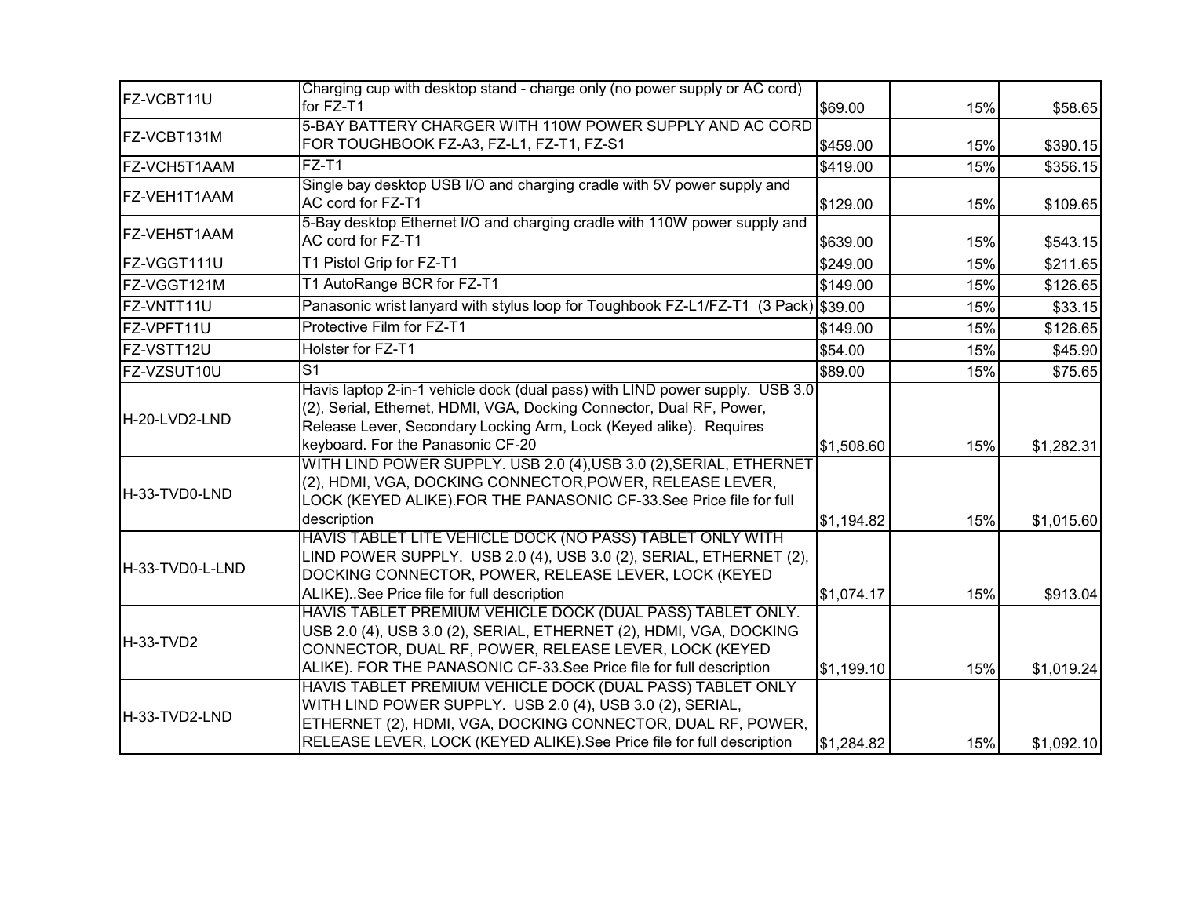| | | | | |
|---|---|---|---|---|
| FZ-VCBT11U | Charging cup with desktop stand - charge only (no power supply or AC cord) for FZ-T1 | $69.00 | 15% | $58.65 |
| FZ-VCBT131M | 5-BAY BATTERY CHARGER WITH 110W POWER SUPPLY AND AC CORD FOR TOUGHBOOK FZ-A3, FZ-L1, FZ-T1, FZ-S1 | $459.00 | 15% | $390.15 |
| FZ-VCH5T1AAM | FZ-T1 | $419.00 | 15% | $356.15 |
| FZ-VEH1T1AAM | Single bay desktop USB I/O and charging cradle with 5V power supply and AC cord for FZ-T1 | $129.00 | 15% | $109.65 |
| FZ-VEH5T1AAM | 5-Bay desktop Ethernet I/O and charging cradle with 110W power supply and AC cord for FZ-T1 | $639.00 | 15% | $543.15 |
| FZ-VGGT111U | T1 Pistol Grip for FZ-T1 | $249.00 | 15% | $211.65 |
| FZ-VGGT121M | T1 AutoRange BCR for FZ-T1 | $149.00 | 15% | $126.65 |
| FZ-VNTT11U | Panasonic wrist lanyard with stylus loop for Toughbook FZ-L1/FZ-T1 (3 Pack) | $39.00 | 15% | $33.15 |
| FZ-VPFT11U | Protective Film for FZ-T1 | $149.00 | 15% | $126.65 |
| FZ-VSTT12U | Holster for FZ-T1 | $54.00 | 15% | $45.90 |
| FZ-VZSUT10U | S1 | $89.00 | 15% | $75.65 |
| H-20-LVD2-LND | Havis laptop 2-in-1 vehicle dock (dual pass) with LIND power supply. USB 3.0 (2), Serial, Ethernet, HDMI, VGA, Docking Connector, Dual RF, Power, Release Lever, Secondary Locking Arm, Lock (Keyed alike). Requires keyboard. For the Panasonic CF-20 | $1,508.60 | 15% | $1,282.31 |
| H-33-TVD0-LND | WITH LIND POWER SUPPLY. USB 2.0 (4),USB 3.0 (2),SERIAL, ETHERNET (2), HDMI, VGA, DOCKING CONNECTOR,POWER, RELEASE LEVER, LOCK (KEYED ALIKE).FOR THE PANASONIC CF-33.See Price file for full description | $1,194.82 | 15% | $1,015.60 |
| H-33-TVD0-L-LND | HAVIS TABLET LITE VEHICLE DOCK (NO PASS) TABLET ONLY WITH LIND POWER SUPPLY. USB 2.0 (4), USB 3.0 (2), SERIAL, ETHERNET (2), DOCKING CONNECTOR, POWER, RELEASE LEVER, LOCK (KEYED ALIKE)..See Price file for full description | $1,074.17 | 15% | $913.04 |
| H-33-TVD2 | HAVIS TABLET PREMIUM VEHICLE DOCK (DUAL PASS) TABLET ONLY. USB 2.0 (4), USB 3.0 (2), SERIAL, ETHERNET (2), HDMI, VGA, DOCKING CONNECTOR, DUAL RF, POWER, RELEASE LEVER, LOCK (KEYED ALIKE). FOR THE PANASONIC CF-33.See Price file for full description | $1,199.10 | 15% | $1,019.24 |
| H-33-TVD2-LND | HAVIS TABLET PREMIUM VEHICLE DOCK (DUAL PASS) TABLET ONLY WITH LIND POWER SUPPLY. USB 2.0 (4), USB 3.0 (2), SERIAL, ETHERNET (2), HDMI, VGA, DOCKING CONNECTOR, DUAL RF, POWER, RELEASE LEVER, LOCK (KEYED ALIKE).See Price file for full description | $1,284.82 | 15% | $1,092.10 |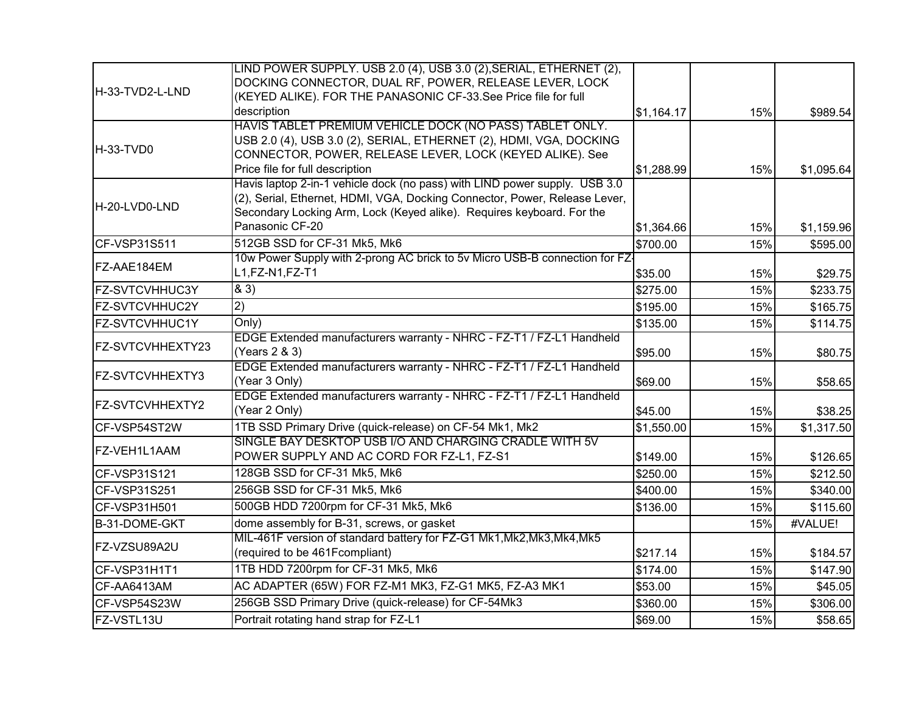| | | | | |
|---|---|---|---|---|
| H-33-TVD2-L-LND | LIND POWER SUPPLY. USB 2.0 (4), USB 3.0 (2),SERIAL, ETHERNET (2), DOCKING CONNECTOR, DUAL RF, POWER, RELEASE LEVER, LOCK (KEYED ALIKE). FOR THE PANASONIC CF-33.See Price file for full description | $1,164.17 | 15% | $989.54 |
| H-33-TVD0 | HAVIS TABLET PREMIUM VEHICLE DOCK (NO PASS) TABLET ONLY. USB 2.0 (4), USB 3.0 (2), SERIAL, ETHERNET (2), HDMI, VGA, DOCKING CONNECTOR, POWER, RELEASE LEVER, LOCK (KEYED ALIKE). See Price file for full description | $1,288.99 | 15% | $1,095.64 |
| H-20-LVD0-LND | Havis laptop 2-in-1 vehicle dock (no pass) with LIND power supply. USB 3.0 (2), Serial, Ethernet, HDMI, VGA, Docking Connector, Power, Release Lever, Secondary Locking Arm, Lock (Keyed alike). Requires keyboard. For the Panasonic CF-20 | $1,364.66 | 15% | $1,159.96 |
| CF-VSP31S511 | 512GB SSD for CF-31 Mk5, Mk6 | $700.00 | 15% | $595.00 |
| FZ-AAE184EM | 10w Power Supply with 2-prong AC brick to 5v Micro USB-B connection for FZ-L1,FZ-N1,FZ-T1 | $35.00 | 15% | $29.75 |
| FZ-SVTCVHHUC3Y | & 3) | $275.00 | 15% | $233.75 |
| FZ-SVTCVHHUC2Y | 2) | $195.00 | 15% | $165.75 |
| FZ-SVTCVHHUC1Y | Only) | $135.00 | 15% | $114.75 |
| FZ-SVTCVHHEXTY23 | EDGE Extended manufacturers warranty - NHRC - FZ-T1 / FZ-L1 Handheld (Years 2 & 3) | $95.00 | 15% | $80.75 |
| FZ-SVTCVHHEXTY3 | EDGE Extended manufacturers warranty - NHRC - FZ-T1 / FZ-L1 Handheld (Year 3 Only) | $69.00 | 15% | $58.65 |
| FZ-SVTCVHHEXTY2 | EDGE Extended manufacturers warranty - NHRC - FZ-T1 / FZ-L1 Handheld (Year 2 Only) | $45.00 | 15% | $38.25 |
| CF-VSP54ST2W | 1TB SSD Primary Drive (quick-release) on CF-54 Mk1, Mk2 | $1,550.00 | 15% | $1,317.50 |
| FZ-VEH1L1AAM | SINGLE BAY DESKTOP USB I/O AND CHARGING CRADLE WITH 5V POWER SUPPLY AND AC CORD FOR FZ-L1, FZ-S1 | $149.00 | 15% | $126.65 |
| CF-VSP31S121 | 128GB SSD for CF-31 Mk5, Mk6 | $250.00 | 15% | $212.50 |
| CF-VSP31S251 | 256GB SSD for CF-31 Mk5, Mk6 | $400.00 | 15% | $340.00 |
| CF-VSP31H501 | 500GB HDD 7200rpm for CF-31 Mk5, Mk6 | $136.00 | 15% | $115.60 |
| B-31-DOME-GKT | dome assembly for B-31, screws, or gasket | | 15% | #VALUE! |
| FZ-VZSU89A2U | MIL-461F version of standard battery for FZ-G1 Mk1,Mk2,Mk3,Mk4,Mk5 (required to be 461Fcompliant) | $217.14 | 15% | $184.57 |
| CF-VSP31H1T1 | 1TB HDD 7200rpm for CF-31 Mk5, Mk6 | $174.00 | 15% | $147.90 |
| CF-AA6413AM | AC ADAPTER (65W) FOR FZ-M1 MK3, FZ-G1 MK5, FZ-A3 MK1 | $53.00 | 15% | $45.05 |
| CF-VSP54S23W | 256GB SSD Primary Drive (quick-release) for CF-54Mk3 | $360.00 | 15% | $306.00 |
| FZ-VSTL13U | Portrait rotating hand strap for FZ-L1 | $69.00 | 15% | $58.65 |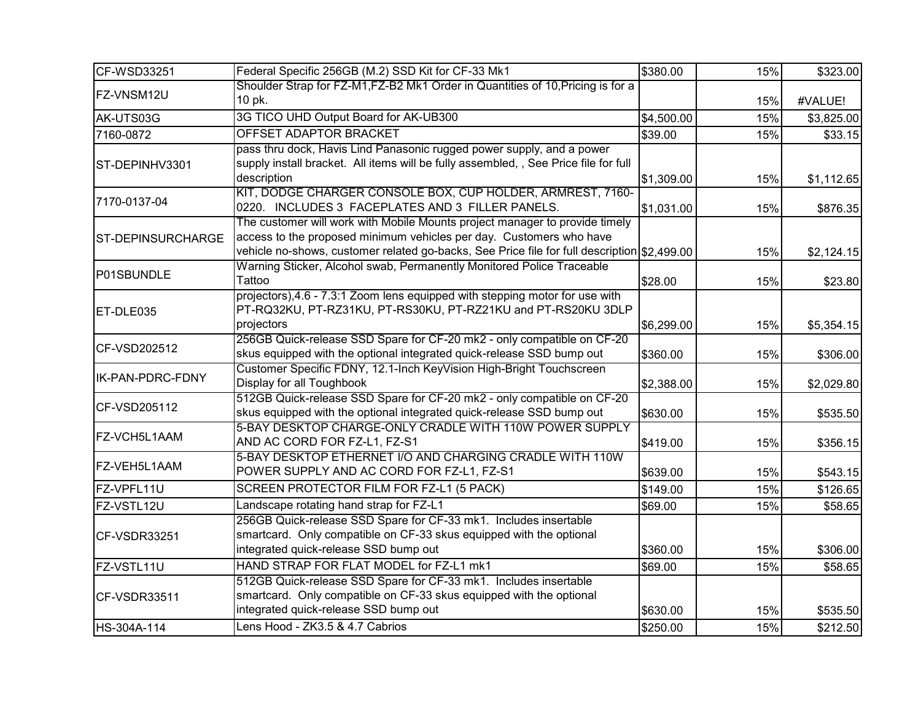| | | | | |
|---|---|---|---|---|
| CF-WSD33251 | Federal Specific 256GB (M.2) SSD Kit for CF-33 Mk1 | $380.00 | 15% | $323.00 |
| FZ-VNSM12U | Shoulder Strap for FZ-M1,FZ-B2 Mk1 Order in Quantities of 10,Pricing is for a 10 pk. | | 15% | #VALUE! |
| AK-UTS03G | 3G TICO UHD Output Board for AK-UB300 | $4,500.00 | 15% | $3,825.00 |
| 7160-0872 | OFFSET ADAPTOR BRACKET | $39.00 | 15% | $33.15 |
| ST-DEPINHV3301 | pass thru dock, Havis Lind Panasonic rugged power supply, and a power supply install bracket. All items will be fully assembled, , See Price file for full description | $1,309.00 | 15% | $1,112.65 |
| 7170-0137-04 | KIT, DODGE CHARGER CONSOLE BOX, CUP HOLDER, ARMREST, 7160-0220. INCLUDES 3 FACEPLATES AND 3 FILLER PANELS. | $1,031.00 | 15% | $876.35 |
| ST-DEPINSURCHARGE | The customer will work with Mobile Mounts project manager to provide timely access to the proposed minimum vehicles per day. Customers who have vehicle no-shows, customer related go-backs, See Price file for full description | $2,499.00 | 15% | $2,124.15 |
| P01SBUNDLE | Warning Sticker, Alcohol swab, Permanently Monitored Police Traceable Tattoo | $28.00 | 15% | $23.80 |
| ET-DLE035 | projectors),4.6 - 7.3:1 Zoom lens equipped with stepping motor for use with PT-RQ32KU, PT-RZ31KU, PT-RS30KU, PT-RZ21KU and PT-RS20KU 3DLP projectors | $6,299.00 | 15% | $5,354.15 |
| CF-VSD202512 | 256GB Quick-release SSD Spare for CF-20 mk2 - only compatible on CF-20 skus equipped with the optional integrated quick-release SSD bump out | $360.00 | 15% | $306.00 |
| IK-PAN-PDRC-FDNY | Customer Specific FDNY, 12.1-Inch KeyVision High-Bright Touchscreen Display for all Toughbook | $2,388.00 | 15% | $2,029.80 |
| CF-VSD205112 | 512GB Quick-release SSD Spare for CF-20 mk2 - only compatible on CF-20 skus equipped with the optional integrated quick-release SSD bump out | $630.00 | 15% | $535.50 |
| FZ-VCH5L1AAM | 5-BAY DESKTOP CHARGE-ONLY CRADLE WITH 110W POWER SUPPLY AND AC CORD FOR FZ-L1, FZ-S1 | $419.00 | 15% | $356.15 |
| FZ-VEH5L1AAM | 5-BAY DESKTOP ETHERNET I/O AND CHARGING CRADLE WITH 110W POWER SUPPLY AND AC CORD FOR FZ-L1, FZ-S1 | $639.00 | 15% | $543.15 |
| FZ-VPFL11U | SCREEN PROTECTOR FILM FOR FZ-L1 (5 PACK) | $149.00 | 15% | $126.65 |
| FZ-VSTL12U | Landscape rotating hand strap for FZ-L1 | $69.00 | 15% | $58.65 |
| CF-VSDR33251 | 256GB Quick-release SSD Spare for CF-33 mk1. Includes insertable smartcard. Only compatible on CF-33 skus equipped with the optional integrated quick-release SSD bump out | $360.00 | 15% | $306.00 |
| FZ-VSTL11U | HAND STRAP FOR FLAT MODEL for FZ-L1 mk1 | $69.00 | 15% | $58.65 |
| CF-VSDR33511 | 512GB Quick-release SSD Spare for CF-33 mk1. Includes insertable smartcard. Only compatible on CF-33 skus equipped with the optional integrated quick-release SSD bump out | $630.00 | 15% | $535.50 |
| HS-304A-114 | Lens Hood - ZK3.5 & 4.7 Cabrios | $250.00 | 15% | $212.50 |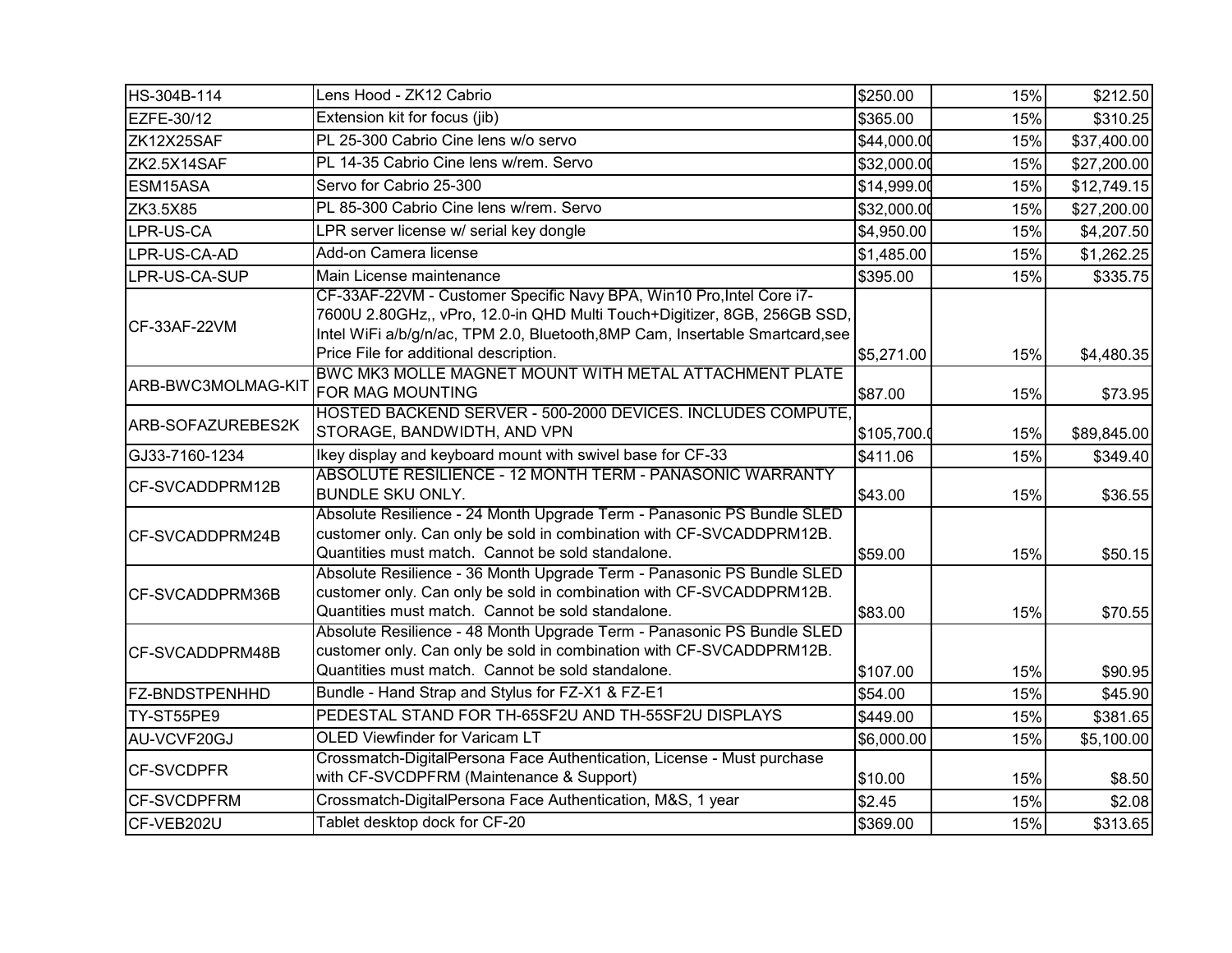| | | | | |
|---|---|---|---|---|
| HS-304B-114 | Lens Hood - ZK12 Cabrio | $250.00 | 15% | $212.50 |
| EZFE-30/12 | Extension kit for focus (jib) | $365.00 | 15% | $310.25 |
| ZK12X25SAF | PL 25-300 Cabrio Cine lens w/o servo | $44,000.00 | 15% | $37,400.00 |
| ZK2.5X14SAF | PL 14-35 Cabrio Cine lens w/rem. Servo | $32,000.00 | 15% | $27,200.00 |
| ESM15ASA | Servo for Cabrio 25-300 | $14,999.00 | 15% | $12,749.15 |
| ZK3.5X85 | PL 85-300 Cabrio Cine lens w/rem. Servo | $32,000.00 | 15% | $27,200.00 |
| LPR-US-CA | LPR server license w/ serial key dongle | $4,950.00 | 15% | $4,207.50 |
| LPR-US-CA-AD | Add-on Camera license | $1,485.00 | 15% | $1,262.25 |
| LPR-US-CA-SUP | Main License maintenance | $395.00 | 15% | $335.75 |
| CF-33AF-22VM | CF-33AF-22VM - Customer Specific Navy BPA, Win10 Pro,Intel Core i7-7600U 2.80GHz,, vPro, 12.0-in QHD Multi Touch+Digitizer, 8GB, 256GB SSD, Intel WiFi a/b/g/n/ac, TPM 2.0, Bluetooth,8MP Cam, Insertable Smartcard,see Price File for additional description. | $5,271.00 | 15% | $4,480.35 |
| ARB-BWC3MOLMAG-KIT | BWC MK3 MOLLE MAGNET MOUNT WITH METAL ATTACHMENT PLATE FOR MAG MOUNTING | $87.00 | 15% | $73.95 |
| ARB-SOFAZUREBES2K | HOSTED BACKEND SERVER - 500-2000 DEVICES. INCLUDES COMPUTE, STORAGE, BANDWIDTH, AND VPN | $105,700.00 | 15% | $89,845.00 |
| GJ33-7160-1234 | Ikey display and keyboard mount with swivel base for CF-33 | $411.06 | 15% | $349.40 |
| CF-SVCADDPRM12B | ABSOLUTE RESILIENCE - 12 MONTH TERM - PANASONIC WARRANTY BUNDLE SKU ONLY. | $43.00 | 15% | $36.55 |
| CF-SVCADDPRM24B | Absolute Resilience - 24 Month Upgrade Term - Panasonic PS Bundle SLED customer only. Can only be sold in combination with CF-SVCADDPRM12B. Quantities must match. Cannot be sold standalone. | $59.00 | 15% | $50.15 |
| CF-SVCADDPRM36B | Absolute Resilience - 36 Month Upgrade Term - Panasonic PS Bundle SLED customer only. Can only be sold in combination with CF-SVCADDPRM12B. Quantities must match. Cannot be sold standalone. | $83.00 | 15% | $70.55 |
| CF-SVCADDPRM48B | Absolute Resilience - 48 Month Upgrade Term - Panasonic PS Bundle SLED customer only. Can only be sold in combination with CF-SVCADDPRM12B. Quantities must match. Cannot be sold standalone. | $107.00 | 15% | $90.95 |
| FZ-BNDSTPENHHD | Bundle - Hand Strap and Stylus for FZ-X1 & FZ-E1 | $54.00 | 15% | $45.90 |
| TY-ST55PE9 | PEDESTAL STAND FOR TH-65SF2U AND TH-55SF2U DISPLAYS | $449.00 | 15% | $381.65 |
| AU-VCVF20GJ | OLED Viewfinder for Varicam LT | $6,000.00 | 15% | $5,100.00 |
| CF-SVCDPFR | Crossmatch-DigitalPersona Face Authentication, License - Must purchase with CF-SVCDPFRM (Maintenance & Support) | $10.00 | 15% | $8.50 |
| CF-SVCDPFRM | Crossmatch-DigitalPersona Face Authentication, M&S, 1 year | $2.45 | 15% | $2.08 |
| CF-VEB202U | Tablet desktop dock for CF-20 | $369.00 | 15% | $313.65 |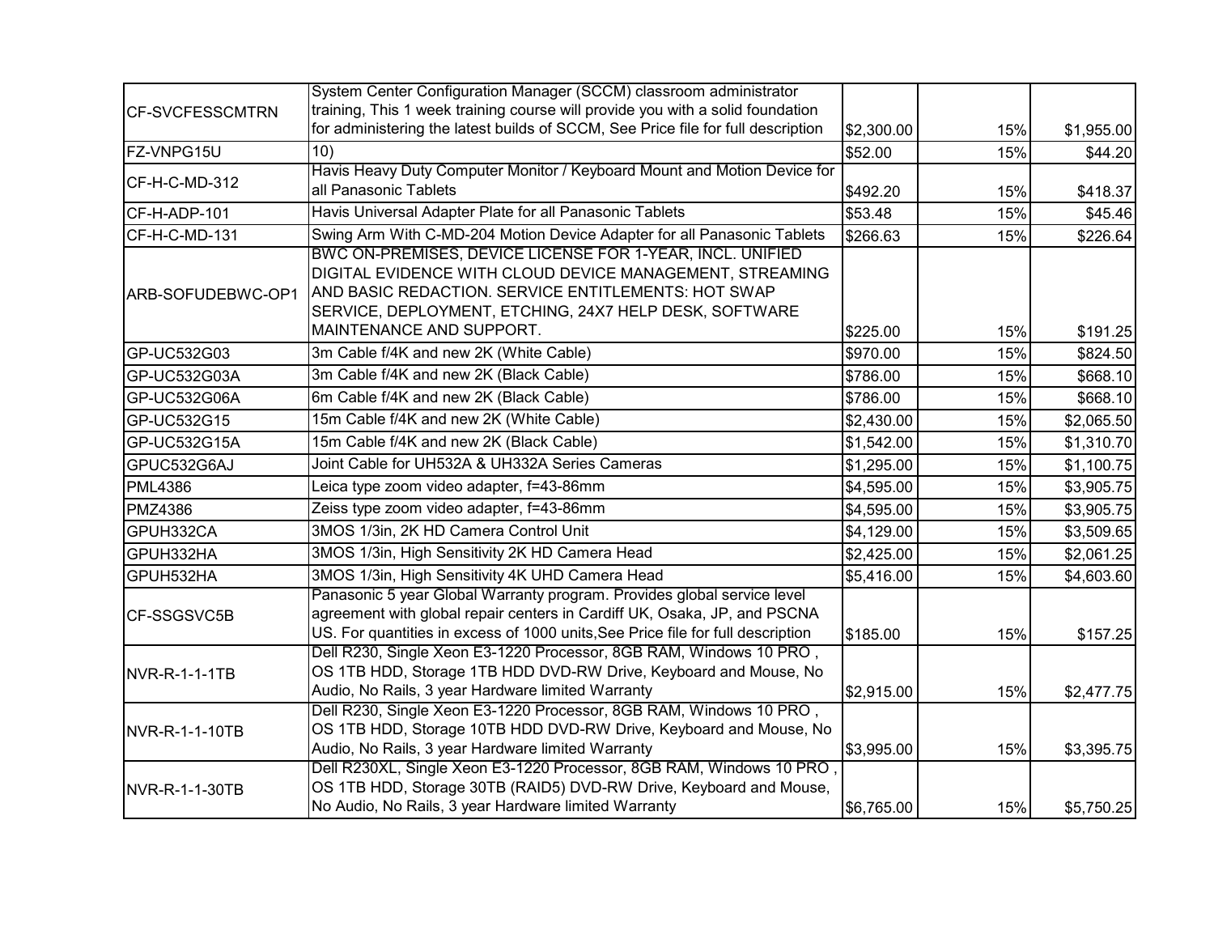| | | | | |
|---|---|---|---|---|
| CF-SVCFESSCMTRN | System Center Configuration Manager (SCCM) classroom administrator training, This 1 week training course will provide you with a solid foundation for administering the latest builds of SCCM, See Price file for full description | $2,300.00 | 15% | $1,955.00 |
| FZ-VNPG15U | 10) | $52.00 | 15% | $44.20 |
| CF-H-C-MD-312 | Havis Heavy Duty Computer Monitor / Keyboard Mount and Motion Device for all Panasonic Tablets | $492.20 | 15% | $418.37 |
| CF-H-ADP-101 | Havis Universal Adapter Plate for all Panasonic Tablets | $53.48 | 15% | $45.46 |
| CF-H-C-MD-131 | Swing Arm With C-MD-204 Motion Device Adapter for all Panasonic Tablets | $266.63 | 15% | $226.64 |
| ARB-SOFUDEBWC-OP1 | BWC ON-PREMISES, DEVICE LICENSE FOR 1-YEAR, INCL. UNIFIED DIGITAL EVIDENCE WITH CLOUD DEVICE MANAGEMENT, STREAMING AND BASIC REDACTION. SERVICE ENTITLEMENTS: HOT SWAP SERVICE, DEPLOYMENT, ETCHING, 24X7 HELP DESK, SOFTWARE MAINTENANCE AND SUPPORT. | $225.00 | 15% | $191.25 |
| GP-UC532G03 | 3m Cable f/4K and new 2K (White Cable) | $970.00 | 15% | $824.50 |
| GP-UC532G03A | 3m Cable f/4K and new 2K (Black Cable) | $786.00 | 15% | $668.10 |
| GP-UC532G06A | 6m Cable f/4K and new 2K (Black Cable) | $786.00 | 15% | $668.10 |
| GP-UC532G15 | 15m Cable f/4K and new 2K (White Cable) | $2,430.00 | 15% | $2,065.50 |
| GP-UC532G15A | 15m Cable f/4K and new 2K (Black Cable) | $1,542.00 | 15% | $1,310.70 |
| GPUC532G6AJ | Joint Cable for UH532A & UH332A Series Cameras | $1,295.00 | 15% | $1,100.75 |
| PML4386 | Leica type zoom video adapter, f=43-86mm | $4,595.00 | 15% | $3,905.75 |
| PMZ4386 | Zeiss type zoom video adapter, f=43-86mm | $4,595.00 | 15% | $3,905.75 |
| GPUH332CA | 3MOS 1/3in, 2K HD Camera Control Unit | $4,129.00 | 15% | $3,509.65 |
| GPUH332HA | 3MOS 1/3in, High Sensitivity 2K HD Camera Head | $2,425.00 | 15% | $2,061.25 |
| GPUH532HA | 3MOS 1/3in, High Sensitivity 4K UHD Camera Head | $5,416.00 | 15% | $4,603.60 |
| CF-SSGSVC5B | Panasonic 5 year Global Warranty program. Provides global service level agreement with global repair centers in Cardiff UK, Osaka, JP, and PSCNA US. For quantities in excess of 1000 units,See Price file for full description | $185.00 | 15% | $157.25 |
| NVR-R-1-1-1TB | Dell R230, Single Xeon E3-1220 Processor, 8GB RAM, Windows 10 PRO , OS 1TB HDD, Storage 1TB HDD DVD-RW Drive, Keyboard and Mouse, No Audio, No Rails, 3 year Hardware limited Warranty | $2,915.00 | 15% | $2,477.75 |
| NVR-R-1-1-10TB | Dell R230, Single Xeon E3-1220 Processor, 8GB RAM, Windows 10 PRO , OS 1TB HDD, Storage 10TB HDD DVD-RW Drive, Keyboard and Mouse, No Audio, No Rails, 3 year Hardware limited Warranty | $3,995.00 | 15% | $3,395.75 |
| NVR-R-1-1-30TB | Dell R230XL, Single Xeon E3-1220 Processor, 8GB RAM, Windows 10 PRO , OS 1TB HDD, Storage 30TB (RAID5) DVD-RW Drive, Keyboard and Mouse, No Audio, No Rails, 3 year Hardware limited Warranty | $6,765.00 | 15% | $5,750.25 |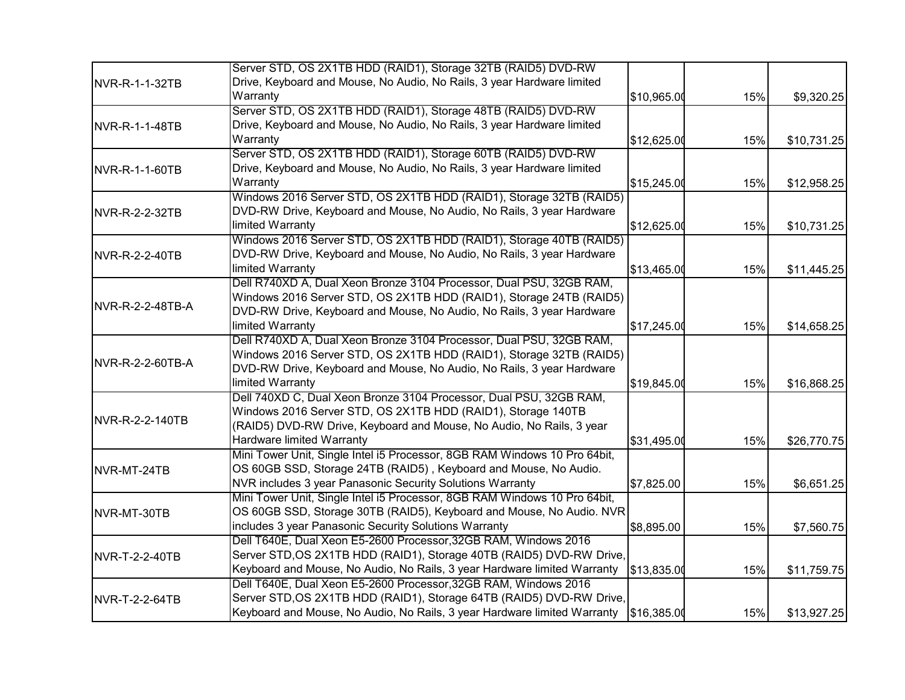| | | | | |
|---|---|---|---|---|
| NVR-R-1-1-32TB | Server STD, OS 2X1TB HDD (RAID1), Storage 32TB (RAID5) DVD-RW Drive, Keyboard and Mouse, No Audio, No Rails, 3 year Hardware limited Warranty | $10,965.00 | 15% | $9,320.25 |
| NVR-R-1-1-48TB | Server STD, OS 2X1TB HDD (RAID1), Storage 48TB (RAID5) DVD-RW Drive, Keyboard and Mouse, No Audio, No Rails, 3 year Hardware limited Warranty | $12,625.00 | 15% | $10,731.25 |
| NVR-R-1-1-60TB | Server STD, OS 2X1TB HDD (RAID1), Storage 60TB (RAID5) DVD-RW Drive, Keyboard and Mouse, No Audio, No Rails, 3 year Hardware limited Warranty | $15,245.00 | 15% | $12,958.25 |
| NVR-R-2-2-32TB | Windows 2016 Server STD, OS 2X1TB HDD (RAID1), Storage 32TB (RAID5) DVD-RW Drive, Keyboard and Mouse, No Audio, No Rails, 3 year Hardware limited Warranty | $12,625.00 | 15% | $10,731.25 |
| NVR-R-2-2-40TB | Windows 2016 Server STD, OS 2X1TB HDD (RAID1), Storage 40TB (RAID5) DVD-RW Drive, Keyboard and Mouse, No Audio, No Rails, 3 year Hardware limited Warranty | $13,465.00 | 15% | $11,445.25 |
| NVR-R-2-2-48TB-A | Dell R740XD A, Dual Xeon Bronze 3104 Processor, Dual PSU, 32GB RAM, Windows 2016 Server STD, OS 2X1TB HDD (RAID1), Storage 24TB (RAID5) DVD-RW Drive, Keyboard and Mouse, No Audio, No Rails, 3 year Hardware limited Warranty | $17,245.00 | 15% | $14,658.25 |
| NVR-R-2-2-60TB-A | Dell R740XD A, Dual Xeon Bronze 3104 Processor, Dual PSU, 32GB RAM, Windows 2016 Server STD, OS 2X1TB HDD (RAID1), Storage 32TB (RAID5) DVD-RW Drive, Keyboard and Mouse, No Audio, No Rails, 3 year Hardware limited Warranty | $19,845.00 | 15% | $16,868.25 |
| NVR-R-2-2-140TB | Dell 740XD C, Dual Xeon Bronze 3104 Processor, Dual PSU, 32GB RAM, Windows 2016 Server STD, OS 2X1TB HDD (RAID1), Storage 140TB (RAID5) DVD-RW Drive, Keyboard and Mouse, No Audio, No Rails, 3 year Hardware limited Warranty | $31,495.00 | 15% | $26,770.75 |
| NVR-MT-24TB | Mini Tower Unit, Single Intel i5 Processor, 8GB RAM Windows 10 Pro 64bit, OS 60GB SSD, Storage 24TB (RAID5) , Keyboard and Mouse, No Audio. NVR includes 3 year Panasonic Security Solutions Warranty | $7,825.00 | 15% | $6,651.25 |
| NVR-MT-30TB | Mini Tower Unit, Single Intel i5 Processor, 8GB RAM Windows 10 Pro 64bit, OS 60GB SSD, Storage 30TB (RAID5), Keyboard and Mouse, No Audio. NVR includes 3 year Panasonic Security Solutions Warranty | $8,895.00 | 15% | $7,560.75 |
| NVR-T-2-2-40TB | Dell T640E, Dual Xeon E5-2600 Processor,32GB RAM, Windows 2016 Server STD,OS 2X1TB HDD (RAID1), Storage 40TB (RAID5) DVD-RW Drive, Keyboard and Mouse, No Audio, No Rails, 3 year Hardware limited Warranty | $13,835.00 | 15% | $11,759.75 |
| NVR-T-2-2-64TB | Dell T640E, Dual Xeon E5-2600 Processor,32GB RAM, Windows 2016 Server STD,OS 2X1TB HDD (RAID1), Storage 64TB (RAID5) DVD-RW Drive, Keyboard and Mouse, No Audio, No Rails, 3 year Hardware limited Warranty | $16,385.00 | 15% | $13,927.25 |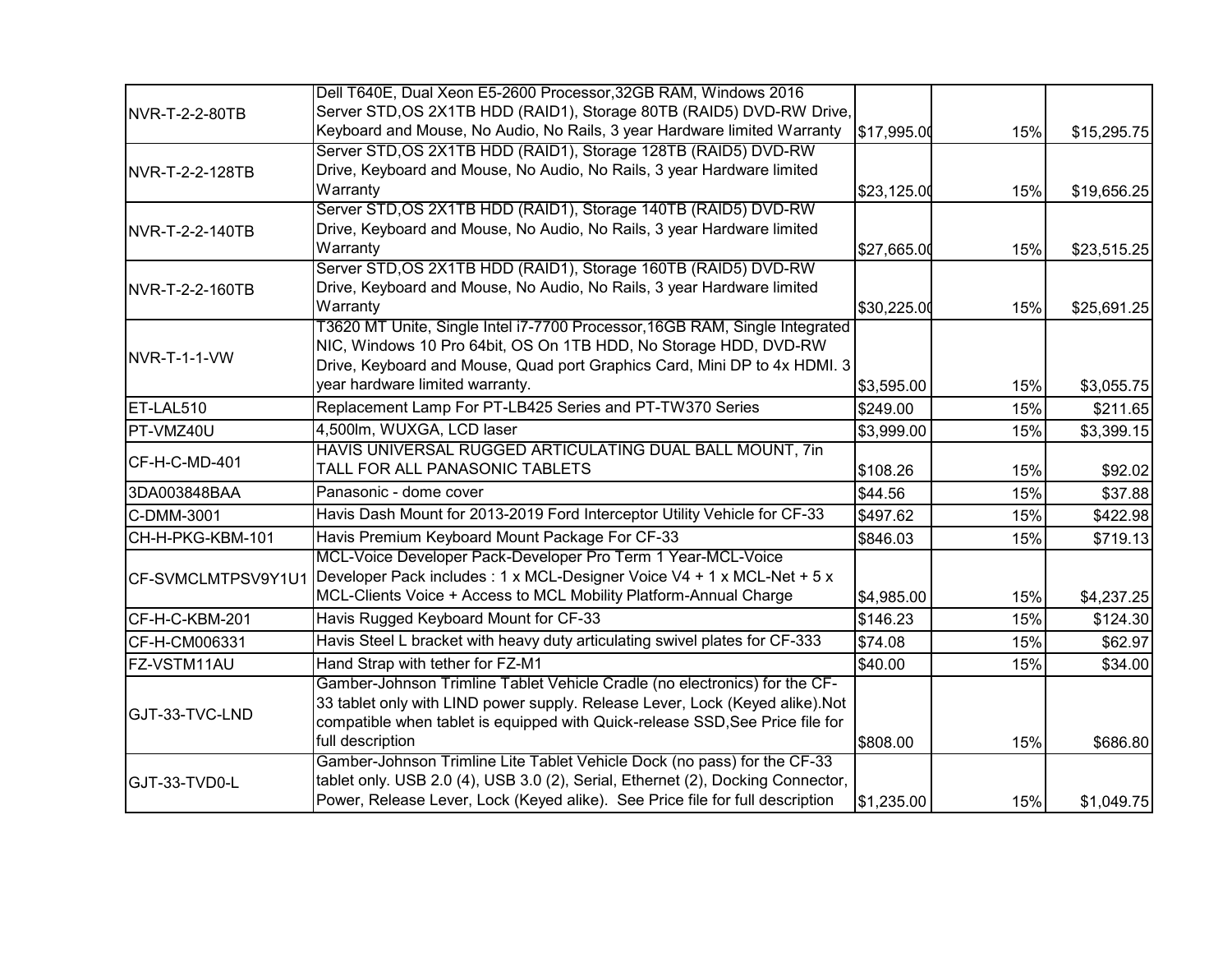| | | | | |
|---|---|---|---|---|
| NVR-T-2-2-80TB | Dell T640E, Dual Xeon E5-2600 Processor,32GB RAM, Windows 2016 Server STD,OS 2X1TB HDD (RAID1), Storage 80TB (RAID5) DVD-RW Drive, Keyboard and Mouse, No Audio, No Rails, 3 year Hardware limited Warranty | $17,995.00 | 15% | $15,295.75 |
| NVR-T-2-2-128TB | Server STD,OS 2X1TB HDD (RAID1), Storage 128TB (RAID5) DVD-RW Drive, Keyboard and Mouse, No Audio, No Rails, 3 year Hardware limited Warranty | $23,125.00 | 15% | $19,656.25 |
| NVR-T-2-2-140TB | Server STD,OS 2X1TB HDD (RAID1), Storage 140TB (RAID5) DVD-RW Drive, Keyboard and Mouse, No Audio, No Rails, 3 year Hardware limited Warranty | $27,665.00 | 15% | $23,515.25 |
| NVR-T-2-2-160TB | Server STD,OS 2X1TB HDD (RAID1), Storage 160TB (RAID5) DVD-RW Drive, Keyboard and Mouse, No Audio, No Rails, 3 year Hardware limited Warranty | $30,225.00 | 15% | $25,691.25 |
| NVR-T-1-1-VW | T3620 MT Unite, Single Intel i7-7700 Processor,16GB RAM, Single Integrated NIC, Windows 10 Pro 64bit, OS On 1TB HDD, No Storage HDD, DVD-RW Drive, Keyboard and Mouse, Quad port Graphics Card, Mini DP to 4x HDMI. 3 year hardware limited warranty. | $3,595.00 | 15% | $3,055.75 |
| ET-LAL510 | Replacement Lamp For PT-LB425 Series and PT-TW370 Series | $249.00 | 15% | $211.65 |
| PT-VMZ40U | 4,500lm, WUXGA, LCD laser | $3,999.00 | 15% | $3,399.15 |
| CF-H-C-MD-401 | HAVIS UNIVERSAL RUGGED ARTICULATING DUAL BALL MOUNT, 7in TALL FOR ALL PANASONIC TABLETS | $108.26 | 15% | $92.02 |
| 3DA003848BAA | Panasonic - dome cover | $44.56 | 15% | $37.88 |
| C-DMM-3001 | Havis Dash Mount for 2013-2019 Ford Interceptor Utility Vehicle for CF-33 | $497.62 | 15% | $422.98 |
| CH-H-PKG-KBM-101 | Havis Premium Keyboard Mount Package For CF-33 | $846.03 | 15% | $719.13 |
| CF-SVMCLMTPSV9Y1U1 | MCL-Voice Developer Pack-Developer Pro Term 1 Year-MCL-Voice Developer Pack includes : 1 x MCL-Designer Voice V4 + 1 x MCL-Net + 5 x MCL-Clients Voice + Access to MCL Mobility Platform-Annual Charge | $4,985.00 | 15% | $4,237.25 |
| CF-H-C-KBM-201 | Havis Rugged Keyboard Mount for CF-33 | $146.23 | 15% | $124.30 |
| CF-H-CM006331 | Havis Steel L bracket with heavy duty articulating swivel plates for CF-333 | $74.08 | 15% | $62.97 |
| FZ-VSTM11AU | Hand Strap with tether for FZ-M1 | $40.00 | 15% | $34.00 |
| GJT-33-TVC-LND | Gamber-Johnson Trimline Tablet Vehicle Cradle (no electronics) for the CF-33 tablet only with LIND power supply. Release Lever, Lock (Keyed alike).Not compatible when tablet is equipped with Quick-release SSD,See Price file for full description | $808.00 | 15% | $686.80 |
| GJT-33-TVD0-L | Gamber-Johnson Trimline Lite Tablet Vehicle Dock (no pass) for the CF-33 tablet only. USB 2.0 (4), USB 3.0 (2), Serial, Ethernet (2), Docking Connector, Power, Release Lever, Lock (Keyed alike). See Price file for full description | $1,235.00 | 15% | $1,049.75 |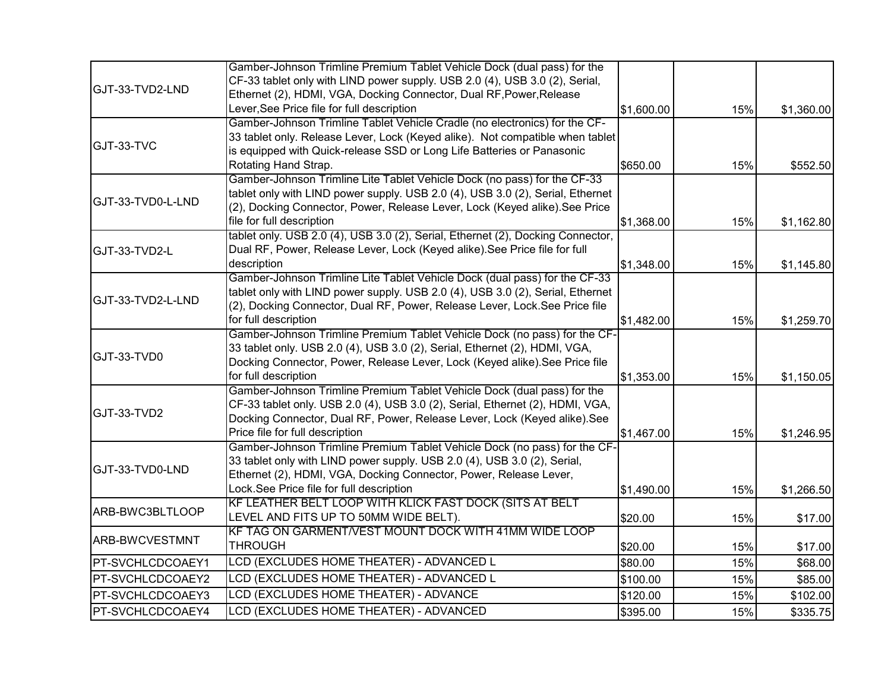| | | | | |
|---|---|---|---|---|
| GJT-33-TVD2-LND | Gamber-Johnson Trimline Premium Tablet Vehicle Dock (dual pass) for the CF-33 tablet only with LIND power supply. USB 2.0 (4), USB 3.0 (2), Serial, Ethernet (2), HDMI, VGA, Docking Connector, Dual RF,Power,Release Lever,See Price file for full description | $1,600.00 | 15% | $1,360.00 |
| GJT-33-TVC | Gamber-Johnson Trimline Tablet Vehicle Cradle (no electronics) for the CF-33 tablet only. Release Lever, Lock (Keyed alike). Not compatible when tablet is equipped with Quick-release SSD or Long Life Batteries or Panasonic Rotating Hand Strap. | $650.00 | 15% | $552.50 |
| GJT-33-TVD0-L-LND | Gamber-Johnson Trimline Lite Tablet Vehicle Dock (no pass) for the CF-33 tablet only with LIND power supply. USB 2.0 (4), USB 3.0 (2), Serial, Ethernet (2), Docking Connector, Power, Release Lever, Lock (Keyed alike).See Price file for full description | $1,368.00 | 15% | $1,162.80 |
| GJT-33-TVD2-L | tablet only. USB 2.0 (4), USB 3.0 (2), Serial, Ethernet (2), Docking Connector, Dual RF, Power, Release Lever, Lock (Keyed alike).See Price file for full description | $1,348.00 | 15% | $1,145.80 |
| GJT-33-TVD2-L-LND | Gamber-Johnson Trimline Lite Tablet Vehicle Dock (dual pass) for the CF-33 tablet only with LIND power supply. USB 2.0 (4), USB 3.0 (2), Serial, Ethernet (2), Docking Connector, Dual RF, Power, Release Lever, Lock.See Price file for full description | $1,482.00 | 15% | $1,259.70 |
| GJT-33-TVD0 | Gamber-Johnson Trimline Premium Tablet Vehicle Dock (no pass) for the CF-33 tablet only. USB 2.0 (4), USB 3.0 (2), Serial, Ethernet (2), HDMI, VGA, Docking Connector, Power, Release Lever, Lock (Keyed alike).See Price file for full description | $1,353.00 | 15% | $1,150.05 |
| GJT-33-TVD2 | Gamber-Johnson Trimline Premium Tablet Vehicle Dock (dual pass) for the CF-33 tablet only. USB 2.0 (4), USB 3.0 (2), Serial, Ethernet (2), HDMI, VGA, Docking Connector, Dual RF, Power, Release Lever, Lock (Keyed alike).See Price file for full description | $1,467.00 | 15% | $1,246.95 |
| GJT-33-TVD0-LND | Gamber-Johnson Trimline Premium Tablet Vehicle Dock (no pass) for the CF-33 tablet only with LIND power supply. USB 2.0 (4), USB 3.0 (2), Serial, Ethernet (2), HDMI, VGA, Docking Connector, Power, Release Lever, Lock.See Price file for full description | $1,490.00 | 15% | $1,266.50 |
| ARB-BWC3BLTLOOP | KF LEATHER BELT LOOP WITH KLICK FAST DOCK (SITS AT BELT LEVEL AND FITS UP TO 50MM WIDE BELT). | $20.00 | 15% | $17.00 |
| ARB-BWCVESTMNT | KF TAG ON GARMENT/VEST MOUNT DOCK WITH 41MM WIDE LOOP THROUGH | $20.00 | 15% | $17.00 |
| PT-SVCHLCDCOAEY1 | LCD (EXCLUDES HOME THEATER) - ADVANCED L | $80.00 | 15% | $68.00 |
| PT-SVCHLCDCOAEY2 | LCD (EXCLUDES HOME THEATER) - ADVANCED L | $100.00 | 15% | $85.00 |
| PT-SVCHLCDCOAEY3 | LCD (EXCLUDES HOME THEATER) - ADVANCE | $120.00 | 15% | $102.00 |
| PT-SVCHLCDCOAEY4 | LCD (EXCLUDES HOME THEATER) - ADVANCED | $395.00 | 15% | $335.75 |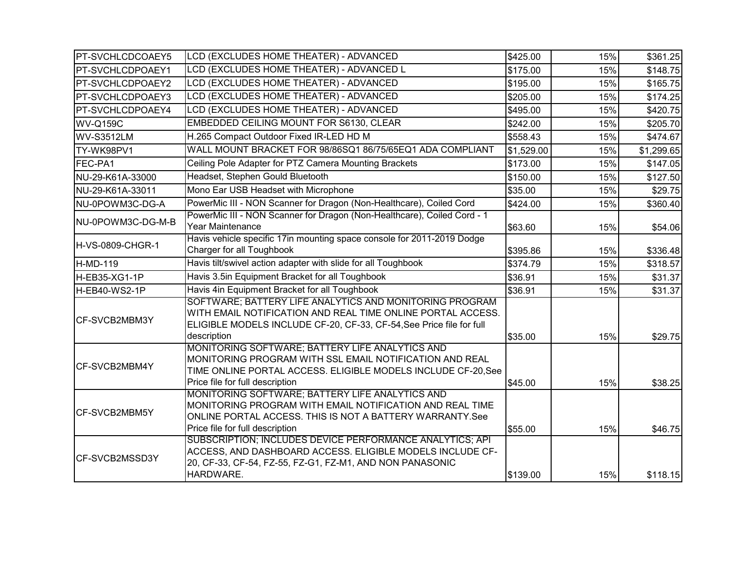| | | | | |
|---|---|---|---|---|
| PT-SVCHLCDCOAEY5 | LCD (EXCLUDES HOME THEATER) - ADVANCED | $425.00 | 15% | $361.25 |
| PT-SVCHLCDPOAEY1 | LCD (EXCLUDES HOME THEATER) - ADVANCED L | $175.00 | 15% | $148.75 |
| PT-SVCHLCDPOAEY2 | LCD (EXCLUDES HOME THEATER) - ADVANCED | $195.00 | 15% | $165.75 |
| PT-SVCHLCDPOAEY3 | LCD (EXCLUDES HOME THEATER) - ADVANCED | $205.00 | 15% | $174.25 |
| PT-SVCHLCDPOAEY4 | LCD (EXCLUDES HOME THEATER) - ADVANCED | $495.00 | 15% | $420.75 |
| WV-Q159C | EMBEDDED CEILING MOUNT FOR S6130, CLEAR | $242.00 | 15% | $205.70 |
| WV-S3512LM | H.265 Compact Outdoor Fixed IR-LED HD M | $558.43 | 15% | $474.67 |
| TY-WK98PV1 | WALL MOUNT BRACKET FOR 98/86SQ1 86/75/65EQ1 ADA COMPLIANT | $1,529.00 | 15% | $1,299.65 |
| FEC-PA1 | Ceiling Pole Adapter for PTZ Camera Mounting Brackets | $173.00 | 15% | $147.05 |
| NU-29-K61A-33000 | Headset, Stephen Gould Bluetooth | $150.00 | 15% | $127.50 |
| NU-29-K61A-33011 | Mono Ear USB Headset with Microphone | $35.00 | 15% | $29.75 |
| NU-0POWM3C-DG-A | PowerMic III - NON Scanner for Dragon (Non-Healthcare), Coiled Cord | $424.00 | 15% | $360.40 |
| NU-0POWM3C-DG-M-B | PowerMic III - NON Scanner for Dragon (Non-Healthcare), Coiled Cord - 1 Year Maintenance | $63.60 | 15% | $54.06 |
| H-VS-0809-CHGR-1 | Havis vehicle specific 17in mounting space console for 2011-2019 Dodge Charger for all Toughbook | $395.86 | 15% | $336.48 |
| H-MD-119 | Havis tilt/swivel action adapter with slide for all Toughbook | $374.79 | 15% | $318.57 |
| H-EB35-XG1-1P | Havis 3.5in Equipment Bracket for all Toughbook | $36.91 | 15% | $31.37 |
| H-EB40-WS2-1P | Havis 4in Equipment Bracket for all Toughbook | $36.91 | 15% | $31.37 |
| CF-SVCB2MBM3Y | SOFTWARE; BATTERY LIFE ANALYTICS AND MONITORING PROGRAM WITH EMAIL NOTIFICATION AND REAL TIME ONLINE PORTAL ACCESS. ELIGIBLE MODELS INCLUDE CF-20, CF-33, CF-54,See Price file for full description | $35.00 | 15% | $29.75 |
| CF-SVCB2MBM4Y | MONITORING SOFTWARE; BATTERY LIFE ANALYTICS AND MONITORING PROGRAM WITH SSL EMAIL NOTIFICATION AND REAL TIME ONLINE PORTAL ACCESS. ELIGIBLE MODELS INCLUDE CF-20,See Price file for full description | $45.00 | 15% | $38.25 |
| CF-SVCB2MBM5Y | MONITORING SOFTWARE; BATTERY LIFE ANALYTICS AND MONITORING PROGRAM WITH EMAIL NOTIFICATION AND REAL TIME ONLINE PORTAL ACCESS. THIS IS NOT A BATTERY WARRANTY.See Price file for full description | $55.00 | 15% | $46.75 |
| CF-SVCB2MSSD3Y | SUBSCRIPTION; INCLUDES DEVICE PERFORMANCE ANALYTICS; API ACCESS, AND DASHBOARD ACCESS. ELIGIBLE MODELS INCLUDE CF-20, CF-33, CF-54, FZ-55, FZ-G1, FZ-M1, AND NON PANASONIC HARDWARE. | $139.00 | 15% | $118.15 |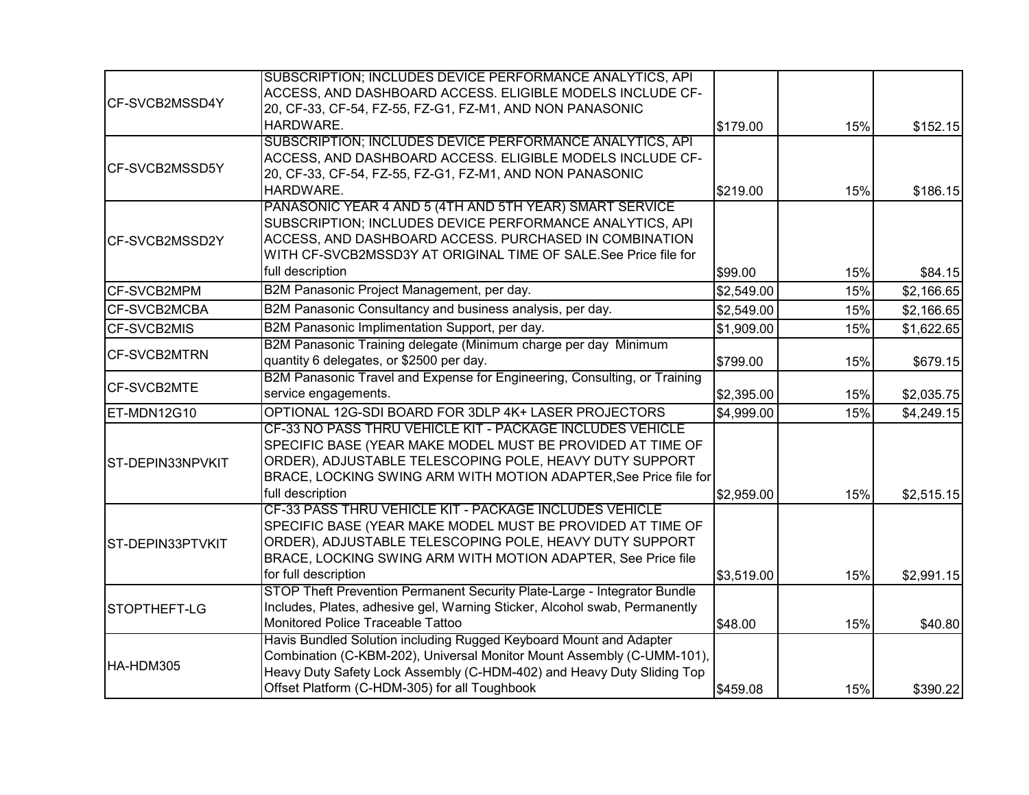| | | | | |
|---|---|---|---|---|
| CF-SVCB2MSSD4Y | SUBSCRIPTION; INCLUDES DEVICE PERFORMANCE ANALYTICS, API ACCESS, AND DASHBOARD ACCESS. ELIGIBLE MODELS INCLUDE CF-20, CF-33, CF-54, FZ-55, FZ-G1, FZ-M1, AND NON PANASONIC HARDWARE. | $179.00 | 15% | $152.15 |
| CF-SVCB2MSSD5Y | SUBSCRIPTION; INCLUDES DEVICE PERFORMANCE ANALYTICS, API ACCESS, AND DASHBOARD ACCESS. ELIGIBLE MODELS INCLUDE CF-20, CF-33, CF-54, FZ-55, FZ-G1, FZ-M1, AND NON PANASONIC HARDWARE. | $219.00 | 15% | $186.15 |
| CF-SVCB2MSSD2Y | PANASONIC YEAR 4 AND 5 (4TH AND 5TH YEAR) SMART SERVICE SUBSCRIPTION; INCLUDES DEVICE PERFORMANCE ANALYTICS, API ACCESS, AND DASHBOARD ACCESS. PURCHASED IN COMBINATION WITH CF-SVCB2MSSD3Y AT ORIGINAL TIME OF SALE.See Price file for full description | $99.00 | 15% | $84.15 |
| CF-SVCB2MPM | B2M Panasonic Project Management, per day. | $2,549.00 | 15% | $2,166.65 |
| CF-SVCB2MCBA | B2M Panasonic Consultancy and business analysis, per day. | $2,549.00 | 15% | $2,166.65 |
| CF-SVCB2MIS | B2M Panasonic Implimentation Support, per day. | $1,909.00 | 15% | $1,622.65 |
| CF-SVCB2MTRN | B2M Panasonic Training delegate (Minimum charge per day Minimum quantity 6 delegates, or $2500 per day. | $799.00 | 15% | $679.15 |
| CF-SVCB2MTE | B2M Panasonic Travel and Expense for Engineering, Consulting, or Training service engagements. | $2,395.00 | 15% | $2,035.75 |
| ET-MDN12G10 | OPTIONAL 12G-SDI BOARD FOR 3DLP 4K+ LASER PROJECTORS | $4,999.00 | 15% | $4,249.15 |
| ST-DEPIN33NPVKIT | CF-33 NO PASS THRU VEHICLE KIT - PACKAGE INCLUDES VEHICLE SPECIFIC BASE (YEAR MAKE MODEL MUST BE PROVIDED AT TIME OF ORDER), ADJUSTABLE TELESCOPING POLE, HEAVY DUTY SUPPORT BRACE, LOCKING SWING ARM WITH MOTION ADAPTER,See Price file for full description | $2,959.00 | 15% | $2,515.15 |
| ST-DEPIN33PTVKIT | CF-33 PASS THRU VEHICLE KIT - PACKAGE INCLUDES VEHICLE SPECIFIC BASE (YEAR MAKE MODEL MUST BE PROVIDED AT TIME OF ORDER), ADJUSTABLE TELESCOPING POLE, HEAVY DUTY SUPPORT BRACE, LOCKING SWING ARM WITH MOTION ADAPTER, See Price file for full description | $3,519.00 | 15% | $2,991.15 |
| STOPTHEFT-LG | STOP Theft Prevention Permanent Security Plate-Large - Integrator Bundle Includes, Plates, adhesive gel, Warning Sticker, Alcohol swab, Permanently Monitored Police Traceable Tattoo | $48.00 | 15% | $40.80 |
| HA-HDM305 | Havis Bundled Solution including Rugged Keyboard Mount and Adapter Combination (C-KBM-202), Universal Monitor Mount Assembly (C-UMM-101), Heavy Duty Safety Lock Assembly (C-HDM-402) and Heavy Duty Sliding Top Offset Platform (C-HDM-305) for all Toughbook | $459.08 | 15% | $390.22 |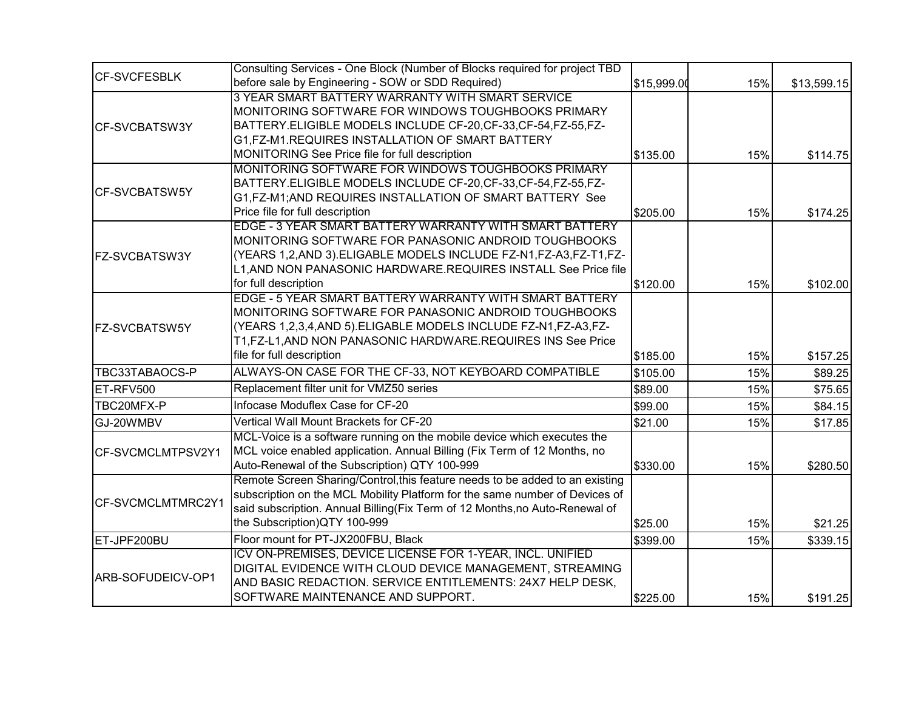| | | | | |
|---|---|---|---|---|
| CF-SVCFESBLK | Consulting Services - One Block (Number of Blocks required for project TBD before sale by Engineering - SOW or SDD Required) | $15,999.00 | 15% | $13,599.15 |
| CF-SVCBATSW3Y | 3 YEAR SMART BATTERY WARRANTY WITH SMART SERVICE MONITORING SOFTWARE FOR WINDOWS TOUGHBOOKS PRIMARY BATTERY.ELIGIBLE MODELS INCLUDE CF-20,CF-33,CF-54,FZ-55,FZ-G1,FZ-M1.REQUIRES INSTALLATION OF SMART BATTERY MONITORING See Price file for full description | $135.00 | 15% | $114.75 |
| CF-SVCBATSW5Y | MONITORING SOFTWARE FOR WINDOWS TOUGHBOOKS PRIMARY BATTERY.ELIGIBLE MODELS INCLUDE CF-20,CF-33,CF-54,FZ-55,FZ-G1,FZ-M1;AND REQUIRES INSTALLATION OF SMART BATTERY See Price file for full description | $205.00 | 15% | $174.25 |
| FZ-SVCBATSW3Y | EDGE - 3 YEAR SMART BATTERY WARRANTY WITH SMART BATTERY MONITORING SOFTWARE FOR PANASONIC ANDROID TOUGHBOOKS (YEARS 1,2,AND 3).ELIGABLE MODELS INCLUDE FZ-N1,FZ-A3,FZ-T1,FZ-L1,AND NON PANASONIC HARDWARE.REQUIRES INSTALL See Price file for full description | $120.00 | 15% | $102.00 |
| FZ-SVCBATSW5Y | EDGE - 5 YEAR SMART BATTERY WARRANTY WITH SMART BATTERY MONITORING SOFTWARE FOR PANASONIC ANDROID TOUGHBOOKS (YEARS 1,2,3,4,AND 5).ELIGABLE MODELS INCLUDE FZ-N1,FZ-A3,FZ-T1,FZ-L1,AND NON PANASONIC HARDWARE.REQUIRES INS See Price file for full description | $185.00 | 15% | $157.25 |
| TBC33TABAOCS-P | ALWAYS-ON CASE FOR THE CF-33, NOT KEYBOARD COMPATIBLE | $105.00 | 15% | $89.25 |
| ET-RFV500 | Replacement filter unit for VMZ50 series | $89.00 | 15% | $75.65 |
| TBC20MFX-P | Infocase Moduflex Case for CF-20 | $99.00 | 15% | $84.15 |
| GJ-20WMBV | Vertical Wall Mount Brackets for CF-20 | $21.00 | 15% | $17.85 |
| CF-SVCMCLMTPSV2Y1 | MCL-Voice is a software running on the mobile device which executes the MCL voice enabled application. Annual Billing (Fix Term of 12 Months, no Auto-Renewal of the Subscription) QTY 100-999 | $330.00 | 15% | $280.50 |
| CF-SVCMCLMTMRC2Y1 | Remote Screen Sharing/Control,this feature needs to be added to an existing subscription on the MCL Mobility Platform for the same number of Devices of said subscription. Annual Billing(Fix Term of 12 Months,no Auto-Renewal of the Subscription)QTY 100-999 | $25.00 | 15% | $21.25 |
| ET-JPF200BU | Floor mount for PT-JX200FBU, Black | $399.00 | 15% | $339.15 |
| ARB-SOFUDEICV-OP1 | ICV ON-PREMISES, DEVICE LICENSE FOR 1-YEAR, INCL. UNIFIED DIGITAL EVIDENCE WITH CLOUD DEVICE MANAGEMENT, STREAMING AND BASIC REDACTION. SERVICE ENTITLEMENTS: 24X7 HELP DESK, SOFTWARE MAINTENANCE AND SUPPORT. | $225.00 | 15% | $191.25 |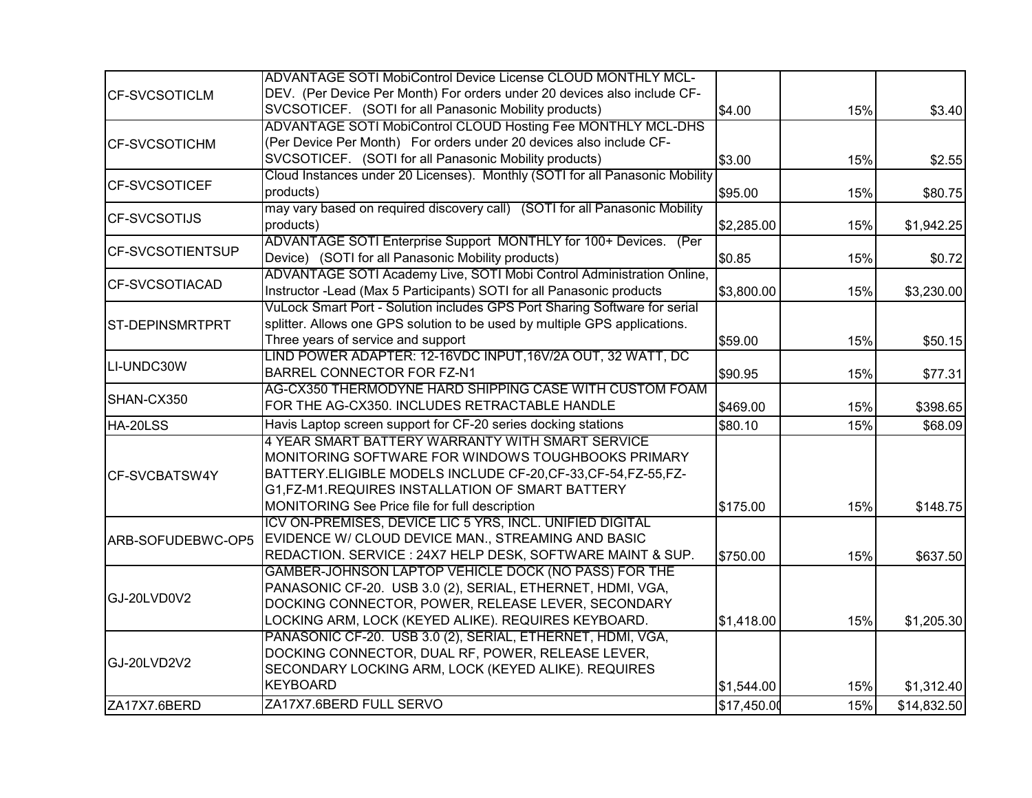| | | | | |
|---|---|---|---|---|
| CF-SVCSOTICLM | ADVANTAGE SOTI MobiControl Device License CLOUD MONTHLY MCL-DEV. (Per Device Per Month) For orders under 20 devices also include CF-SVCSOTICEF. (SOTI for all Panasonic Mobility products) | $4.00 | 15% | $3.40 |
| CF-SVCSOTICHM | ADVANTAGE SOTI MobiControl CLOUD Hosting Fee MONTHLY MCL-DHS (Per Device Per Month) For orders under 20 devices also include CF-SVCSOTICEF. (SOTI for all Panasonic Mobility products) | $3.00 | 15% | $2.55 |
| CF-SVCSOTICEF | Cloud Instances under 20 Licenses). Monthly (SOTI for all Panasonic Mobility products) | $95.00 | 15% | $80.75 |
| CF-SVCSOTIJS | may vary based on required discovery call) (SOTI for all Panasonic Mobility products) | $2,285.00 | 15% | $1,942.25 |
| CF-SVCSOTIENTSUP | ADVANTAGE SOTI Enterprise Support MONTHLY for 100+ Devices. (Per Device) (SOTI for all Panasonic Mobility products) | $0.85 | 15% | $0.72 |
| CF-SVCSOTIACAD | ADVANTAGE SOTI Academy Live, SOTI Mobi Control Administration Online, Instructor -Lead (Max 5 Participants) SOTI for all Panasonic products | $3,800.00 | 15% | $3,230.00 |
| ST-DEPINSMRTPRT | VuLock Smart Port - Solution includes GPS Port Sharing Software for serial splitter. Allows one GPS solution to be used by multiple GPS applications. Three years of service and support | $59.00 | 15% | $50.15 |
| LI-UNDC30W | LIND POWER ADAPTER: 12-16VDC INPUT,16V/2A OUT, 32 WATT, DC BARREL CONNECTOR FOR FZ-N1 | $90.95 | 15% | $77.31 |
| SHAN-CX350 | AG-CX350 THERMODYNE HARD SHIPPING CASE WITH CUSTOM FOAM FOR THE AG-CX350. INCLUDES RETRACTABLE HANDLE | $469.00 | 15% | $398.65 |
| HA-20LSS | Havis Laptop screen support for CF-20 series docking stations | $80.10 | 15% | $68.09 |
| CF-SVCBATSW4Y | 4 YEAR SMART BATTERY WARRANTY WITH SMART SERVICE MONITORING SOFTWARE FOR WINDOWS TOUGHBOOKS PRIMARY BATTERY.ELIGIBLE MODELS INCLUDE CF-20,CF-33,CF-54,FZ-55,FZ-G1,FZ-M1.REQUIRES INSTALLATION OF SMART BATTERY MONITORING See Price file for full description | $175.00 | 15% | $148.75 |
| ARB-SOFUDEBWC-OP5 | ICV ON-PREMISES, DEVICE LIC 5 YRS, INCL. UNIFIED DIGITAL EVIDENCE W/ CLOUD DEVICE MAN., STREAMING AND BASIC REDACTION. SERVICE : 24X7 HELP DESK, SOFTWARE MAINT & SUP. | $750.00 | 15% | $637.50 |
| GJ-20LVD0V2 | GAMBER-JOHNSON LAPTOP VEHICLE DOCK (NO PASS) FOR THE PANASONIC CF-20. USB 3.0 (2), SERIAL, ETHERNET, HDMI, VGA, DOCKING CONNECTOR, POWER, RELEASE LEVER, SECONDARY LOCKING ARM, LOCK (KEYED ALIKE). REQUIRES KEYBOARD. | $1,418.00 | 15% | $1,205.30 |
| GJ-20LVD2V2 | PANASONIC CF-20. USB 3.0 (2), SERIAL, ETHERNET, HDMI, VGA, DOCKING CONNECTOR, DUAL RF, POWER, RELEASE LEVER, SECONDARY LOCKING ARM, LOCK (KEYED ALIKE). REQUIRES KEYBOARD | $1,544.00 | 15% | $1,312.40 |
| ZA17X7.6BERD | ZA17X7.6BERD FULL SERVO | $17,450.00 | 15% | $14,832.50 |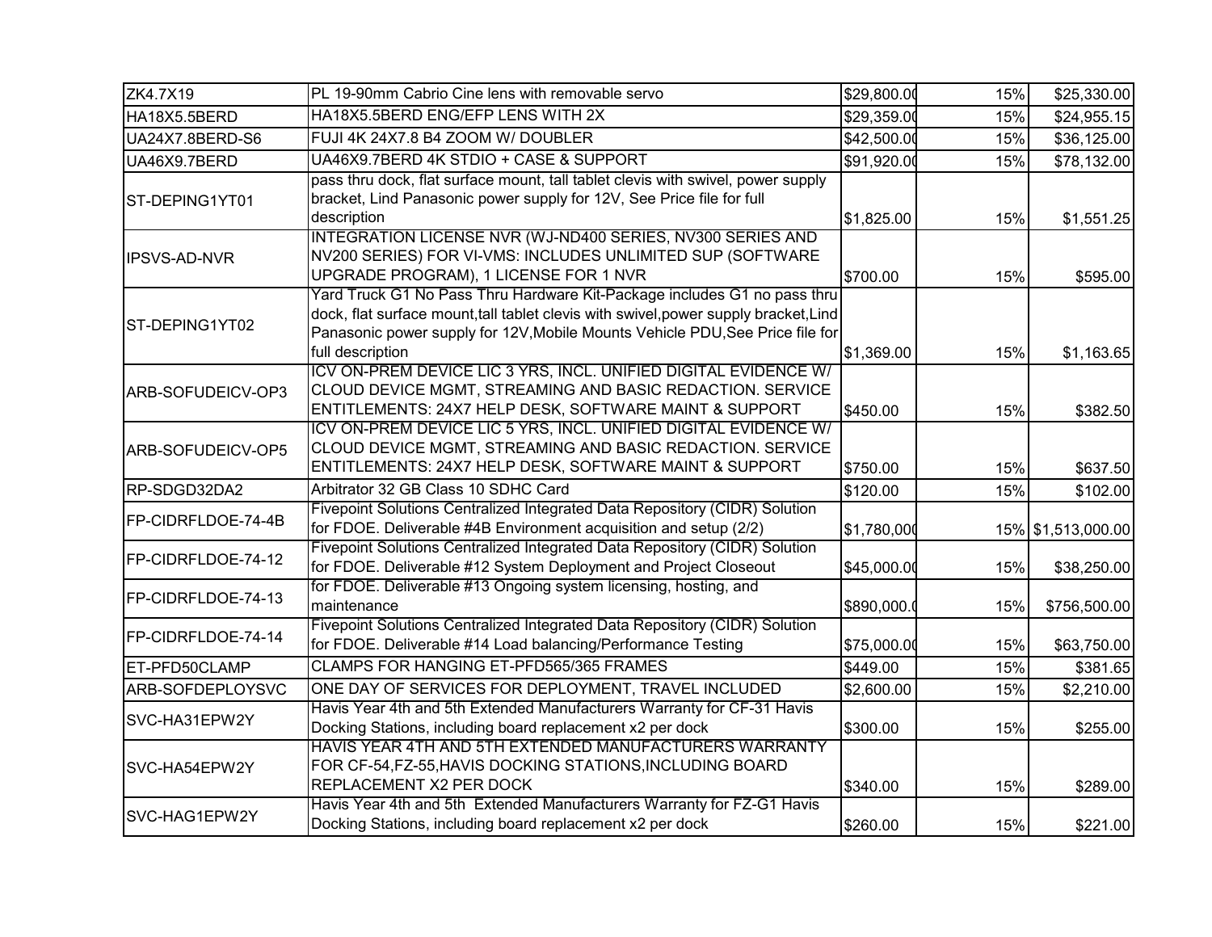| | | | | |
|---|---|---|---|---|
| ZK4.7X19 | PL 19-90mm Cabrio Cine lens with removable servo | $29,800.00 | 15% | $25,330.00 |
| HA18X5.5BERD | HA18X5.5BERD ENG/EFP LENS WITH 2X | $29,359.00 | 15% | $24,955.15 |
| UA24X7.8BERD-S6 | FUJI 4K 24X7.8 B4 ZOOM W/ DOUBLER | $42,500.00 | 15% | $36,125.00 |
| UA46X9.7BERD | UA46X9.7BERD 4K STDIO + CASE & SUPPORT | $91,920.00 | 15% | $78,132.00 |
| ST-DEPING1YT01 | pass thru dock, flat surface mount, tall tablet clevis with swivel, power supply bracket, Lind Panasonic power supply for 12V, See Price file for full description | $1,825.00 | 15% | $1,551.25 |
| IPSVS-AD-NVR | INTEGRATION LICENSE NVR (WJ-ND400 SERIES, NV300 SERIES AND NV200 SERIES) FOR VI-VMS: INCLUDES UNLIMITED SUP (SOFTWARE UPGRADE PROGRAM), 1 LICENSE FOR 1 NVR | $700.00 | 15% | $595.00 |
| ST-DEPING1YT02 | Yard Truck G1 No Pass Thru Hardware Kit-Package includes G1 no pass thru dock, flat surface mount,tall tablet clevis with swivel,power supply bracket,Lind Panasonic power supply for 12V,Mobile Mounts Vehicle PDU,See Price file for full description | $1,369.00 | 15% | $1,163.65 |
| ARB-SOFUDEICV-OP3 | ICV ON-PREM DEVICE LIC 3 YRS, INCL. UNIFIED DIGITAL EVIDENCE W/ CLOUD DEVICE MGMT, STREAMING AND BASIC REDACTION. SERVICE ENTITLEMENTS: 24X7 HELP DESK, SOFTWARE MAINT & SUPPORT | $450.00 | 15% | $382.50 |
| ARB-SOFUDEICV-OP5 | ICV ON-PREM DEVICE LIC 5 YRS, INCL. UNIFIED DIGITAL EVIDENCE W/ CLOUD DEVICE MGMT, STREAMING AND BASIC REDACTION. SERVICE ENTITLEMENTS: 24X7 HELP DESK, SOFTWARE MAINT & SUPPORT | $750.00 | 15% | $637.50 |
| RP-SDGD32DA2 | Arbitrator 32 GB Class 10 SDHC Card | $120.00 | 15% | $102.00 |
| FP-CIDRFLDOE-74-4B | Fivepoint Solutions Centralized Integrated Data Repository (CIDR) Solution for FDOE. Deliverable #4B Environment acquisition and setup (2/2) | $1,780,000 | 15% | $1,513,000.00 |
| FP-CIDRFLDOE-74-12 | Fivepoint Solutions Centralized Integrated Data Repository (CIDR) Solution for FDOE. Deliverable #12 System Deployment and Project Closeout | $45,000.00 | 15% | $38,250.00 |
| FP-CIDRFLDOE-74-13 | for FDOE. Deliverable #13 Ongoing system licensing, hosting, and maintenance | $890,000.0 | 15% | $756,500.00 |
| FP-CIDRFLDOE-74-14 | Fivepoint Solutions Centralized Integrated Data Repository (CIDR) Solution for FDOE. Deliverable #14 Load balancing/Performance Testing | $75,000.00 | 15% | $63,750.00 |
| ET-PFD50CLAMP | CLAMPS FOR HANGING ET-PFD565/365 FRAMES | $449.00 | 15% | $381.65 |
| ARB-SOFDEPLOYSVC | ONE DAY OF SERVICES FOR DEPLOYMENT, TRAVEL INCLUDED | $2,600.00 | 15% | $2,210.00 |
| SVC-HA31EPW2Y | Havis Year 4th and 5th Extended Manufacturers Warranty for CF-31 Havis Docking Stations, including board replacement x2 per dock | $300.00 | 15% | $255.00 |
| SVC-HA54EPW2Y | HAVIS YEAR 4TH AND 5TH EXTENDED MANUFACTURERS WARRANTY FOR CF-54,FZ-55,HAVIS DOCKING STATIONS,INCLUDING BOARD REPLACEMENT X2 PER DOCK | $340.00 | 15% | $289.00 |
| SVC-HAG1EPW2Y | Havis Year 4th and 5th Extended Manufacturers Warranty for FZ-G1 Havis Docking Stations, including board replacement x2 per dock | $260.00 | 15% | $221.00 |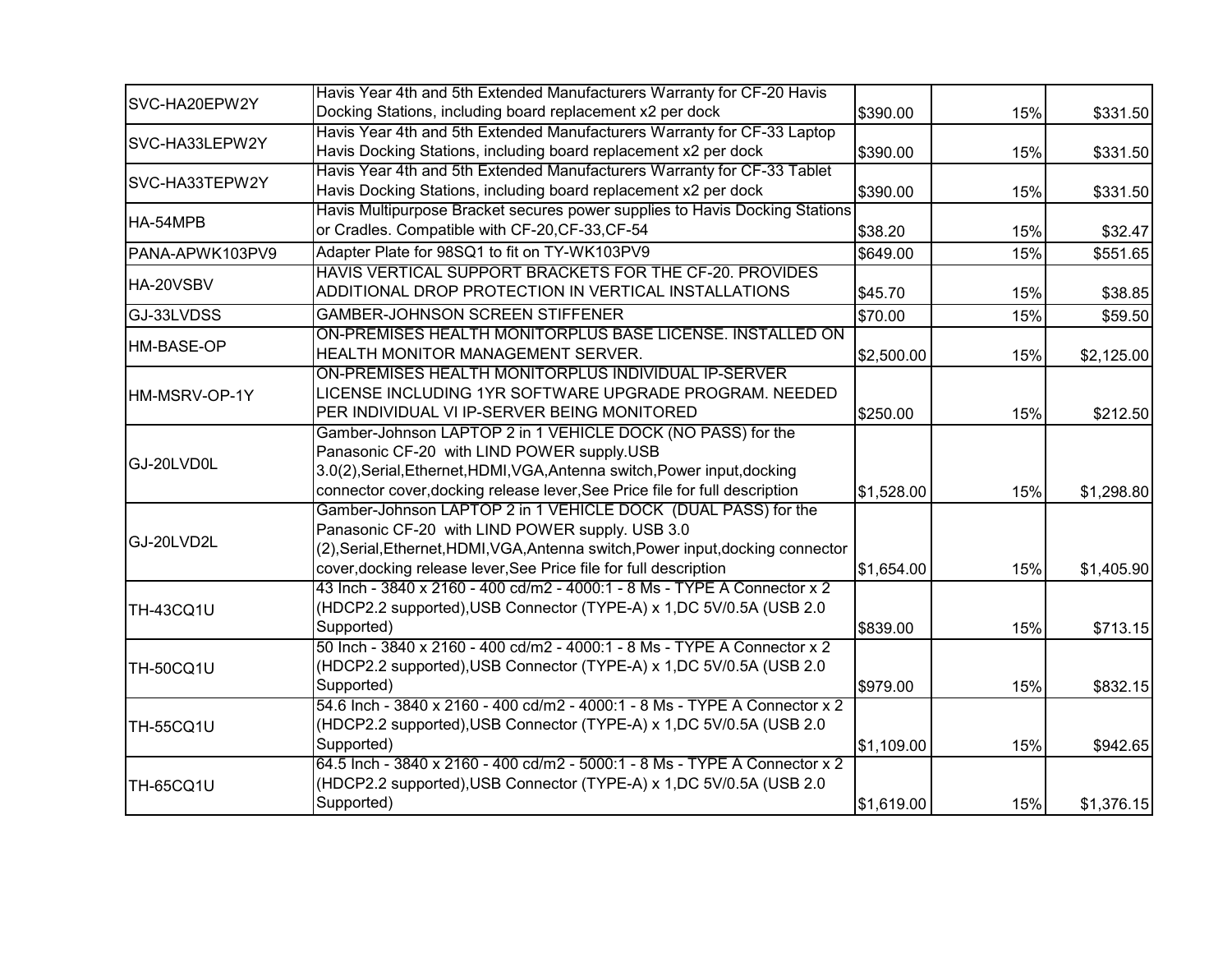| | | | | |
|---|---|---|---|---|
| SVC-HA20EPW2Y | Havis Year 4th and 5th Extended Manufacturers Warranty for CF-20 Havis Docking Stations, including board replacement x2 per dock | $390.00 | 15% | $331.50 |
| SVC-HA33LEPW2Y | Havis Year 4th and 5th Extended Manufacturers Warranty for CF-33 Laptop Havis Docking Stations, including board replacement x2 per dock | $390.00 | 15% | $331.50 |
| SVC-HA33TEPW2Y | Havis Year 4th and 5th Extended Manufacturers Warranty for CF-33 Tablet Havis Docking Stations, including board replacement x2 per dock | $390.00 | 15% | $331.50 |
| HA-54MPB | Havis Multipurpose Bracket secures power supplies to Havis Docking Stations or Cradles. Compatible with CF-20,CF-33,CF-54 | $38.20 | 15% | $32.47 |
| PANA-APWK103PV9 | Adapter Plate for 98SQ1 to fit on TY-WK103PV9 | $649.00 | 15% | $551.65 |
| HA-20VSBV | HAVIS VERTICAL SUPPORT BRACKETS FOR THE CF-20. PROVIDES ADDITIONAL DROP PROTECTION IN VERTICAL INSTALLATIONS | $45.70 | 15% | $38.85 |
| GJ-33LVDSS | GAMBER-JOHNSON SCREEN STIFFENER | $70.00 | 15% | $59.50 |
| HM-BASE-OP | ON-PREMISES HEALTH MONITORPLUS BASE LICENSE. INSTALLED ON HEALTH MONITOR MANAGEMENT SERVER. | $2,500.00 | 15% | $2,125.00 |
| HM-MSRV-OP-1Y | ON-PREMISES HEALTH MONITORPLUS INDIVIDUAL IP-SERVER LICENSE INCLUDING 1YR SOFTWARE UPGRADE PROGRAM. NEEDED PER INDIVIDUAL VI IP-SERVER BEING MONITORED | $250.00 | 15% | $212.50 |
| GJ-20LVD0L | Gamber-Johnson LAPTOP 2 in 1 VEHICLE DOCK (NO PASS) for the Panasonic CF-20 with LIND POWER supply.USB 3.0(2),Serial,Ethernet,HDMI,VGA,Antenna switch,Power input,docking connector cover,docking release lever,See Price file for full description | $1,528.00 | 15% | $1,298.80 |
| GJ-20LVD2L | Gamber-Johnson LAPTOP 2 in 1 VEHICLE DOCK (DUAL PASS) for the Panasonic CF-20 with LIND POWER supply. USB 3.0 (2),Serial,Ethernet,HDMI,VGA,Antenna switch,Power input,docking connector cover,docking release lever,See Price file for full description | $1,654.00 | 15% | $1,405.90 |
| TH-43CQ1U | 43 Inch - 3840 x 2160 - 400 cd/m2 - 4000:1 - 8 Ms - TYPE A Connector x 2 (HDCP2.2 supported),USB Connector (TYPE-A) x 1,DC 5V/0.5A (USB 2.0 Supported) | $839.00 | 15% | $713.15 |
| TH-50CQ1U | 50 Inch - 3840 x 2160 - 400 cd/m2 - 4000:1 - 8 Ms - TYPE A Connector x 2 (HDCP2.2 supported),USB Connector (TYPE-A) x 1,DC 5V/0.5A (USB 2.0 Supported) | $979.00 | 15% | $832.15 |
| TH-55CQ1U | 54.6 Inch - 3840 x 2160 - 400 cd/m2 - 4000:1 - 8 Ms - TYPE A Connector x 2 (HDCP2.2 supported),USB Connector (TYPE-A) x 1,DC 5V/0.5A (USB 2.0 Supported) | $1,109.00 | 15% | $942.65 |
| TH-65CQ1U | 64.5 Inch - 3840 x 2160 - 400 cd/m2 - 5000:1 - 8 Ms - TYPE A Connector x 2 (HDCP2.2 supported),USB Connector (TYPE-A) x 1,DC 5V/0.5A (USB 2.0 Supported) | $1,619.00 | 15% | $1,376.15 |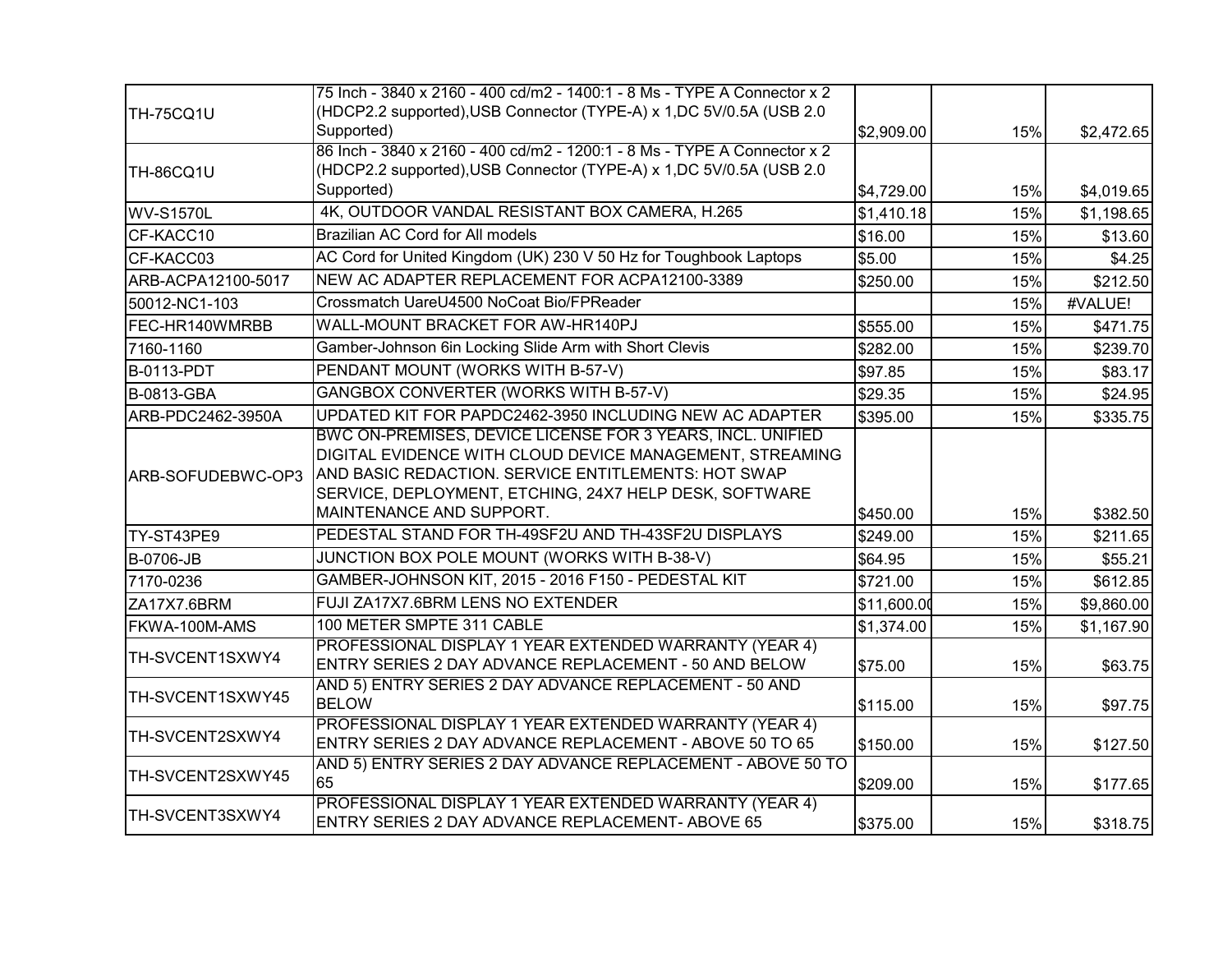| | | | | |
|---|---|---|---|---|
| TH-75CQ1U | 75 Inch - 3840 x 2160 - 400 cd/m2 - 1400:1 - 8 Ms - TYPE A Connector x 2 (HDCP2.2 supported),USB Connector (TYPE-A) x 1,DC 5V/0.5A (USB 2.0 Supported) | $2,909.00 | 15% | $2,472.65 |
| TH-86CQ1U | 86 Inch - 3840 x 2160 - 400 cd/m2 - 1200:1 - 8 Ms - TYPE A Connector x 2 (HDCP2.2 supported),USB Connector (TYPE-A) x 1,DC 5V/0.5A (USB 2.0 Supported) | $4,729.00 | 15% | $4,019.65 |
| WV-S1570L | 4K, OUTDOOR VANDAL RESISTANT BOX CAMERA, H.265 | $1,410.18 | 15% | $1,198.65 |
| CF-KACC10 | Brazilian AC Cord for All models | $16.00 | 15% | $13.60 |
| CF-KACC03 | AC Cord for United Kingdom (UK) 230 V 50 Hz for Toughbook Laptops | $5.00 | 15% | $4.25 |
| ARB-ACPA12100-5017 | NEW AC ADAPTER REPLACEMENT FOR ACPA12100-3389 | $250.00 | 15% | $212.50 |
| 50012-NC1-103 | Crossmatch UareU4500 NoCoat Bio/FPReader | | 15% | #VALUE! |
| FEC-HR140WMRBB | WALL-MOUNT BRACKET FOR AW-HR140PJ | $555.00 | 15% | $471.75 |
| 7160-1160 | Gamber-Johnson 6in Locking Slide Arm with Short Clevis | $282.00 | 15% | $239.70 |
| B-0113-PDT | PENDANT MOUNT (WORKS WITH B-57-V) | $97.85 | 15% | $83.17 |
| B-0813-GBA | GANGBOX CONVERTER (WORKS WITH B-57-V) | $29.35 | 15% | $24.95 |
| ARB-PDC2462-3950A | UPDATED KIT FOR PAPDC2462-3950 INCLUDING NEW AC ADAPTER | $395.00 | 15% | $335.75 |
| ARB-SOFUDEBWC-OP3 | BWC ON-PREMISES, DEVICE LICENSE FOR 3 YEARS, INCL. UNIFIED DIGITAL EVIDENCE WITH CLOUD DEVICE MANAGEMENT, STREAMING AND BASIC REDACTION. SERVICE ENTITLEMENTS: HOT SWAP SERVICE, DEPLOYMENT, ETCHING, 24X7 HELP DESK, SOFTWARE MAINTENANCE AND SUPPORT. | $450.00 | 15% | $382.50 |
| TY-ST43PE9 | PEDESTAL STAND FOR TH-49SF2U AND TH-43SF2U DISPLAYS | $249.00 | 15% | $211.65 |
| B-0706-JB | JUNCTION BOX POLE MOUNT (WORKS WITH B-38-V) | $64.95 | 15% | $55.21 |
| 7170-0236 | GAMBER-JOHNSON KIT, 2015 - 2016 F150 - PEDESTAL KIT | $721.00 | 15% | $612.85 |
| ZA17X7.6BRM | FUJI ZA17X7.6BRM LENS NO EXTENDER | $11,600.00 | 15% | $9,860.00 |
| FKWA-100M-AMS | 100 METER SMPTE 311 CABLE | $1,374.00 | 15% | $1,167.90 |
| TH-SVCENT1SXWY4 | PROFESSIONAL DISPLAY 1 YEAR EXTENDED WARRANTY (YEAR 4) ENTRY SERIES 2 DAY ADVANCE REPLACEMENT - 50 AND BELOW | $75.00 | 15% | $63.75 |
| TH-SVCENT1SXWY45 | AND 5) ENTRY SERIES 2 DAY ADVANCE REPLACEMENT - 50 AND BELOW | $115.00 | 15% | $97.75 |
| TH-SVCENT2SXWY4 | PROFESSIONAL DISPLAY 1 YEAR EXTENDED WARRANTY (YEAR 4) ENTRY SERIES 2 DAY ADVANCE REPLACEMENT - ABOVE 50 TO 65 | $150.00 | 15% | $127.50 |
| TH-SVCENT2SXWY45 | AND 5) ENTRY SERIES 2 DAY ADVANCE REPLACEMENT - ABOVE 50 TO 65 | $209.00 | 15% | $177.65 |
| TH-SVCENT3SXWY4 | PROFESSIONAL DISPLAY 1 YEAR EXTENDED WARRANTY (YEAR 4) ENTRY SERIES 2 DAY ADVANCE REPLACEMENT- ABOVE 65 | $375.00 | 15% | $318.75 |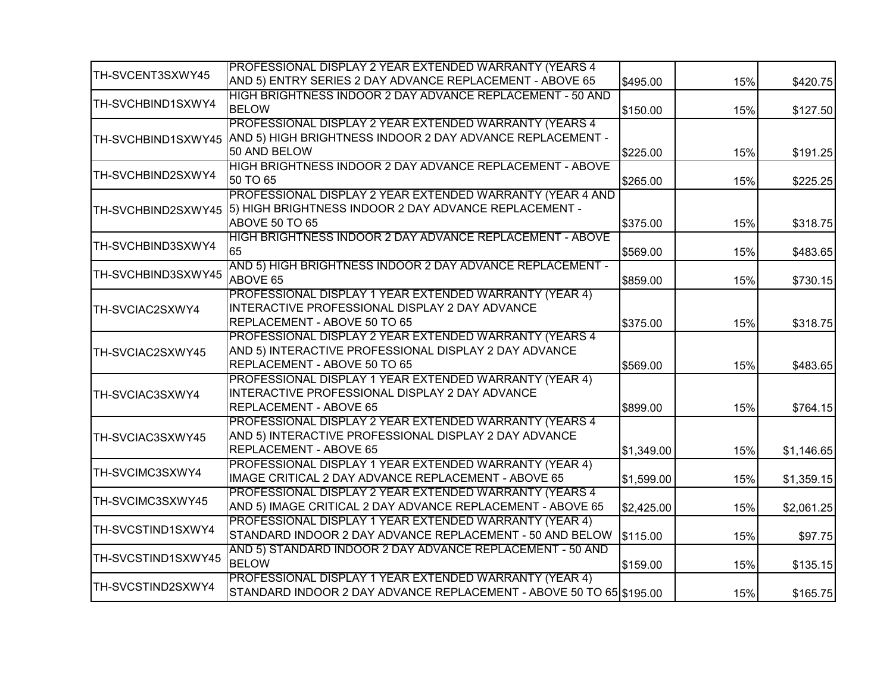| | | | | |
|---|---|---|---|---|
| TH-SVCENT3SXWY45 | PROFESSIONAL DISPLAY 2 YEAR EXTENDED WARRANTY (YEARS 4 AND 5) ENTRY SERIES 2 DAY ADVANCE REPLACEMENT - ABOVE 65 | $495.00 | 15% | $420.75 |
| TH-SVCHBIND1SXWY4 | HIGH BRIGHTNESS INDOOR 2 DAY ADVANCE REPLACEMENT - 50 AND BELOW | $150.00 | 15% | $127.50 |
| TH-SVCHBIND1SXWY45 | PROFESSIONAL DISPLAY 2 YEAR EXTENDED WARRANTY (YEARS 4 AND 5) HIGH BRIGHTNESS INDOOR 2 DAY ADVANCE REPLACEMENT - 50 AND BELOW | $225.00 | 15% | $191.25 |
| TH-SVCHBIND2SXWY4 | HIGH BRIGHTNESS INDOOR 2 DAY ADVANCE REPLACEMENT - ABOVE 50 TO 65 | $265.00 | 15% | $225.25 |
| TH-SVCHBIND2SXWY45 | PROFESSIONAL DISPLAY 2 YEAR EXTENDED WARRANTY (YEAR 4 AND 5) HIGH BRIGHTNESS INDOOR 2 DAY ADVANCE REPLACEMENT - ABOVE 50 TO 65 | $375.00 | 15% | $318.75 |
| TH-SVCHBIND3SXWY4 | HIGH BRIGHTNESS INDOOR 2 DAY ADVANCE REPLACEMENT - ABOVE 65 | $569.00 | 15% | $483.65 |
| TH-SVCHBIND3SXWY45 | AND 5) HIGH BRIGHTNESS INDOOR 2 DAY ADVANCE REPLACEMENT - ABOVE 65 | $859.00 | 15% | $730.15 |
| TH-SVCIAC2SXWY4 | PROFESSIONAL DISPLAY 1 YEAR EXTENDED WARRANTY (YEAR 4) INTERACTIVE PROFESSIONAL DISPLAY 2 DAY ADVANCE REPLACEMENT - ABOVE 50 TO 65 | $375.00 | 15% | $318.75 |
| TH-SVCIAC2SXWY45 | PROFESSIONAL DISPLAY 2 YEAR EXTENDED WARRANTY (YEARS 4 AND 5) INTERACTIVE PROFESSIONAL DISPLAY 2 DAY ADVANCE REPLACEMENT - ABOVE 50 TO 65 | $569.00 | 15% | $483.65 |
| TH-SVCIAC3SXWY4 | PROFESSIONAL DISPLAY 1 YEAR EXTENDED WARRANTY (YEAR 4) INTERACTIVE PROFESSIONAL DISPLAY 2 DAY ADVANCE REPLACEMENT - ABOVE 65 | $899.00 | 15% | $764.15 |
| TH-SVCIAC3SXWY45 | PROFESSIONAL DISPLAY 2 YEAR EXTENDED WARRANTY (YEARS 4 AND 5) INTERACTIVE PROFESSIONAL DISPLAY 2 DAY ADVANCE REPLACEMENT - ABOVE 65 | $1,349.00 | 15% | $1,146.65 |
| TH-SVCIMC3SXWY4 | PROFESSIONAL DISPLAY 1 YEAR EXTENDED WARRANTY (YEAR 4) IMAGE CRITICAL 2 DAY ADVANCE REPLACEMENT - ABOVE 65 | $1,599.00 | 15% | $1,359.15 |
| TH-SVCIMC3SXWY45 | PROFESSIONAL DISPLAY 2 YEAR EXTENDED WARRANTY (YEARS 4 AND 5) IMAGE CRITICAL 2 DAY ADVANCE REPLACEMENT - ABOVE 65 | $2,425.00 | 15% | $2,061.25 |
| TH-SVCSTIND1SXWY4 | PROFESSIONAL DISPLAY 1 YEAR EXTENDED WARRANTY (YEAR 4) STANDARD INDOOR 2 DAY ADVANCE REPLACEMENT - 50 AND BELOW | $115.00 | 15% | $97.75 |
| TH-SVCSTIND1SXWY45 | AND 5) STANDARD INDOOR 2 DAY ADVANCE REPLACEMENT - 50 AND BELOW | $159.00 | 15% | $135.15 |
| TH-SVCSTIND2SXWY4 | PROFESSIONAL DISPLAY 1 YEAR EXTENDED WARRANTY (YEAR 4) STANDARD INDOOR 2 DAY ADVANCE REPLACEMENT - ABOVE 50 TO 65 | $195.00 | 15% | $165.75 |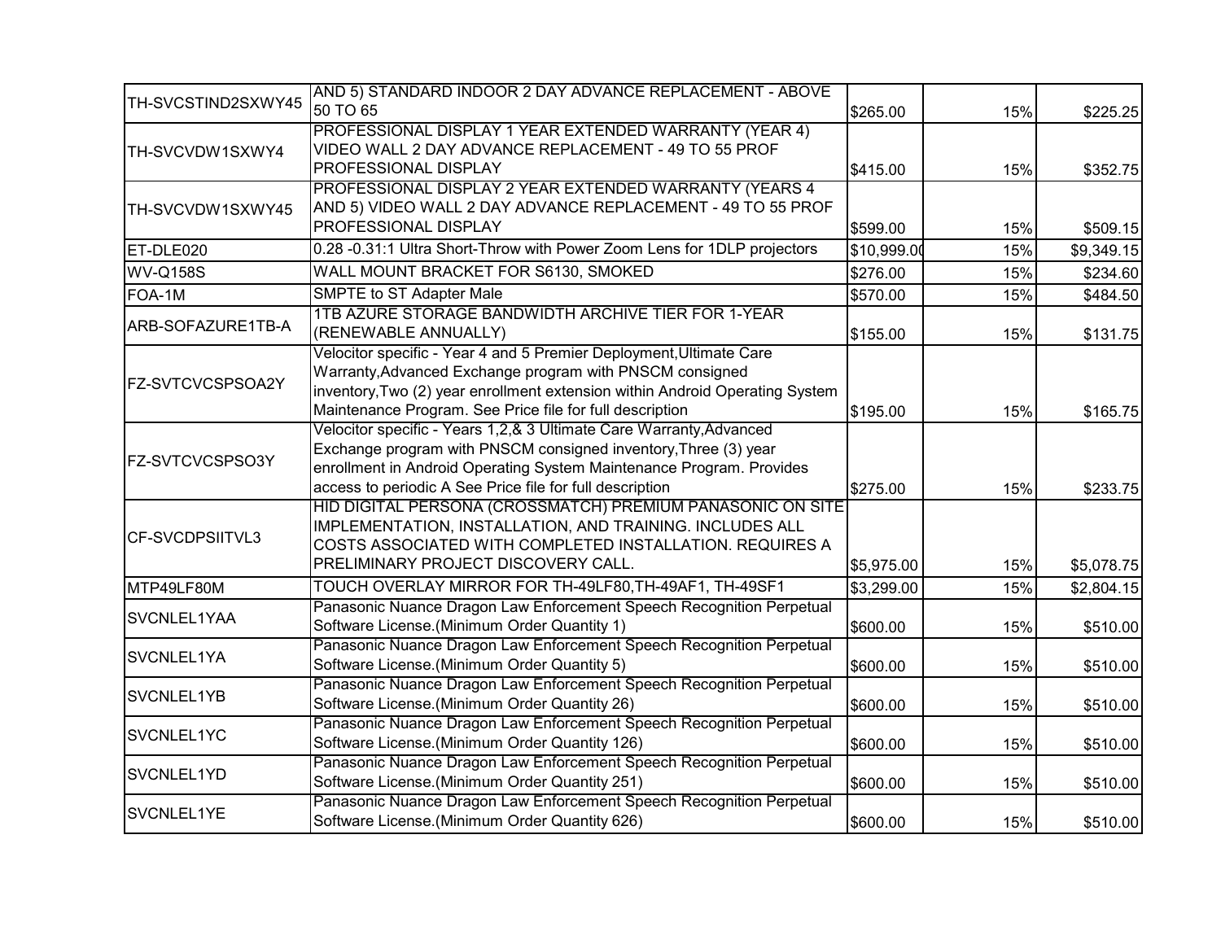| | | | | |
|---|---|---|---|---|
| TH-SVCSTIND2SXWY45 | AND 5) STANDARD INDOOR 2 DAY ADVANCE REPLACEMENT - ABOVE 50 TO 65 | $265.00 | 15% | $225.25 |
| TH-SVCVDW1SXWY4 | PROFESSIONAL DISPLAY 1 YEAR EXTENDED WARRANTY (YEAR 4) VIDEO WALL 2 DAY ADVANCE REPLACEMENT - 49 TO 55 PROF PROFESSIONAL DISPLAY | $415.00 | 15% | $352.75 |
| TH-SVCVDW1SXWY45 | PROFESSIONAL DISPLAY 2 YEAR EXTENDED WARRANTY (YEARS 4 AND 5) VIDEO WALL 2 DAY ADVANCE REPLACEMENT - 49 TO 55 PROF PROFESSIONAL DISPLAY | $599.00 | 15% | $509.15 |
| ET-DLE020 | 0.28 -0.31:1 Ultra Short-Throw with Power Zoom Lens for 1DLP projectors | $10,999.00 | 15% | $9,349.15 |
| WV-Q158S | WALL MOUNT BRACKET FOR S6130, SMOKED | $276.00 | 15% | $234.60 |
| FOA-1M | SMPTE to ST Adapter Male | $570.00 | 15% | $484.50 |
| ARB-SOFAZURE1TB-A | 1TB AZURE STORAGE BANDWIDTH ARCHIVE TIER FOR 1-YEAR (RENEWABLE ANNUALLY) | $155.00 | 15% | $131.75 |
| FZ-SVTCVCSPSOA2Y | Velocitor specific - Year 4 and 5 Premier Deployment,Ultimate Care Warranty,Advanced Exchange program with PNSCM consigned inventory,Two (2) year enrollment extension within Android Operating System Maintenance Program. See Price file for full description | $195.00 | 15% | $165.75 |
| FZ-SVTCVCSPSO3Y | Velocitor specific - Years 1,2,& 3 Ultimate Care Warranty,Advanced Exchange program with PNSCM consigned inventory,Three (3) year enrollment in Android Operating System Maintenance Program. Provides access to periodic A See Price file for full description | $275.00 | 15% | $233.75 |
| CF-SVCDPSIITVL3 | HID DIGITAL PERSONA (CROSSMATCH) PREMIUM PANASONIC ON SITE IMPLEMENTATION, INSTALLATION, AND TRAINING. INCLUDES ALL COSTS ASSOCIATED WITH COMPLETED INSTALLATION. REQUIRES A PRELIMINARY PROJECT DISCOVERY CALL. | $5,975.00 | 15% | $5,078.75 |
| MTP49LF80M | TOUCH OVERLAY MIRROR FOR TH-49LF80,TH-49AF1, TH-49SF1 | $3,299.00 | 15% | $2,804.15 |
| SVCNLEL1YAA | Panasonic Nuance Dragon Law Enforcement Speech Recognition Perpetual Software License.(Minimum Order Quantity 1) | $600.00 | 15% | $510.00 |
| SVCNLEL1YA | Panasonic Nuance Dragon Law Enforcement Speech Recognition Perpetual Software License.(Minimum Order Quantity 5) | $600.00 | 15% | $510.00 |
| SVCNLEL1YB | Panasonic Nuance Dragon Law Enforcement Speech Recognition Perpetual Software License.(Minimum Order Quantity 26) | $600.00 | 15% | $510.00 |
| SVCNLEL1YC | Panasonic Nuance Dragon Law Enforcement Speech Recognition Perpetual Software License.(Minimum Order Quantity 126) | $600.00 | 15% | $510.00 |
| SVCNLEL1YD | Panasonic Nuance Dragon Law Enforcement Speech Recognition Perpetual Software License.(Minimum Order Quantity 251) | $600.00 | 15% | $510.00 |
| SVCNLEL1YE | Panasonic Nuance Dragon Law Enforcement Speech Recognition Perpetual Software License.(Minimum Order Quantity 626) | $600.00 | 15% | $510.00 |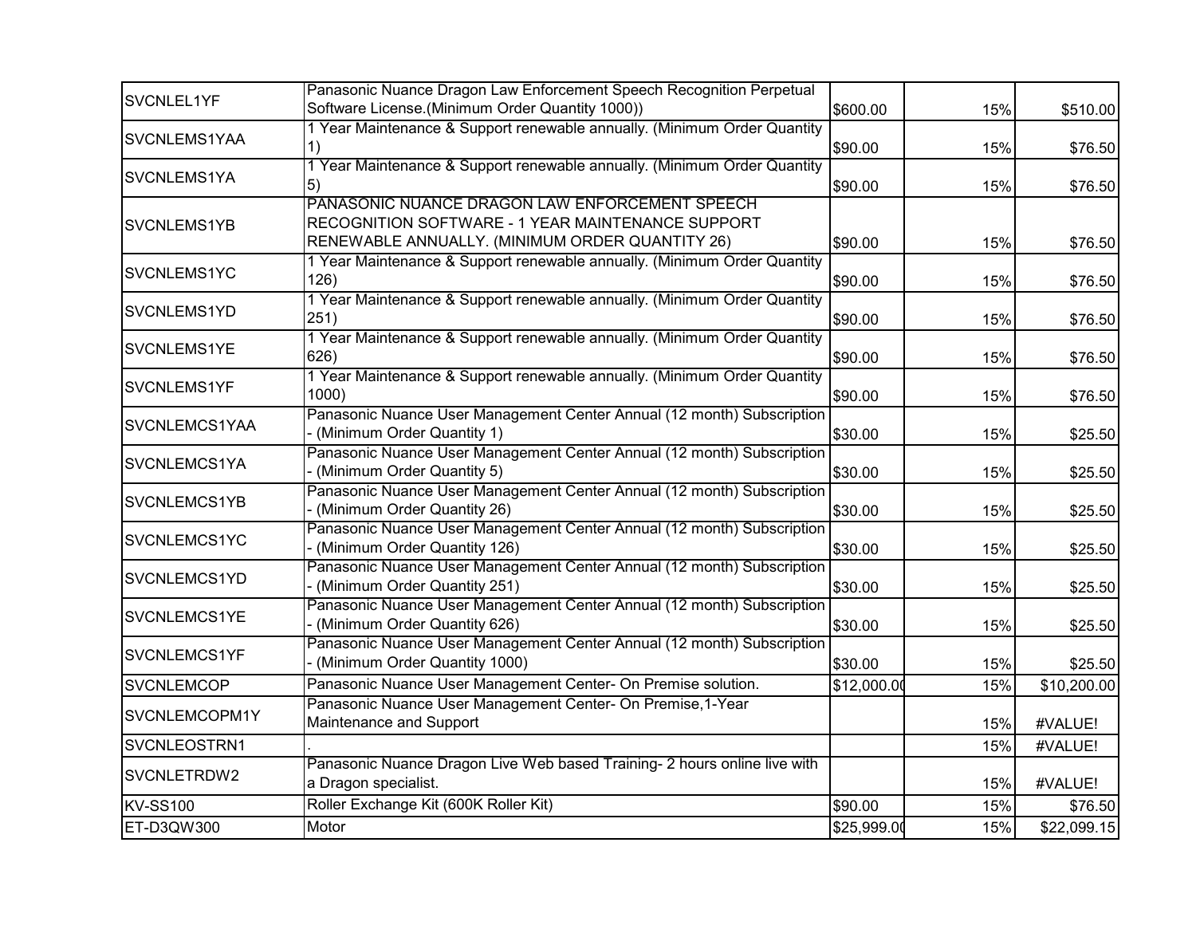| | | | | |
|---|---|---|---|---|
| SVCNLEL1YF | Panasonic Nuance Dragon Law Enforcement Speech Recognition Perpetual Software License.(Minimum Order Quantity 1000)) | $600.00 | 15% | $510.00 |
| SVCNLEMS1YAA | 1 Year Maintenance & Support renewable annually. (Minimum Order Quantity 1) | $90.00 | 15% | $76.50 |
| SVCNLEMS1YA | 1 Year Maintenance & Support renewable annually. (Minimum Order Quantity 5) | $90.00 | 15% | $76.50 |
| SVCNLEMS1YB | PANASONIC NUANCE DRAGON LAW ENFORCEMENT SPEECH RECOGNITION SOFTWARE - 1 YEAR MAINTENANCE SUPPORT RENEWABLE ANNUALLY. (MINIMUM ORDER QUANTITY 26) | $90.00 | 15% | $76.50 |
| SVCNLEMS1YC | 1 Year Maintenance & Support renewable annually. (Minimum Order Quantity 126) | $90.00 | 15% | $76.50 |
| SVCNLEMS1YD | 1 Year Maintenance & Support renewable annually. (Minimum Order Quantity 251) | $90.00 | 15% | $76.50 |
| SVCNLEMS1YE | 1 Year Maintenance & Support renewable annually. (Minimum Order Quantity 626) | $90.00 | 15% | $76.50 |
| SVCNLEMS1YF | 1 Year Maintenance & Support renewable annually. (Minimum Order Quantity 1000) | $90.00 | 15% | $76.50 |
| SVCNLEMCS1YAA | Panasonic Nuance User Management Center Annual (12 month) Subscription - (Minimum Order Quantity 1) | $30.00 | 15% | $25.50 |
| SVCNLEMCS1YA | Panasonic Nuance User Management Center Annual (12 month) Subscription - (Minimum Order Quantity 5) | $30.00 | 15% | $25.50 |
| SVCNLEMCS1YB | Panasonic Nuance User Management Center Annual (12 month) Subscription - (Minimum Order Quantity 26) | $30.00 | 15% | $25.50 |
| SVCNLEMCS1YC | Panasonic Nuance User Management Center Annual (12 month) Subscription - (Minimum Order Quantity 126) | $30.00 | 15% | $25.50 |
| SVCNLEMCS1YD | Panasonic Nuance User Management Center Annual (12 month) Subscription - (Minimum Order Quantity 251) | $30.00 | 15% | $25.50 |
| SVCNLEMCS1YE | Panasonic Nuance User Management Center Annual (12 month) Subscription - (Minimum Order Quantity 626) | $30.00 | 15% | $25.50 |
| SVCNLEMCS1YF | Panasonic Nuance User Management Center Annual (12 month) Subscription - (Minimum Order Quantity 1000) | $30.00 | 15% | $25.50 |
| SVCNLEMCOP | Panasonic Nuance User Management Center- On Premise solution. | $12,000.00 | 15% | $10,200.00 |
| SVCNLEMCOPM1Y | Panasonic Nuance User Management Center- On Premise,1-Year Maintenance and Support | | 15% | #VALUE! |
| SVCNLEOSTRN1 | . | | 15% | #VALUE! |
| SVCNLETRDW2 | Panasonic Nuance Dragon Live Web based Training- 2 hours online live with a Dragon specialist. | | 15% | #VALUE! |
| KV-SS100 | Roller Exchange Kit (600K Roller Kit) | $90.00 | 15% | $76.50 |
| ET-D3QW300 | Motor | $25,999.00 | 15% | $22,099.15 |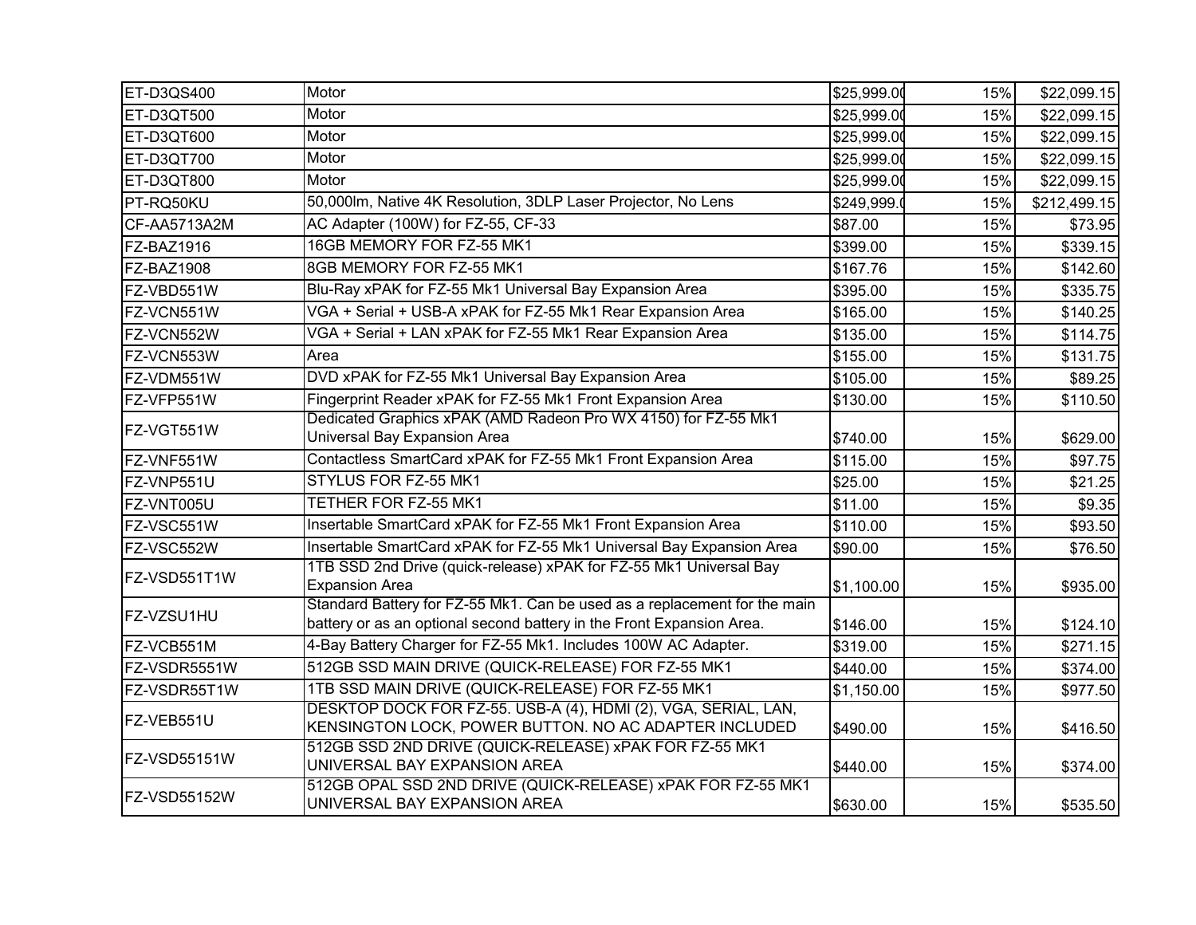| ET-D3QS400 | Motor | $25,999.00 | 15% | $22,099.15 |
|---|---|---|---|---|
| ET-D3QT500 | Motor | $25,999.00 | 15% | $22,099.15 |
| ET-D3QT600 | Motor | $25,999.00 | 15% | $22,099.15 |
| ET-D3QT700 | Motor | $25,999.00 | 15% | $22,099.15 |
| ET-D3QT800 | Motor | $25,999.00 | 15% | $22,099.15 |
| PT-RQ50KU | 50,000lm, Native 4K Resolution, 3DLP Laser Projector, No Lens | $249,999.00 | 15% | $212,499.15 |
| CF-AA5713A2M | AC Adapter (100W) for FZ-55, CF-33 | $87.00 | 15% | $73.95 |
| FZ-BAZ1916 | 16GB MEMORY FOR FZ-55 MK1 | $399.00 | 15% | $339.15 |
| FZ-BAZ1908 | 8GB MEMORY FOR FZ-55 MK1 | $167.76 | 15% | $142.60 |
| FZ-VBD551W | Blu-Ray xPAK for FZ-55 Mk1 Universal Bay Expansion Area | $395.00 | 15% | $335.75 |
| FZ-VCN551W | VGA + Serial + USB-A xPAK for FZ-55 Mk1 Rear Expansion Area | $165.00 | 15% | $140.25 |
| FZ-VCN552W | VGA + Serial + LAN xPAK for FZ-55 Mk1 Rear Expansion Area | $135.00 | 15% | $114.75 |
| FZ-VCN553W | Area | $155.00 | 15% | $131.75 |
| FZ-VDM551W | DVD xPAK for FZ-55 Mk1 Universal Bay Expansion Area | $105.00 | 15% | $89.25 |
| FZ-VFP551W | Fingerprint Reader xPAK for FZ-55 Mk1 Front Expansion Area | $130.00 | 15% | $110.50 |
| FZ-VGT551W | Dedicated Graphics xPAK (AMD Radeon Pro WX 4150) for FZ-55 Mk1 Universal Bay Expansion Area | $740.00 | 15% | $629.00 |
| FZ-VNF551W | Contactless SmartCard xPAK for FZ-55 Mk1 Front Expansion Area | $115.00 | 15% | $97.75 |
| FZ-VNP551U | STYLUS FOR FZ-55 MK1 | $25.00 | 15% | $21.25 |
| FZ-VNT005U | TETHER FOR FZ-55 MK1 | $11.00 | 15% | $9.35 |
| FZ-VSC551W | Insertable SmartCard xPAK for FZ-55 Mk1 Front Expansion Area | $110.00 | 15% | $93.50 |
| FZ-VSC552W | Insertable SmartCard xPAK for FZ-55 Mk1 Universal Bay Expansion Area | $90.00 | 15% | $76.50 |
| FZ-VSD551T1W | 1TB SSD 2nd Drive (quick-release) xPAK for FZ-55 Mk1 Universal Bay Expansion Area | $1,100.00 | 15% | $935.00 |
| FZ-VZSU1HU | Standard Battery for FZ-55 Mk1. Can be used as a replacement for the main battery or as an optional second battery in the Front Expansion Area. | $146.00 | 15% | $124.10 |
| FZ-VCB551M | 4-Bay Battery Charger for FZ-55 Mk1. Includes 100W AC Adapter. | $319.00 | 15% | $271.15 |
| FZ-VSDR5551W | 512GB SSD MAIN DRIVE (QUICK-RELEASE) FOR FZ-55 MK1 | $440.00 | 15% | $374.00 |
| FZ-VSDR55T1W | 1TB SSD MAIN DRIVE (QUICK-RELEASE) FOR FZ-55 MK1 | $1,150.00 | 15% | $977.50 |
| FZ-VEB551U | DESKTOP DOCK FOR FZ-55. USB-A (4), HDMI (2), VGA, SERIAL, LAN, KENSINGTON LOCK, POWER BUTTON. NO AC ADAPTER INCLUDED | $490.00 | 15% | $416.50 |
| FZ-VSD55151W | 512GB SSD 2ND DRIVE (QUICK-RELEASE) xPAK FOR FZ-55 MK1 UNIVERSAL BAY EXPANSION AREA | $440.00 | 15% | $374.00 |
| FZ-VSD55152W | 512GB OPAL SSD 2ND DRIVE (QUICK-RELEASE) xPAK FOR FZ-55 MK1 UNIVERSAL BAY EXPANSION AREA | $630.00 | 15% | $535.50 |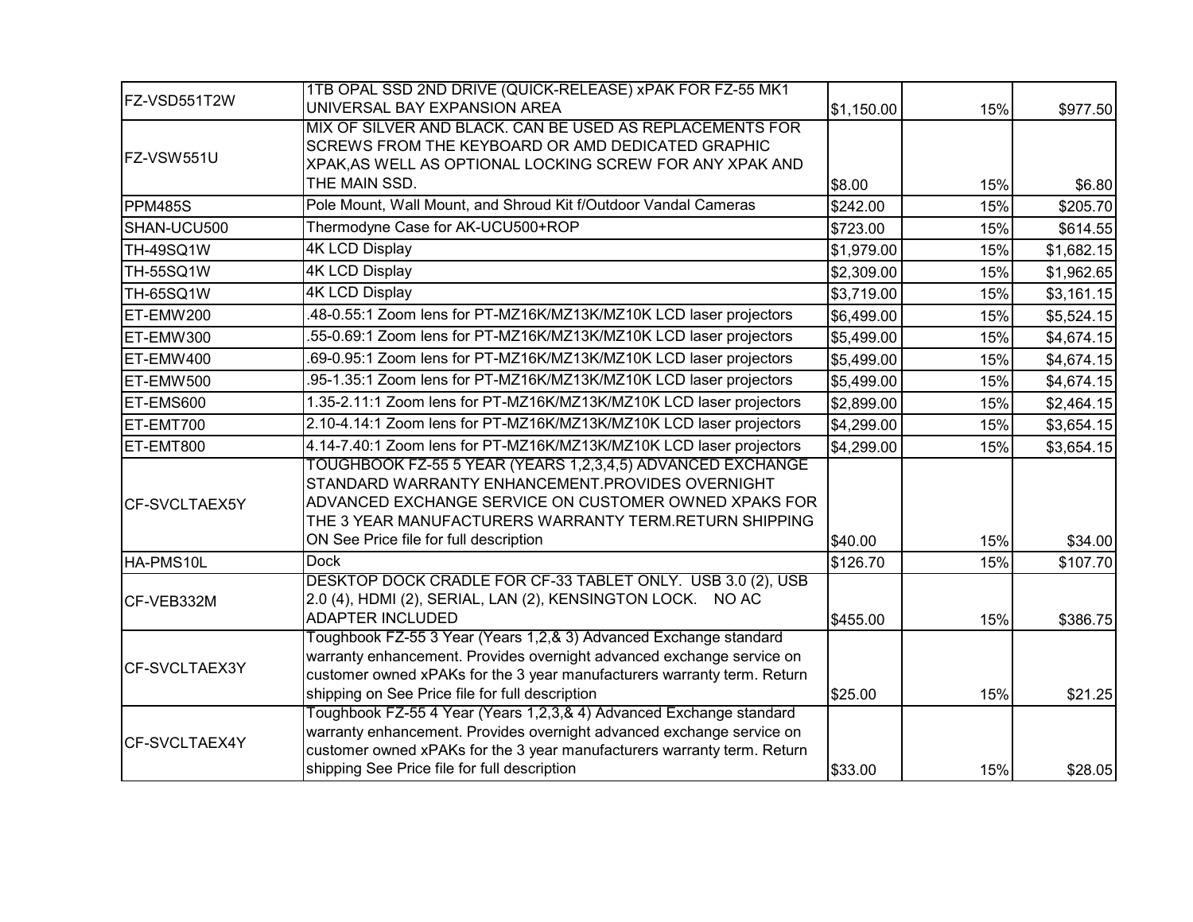| | | | | |
|---|---|---|---|---|
| FZ-VSD551T2W | 1TB OPAL SSD 2ND DRIVE (QUICK-RELEASE) xPAK FOR FZ-55 MK1 UNIVERSAL BAY EXPANSION AREA | $1,150.00 | 15% | $977.50 |
| FZ-VSW551U | MIX OF SILVER AND BLACK. CAN BE USED AS REPLACEMENTS FOR SCREWS FROM THE KEYBOARD OR AMD DEDICATED GRAPHIC XPAK,AS WELL AS OPTIONAL LOCKING SCREW FOR ANY XPAK AND THE MAIN SSD. | $8.00 | 15% | $6.80 |
| PPM485S | Pole Mount, Wall Mount, and Shroud Kit f/Outdoor Vandal Cameras | $242.00 | 15% | $205.70 |
| SHAN-UCU500 | Thermodyne Case for AK-UCU500+ROP | $723.00 | 15% | $614.55 |
| TH-49SQ1W | 4K LCD Display | $1,979.00 | 15% | $1,682.15 |
| TH-55SQ1W | 4K LCD Display | $2,309.00 | 15% | $1,962.65 |
| TH-65SQ1W | 4K LCD Display | $3,719.00 | 15% | $3,161.15 |
| ET-EMW200 | .48-0.55:1 Zoom lens for PT-MZ16K/MZ13K/MZ10K LCD laser projectors | $6,499.00 | 15% | $5,524.15 |
| ET-EMW300 | .55-0.69:1 Zoom lens for PT-MZ16K/MZ13K/MZ10K LCD laser projectors | $5,499.00 | 15% | $4,674.15 |
| ET-EMW400 | .69-0.95:1 Zoom lens for PT-MZ16K/MZ13K/MZ10K LCD laser projectors | $5,499.00 | 15% | $4,674.15 |
| ET-EMW500 | .95-1.35:1 Zoom lens for PT-MZ16K/MZ13K/MZ10K LCD laser projectors | $5,499.00 | 15% | $4,674.15 |
| ET-EMS600 | 1.35-2.11:1 Zoom lens for PT-MZ16K/MZ13K/MZ10K LCD laser projectors | $2,899.00 | 15% | $2,464.15 |
| ET-EMT700 | 2.10-4.14:1 Zoom lens for PT-MZ16K/MZ13K/MZ10K LCD laser projectors | $4,299.00 | 15% | $3,654.15 |
| ET-EMT800 | 4.14-7.40:1 Zoom lens for PT-MZ16K/MZ13K/MZ10K LCD laser projectors | $4,299.00 | 15% | $3,654.15 |
| CF-SVCLTAEX5Y | TOUGHBOOK FZ-55 5 YEAR (YEARS 1,2,3,4,5) ADVANCED EXCHANGE STANDARD WARRANTY ENHANCEMENT.PROVIDES OVERNIGHT ADVANCED EXCHANGE SERVICE ON CUSTOMER OWNED XPAKS FOR THE 3 YEAR MANUFACTURERS WARRANTY TERM.RETURN SHIPPING ON See Price file for full description | $40.00 | 15% | $34.00 |
| HA-PMS10L | Dock | $126.70 | 15% | $107.70 |
| CF-VEB332M | DESKTOP DOCK CRADLE FOR CF-33 TABLET ONLY. USB 3.0 (2), USB 2.0 (4), HDMI (2), SERIAL, LAN (2), KENSINGTON LOCK. NO AC ADAPTER INCLUDED | $455.00 | 15% | $386.75 |
| CF-SVCLTAEX3Y | Toughbook FZ-55 3 Year (Years 1,2,& 3) Advanced Exchange standard warranty enhancement. Provides overnight advanced exchange service on customer owned xPAKs for the 3 year manufacturers warranty term. Return shipping on See Price file for full description | $25.00 | 15% | $21.25 |
| CF-SVCLTAEX4Y | Toughbook FZ-55 4 Year (Years 1,2,3,& 4) Advanced Exchange standard warranty enhancement. Provides overnight advanced exchange service on customer owned xPAKs for the 3 year manufacturers warranty term. Return shipping See Price file for full description | $33.00 | 15% | $28.05 |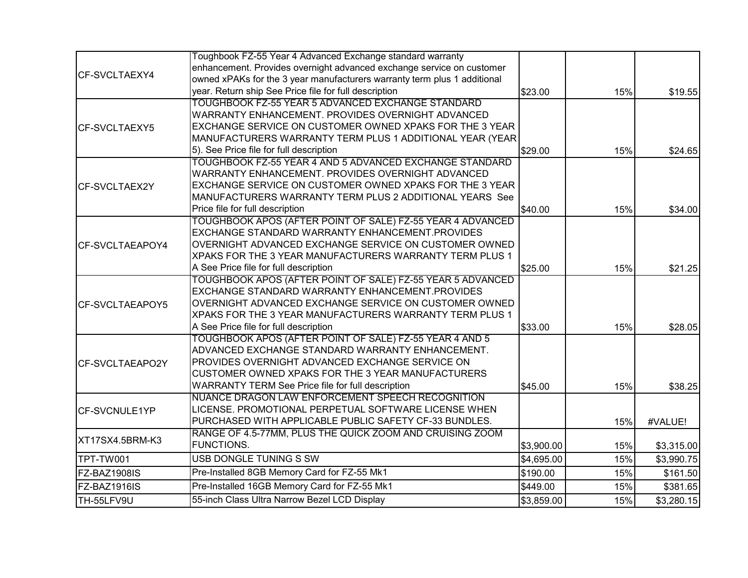| | | | | |
|---|---|---|---|---|
| CF-SVCLTAEXY4 | Toughbook FZ-55 Year 4 Advanced Exchange standard warranty enhancement. Provides overnight advanced exchange service on customer owned xPAKs for the 3 year manufacturers warranty term plus 1 additional year. Return ship See Price file for full description | $23.00 | 15% | $19.55 |
| CF-SVCLTAEXY5 | TOUGHBOOK FZ-55 YEAR 5 ADVANCED EXCHANGE STANDARD WARRANTY ENHANCEMENT. PROVIDES OVERNIGHT ADVANCED EXCHANGE SERVICE ON CUSTOMER OWNED XPAKS FOR THE 3 YEAR MANUFACTURERS WARRANTY TERM PLUS 1 ADDITIONAL YEAR (YEAR 5). See Price file for full description | $29.00 | 15% | $24.65 |
| CF-SVCLTAEX2Y | TOUGHBOOK FZ-55 YEAR 4 AND 5 ADVANCED EXCHANGE STANDARD WARRANTY ENHANCEMENT. PROVIDES OVERNIGHT ADVANCED EXCHANGE SERVICE ON CUSTOMER OWNED XPAKS FOR THE 3 YEAR MANUFACTURERS WARRANTY TERM PLUS 2 ADDITIONAL YEARS See Price file for full description | $40.00 | 15% | $34.00 |
| CF-SVCLTAEAPOY4 | TOUGHBOOK APOS (AFTER POINT OF SALE) FZ-55 YEAR 4 ADVANCED EXCHANGE STANDARD WARRANTY ENHANCEMENT.PROVIDES OVERNIGHT ADVANCED EXCHANGE SERVICE ON CUSTOMER OWNED XPAKS FOR THE 3 YEAR MANUFACTURERS WARRANTY TERM PLUS 1 A See Price file for full description | $25.00 | 15% | $21.25 |
| CF-SVCLTAEAPOY5 | TOUGHBOOK APOS (AFTER POINT OF SALE) FZ-55 YEAR 5 ADVANCED EXCHANGE STANDARD WARRANTY ENHANCEMENT.PROVIDES OVERNIGHT ADVANCED EXCHANGE SERVICE ON CUSTOMER OWNED XPAKS FOR THE 3 YEAR MANUFACTURERS WARRANTY TERM PLUS 1 A See Price file for full description | $33.00 | 15% | $28.05 |
| CF-SVCLTAEAPO2Y | TOUGHBOOK APOS (AFTER POINT OF SALE) FZ-55 YEAR 4 AND 5 ADVANCED EXCHANGE STANDARD WARRANTY ENHANCEMENT. PROVIDES OVERNIGHT ADVANCED EXCHANGE SERVICE ON CUSTOMER OWNED XPAKS FOR THE 3 YEAR MANUFACTURERS WARRANTY TERM See Price file for full description | $45.00 | 15% | $38.25 |
| CF-SVCNULE1YP | NUANCE DRAGON LAW ENFORCEMENT SPEECH RECOGNITION LICENSE. PROMOTIONAL PERPETUAL SOFTWARE LICENSE WHEN PURCHASED WITH APPLICABLE PUBLIC SAFETY CF-33 BUNDLES. | | 15% | #VALUE! |
| XT17SX4.5BRM-K3 | RANGE OF 4.5-77MM, PLUS THE QUICK ZOOM AND CRUISING ZOOM FUNCTIONS. | $3,900.00 | 15% | $3,315.00 |
| TPT-TW001 | USB DONGLE TUNING S SW | $4,695.00 | 15% | $3,990.75 |
| FZ-BAZ1908IS | Pre-Installed 8GB Memory Card for FZ-55 Mk1 | $190.00 | 15% | $161.50 |
| FZ-BAZ1916IS | Pre-Installed 16GB Memory Card for FZ-55 Mk1 | $449.00 | 15% | $381.65 |
| TH-55LFV9U | 55-inch Class Ultra Narrow Bezel LCD Display | $3,859.00 | 15% | $3,280.15 |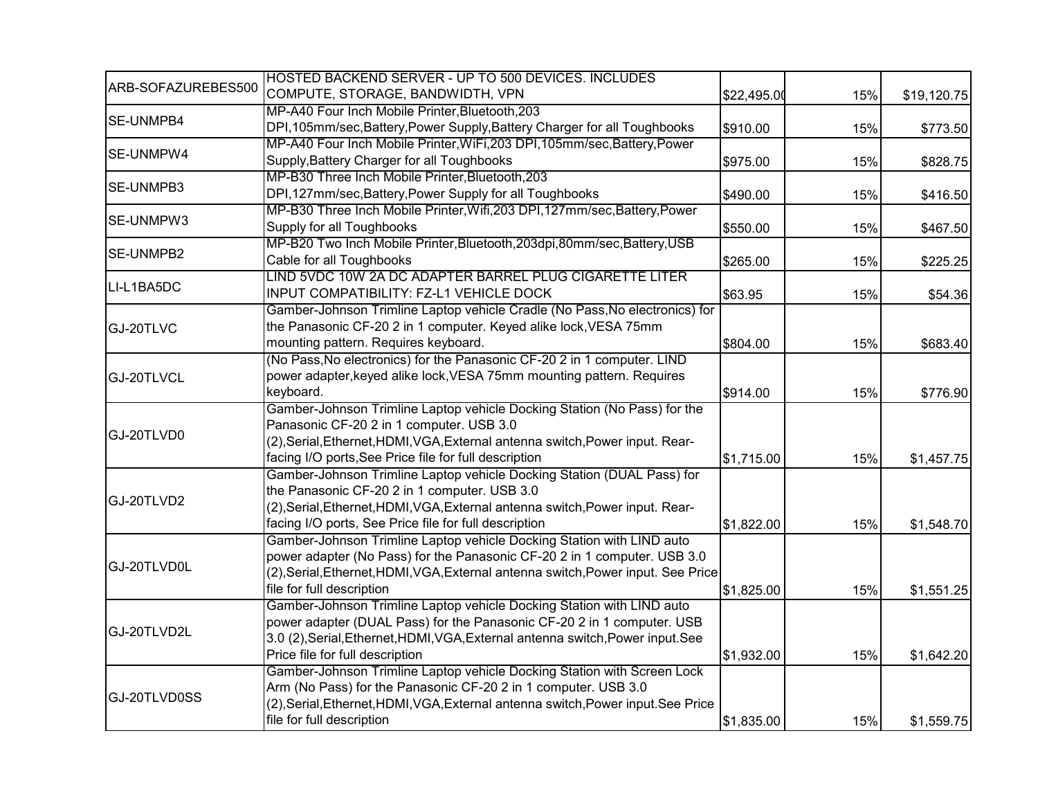| | | | | |
|---|---|---|---|---|
| ARB-SOFAZUREBES500 | HOSTED BACKEND SERVER - UP TO 500 DEVICES. INCLUDES COMPUTE, STORAGE, BANDWIDTH, VPN | $22,495.00 | 15% | $19,120.75 |
| SE-UNMPB4 | MP-A40 Four Inch Mobile Printer,Bluetooth,203 DPI,105mm/sec,Battery,Power Supply,Battery Charger for all Toughbooks | $910.00 | 15% | $773.50 |
| SE-UNMPW4 | MP-A40 Four Inch Mobile Printer,WiFi,203 DPI,105mm/sec,Battery,Power Supply,Battery Charger for all Toughbooks | $975.00 | 15% | $828.75 |
| SE-UNMPB3 | MP-B30 Three Inch Mobile Printer,Bluetooth,203 DPI,127mm/sec,Battery,Power Supply for all Toughbooks | $490.00 | 15% | $416.50 |
| SE-UNMPW3 | MP-B30 Three Inch Mobile Printer,Wifi,203 DPI,127mm/sec,Battery,Power Supply for all Toughbooks | $550.00 | 15% | $467.50 |
| SE-UNMPB2 | MP-B20 Two Inch Mobile Printer,Bluetooth,203dpi,80mm/sec,Battery,USB Cable for all Toughbooks | $265.00 | 15% | $225.25 |
| LI-L1BA5DC | LIND 5VDC 10W 2A DC ADAPTER BARREL PLUG CIGARETTE LITER INPUT COMPATIBILITY: FZ-L1 VEHICLE DOCK | $63.95 | 15% | $54.36 |
| GJ-20TLVC | Gamber-Johnson Trimline Laptop vehicle Cradle (No Pass,No electronics) for the Panasonic CF-20 2 in 1 computer. Keyed alike lock,VESA 75mm mounting pattern. Requires keyboard. | $804.00 | 15% | $683.40 |
| GJ-20TLVCL | (No Pass,No electronics) for the Panasonic CF-20 2 in 1 computer. LIND power adapter,keyed alike lock,VESA 75mm mounting pattern. Requires keyboard. | $914.00 | 15% | $776.90 |
| GJ-20TLVD0 | Gamber-Johnson Trimline Laptop vehicle Docking Station (No Pass) for the Panasonic CF-20 2 in 1 computer. USB 3.0 (2),Serial,Ethernet,HDMI,VGA,External antenna switch,Power input. Rear-facing I/O ports,See Price file for full description | $1,715.00 | 15% | $1,457.75 |
| GJ-20TLVD2 | Gamber-Johnson Trimline Laptop vehicle Docking Station (DUAL Pass) for the Panasonic CF-20 2 in 1 computer. USB 3.0 (2),Serial,Ethernet,HDMI,VGA,External antenna switch,Power input. Rear-facing I/O ports, See Price file for full description | $1,822.00 | 15% | $1,548.70 |
| GJ-20TLVD0L | Gamber-Johnson Trimline Laptop vehicle Docking Station with LIND auto power adapter (No Pass) for the Panasonic CF-20 2 in 1 computer. USB 3.0 (2),Serial,Ethernet,HDMI,VGA,External antenna switch,Power input. See Price file for full description | $1,825.00 | 15% | $1,551.25 |
| GJ-20TLVD2L | Gamber-Johnson Trimline Laptop vehicle Docking Station with LIND auto power adapter (DUAL Pass) for the Panasonic CF-20 2 in 1 computer. USB 3.0 (2),Serial,Ethernet,HDMI,VGA,External antenna switch,Power input.See Price file for full description | $1,932.00 | 15% | $1,642.20 |
| GJ-20TLVD0SS | Gamber-Johnson Trimline Laptop vehicle Docking Station with Screen Lock Arm (No Pass) for the Panasonic CF-20 2 in 1 computer. USB 3.0 (2),Serial,Ethernet,HDMI,VGA,External antenna switch,Power input.See Price file for full description | $1,835.00 | 15% | $1,559.75 |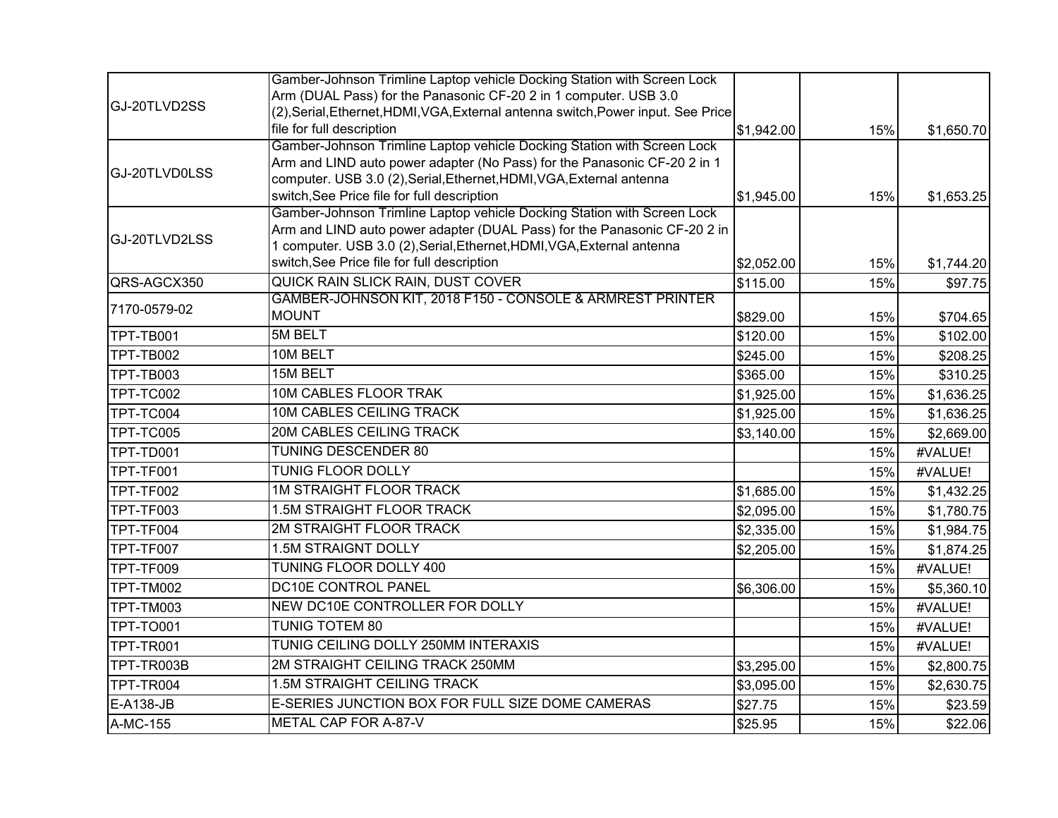| | | | | |
|---|---|---|---|---|
| GJ-20TLVD2SS | Gamber-Johnson Trimline Laptop vehicle Docking Station with Screen Lock Arm (DUAL Pass) for the Panasonic CF-20 2 in 1 computer. USB 3.0 (2),Serial,Ethernet,HDMI,VGA,External antenna switch,Power input. See Price file for full description | $1,942.00 | 15% | $1,650.70 |
| GJ-20TLVD0LSS | Gamber-Johnson Trimline Laptop vehicle Docking Station with Screen Lock Arm and LIND auto power adapter (No Pass) for the Panasonic CF-20 2 in 1 computer. USB 3.0 (2),Serial,Ethernet,HDMI,VGA,External antenna switch,See Price file for full description | $1,945.00 | 15% | $1,653.25 |
| GJ-20TLVD2LSS | Gamber-Johnson Trimline Laptop vehicle Docking Station with Screen Lock Arm and LIND auto power adapter (DUAL Pass) for the Panasonic CF-20 2 in 1 computer. USB 3.0 (2),Serial,Ethernet,HDMI,VGA,External antenna switch,See Price file for full description | $2,052.00 | 15% | $1,744.20 |
| QRS-AGCX350 | QUICK RAIN SLICK RAIN, DUST COVER | $115.00 | 15% | $97.75 |
| 7170-0579-02 | GAMBER-JOHNSON KIT, 2018 F150 - CONSOLE & ARMREST PRINTER MOUNT | $829.00 | 15% | $704.65 |
| TPT-TB001 | 5M BELT | $120.00 | 15% | $102.00 |
| TPT-TB002 | 10M BELT | $245.00 | 15% | $208.25 |
| TPT-TB003 | 15M BELT | $365.00 | 15% | $310.25 |
| TPT-TC002 | 10M CABLES FLOOR TRAK | $1,925.00 | 15% | $1,636.25 |
| TPT-TC004 | 10M CABLES CEILING TRACK | $1,925.00 | 15% | $1,636.25 |
| TPT-TC005 | 20M CABLES CEILING TRACK | $3,140.00 | 15% | $2,669.00 |
| TPT-TD001 | TUNING DESCENDER 80 | | 15% | #VALUE! |
| TPT-TF001 | TUNIG FLOOR DOLLY | | 15% | #VALUE! |
| TPT-TF002 | 1M STRAIGHT FLOOR TRACK | $1,685.00 | 15% | $1,432.25 |
| TPT-TF003 | 1.5M STRAIGHT FLOOR TRACK | $2,095.00 | 15% | $1,780.75 |
| TPT-TF004 | 2M STRAIGHT FLOOR TRACK | $2,335.00 | 15% | $1,984.75 |
| TPT-TF007 | 1.5M STRAIGNT DOLLY | $2,205.00 | 15% | $1,874.25 |
| TPT-TF009 | TUNING FLOOR DOLLY 400 | | 15% | #VALUE! |
| TPT-TM002 | DC10E CONTROL PANEL | $6,306.00 | 15% | $5,360.10 |
| TPT-TM003 | NEW DC10E CONTROLLER FOR DOLLY | | 15% | #VALUE! |
| TPT-TO001 | TUNIG TOTEM 80 | | 15% | #VALUE! |
| TPT-TR001 | TUNIG CEILING DOLLY 250MM INTERAXIS | | 15% | #VALUE! |
| TPT-TR003B | 2M STRAIGHT CEILING TRACK 250MM | $3,295.00 | 15% | $2,800.75 |
| TPT-TR004 | 1.5M STRAIGHT CEILING TRACK | $3,095.00 | 15% | $2,630.75 |
| E-A138-JB | E-SERIES JUNCTION BOX FOR FULL SIZE DOME CAMERAS | $27.75 | 15% | $23.59 |
| A-MC-155 | METAL CAP FOR A-87-V | $25.95 | 15% | $22.06 |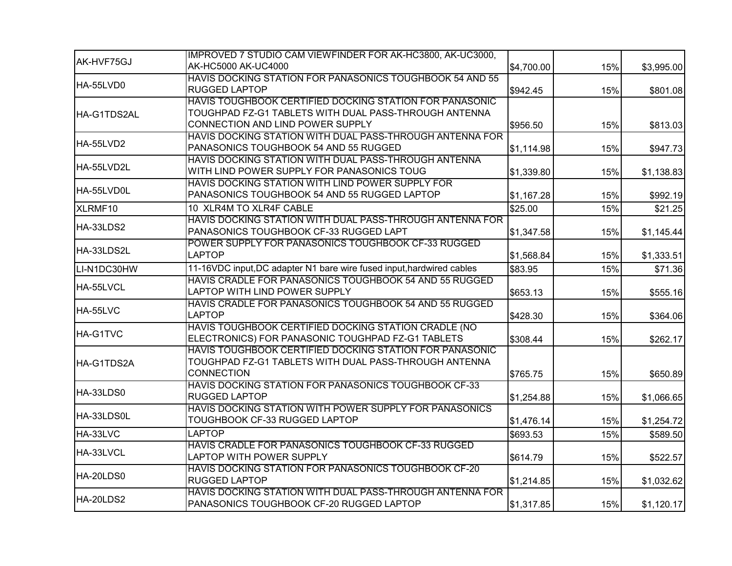| | | | | |
|---|---|---|---|---|
| AK-HVF75GJ | IMPROVED 7 STUDIO CAM VIEWFINDER FOR AK-HC3800, AK-UC3000, AK-HC5000 AK-UC4000 | $4,700.00 | 15% | $3,995.00 |
| HA-55LVD0 | HAVIS DOCKING STATION FOR PANASONICS TOUGHBOOK 54 AND 55 RUGGED LAPTOP | $942.45 | 15% | $801.08 |
| HA-G1TDS2AL | HAVIS TOUGHBOOK CERTIFIED DOCKING STATION FOR PANASONIC TOUGHPAD FZ-G1 TABLETS WITH DUAL PASS-THROUGH ANTENNA CONNECTION AND LIND POWER SUPPLY | $956.50 | 15% | $813.03 |
| HA-55LVD2 | HAVIS DOCKING STATION WITH DUAL PASS-THROUGH ANTENNA FOR PANASONICS TOUGHBOOK 54 AND 55 RUGGED | $1,114.98 | 15% | $947.73 |
| HA-55LVD2L | HAVIS DOCKING STATION WITH DUAL PASS-THROUGH ANTENNA WITH LIND POWER SUPPLY FOR PANASONICS TOUG | $1,339.80 | 15% | $1,138.83 |
| HA-55LVD0L | HAVIS DOCKING STATION WITH LIND POWER SUPPLY FOR PANASONICS TOUGHBOOK 54 AND 55 RUGGED LAPTOP | $1,167.28 | 15% | $992.19 |
| XLRMF10 | 10 XLR4M TO XLR4F CABLE | $25.00 | 15% | $21.25 |
| HA-33LDS2 | HAVIS DOCKING STATION WITH DUAL PASS-THROUGH ANTENNA FOR PANASONICS TOUGHBOOK CF-33 RUGGED LAPT | $1,347.58 | 15% | $1,145.44 |
| HA-33LDS2L | POWER SUPPLY FOR PANASONICS TOUGHBOOK CF-33 RUGGED LAPTOP | $1,568.84 | 15% | $1,333.51 |
| LI-N1DC30HW | 11-16VDC input,DC adapter N1 bare wire fused input,hardwired cables | $83.95 | 15% | $71.36 |
| HA-55LVCL | HAVIS CRADLE FOR PANASONICS TOUGHBOOK 54 AND 55 RUGGED LAPTOP WITH LIND POWER SUPPLY | $653.13 | 15% | $555.16 |
| HA-55LVC | HAVIS CRADLE FOR PANASONICS TOUGHBOOK 54 AND 55 RUGGED LAPTOP | $428.30 | 15% | $364.06 |
| HA-G1TVC | HAVIS TOUGHBOOK CERTIFIED DOCKING STATION CRADLE (NO ELECTRONICS) FOR PANASONIC TOUGHPAD FZ-G1 TABLETS | $308.44 | 15% | $262.17 |
| HA-G1TDS2A | HAVIS TOUGHBOOK CERTIFIED DOCKING STATION FOR PANASONIC TOUGHPAD FZ-G1 TABLETS WITH DUAL PASS-THROUGH ANTENNA CONNECTION | $765.75 | 15% | $650.89 |
| HA-33LDS0 | HAVIS DOCKING STATION FOR PANASONICS TOUGHBOOK CF-33 RUGGED LAPTOP | $1,254.88 | 15% | $1,066.65 |
| HA-33LDS0L | HAVIS DOCKING STATION WITH POWER SUPPLY FOR PANASONICS TOUGHBOOK CF-33 RUGGED LAPTOP | $1,476.14 | 15% | $1,254.72 |
| HA-33LVC | LAPTOP | $693.53 | 15% | $589.50 |
| HA-33LVCL | HAVIS CRADLE FOR PANASONICS TOUGHBOOK CF-33 RUGGED LAPTOP WITH POWER SUPPLY | $614.79 | 15% | $522.57 |
| HA-20LDS0 | HAVIS DOCKING STATION FOR PANASONICS TOUGHBOOK CF-20 RUGGED LAPTOP | $1,214.85 | 15% | $1,032.62 |
| HA-20LDS2 | HAVIS DOCKING STATION WITH DUAL PASS-THROUGH ANTENNA FOR PANASONICS TOUGHBOOK CF-20 RUGGED LAPTOP | $1,317.85 | 15% | $1,120.17 |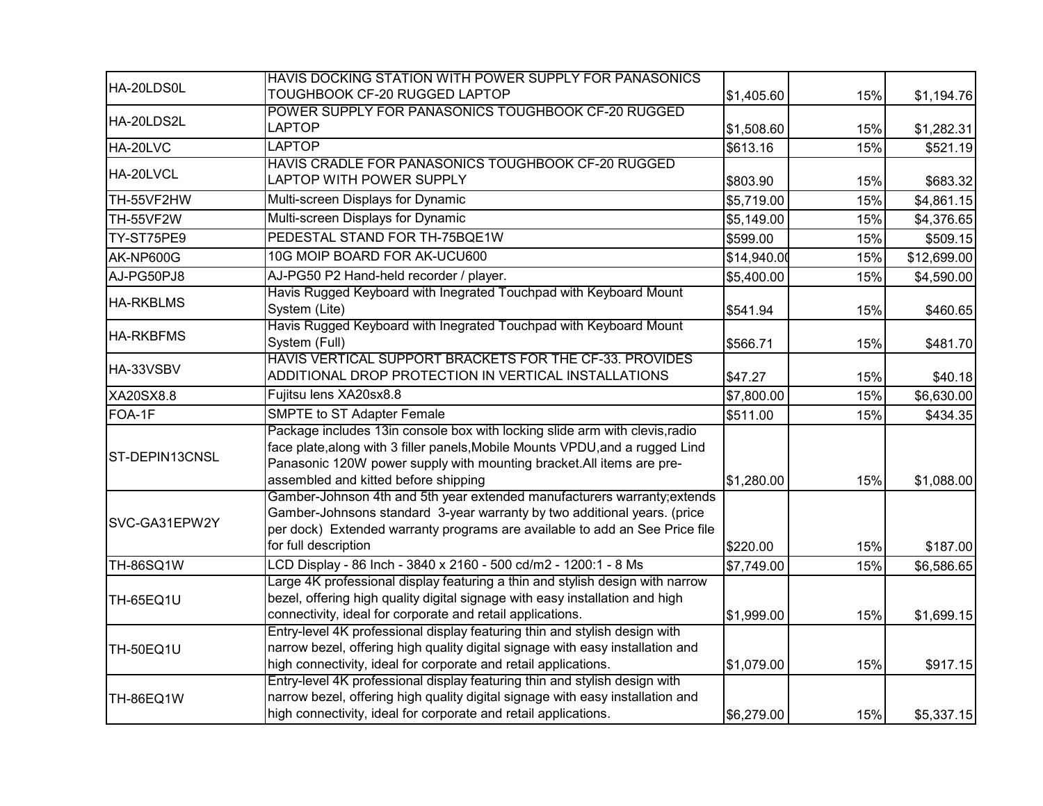| | | | | |
|---|---|---|---|---|
| HA-20LDS0L | HAVIS DOCKING STATION WITH POWER SUPPLY FOR PANASONICS TOUGHBOOK CF-20 RUGGED LAPTOP | $1,405.60 | 15% | $1,194.76 |
| HA-20LDS2L | POWER SUPPLY FOR PANASONICS TOUGHBOOK CF-20 RUGGED LAPTOP | $1,508.60 | 15% | $1,282.31 |
| HA-20LVC | LAPTOP | $613.16 | 15% | $521.19 |
| HA-20LVCL | HAVIS CRADLE FOR PANASONICS TOUGHBOOK CF-20 RUGGED LAPTOP WITH POWER SUPPLY | $803.90 | 15% | $683.32 |
| TH-55VF2HW | Multi-screen Displays for Dynamic | $5,719.00 | 15% | $4,861.15 |
| TH-55VF2W | Multi-screen Displays for Dynamic | $5,149.00 | 15% | $4,376.65 |
| TY-ST75PE9 | PEDESTAL STAND FOR TH-75BQE1W | $599.00 | 15% | $509.15 |
| AK-NP600G | 10G MOIP BOARD FOR AK-UCU600 | $14,940.00 | 15% | $12,699.00 |
| AJ-PG50PJ8 | AJ-PG50 P2 Hand-held recorder / player. | $5,400.00 | 15% | $4,590.00 |
| HA-RKBLMS | Havis Rugged Keyboard with Inegrated Touchpad with Keyboard Mount System (Lite) | $541.94 | 15% | $460.65 |
| HA-RKBFMS | Havis Rugged Keyboard with Inegrated Touchpad with Keyboard Mount System (Full) | $566.71 | 15% | $481.70 |
| HA-33VSBV | HAVIS VERTICAL SUPPORT BRACKETS FOR THE CF-33. PROVIDES ADDITIONAL DROP PROTECTION IN VERTICAL INSTALLATIONS | $47.27 | 15% | $40.18 |
| XA20SX8.8 | Fujitsu lens XA20sx8.8 | $7,800.00 | 15% | $6,630.00 |
| FOA-1F | SMPTE to ST Adapter Female | $511.00 | 15% | $434.35 |
| ST-DEPIN13CNSL | Package includes 13in console box with locking slide arm with clevis,radio face plate,along with 3 filler panels,Mobile Mounts VPDU,and a rugged Lind Panasonic 120W power supply with mounting bracket.All items are pre-assembled and kitted before shipping | $1,280.00 | 15% | $1,088.00 |
| SVC-GA31EPW2Y | Gamber-Johnson 4th and 5th year extended manufacturers warranty;extends Gamber-Johnsons standard 3-year warranty by two additional years. (price per dock) Extended warranty programs are available to add an See Price file for full description | $220.00 | 15% | $187.00 |
| TH-86SQ1W | LCD Display - 86 Inch - 3840 x 2160 - 500 cd/m2 - 1200:1 - 8 Ms | $7,749.00 | 15% | $6,586.65 |
| TH-65EQ1U | Large 4K professional display featuring a thin and stylish design with narrow bezel, offering high quality digital signage with easy installation and high connectivity, ideal for corporate and retail applications. | $1,999.00 | 15% | $1,699.15 |
| TH-50EQ1U | Entry-level 4K professional display featuring thin and stylish design with narrow bezel, offering high quality digital signage with easy installation and high connectivity, ideal for corporate and retail applications. | $1,079.00 | 15% | $917.15 |
| TH-86EQ1W | Entry-level 4K professional display featuring thin and stylish design with narrow bezel, offering high quality digital signage with easy installation and high connectivity, ideal for corporate and retail applications. | $6,279.00 | 15% | $5,337.15 |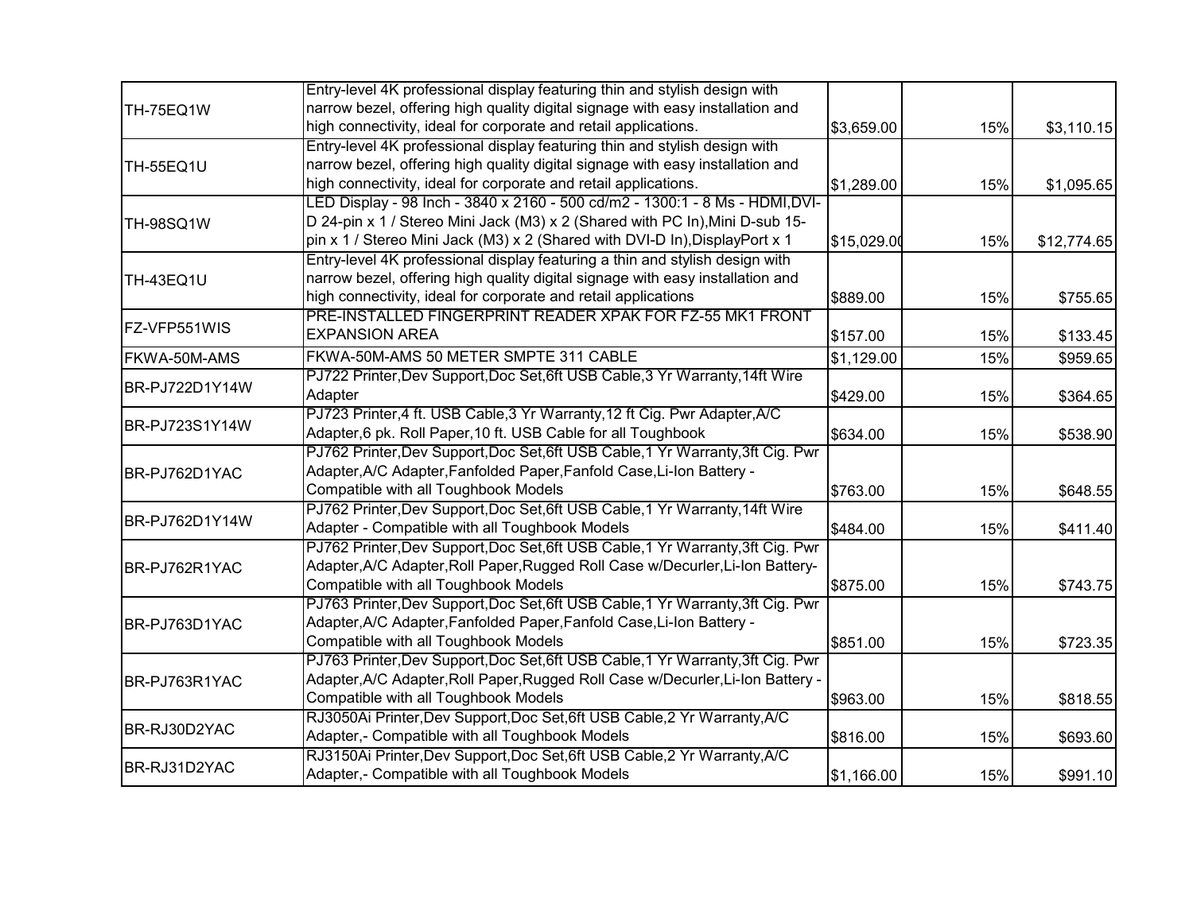| | | | | |
|---|---|---|---|---|
| TH-75EQ1W | Entry-level 4K professional display featuring thin and stylish design with narrow bezel, offering high quality digital signage with easy installation and high connectivity, ideal for corporate and retail applications. | $3,659.00 | 15% | $3,110.15 |
| TH-55EQ1U | Entry-level 4K professional display featuring thin and stylish design with narrow bezel, offering high quality digital signage with easy installation and high connectivity, ideal for corporate and retail applications. | $1,289.00 | 15% | $1,095.65 |
| TH-98SQ1W | LED Display - 98 Inch - 3840 x 2160 - 500 cd/m2 - 1300:1 - 8 Ms - HDMI,DVI-D 24-pin x 1 / Stereo Mini Jack (M3) x 2 (Shared with PC In),Mini D-sub 15-pin x 1 / Stereo Mini Jack (M3) x 2 (Shared with DVI-D In),DisplayPort x 1 | $15,029.00 | 15% | $12,774.65 |
| TH-43EQ1U | Entry-level 4K professional display featuring a thin and stylish design with narrow bezel, offering high quality digital signage with easy installation and high connectivity, ideal for corporate and retail applications | $889.00 | 15% | $755.65 |
| FZ-VFP551WIS | PRE-INSTALLED FINGERPRINT READER XPAK FOR FZ-55 MK1 FRONT EXPANSION AREA | $157.00 | 15% | $133.45 |
| FKWA-50M-AMS | FKWA-50M-AMS 50 METER SMPTE 311 CABLE | $1,129.00 | 15% | $959.65 |
| BR-PJ722D1Y14W | PJ722 Printer,Dev Support,Doc Set,6ft USB Cable,3 Yr Warranty,14ft Wire Adapter | $429.00 | 15% | $364.65 |
| BR-PJ723S1Y14W | PJ723 Printer,4 ft. USB Cable,3 Yr Warranty,12 ft Cig. Pwr Adapter,A/C Adapter,6 pk. Roll Paper,10 ft. USB Cable for all Toughbook | $634.00 | 15% | $538.90 |
| BR-PJ762D1YAC | PJ762 Printer,Dev Support,Doc Set,6ft USB Cable,1 Yr Warranty,3ft Cig. Pwr Adapter,A/C Adapter,Fanfolded Paper,Fanfold Case,Li-Ion Battery - Compatible with all Toughbook Models | $763.00 | 15% | $648.55 |
| BR-PJ762D1Y14W | PJ762 Printer,Dev Support,Doc Set,6ft USB Cable,1 Yr Warranty,14ft Wire Adapter - Compatible with all Toughbook Models | $484.00 | 15% | $411.40 |
| BR-PJ762R1YAC | PJ762 Printer,Dev Support,Doc Set,6ft USB Cable,1 Yr Warranty,3ft Cig. Pwr Adapter,A/C Adapter,Roll Paper,Rugged Roll Case w/Decurler,Li-Ion Battery-Compatible with all Toughbook Models | $875.00 | 15% | $743.75 |
| BR-PJ763D1YAC | PJ763 Printer,Dev Support,Doc Set,6ft USB Cable,1 Yr Warranty,3ft Cig. Pwr Adapter,A/C Adapter,Fanfolded Paper,Fanfold Case,Li-Ion Battery - Compatible with all Toughbook Models | $851.00 | 15% | $723.35 |
| BR-PJ763R1YAC | PJ763 Printer,Dev Support,Doc Set,6ft USB Cable,1 Yr Warranty,3ft Cig. Pwr Adapter,A/C Adapter,Roll Paper,Rugged Roll Case w/Decurler,Li-Ion Battery - Compatible with all Toughbook Models | $963.00 | 15% | $818.55 |
| BR-RJ30D2YAC | RJ3050Ai Printer,Dev Support,Doc Set,6ft USB Cable,2 Yr Warranty,A/C Adapter,- Compatible with all Toughbook Models | $816.00 | 15% | $693.60 |
| BR-RJ31D2YAC | RJ3150Ai Printer,Dev Support,Doc Set,6ft USB Cable,2 Yr Warranty,A/C Adapter,- Compatible with all Toughbook Models | $1,166.00 | 15% | $991.10 |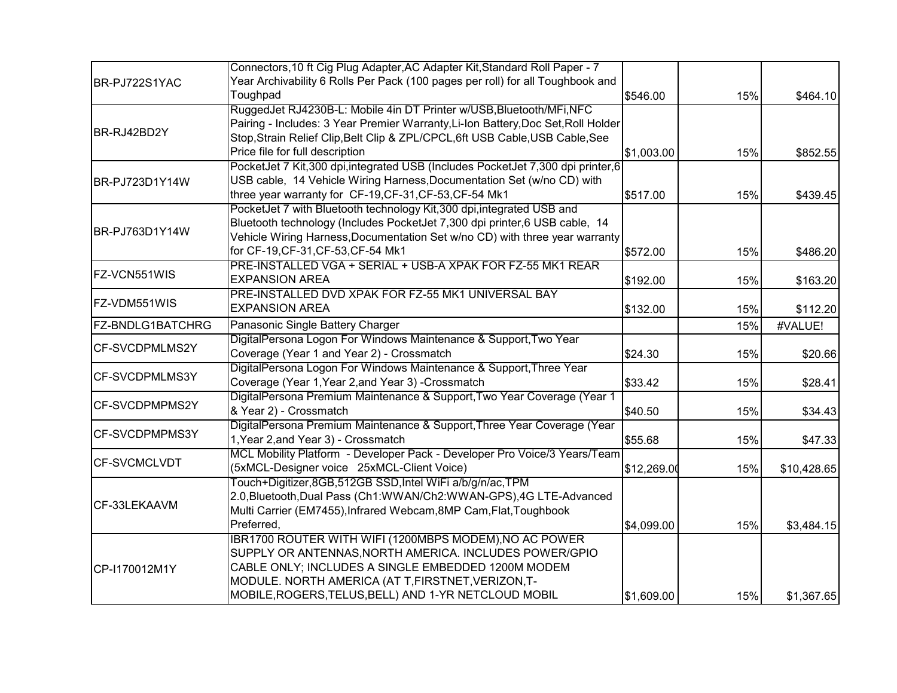| | | | | |
|---|---|---|---|---|
| BR-PJ722S1YAC | Connectors,10 ft Cig Plug Adapter,AC Adapter Kit,Standard Roll Paper - 7 Year Archivability 6 Rolls Per Pack (100 pages per roll) for all Toughbook and Toughpad | $546.00 | 15% | $464.10 |
| BR-RJ42BD2Y | RuggedJet RJ4230B-L: Mobile 4in DT Printer w/USB,Bluetooth/MFi,NFC Pairing - Includes: 3 Year Premier Warranty,Li-Ion Battery,Doc Set,Roll Holder Stop,Strain Relief Clip,Belt Clip & ZPL/CPCL,6ft USB Cable,USB Cable,See Price file for full description | $1,003.00 | 15% | $852.55 |
| BR-PJ723D1Y14W | PocketJet 7 Kit,300 dpi,integrated USB (Includes PocketJet 7,300 dpi printer,6 USB cable, 14 Vehicle Wiring Harness,Documentation Set (w/no CD) with three year warranty for CF-19,CF-31,CF-53,CF-54 Mk1 | $517.00 | 15% | $439.45 |
| BR-PJ763D1Y14W | PocketJet 7 with Bluetooth technology Kit,300 dpi,integrated USB and Bluetooth technology (Includes PocketJet 7,300 dpi printer,6 USB cable, 14 Vehicle Wiring Harness,Documentation Set w/no CD) with three year warranty for CF-19,CF-31,CF-53,CF-54 Mk1 | $572.00 | 15% | $486.20 |
| FZ-VCN551WIS | PRE-INSTALLED VGA + SERIAL + USB-A XPAK FOR FZ-55 MK1 REAR EXPANSION AREA | $192.00 | 15% | $163.20 |
| FZ-VDM551WIS | PRE-INSTALLED DVD XPAK FOR FZ-55 MK1 UNIVERSAL BAY EXPANSION AREA | $132.00 | 15% | $112.20 |
| FZ-BNDLG1BATCHRG | Panasonic Single Battery Charger | | 15% | #VALUE! |
| CF-SVCDPMLMS2Y | DigitalPersona Logon For Windows Maintenance & Support,Two Year Coverage (Year 1 and Year 2) - Crossmatch | $24.30 | 15% | $20.66 |
| CF-SVCDPMLMS3Y | DigitalPersona Logon For Windows Maintenance & Support,Three Year Coverage (Year 1,Year 2,and Year 3) -Crossmatch | $33.42 | 15% | $28.41 |
| CF-SVCDPMPMS2Y | DigitalPersona Premium Maintenance & Support,Two Year Coverage (Year 1 & Year 2) - Crossmatch | $40.50 | 15% | $34.43 |
| CF-SVCDPMPMS3Y | DigitalPersona Premium Maintenance & Support,Three Year Coverage (Year 1,Year 2,and Year 3) - Crossmatch | $55.68 | 15% | $47.33 |
| CF-SVCMCLVDT | MCL Mobility Platform - Developer Pack - Developer Pro Voice/3 Years/Team (5xMCL-Designer voice 25xMCL-Client Voice) | $12,269.00 | 15% | $10,428.65 |
| CF-33LEKAAVM | Touch+Digitizer,8GB,512GB SSD,Intel WiFi a/b/g/n/ac,TPM 2.0,Bluetooth,Dual Pass (Ch1:WWAN/Ch2:WWAN-GPS),4G LTE-Advanced Multi Carrier (EM7455),Infrared Webcam,8MP Cam,Flat,Toughbook Preferred, | $4,099.00 | 15% | $3,484.15 |
| CP-I170012M1Y | IBR1700 ROUTER WITH WIFI (1200MBPS MODEM),NO AC POWER SUPPLY OR ANTENNAS,NORTH AMERICA. INCLUDES POWER/GPIO CABLE ONLY; INCLUDES A SINGLE EMBEDDED 1200M MODEM MODULE. NORTH AMERICA (AT T,FIRSTNET,VERIZON,T-MOBILE,ROGERS,TELUS,BELL) AND 1-YR NETCLOUD MOBIL | $1,609.00 | 15% | $1,367.65 |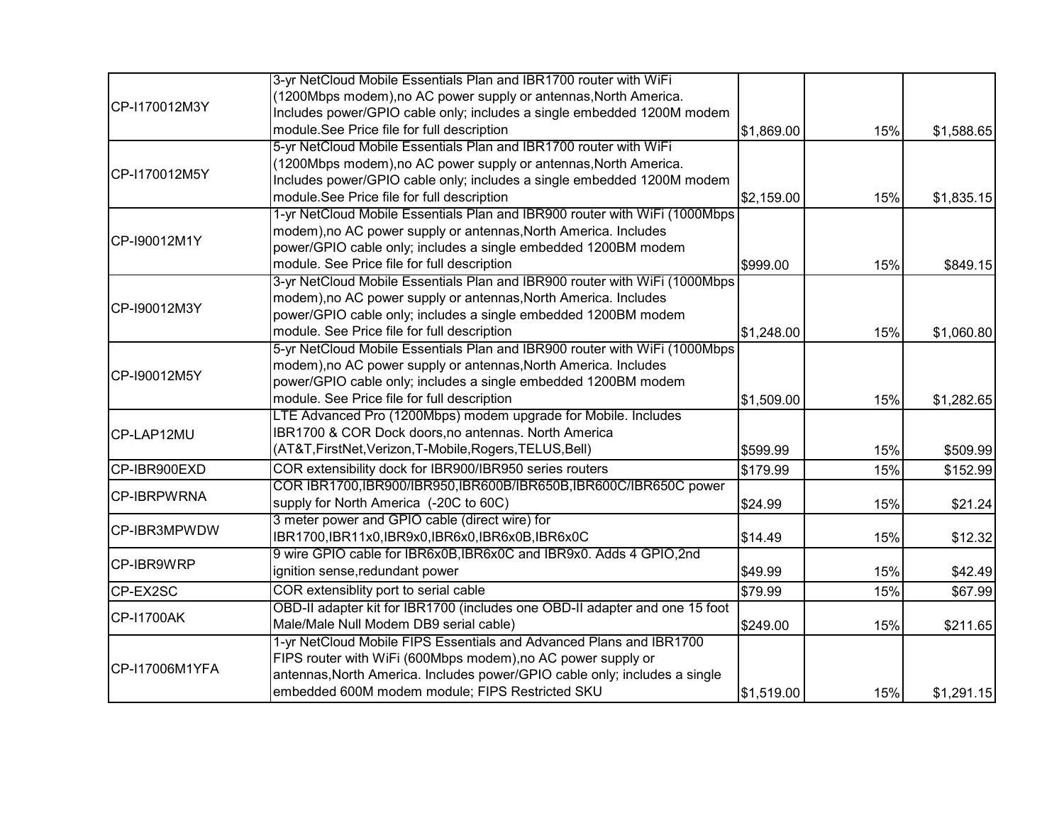| | | | | |
|---|---|---|---|---|
| CP-I170012M3Y | 3-yr NetCloud Mobile Essentials Plan and IBR1700 router with WiFi (1200Mbps modem),no AC power supply or antennas,North America. Includes power/GPIO cable only; includes a single embedded 1200M modem module.See Price file for full description | $1,869.00 | 15% | $1,588.65 |
| CP-I170012M5Y | 5-yr NetCloud Mobile Essentials Plan and IBR1700 router with WiFi (1200Mbps modem),no AC power supply or antennas,North America. Includes power/GPIO cable only; includes a single embedded 1200M modem module.See Price file for full description | $2,159.00 | 15% | $1,835.15 |
| CP-I90012M1Y | 1-yr NetCloud Mobile Essentials Plan and IBR900 router with WiFi (1000Mbps modem),no AC power supply or antennas,North America. Includes power/GPIO cable only; includes a single embedded 1200BM modem module. See Price file for full description | $999.00 | 15% | $849.15 |
| CP-I90012M3Y | 3-yr NetCloud Mobile Essentials Plan and IBR900 router with WiFi (1000Mbps modem),no AC power supply or antennas,North America. Includes power/GPIO cable only; includes a single embedded 1200BM modem module. See Price file for full description | $1,248.00 | 15% | $1,060.80 |
| CP-I90012M5Y | 5-yr NetCloud Mobile Essentials Plan and IBR900 router with WiFi (1000Mbps modem),no AC power supply or antennas,North America. Includes power/GPIO cable only; includes a single embedded 1200BM modem module. See Price file for full description | $1,509.00 | 15% | $1,282.65 |
| CP-LAP12MU | LTE Advanced Pro (1200Mbps) modem upgrade for Mobile. Includes IBR1700 & COR Dock doors,no antennas. North America (AT&T,FirstNet,Verizon,T-Mobile,Rogers,TELUS,Bell) | $599.99 | 15% | $509.99 |
| CP-IBR900EXD | COR extensibility dock for IBR900/IBR950 series routers | $179.99 | 15% | $152.99 |
| CP-IBRPWRNA | COR IBR1700,IBR900/IBR950,IBR600B/IBR650B,IBR600C/IBR650C power supply for North America (-20C to 60C) | $24.99 | 15% | $21.24 |
| CP-IBR3MPWDW | 3 meter power and GPIO cable (direct wire) for IBR1700,IBR11x0,IBR9x0,IBR6x0,IBR6x0B,IBR6x0C | $14.49 | 15% | $12.32 |
| CP-IBR9WRP | 9 wire GPIO cable for IBR6x0B,IBR6x0C and IBR9x0. Adds 4 GPIO,2nd ignition sense,redundant power | $49.99 | 15% | $42.49 |
| CP-EX2SC | COR extensiblity port to serial cable | $79.99 | 15% | $67.99 |
| CP-I1700AK | OBD-II adapter kit for IBR1700 (includes one OBD-II adapter and one 15 foot Male/Male Null Modem DB9 serial cable) | $249.00 | 15% | $211.65 |
| CP-I17006M1YFA | 1-yr NetCloud Mobile FIPS Essentials and Advanced Plans and IBR1700 FIPS router with WiFi (600Mbps modem),no AC power supply or antennas,North America. Includes power/GPIO cable only; includes a single embedded 600M modem module; FIPS Restricted SKU | $1,519.00 | 15% | $1,291.15 |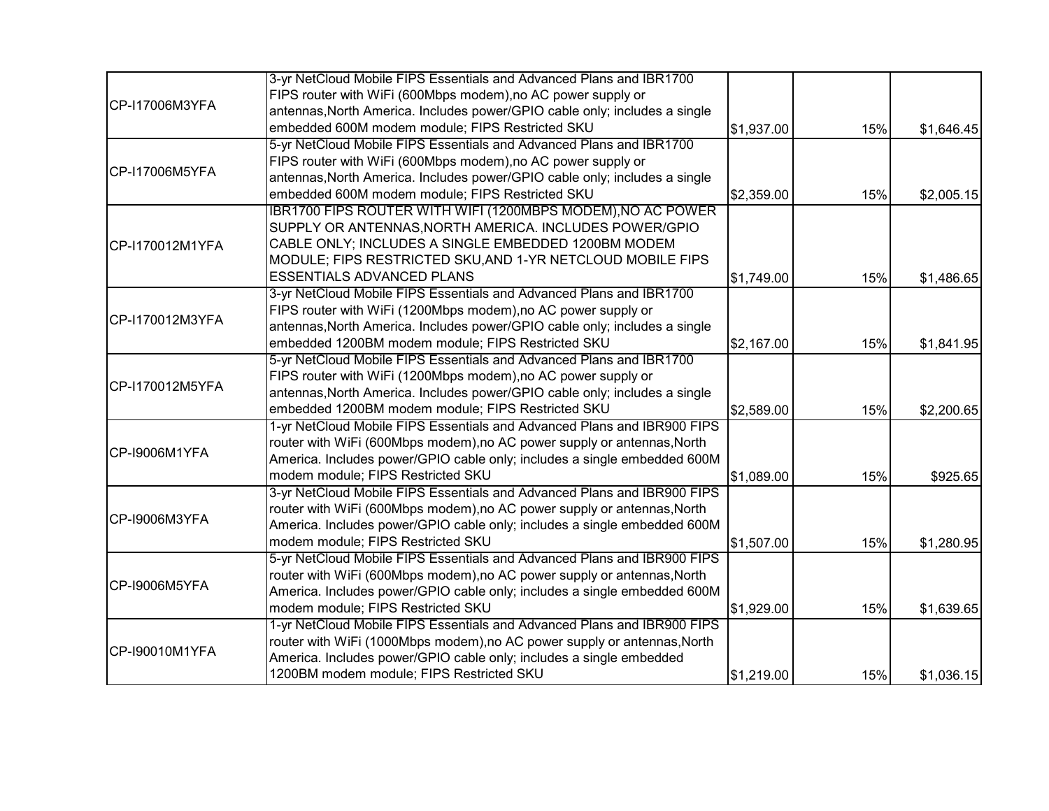| | | | | |
|---|---|---|---|---|
| CP-I17006M3YFA | 3-yr NetCloud Mobile FIPS Essentials and Advanced Plans and IBR1700 FIPS router with WiFi (600Mbps modem),no AC power supply or antennas,North America. Includes power/GPIO cable only; includes a single embedded 600M modem module; FIPS Restricted SKU | $1,937.00 | 15% | $1,646.45 |
| CP-I17006M5YFA | 5-yr NetCloud Mobile FIPS Essentials and Advanced Plans and IBR1700 FIPS router with WiFi (600Mbps modem),no AC power supply or antennas,North America. Includes power/GPIO cable only; includes a single embedded 600M modem module; FIPS Restricted SKU | $2,359.00 | 15% | $2,005.15 |
| CP-I170012M1YFA | IBR1700 FIPS ROUTER WITH WIFI (1200MBPS MODEM),NO AC POWER SUPPLY OR ANTENNAS,NORTH AMERICA. INCLUDES POWER/GPIO CABLE ONLY; INCLUDES A SINGLE EMBEDDED 1200BM MODEM MODULE; FIPS RESTRICTED SKU,AND 1-YR NETCLOUD MOBILE FIPS ESSENTIALS ADVANCED PLANS | $1,749.00 | 15% | $1,486.65 |
| CP-I170012M3YFA | 3-yr NetCloud Mobile FIPS Essentials and Advanced Plans and IBR1700 FIPS router with WiFi (1200Mbps modem),no AC power supply or antennas,North America. Includes power/GPIO cable only; includes a single embedded 1200BM modem module; FIPS Restricted SKU | $2,167.00 | 15% | $1,841.95 |
| CP-I170012M5YFA | 5-yr NetCloud Mobile FIPS Essentials and Advanced Plans and IBR1700 FIPS router with WiFi (1200Mbps modem),no AC power supply or antennas,North America. Includes power/GPIO cable only; includes a single embedded 1200BM modem module; FIPS Restricted SKU | $2,589.00 | 15% | $2,200.65 |
| CP-I9006M1YFA | 1-yr NetCloud Mobile FIPS Essentials and Advanced Plans and IBR900 FIPS router with WiFi (600Mbps modem),no AC power supply or antennas,North America. Includes power/GPIO cable only; includes a single embedded 600M modem module; FIPS Restricted SKU | $1,089.00 | 15% | $925.65 |
| CP-I9006M3YFA | 3-yr NetCloud Mobile FIPS Essentials and Advanced Plans and IBR900 FIPS router with WiFi (600Mbps modem),no AC power supply or antennas,North America. Includes power/GPIO cable only; includes a single embedded 600M modem module; FIPS Restricted SKU | $1,507.00 | 15% | $1,280.95 |
| CP-I9006M5YFA | 5-yr NetCloud Mobile FIPS Essentials and Advanced Plans and IBR900 FIPS router with WiFi (600Mbps modem),no AC power supply or antennas,North America. Includes power/GPIO cable only; includes a single embedded 600M modem module; FIPS Restricted SKU | $1,929.00 | 15% | $1,639.65 |
| CP-I90010M1YFA | 1-yr NetCloud Mobile FIPS Essentials and Advanced Plans and IBR900 FIPS router with WiFi (1000Mbps modem),no AC power supply or antennas,North America. Includes power/GPIO cable only; includes a single embedded 1200BM modem module; FIPS Restricted SKU | $1,219.00 | 15% | $1,036.15 |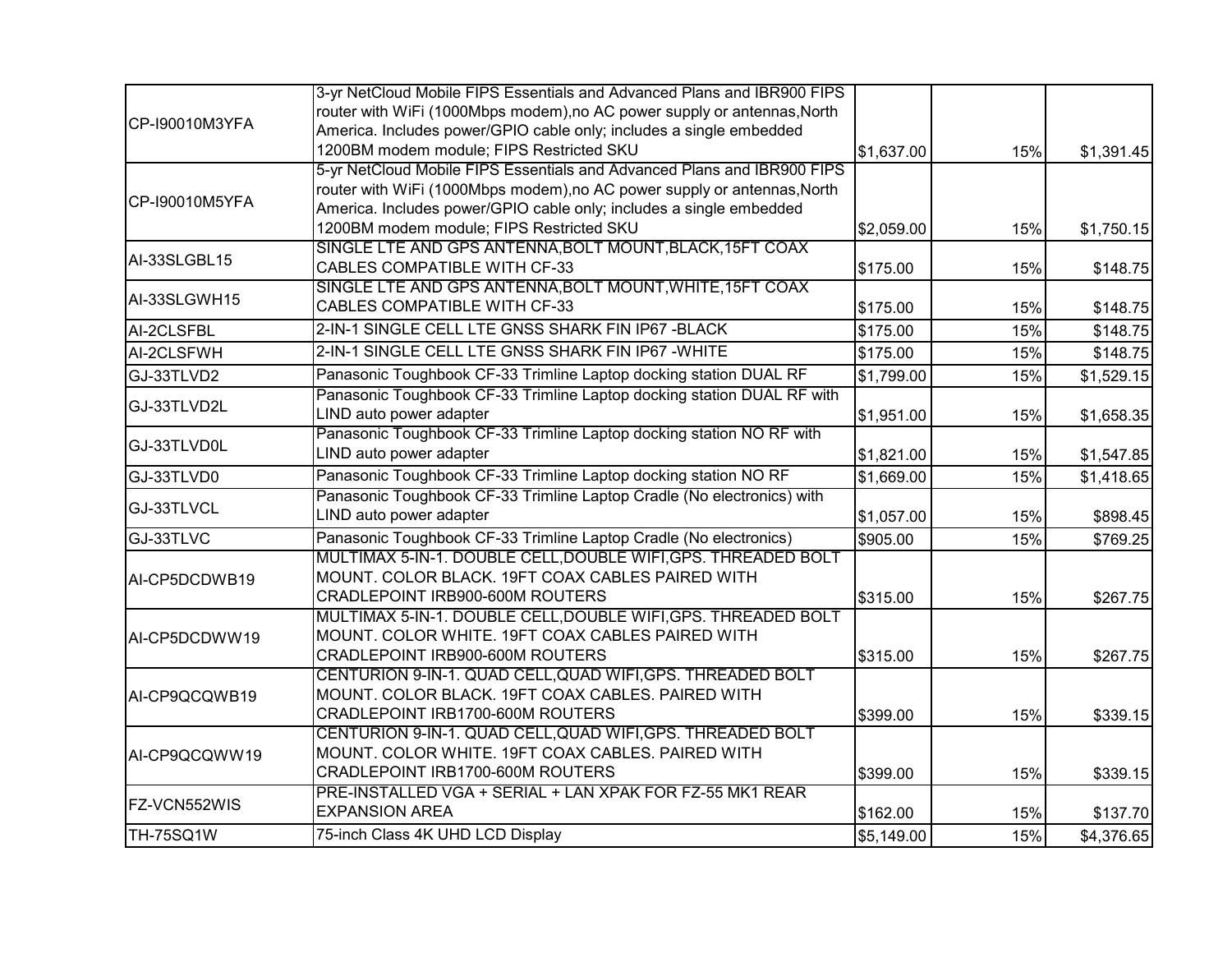| | | | | |
|---|---|---|---|---|
| CP-I90010M3YFA | 3-yr NetCloud Mobile FIPS Essentials and Advanced Plans and IBR900 FIPS router with WiFi (1000Mbps modem),no AC power supply or antennas,North America. Includes power/GPIO cable only; includes a single embedded 1200BM modem module; FIPS Restricted SKU | $1,637.00 | 15% | $1,391.45 |
| CP-I90010M5YFA | 5-yr NetCloud Mobile FIPS Essentials and Advanced Plans and IBR900 FIPS router with WiFi (1000Mbps modem),no AC power supply or antennas,North America. Includes power/GPIO cable only; includes a single embedded 1200BM modem module; FIPS Restricted SKU | $2,059.00 | 15% | $1,750.15 |
| AI-33SLGBL15 | SINGLE LTE AND GPS ANTENNA,BOLT MOUNT,BLACK,15FT COAX CABLES COMPATIBLE WITH CF-33 | $175.00 | 15% | $148.75 |
| AI-33SLGWH15 | SINGLE LTE AND GPS ANTENNA,BOLT MOUNT,WHITE,15FT COAX CABLES COMPATIBLE WITH CF-33 | $175.00 | 15% | $148.75 |
| AI-2CLSFBL | 2-IN-1 SINGLE CELL LTE GNSS SHARK FIN IP67 -BLACK | $175.00 | 15% | $148.75 |
| AI-2CLSFWH | 2-IN-1 SINGLE CELL LTE GNSS SHARK FIN IP67 -WHITE | $175.00 | 15% | $148.75 |
| GJ-33TLVD2 | Panasonic Toughbook CF-33 Trimline Laptop docking station DUAL RF | $1,799.00 | 15% | $1,529.15 |
| GJ-33TLVD2L | Panasonic Toughbook CF-33 Trimline Laptop docking station DUAL RF with LIND auto power adapter | $1,951.00 | 15% | $1,658.35 |
| GJ-33TLVD0L | Panasonic Toughbook CF-33 Trimline Laptop docking station NO RF with LIND auto power adapter | $1,821.00 | 15% | $1,547.85 |
| GJ-33TLVD0 | Panasonic Toughbook CF-33 Trimline Laptop docking station NO RF | $1,669.00 | 15% | $1,418.65 |
| GJ-33TLVCL | Panasonic Toughbook CF-33 Trimline Laptop Cradle (No electronics) with LIND auto power adapter | $1,057.00 | 15% | $898.45 |
| GJ-33TLVC | Panasonic Toughbook CF-33 Trimline Laptop Cradle (No electronics) | $905.00 | 15% | $769.25 |
| AI-CP5DCDWB19 | MULTIMAX 5-IN-1. DOUBLE CELL,DOUBLE WIFI,GPS. THREADED BOLT MOUNT. COLOR BLACK. 19FT COAX CABLES PAIRED WITH CRADLEPOINT IRB900-600M ROUTERS | $315.00 | 15% | $267.75 |
| AI-CP5DCDWW19 | MULTIMAX 5-IN-1. DOUBLE CELL,DOUBLE WIFI,GPS. THREADED BOLT MOUNT. COLOR WHITE. 19FT COAX CABLES PAIRED WITH CRADLEPOINT IRB900-600M ROUTERS | $315.00 | 15% | $267.75 |
| AI-CP9QCQWB19 | CENTURION 9-IN-1. QUAD CELL,QUAD WIFI,GPS. THREADED BOLT MOUNT. COLOR BLACK. 19FT COAX CABLES. PAIRED WITH CRADLEPOINT IRB1700-600M ROUTERS | $399.00 | 15% | $339.15 |
| AI-CP9QCQWW19 | CENTURION 9-IN-1. QUAD CELL,QUAD WIFI,GPS. THREADED BOLT MOUNT. COLOR WHITE. 19FT COAX CABLES. PAIRED WITH CRADLEPOINT IRB1700-600M ROUTERS | $399.00 | 15% | $339.15 |
| FZ-VCN552WIS | PRE-INSTALLED VGA + SERIAL + LAN XPAK FOR FZ-55 MK1 REAR EXPANSION AREA | $162.00 | 15% | $137.70 |
| TH-75SQ1W | 75-inch Class 4K UHD LCD Display | $5,149.00 | 15% | $4,376.65 |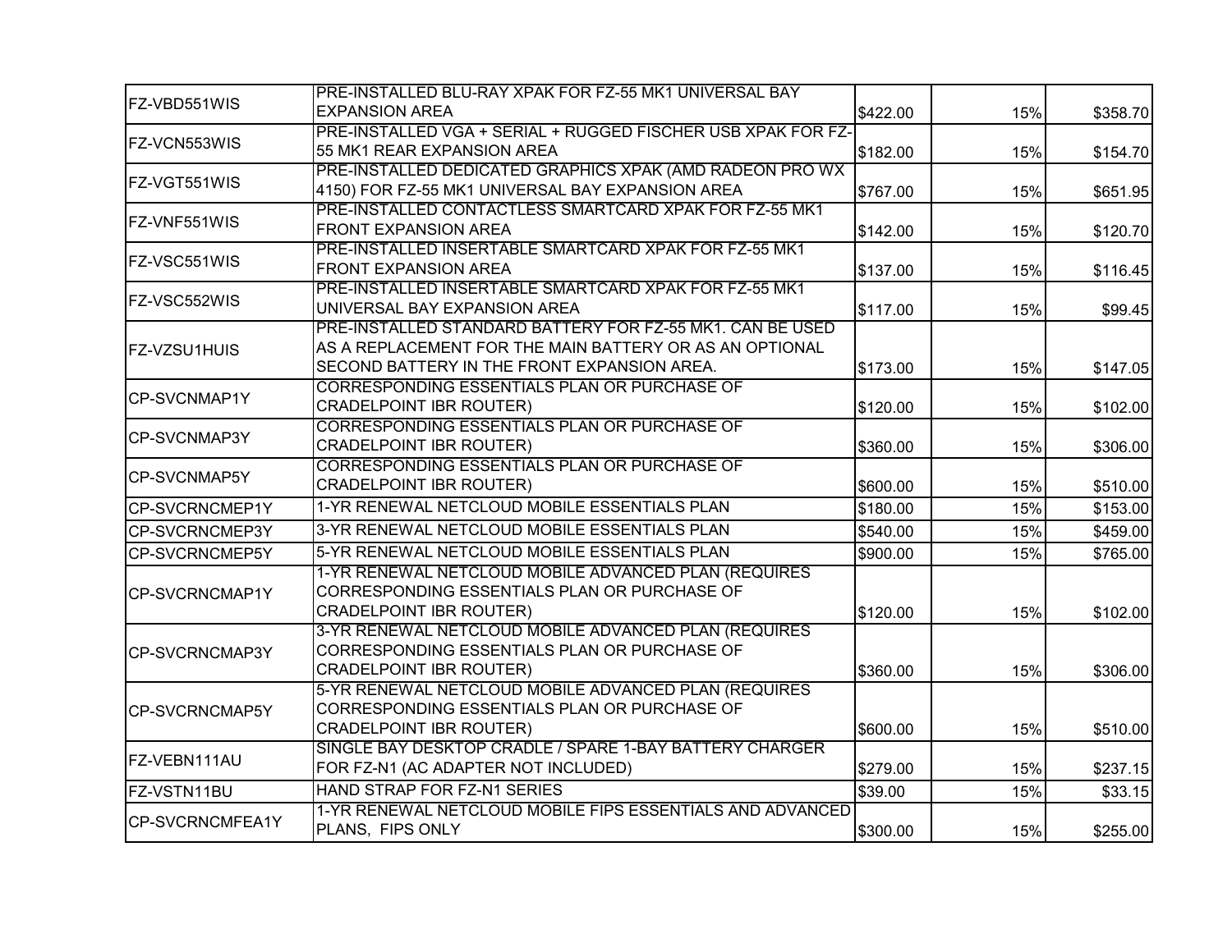| | | | | |
|---|---|---|---|---|
| FZ-VBD551WIS | PRE-INSTALLED BLU-RAY XPAK FOR FZ-55 MK1 UNIVERSAL BAY EXPANSION AREA | $422.00 | 15% | $358.70 |
| FZ-VCN553WIS | PRE-INSTALLED VGA + SERIAL + RUGGED FISCHER USB XPAK FOR FZ-55 MK1 REAR EXPANSION AREA | $182.00 | 15% | $154.70 |
| FZ-VGT551WIS | PRE-INSTALLED DEDICATED GRAPHICS XPAK (AMD RADEON PRO WX 4150) FOR FZ-55 MK1 UNIVERSAL BAY EXPANSION AREA | $767.00 | 15% | $651.95 |
| FZ-VNF551WIS | PRE-INSTALLED CONTACTLESS SMARTCARD XPAK FOR FZ-55 MK1 FRONT EXPANSION AREA | $142.00 | 15% | $120.70 |
| FZ-VSC551WIS | PRE-INSTALLED INSERTABLE SMARTCARD XPAK FOR FZ-55 MK1 FRONT EXPANSION AREA | $137.00 | 15% | $116.45 |
| FZ-VSC552WIS | PRE-INSTALLED INSERTABLE SMARTCARD XPAK FOR FZ-55 MK1 UNIVERSAL BAY EXPANSION AREA | $117.00 | 15% | $99.45 |
| FZ-VZSU1HUIS | PRE-INSTALLED STANDARD BATTERY FOR FZ-55 MK1. CAN BE USED AS A REPLACEMENT FOR THE MAIN BATTERY OR AS AN OPTIONAL SECOND BATTERY IN THE FRONT EXPANSION AREA. | $173.00 | 15% | $147.05 |
| CP-SVCNMAP1Y | CORRESPONDING ESSENTIALS PLAN OR PURCHASE OF CRADELPOINT IBR ROUTER) | $120.00 | 15% | $102.00 |
| CP-SVCNMAP3Y | CORRESPONDING ESSENTIALS PLAN OR PURCHASE OF CRADELPOINT IBR ROUTER) | $360.00 | 15% | $306.00 |
| CP-SVCNMAP5Y | CORRESPONDING ESSENTIALS PLAN OR PURCHASE OF CRADELPOINT IBR ROUTER) | $600.00 | 15% | $510.00 |
| CP-SVCRNCMEP1Y | 1-YR RENEWAL NETCLOUD MOBILE ESSENTIALS PLAN | $180.00 | 15% | $153.00 |
| CP-SVCRNCMEP3Y | 3-YR RENEWAL NETCLOUD MOBILE ESSENTIALS PLAN | $540.00 | 15% | $459.00 |
| CP-SVCRNCMEP5Y | 5-YR RENEWAL NETCLOUD MOBILE ESSENTIALS PLAN | $900.00 | 15% | $765.00 |
| CP-SVCRNCMAP1Y | 1-YR RENEWAL NETCLOUD MOBILE ADVANCED PLAN (REQUIRES CORRESPONDING ESSENTIALS PLAN OR PURCHASE OF CRADELPOINT IBR ROUTER) | $120.00 | 15% | $102.00 |
| CP-SVCRNCMAP3Y | 3-YR RENEWAL NETCLOUD MOBILE ADVANCED PLAN (REQUIRES CORRESPONDING ESSENTIALS PLAN OR PURCHASE OF CRADELPOINT IBR ROUTER) | $360.00 | 15% | $306.00 |
| CP-SVCRNCMAP5Y | 5-YR RENEWAL NETCLOUD MOBILE ADVANCED PLAN (REQUIRES CORRESPONDING ESSENTIALS PLAN OR PURCHASE OF CRADELPOINT IBR ROUTER) | $600.00 | 15% | $510.00 |
| FZ-VEBN111AU | SINGLE BAY DESKTOP CRADLE / SPARE 1-BAY BATTERY CHARGER FOR FZ-N1 (AC ADAPTER NOT INCLUDED) | $279.00 | 15% | $237.15 |
| FZ-VSTN11BU | HAND STRAP FOR FZ-N1 SERIES | $39.00 | 15% | $33.15 |
| CP-SVCRNCMFEA1Y | 1-YR RENEWAL NETCLOUD MOBILE FIPS ESSENTIALS AND ADVANCED PLANS, FIPS ONLY | $300.00 | 15% | $255.00 |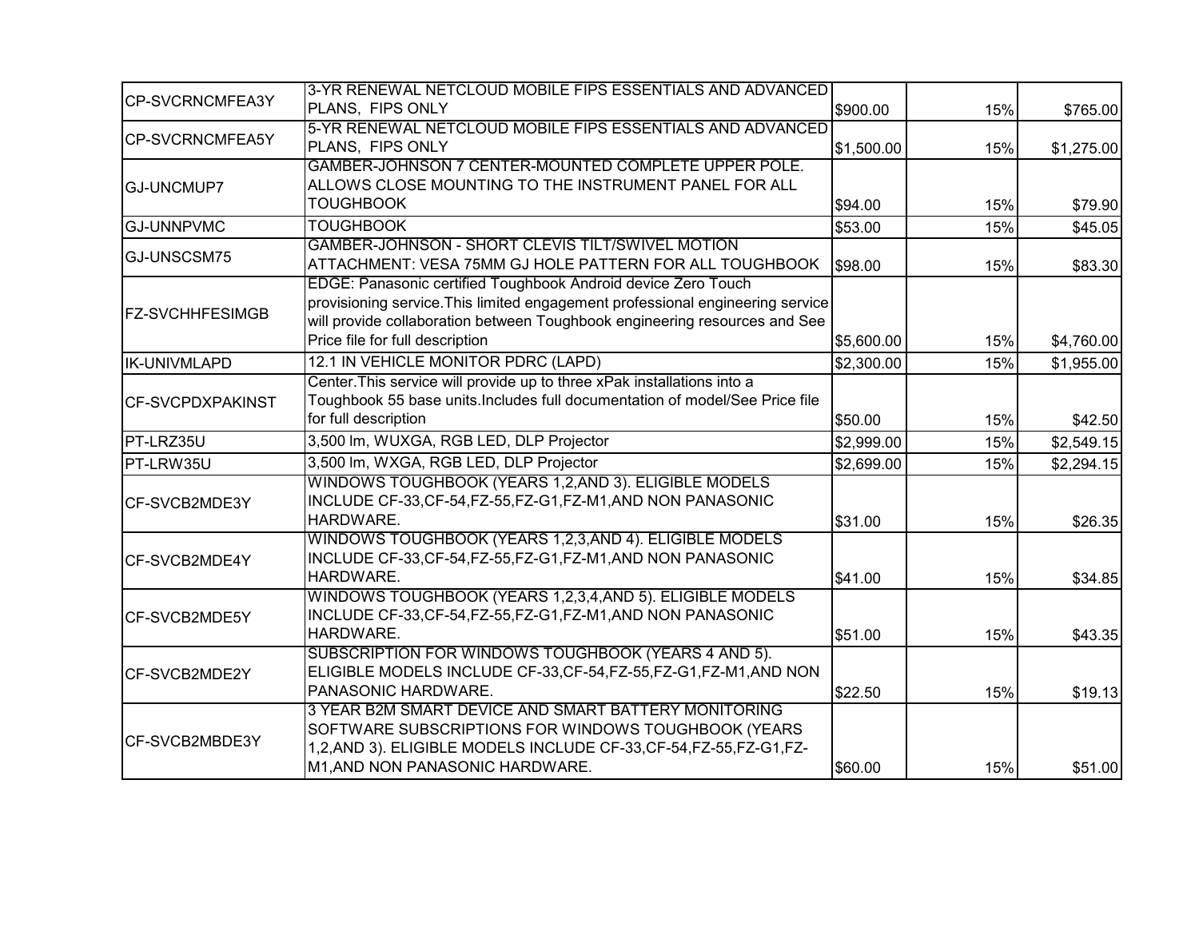| | | | | |
|---|---|---|---|---|
| CP-SVCRNCMFEA3Y | 3-YR RENEWAL NETCLOUD MOBILE FIPS ESSENTIALS AND ADVANCED PLANS, FIPS ONLY | $900.00 | 15% | $765.00 |
| CP-SVCRNCMFEA5Y | 5-YR RENEWAL NETCLOUD MOBILE FIPS ESSENTIALS AND ADVANCED PLANS, FIPS ONLY | $1,500.00 | 15% | $1,275.00 |
| GJ-UNCMUP7 | GAMBER-JOHNSON 7 CENTER-MOUNTED COMPLETE UPPER POLE. ALLOWS CLOSE MOUNTING TO THE INSTRUMENT PANEL FOR ALL TOUGHBOOK | $94.00 | 15% | $79.90 |
| GJ-UNNPVMC | TOUGHBOOK | $53.00 | 15% | $45.05 |
| GJ-UNSCSM75 | GAMBER-JOHNSON - SHORT CLEVIS TILT/SWIVEL MOTION ATTACHMENT: VESA 75MM GJ HOLE PATTERN FOR ALL TOUGHBOOK | $98.00 | 15% | $83.30 |
| FZ-SVCHHFESIMGB | EDGE: Panasonic certified Toughbook Android device Zero Touch provisioning service.This limited engagement professional engineering service will provide collaboration between Toughbook engineering resources and See Price file for full description | $5,600.00 | 15% | $4,760.00 |
| IK-UNIVMLAPD | 12.1 IN VEHICLE MONITOR PDRC (LAPD) | $2,300.00 | 15% | $1,955.00 |
| CF-SVCPDXPAKINST | Center.This service will provide up to three xPak installations into a Toughbook 55 base units.Includes full documentation of model/See Price file for full description | $50.00 | 15% | $42.50 |
| PT-LRZ35U | 3,500 lm, WUXGA, RGB LED, DLP Projector | $2,999.00 | 15% | $2,549.15 |
| PT-LRW35U | 3,500 lm, WXGA, RGB LED, DLP Projector | $2,699.00 | 15% | $2,294.15 |
| CF-SVCB2MDE3Y | WINDOWS TOUGHBOOK (YEARS 1,2,AND 3). ELIGIBLE MODELS INCLUDE CF-33,CF-54,FZ-55,FZ-G1,FZ-M1,AND NON PANASONIC HARDWARE. | $31.00 | 15% | $26.35 |
| CF-SVCB2MDE4Y | WINDOWS TOUGHBOOK (YEARS 1,2,3,AND 4). ELIGIBLE MODELS INCLUDE CF-33,CF-54,FZ-55,FZ-G1,FZ-M1,AND NON PANASONIC HARDWARE. | $41.00 | 15% | $34.85 |
| CF-SVCB2MDE5Y | WINDOWS TOUGHBOOK (YEARS 1,2,3,4,AND 5). ELIGIBLE MODELS INCLUDE CF-33,CF-54,FZ-55,FZ-G1,FZ-M1,AND NON PANASONIC HARDWARE. | $51.00 | 15% | $43.35 |
| CF-SVCB2MDE2Y | SUBSCRIPTION FOR WINDOWS TOUGHBOOK (YEARS 4 AND 5). ELIGIBLE MODELS INCLUDE CF-33,CF-54,FZ-55,FZ-G1,FZ-M1,AND NON PANASONIC HARDWARE. | $22.50 | 15% | $19.13 |
| CF-SVCB2MBDE3Y | 3 YEAR B2M SMART DEVICE AND SMART BATTERY MONITORING SOFTWARE SUBSCRIPTIONS FOR WINDOWS TOUGHBOOK (YEARS 1,2,AND 3). ELIGIBLE MODELS INCLUDE CF-33,CF-54,FZ-55,FZ-G1,FZ-M1,AND NON PANASONIC HARDWARE. | $60.00 | 15% | $51.00 |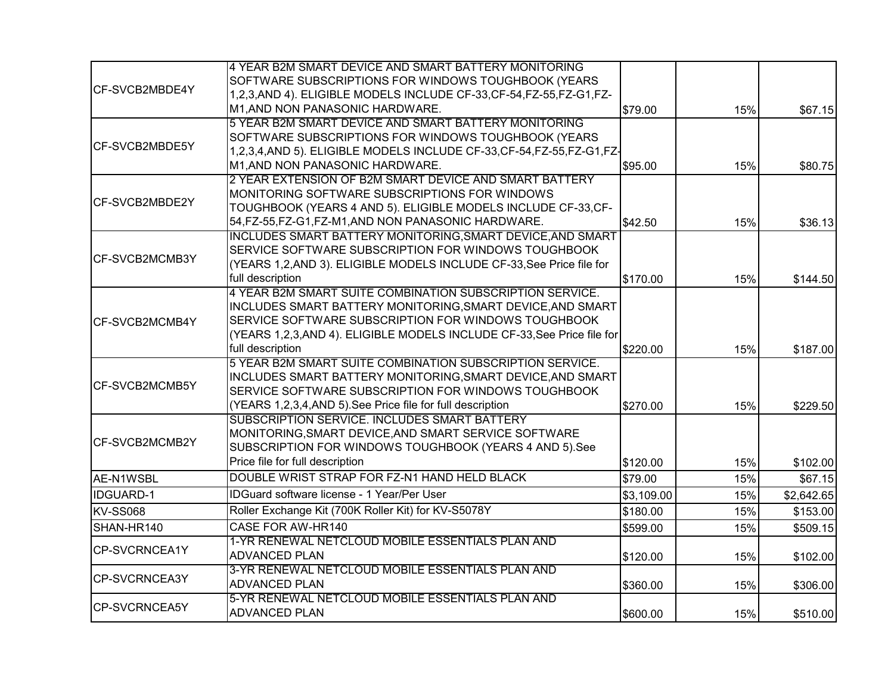| | | | | |
|---|---|---|---|---|
| CF-SVCB2MBDE4Y | 4 YEAR B2M SMART DEVICE AND SMART BATTERY MONITORING SOFTWARE SUBSCRIPTIONS FOR WINDOWS TOUGHBOOK (YEARS 1,2,3,AND 4). ELIGIBLE MODELS INCLUDE CF-33,CF-54,FZ-55,FZ-G1,FZ-M1,AND NON PANASONIC HARDWARE. | $79.00 | 15% | $67.15 |
| CF-SVCB2MBDE5Y | 5 YEAR B2M SMART DEVICE AND SMART BATTERY MONITORING SOFTWARE SUBSCRIPTIONS FOR WINDOWS TOUGHBOOK (YEARS 1,2,3,4,AND 5). ELIGIBLE MODELS INCLUDE CF-33,CF-54,FZ-55,FZ-G1,FZ-M1,AND NON PANASONIC HARDWARE. | $95.00 | 15% | $80.75 |
| CF-SVCB2MBDE2Y | 2 YEAR EXTENSION OF B2M SMART DEVICE AND SMART BATTERY MONITORING SOFTWARE SUBSCRIPTIONS FOR WINDOWS TOUGHBOOK (YEARS 4 AND 5). ELIGIBLE MODELS INCLUDE CF-33,CF-54,FZ-55,FZ-G1,FZ-M1,AND NON PANASONIC HARDWARE. | $42.50 | 15% | $36.13 |
| CF-SVCB2MCMB3Y | INCLUDES SMART BATTERY MONITORING,SMART DEVICE,AND SMART SERVICE SOFTWARE SUBSCRIPTION FOR WINDOWS TOUGHBOOK (YEARS 1,2,AND 3). ELIGIBLE MODELS INCLUDE CF-33,See Price file for full description | $170.00 | 15% | $144.50 |
| CF-SVCB2MCMB4Y | 4 YEAR B2M SMART SUITE COMBINATION SUBSCRIPTION SERVICE. INCLUDES SMART BATTERY MONITORING,SMART DEVICE,AND SMART SERVICE SOFTWARE SUBSCRIPTION FOR WINDOWS TOUGHBOOK (YEARS 1,2,3,AND 4). ELIGIBLE MODELS INCLUDE CF-33,See Price file for full description | $220.00 | 15% | $187.00 |
| CF-SVCB2MCMB5Y | 5 YEAR B2M SMART SUITE COMBINATION SUBSCRIPTION SERVICE. INCLUDES SMART BATTERY MONITORING,SMART DEVICE,AND SMART SERVICE SOFTWARE SUBSCRIPTION FOR WINDOWS TOUGHBOOK (YEARS 1,2,3,4,AND 5).See Price file for full description | $270.00 | 15% | $229.50 |
| CF-SVCB2MCMB2Y | SUBSCRIPTION SERVICE. INCLUDES SMART BATTERY MONITORING,SMART DEVICE,AND SMART SERVICE SOFTWARE SUBSCRIPTION FOR WINDOWS TOUGHBOOK (YEARS 4 AND 5).See Price file for full description | $120.00 | 15% | $102.00 |
| AE-N1WSBL | DOUBLE WRIST STRAP FOR FZ-N1 HAND HELD BLACK | $79.00 | 15% | $67.15 |
| IDGUARD-1 | IDGuard software license - 1 Year/Per User | $3,109.00 | 15% | $2,642.65 |
| KV-SS068 | Roller Exchange Kit (700K Roller Kit) for KV-S5078Y | $180.00 | 15% | $153.00 |
| SHAN-HR140 | CASE FOR AW-HR140 | $599.00 | 15% | $509.15 |
| CP-SVCRNCEA1Y | 1-YR RENEWAL NETCLOUD MOBILE ESSENTIALS PLAN AND ADVANCED PLAN | $120.00 | 15% | $102.00 |
| CP-SVCRNCEA3Y | 3-YR RENEWAL NETCLOUD MOBILE ESSENTIALS PLAN AND ADVANCED PLAN | $360.00 | 15% | $306.00 |
| CP-SVCRNCEA5Y | 5-YR RENEWAL NETCLOUD MOBILE ESSENTIALS PLAN AND ADVANCED PLAN | $600.00 | 15% | $510.00 |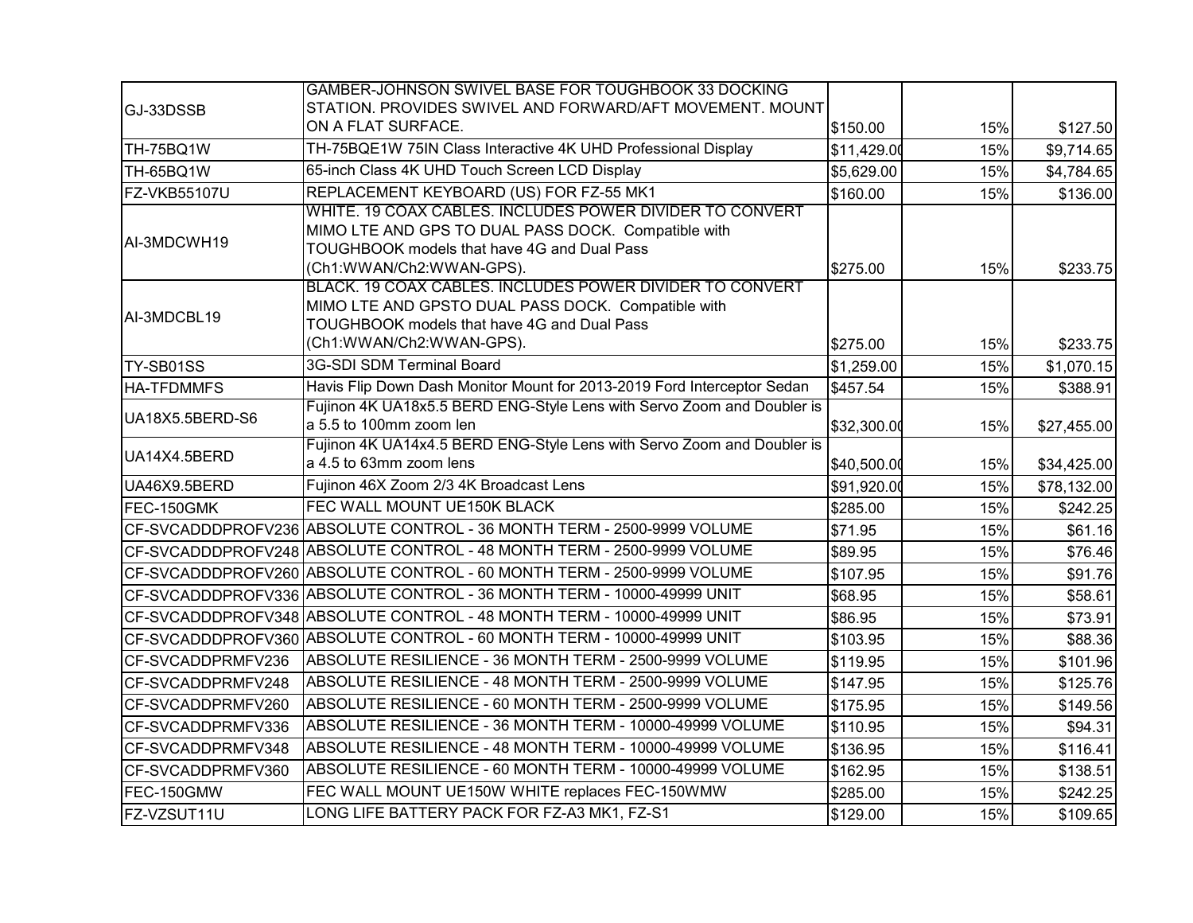| | | | | |
|---|---|---|---|---|
| GJ-33DSSB | GAMBER-JOHNSON SWIVEL BASE FOR TOUGHBOOK 33 DOCKING STATION. PROVIDES SWIVEL AND FORWARD/AFT MOVEMENT. MOUNT ON A FLAT SURFACE. | $150.00 | 15% | $127.50 |
| TH-75BQ1W | TH-75BQE1W 75IN Class Interactive 4K UHD Professional Display | $11,429.00 | 15% | $9,714.65 |
| TH-65BQ1W | 65-inch Class 4K UHD Touch Screen LCD Display | $5,629.00 | 15% | $4,784.65 |
| FZ-VKB55107U | REPLACEMENT KEYBOARD (US) FOR FZ-55 MK1 | $160.00 | 15% | $136.00 |
| AI-3MDCWH19 | WHITE. 19 COAX CABLES. INCLUDES POWER DIVIDER TO CONVERT MIMO LTE AND GPS TO DUAL PASS DOCK. Compatible with TOUGHBOOK models that have 4G and Dual Pass (Ch1:WWAN/Ch2:WWAN-GPS). | $275.00 | 15% | $233.75 |
| AI-3MDCBL19 | BLACK. 19 COAX CABLES. INCLUDES POWER DIVIDER TO CONVERT MIMO LTE AND GPSTO DUAL PASS DOCK. Compatible with TOUGHBOOK models that have 4G and Dual Pass (Ch1:WWAN/Ch2:WWAN-GPS). | $275.00 | 15% | $233.75 |
| TY-SB01SS | 3G-SDI SDM Terminal Board | $1,259.00 | 15% | $1,070.15 |
| HA-TFDMMFS | Havis Flip Down Dash Monitor Mount for 2013-2019 Ford Interceptor Sedan | $457.54 | 15% | $388.91 |
| UA18X5.5BERD-S6 | Fujinon 4K UA18x5.5 BERD ENG-Style Lens with Servo Zoom and Doubler is a 5.5 to 100mm zoom len | $32,300.00 | 15% | $27,455.00 |
| UA14X4.5BERD | Fujinon 4K UA14x4.5 BERD ENG-Style Lens with Servo Zoom and Doubler is a 4.5 to 63mm zoom lens | $40,500.00 | 15% | $34,425.00 |
| UA46X9.5BERD | Fujinon 46X Zoom 2/3 4K Broadcast Lens | $91,920.00 | 15% | $78,132.00 |
| FEC-150GMK | FEC WALL MOUNT UE150K BLACK | $285.00 | 15% | $242.25 |
| CF-SVCADDDPROFV236 | ABSOLUTE CONTROL - 36 MONTH TERM - 2500-9999 VOLUME | $71.95 | 15% | $61.16 |
| CF-SVCADDDPROFV248 | ABSOLUTE CONTROL - 48 MONTH TERM - 2500-9999 VOLUME | $89.95 | 15% | $76.46 |
| CF-SVCADDDPROFV260 | ABSOLUTE CONTROL - 60 MONTH TERM - 2500-9999 VOLUME | $107.95 | 15% | $91.76 |
| CF-SVCADDDPROFV336 | ABSOLUTE CONTROL - 36 MONTH TERM - 10000-49999 UNIT | $68.95 | 15% | $58.61 |
| CF-SVCADDDPROFV348 | ABSOLUTE CONTROL - 48 MONTH TERM - 10000-49999 UNIT | $86.95 | 15% | $73.91 |
| CF-SVCADDDPROFV360 | ABSOLUTE CONTROL - 60 MONTH TERM - 10000-49999 UNIT | $103.95 | 15% | $88.36 |
| CF-SVCADDPRMFV236 | ABSOLUTE RESILIENCE - 36 MONTH TERM - 2500-9999 VOLUME | $119.95 | 15% | $101.96 |
| CF-SVCADDPRMFV248 | ABSOLUTE RESILIENCE - 48 MONTH TERM - 2500-9999 VOLUME | $147.95 | 15% | $125.76 |
| CF-SVCADDPRMFV260 | ABSOLUTE RESILIENCE - 60 MONTH TERM - 2500-9999 VOLUME | $175.95 | 15% | $149.56 |
| CF-SVCADDPRMFV336 | ABSOLUTE RESILIENCE - 36 MONTH TERM - 10000-49999 VOLUME | $110.95 | 15% | $94.31 |
| CF-SVCADDPRMFV348 | ABSOLUTE RESILIENCE - 48 MONTH TERM - 10000-49999 VOLUME | $136.95 | 15% | $116.41 |
| CF-SVCADDPRMFV360 | ABSOLUTE RESILIENCE - 60 MONTH TERM - 10000-49999 VOLUME | $162.95 | 15% | $138.51 |
| FEC-150GMW | FEC WALL MOUNT UE150W WHITE replaces FEC-150WMW | $285.00 | 15% | $242.25 |
| FZ-VZSUT11U | LONG LIFE BATTERY PACK FOR FZ-A3 MK1, FZ-S1 | $129.00 | 15% | $109.65 |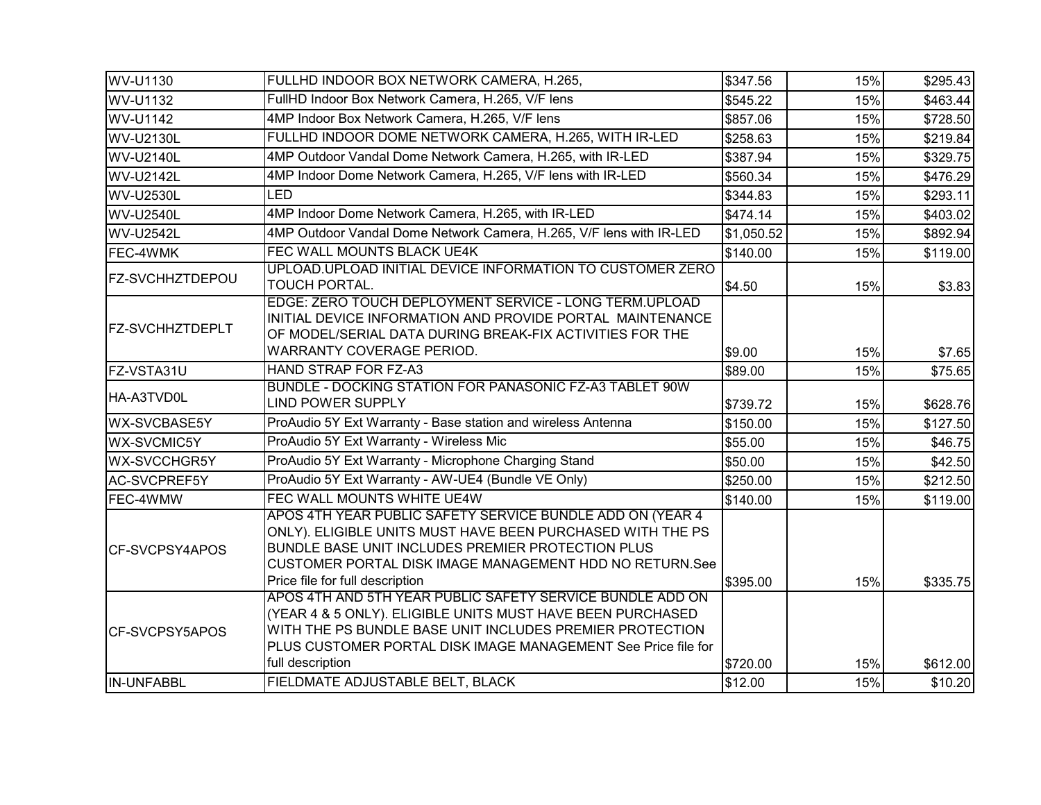| | | | | |
|---|---|---|---|---|
| WV-U1130 | FULLHD INDOOR BOX NETWORK CAMERA, H.265, | $347.56 | 15% | $295.43 |
| WV-U1132 | FullHD Indoor Box Network Camera, H.265, V/F lens | $545.22 | 15% | $463.44 |
| WV-U1142 | 4MP Indoor Box Network Camera, H.265, V/F lens | $857.06 | 15% | $728.50 |
| WV-U2130L | FULLHD INDOOR DOME NETWORK CAMERA, H.265, WITH IR-LED | $258.63 | 15% | $219.84 |
| WV-U2140L | 4MP Outdoor Vandal Dome Network Camera, H.265, with IR-LED | $387.94 | 15% | $329.75 |
| WV-U2142L | 4MP Indoor Dome Network Camera, H.265, V/F lens with IR-LED | $560.34 | 15% | $476.29 |
| WV-U2530L | LED | $344.83 | 15% | $293.11 |
| WV-U2540L | 4MP Indoor Dome Network Camera, H.265, with IR-LED | $474.14 | 15% | $403.02 |
| WV-U2542L | 4MP Outdoor Vandal Dome Network Camera, H.265, V/F lens with IR-LED | $1,050.52 | 15% | $892.94 |
| FEC-4WMK | FEC WALL MOUNTS BLACK UE4K | $140.00 | 15% | $119.00 |
| FZ-SVCHHZTDEPOU | UPLOAD.UPLOAD INITIAL DEVICE INFORMATION TO CUSTOMER ZERO TOUCH PORTAL. | $4.50 | 15% | $3.83 |
| FZ-SVCHHZTDEPLT | EDGE: ZERO TOUCH DEPLOYMENT SERVICE - LONG TERM.UPLOAD INITIAL DEVICE INFORMATION AND PROVIDE PORTAL MAINTENANCE OF MODEL/SERIAL DATA DURING BREAK-FIX ACTIVITIES FOR THE WARRANTY COVERAGE PERIOD. | $9.00 | 15% | $7.65 |
| FZ-VSTA31U | HAND STRAP FOR FZ-A3 | $89.00 | 15% | $75.65 |
| HA-A3TVD0L | BUNDLE - DOCKING STATION FOR PANASONIC FZ-A3 TABLET 90W LIND POWER SUPPLY | $739.72 | 15% | $628.76 |
| WX-SVCBASE5Y | ProAudio 5Y Ext Warranty - Base station and wireless Antenna | $150.00 | 15% | $127.50 |
| WX-SVCMIC5Y | ProAudio 5Y Ext Warranty - Wireless Mic | $55.00 | 15% | $46.75 |
| WX-SVCCHGR5Y | ProAudio 5Y Ext Warranty - Microphone Charging Stand | $50.00 | 15% | $42.50 |
| AC-SVCPREF5Y | ProAudio 5Y Ext Warranty - AW-UE4 (Bundle VE Only) | $250.00 | 15% | $212.50 |
| FEC-4WMW | FEC WALL MOUNTS WHITE UE4W | $140.00 | 15% | $119.00 |
| CF-SVCPSY4APOS | APOS 4TH YEAR PUBLIC SAFETY SERVICE BUNDLE ADD ON (YEAR 4 ONLY). ELIGIBLE UNITS MUST HAVE BEEN PURCHASED WITH THE PS BUNDLE BASE UNIT INCLUDES PREMIER PROTECTION PLUS CUSTOMER PORTAL DISK IMAGE MANAGEMENT HDD NO RETURN.See Price file for full description | $395.00 | 15% | $335.75 |
| CF-SVCPSY5APOS | APOS 4TH AND 5TH YEAR PUBLIC SAFETY SERVICE BUNDLE ADD ON (YEAR 4 & 5 ONLY). ELIGIBLE UNITS MUST HAVE BEEN PURCHASED WITH THE PS BUNDLE BASE UNIT INCLUDES PREMIER PROTECTION PLUS CUSTOMER PORTAL DISK IMAGE MANAGEMENT See Price file for full description | $720.00 | 15% | $612.00 |
| IN-UNFABBL | FIELDMATE ADJUSTABLE BELT, BLACK | $12.00 | 15% | $10.20 |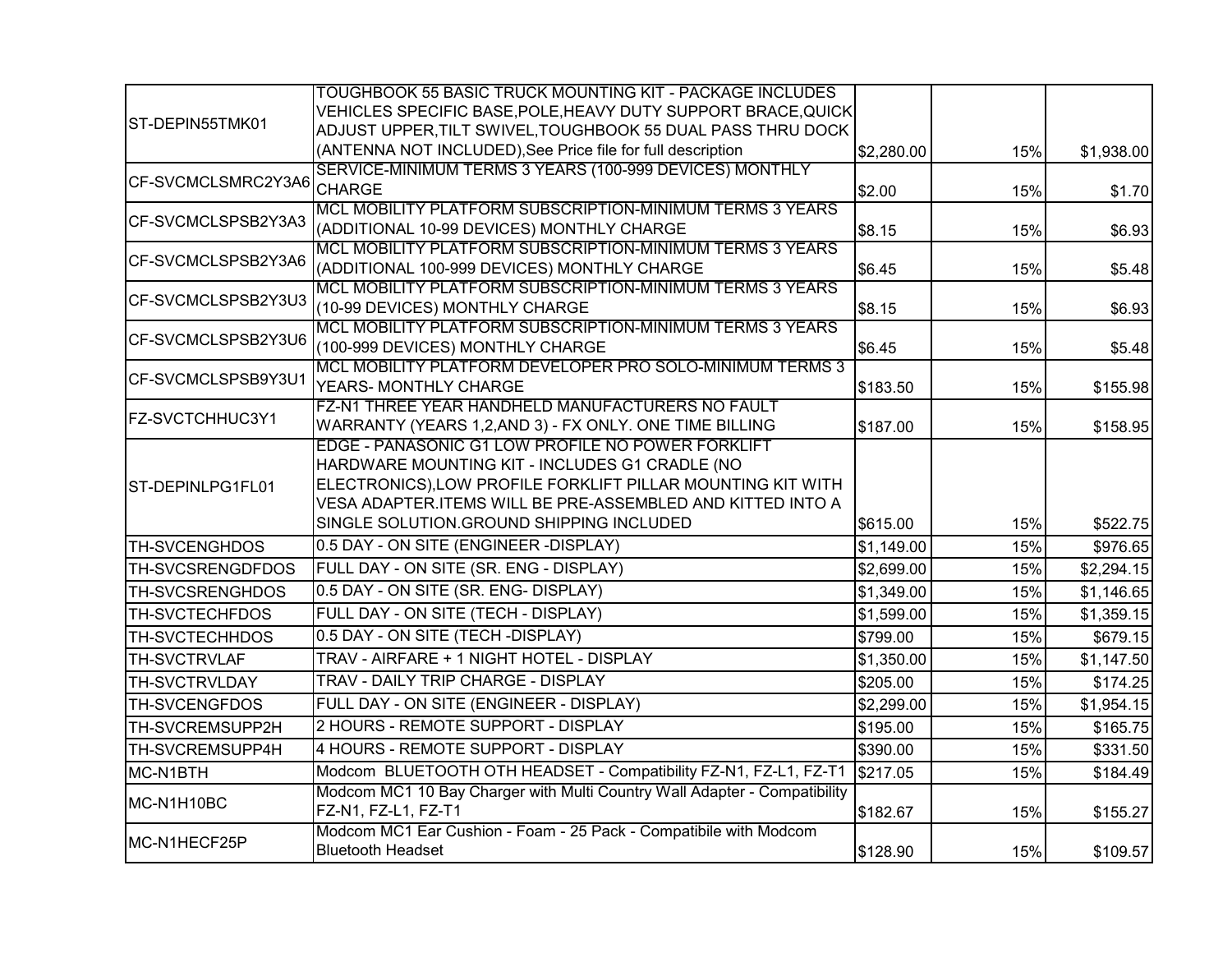| | | | | |
|---|---|---|---|---|
| ST-DEPIN55TMK01 | TOUGHBOOK 55 BASIC TRUCK MOUNTING KIT - PACKAGE INCLUDES VEHICLES SPECIFIC BASE,POLE,HEAVY DUTY SUPPORT BRACE,QUICK ADJUST UPPER,TILT SWIVEL,TOUGHBOOK 55 DUAL PASS THRU DOCK (ANTENNA NOT INCLUDED),See Price file for full description | $2,280.00 | 15% | $1,938.00 |
| CF-SVCMCLSMRC2Y3A6 | SERVICE-MINIMUM TERMS 3 YEARS (100-999 DEVICES) MONTHLY CHARGE | $2.00 | 15% | $1.70 |
| CF-SVCMCLSPSB2Y3A3 | MCL MOBILITY PLATFORM SUBSCRIPTION-MINIMUM TERMS 3 YEARS (ADDITIONAL 10-99 DEVICES) MONTHLY CHARGE | $8.15 | 15% | $6.93 |
| CF-SVCMCLSPSB2Y3A6 | MCL MOBILITY PLATFORM SUBSCRIPTION-MINIMUM TERMS 3 YEARS (ADDITIONAL 100-999 DEVICES) MONTHLY CHARGE | $6.45 | 15% | $5.48 |
| CF-SVCMCLSPSB2Y3U3 | MCL MOBILITY PLATFORM SUBSCRIPTION-MINIMUM TERMS 3 YEARS (10-99 DEVICES) MONTHLY CHARGE | $8.15 | 15% | $6.93 |
| CF-SVCMCLSPSB2Y3U6 | MCL MOBILITY PLATFORM SUBSCRIPTION-MINIMUM TERMS 3 YEARS (100-999 DEVICES) MONTHLY CHARGE | $6.45 | 15% | $5.48 |
| CF-SVCMCLSPSB9Y3U1 | MCL MOBILITY PLATFORM DEVELOPER PRO SOLO-MINIMUM TERMS 3 YEARS- MONTHLY CHARGE | $183.50 | 15% | $155.98 |
| FZ-SVCTCHHUC3Y1 | FZ-N1 THREE YEAR HANDHELD MANUFACTURERS NO FAULT WARRANTY (YEARS 1,2,AND 3) - FX ONLY. ONE TIME BILLING | $187.00 | 15% | $158.95 |
| ST-DEPINLPG1FL01 | EDGE - PANASONIC G1 LOW PROFILE NO POWER FORKLIFT HARDWARE MOUNTING KIT - INCLUDES G1 CRADLE (NO ELECTRONICS),LOW PROFILE FORKLIFT PILLAR MOUNTING KIT WITH VESA ADAPTER.ITEMS WILL BE PRE-ASSEMBLED AND KITTED INTO A SINGLE SOLUTION.GROUND SHIPPING INCLUDED | $615.00 | 15% | $522.75 |
| TH-SVCENGHDOS | 0.5 DAY - ON SITE (ENGINEER -DISPLAY) | $1,149.00 | 15% | $976.65 |
| TH-SVCSRENGDFDOS | FULL DAY - ON SITE (SR. ENG - DISPLAY) | $2,699.00 | 15% | $2,294.15 |
| TH-SVCSRENGHDOS | 0.5 DAY - ON SITE (SR. ENG- DISPLAY) | $1,349.00 | 15% | $1,146.65 |
| TH-SVCTECHFDOS | FULL DAY - ON SITE (TECH - DISPLAY) | $1,599.00 | 15% | $1,359.15 |
| TH-SVCTECHHDOS | 0.5 DAY - ON SITE (TECH -DISPLAY) | $799.00 | 15% | $679.15 |
| TH-SVCTRVLAF | TRAV - AIRFARE + 1 NIGHT HOTEL - DISPLAY | $1,350.00 | 15% | $1,147.50 |
| TH-SVCTRVLDAY | TRAV - DAILY TRIP CHARGE - DISPLAY | $205.00 | 15% | $174.25 |
| TH-SVCENGFDOS | FULL DAY - ON SITE (ENGINEER - DISPLAY) | $2,299.00 | 15% | $1,954.15 |
| TH-SVCREMSUPP2H | 2 HOURS - REMOTE SUPPORT - DISPLAY | $195.00 | 15% | $165.75 |
| TH-SVCREMSUPP4H | 4 HOURS - REMOTE SUPPORT - DISPLAY | $390.00 | 15% | $331.50 |
| MC-N1BTH | Modcom BLUETOOTH OTH HEADSET - Compatibility FZ-N1, FZ-L1, FZ-T1 | $217.05 | 15% | $184.49 |
| MC-N1H10BC | Modcom MC1 10 Bay Charger with Multi Country Wall Adapter - Compatibility FZ-N1, FZ-L1, FZ-T1 | $182.67 | 15% | $155.27 |
| MC-N1HECF25P | Modcom MC1 Ear Cushion - Foam - 25 Pack - Compatibile with Modcom Bluetooth Headset | $128.90 | 15% | $109.57 |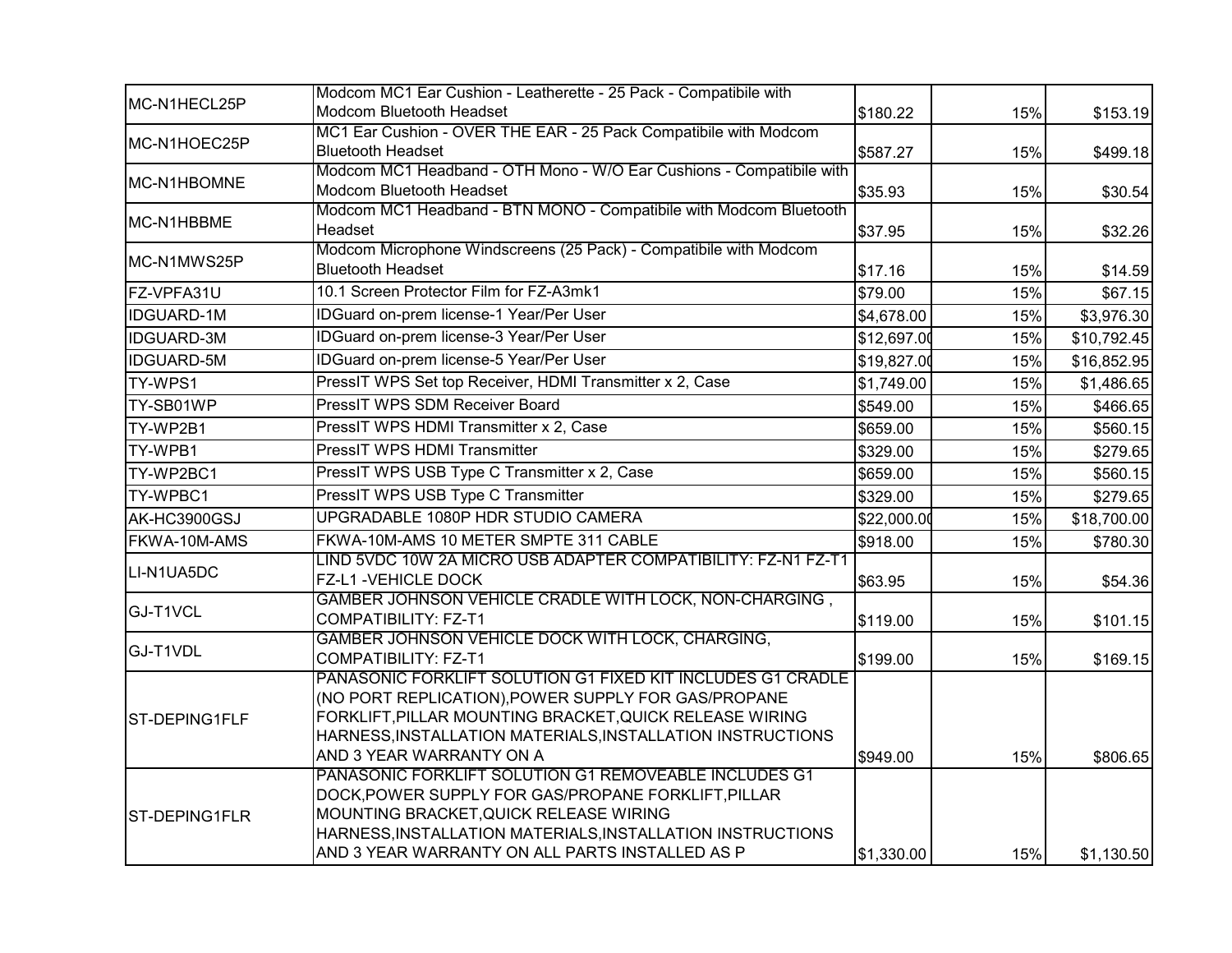| | | | | |
|---|---|---|---|---|
| MC-N1HECL25P | Modcom MC1 Ear Cushion - Leatherette - 25 Pack - Compatibile with Modcom Bluetooth Headset | $180.22 | 15% | $153.19 |
| MC-N1HOEC25P | MC1 Ear Cushion - OVER THE EAR - 25 Pack Compatibile with Modcom Bluetooth Headset | $587.27 | 15% | $499.18 |
| MC-N1HBOMNE | Modcom MC1 Headband - OTH Mono - W/O Ear Cushions - Compatibile with Modcom Bluetooth Headset | $35.93 | 15% | $30.54 |
| MC-N1HBBME | Modcom MC1 Headband - BTN MONO - Compatibile with Modcom Bluetooth Headset | $37.95 | 15% | $32.26 |
| MC-N1MWS25P | Modcom Microphone Windscreens (25 Pack) - Compatibile with Modcom Bluetooth Headset | $17.16 | 15% | $14.59 |
| FZ-VPFA31U | 10.1 Screen Protector Film for FZ-A3mk1 | $79.00 | 15% | $67.15 |
| IDGUARD-1M | IDGuard on-prem license-1 Year/Per User | $4,678.00 | 15% | $3,976.30 |
| IDGUARD-3M | IDGuard on-prem license-3 Year/Per User | $12,697.00 | 15% | $10,792.45 |
| IDGUARD-5M | IDGuard on-prem license-5 Year/Per User | $19,827.00 | 15% | $16,852.95 |
| TY-WPS1 | PressIT WPS Set top Receiver, HDMI Transmitter x 2, Case | $1,749.00 | 15% | $1,486.65 |
| TY-SB01WP | PressIT WPS SDM Receiver Board | $549.00 | 15% | $466.65 |
| TY-WP2B1 | PressIT WPS HDMI Transmitter x 2, Case | $659.00 | 15% | $560.15 |
| TY-WPB1 | PressIT WPS HDMI Transmitter | $329.00 | 15% | $279.65 |
| TY-WP2BC1 | PressIT WPS USB Type C Transmitter x 2, Case | $659.00 | 15% | $560.15 |
| TY-WPBC1 | PressIT WPS USB Type C Transmitter | $329.00 | 15% | $279.65 |
| AK-HC3900GSJ | UPGRADABLE 1080P HDR STUDIO CAMERA | $22,000.00 | 15% | $18,700.00 |
| FKWA-10M-AMS | FKWA-10M-AMS 10 METER SMPTE 311 CABLE | $918.00 | 15% | $780.30 |
| LI-N1UA5DC | LIND 5VDC 10W 2A MICRO USB ADAPTER COMPATIBILITY: FZ-N1 FZ-T1 FZ-L1 -VEHICLE DOCK | $63.95 | 15% | $54.36 |
| GJ-T1VCL | GAMBER JOHNSON VEHICLE CRADLE WITH LOCK, NON-CHARGING , COMPATIBILITY: FZ-T1 | $119.00 | 15% | $101.15 |
| GJ-T1VDL | GAMBER JOHNSON VEHICLE DOCK WITH LOCK, CHARGING, COMPATIBILITY: FZ-T1 | $199.00 | 15% | $169.15 |
| ST-DEPING1FLF | PANASONIC FORKLIFT SOLUTION G1 FIXED KIT INCLUDES G1 CRADLE (NO PORT REPLICATION),POWER SUPPLY FOR GAS/PROPANE FORKLIFT,PILLAR MOUNTING BRACKET,QUICK RELEASE WIRING HARNESS,INSTALLATION MATERIALS,INSTALLATION INSTRUCTIONS AND 3 YEAR WARRANTY ON A | $949.00 | 15% | $806.65 |
| ST-DEPING1FLR | PANASONIC FORKLIFT SOLUTION G1 REMOVEABLE INCLUDES G1 DOCK,POWER SUPPLY FOR GAS/PROPANE FORKLIFT,PILLAR MOUNTING BRACKET,QUICK RELEASE WIRING HARNESS,INSTALLATION MATERIALS,INSTALLATION INSTRUCTIONS AND 3 YEAR WARRANTY ON ALL PARTS INSTALLED AS P | $1,330.00 | 15% | $1,130.50 |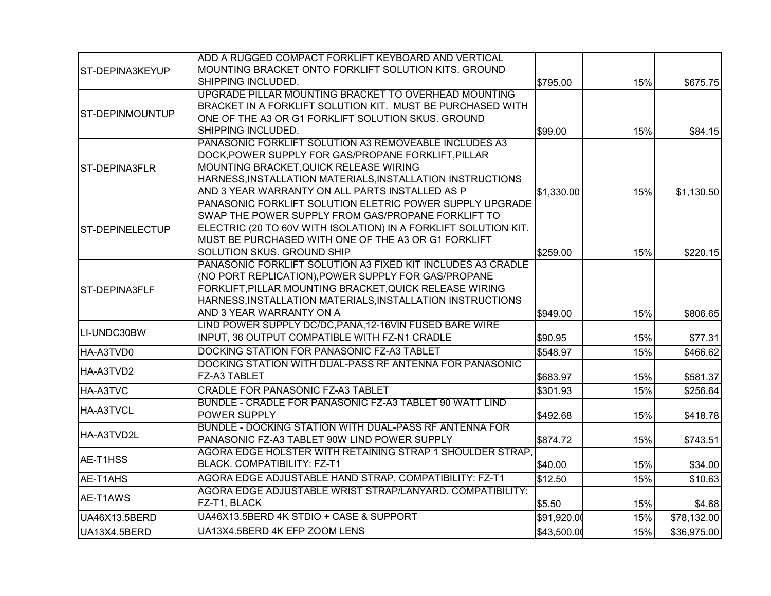| | | | | |
|---|---|---|---|---|
| ST-DEPINA3KEYUP | ADD A RUGGED COMPACT FORKLIFT KEYBOARD AND VERTICAL MOUNTING BRACKET ONTO FORKLIFT SOLUTION KITS. GROUND SHIPPING INCLUDED. | $795.00 | 15% | $675.75 |
| ST-DEPINMOUNTUP | UPGRADE PILLAR MOUNTING BRACKET TO OVERHEAD MOUNTING BRACKET IN A FORKLIFT SOLUTION KIT. MUST BE PURCHASED WITH ONE OF THE A3 OR G1 FORKLIFT SOLUTION SKUS. GROUND SHIPPING INCLUDED. | $99.00 | 15% | $84.15 |
| ST-DEPINA3FLR | PANASONIC FORKLIFT SOLUTION A3 REMOVEABLE INCLUDES A3 DOCK,POWER SUPPLY FOR GAS/PROPANE FORKLIFT,PILLAR MOUNTING BRACKET,QUICK RELEASE WIRING HARNESS,INSTALLATION MATERIALS,INSTALLATION INSTRUCTIONS AND 3 YEAR WARRANTY ON ALL PARTS INSTALLED AS P | $1,330.00 | 15% | $1,130.50 |
| ST-DEPINELECTUP | PANASONIC FORKLIFT SOLUTION ELETRIC POWER SUPPLY UPGRADE SWAP THE POWER SUPPLY FROM GAS/PROPANE FORKLIFT TO ELECTRIC (20 TO 60V WITH ISOLATION) IN A FORKLIFT SOLUTION KIT. MUST BE PURCHASED WITH ONE OF THE A3 OR G1 FORKLIFT SOLUTION SKUS. GROUND SHIP | $259.00 | 15% | $220.15 |
| ST-DEPINA3FLF | PANASONIC FORKLIFT SOLUTION A3 FIXED KIT INCLUDES A3 CRADLE (NO PORT REPLICATION),POWER SUPPLY FOR GAS/PROPANE FORKLIFT,PILLAR MOUNTING BRACKET,QUICK RELEASE WIRING HARNESS,INSTALLATION MATERIALS,INSTALLATION INSTRUCTIONS AND 3 YEAR WARRANTY ON A | $949.00 | 15% | $806.65 |
| LI-UNDC30BW | LIND POWER SUPPLY DC/DC,PANA,12-16VIN FUSED BARE WIRE INPUT, 36 OUTPUT COMPATIBLE WITH FZ-N1 CRADLE | $90.95 | 15% | $77.31 |
| HA-A3TVD0 | DOCKING STATION FOR PANASONIC FZ-A3 TABLET | $548.97 | 15% | $466.62 |
| HA-A3TVD2 | DOCKING STATION WITH DUAL-PASS RF ANTENNA FOR PANASONIC FZ-A3 TABLET | $683.97 | 15% | $581.37 |
| HA-A3TVC | CRADLE FOR PANASONIC FZ-A3 TABLET | $301.93 | 15% | $256.64 |
| HA-A3TVCL | BUNDLE - CRADLE FOR PANASONIC FZ-A3 TABLET 90 WATT LIND POWER SUPPLY | $492.68 | 15% | $418.78 |
| HA-A3TVD2L | BUNDLE - DOCKING STATION WITH DUAL-PASS RF ANTENNA FOR PANASONIC FZ-A3 TABLET 90W LIND POWER SUPPLY | $874.72 | 15% | $743.51 |
| AE-T1HSS | AGORA EDGE HOLSTER WITH RETAINING STRAP 1 SHOULDER STRAP, BLACK. COMPATIBILITY: FZ-T1 | $40.00 | 15% | $34.00 |
| AE-T1AHS | AGORA EDGE ADJUSTABLE HAND STRAP. COMPATIBILITY: FZ-T1 | $12.50 | 15% | $10.63 |
| AE-T1AWS | AGORA EDGE ADJUSTABLE WRIST STRAP/LANYARD. COMPATIBILITY: FZ-T1, BLACK | $5.50 | 15% | $4.68 |
| UA46X13.5BERD | UA46X13.5BERD 4K STDIO + CASE & SUPPORT | $91,920.00 | 15% | $78,132.00 |
| UA13X4.5BERD | UA13X4.5BERD 4K EFP ZOOM LENS | $43,500.00 | 15% | $36,975.00 |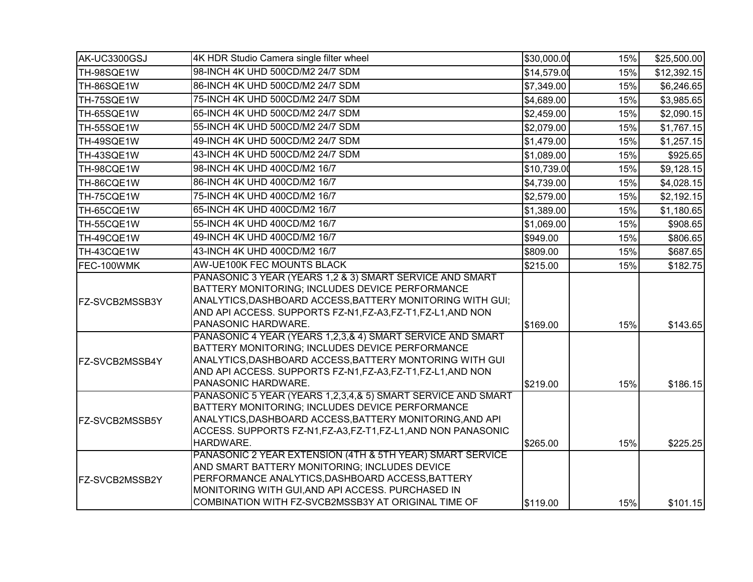| | | | | |
|---|---|---|---|---|
| AK-UC3300GSJ | 4K HDR Studio Camera single filter wheel | $30,000.00 | 15% | $25,500.00 |
| TH-98SQE1W | 98-INCH 4K UHD 500CD/M2 24/7 SDM | $14,579.00 | 15% | $12,392.15 |
| TH-86SQE1W | 86-INCH 4K UHD 500CD/M2 24/7 SDM | $7,349.00 | 15% | $6,246.65 |
| TH-75SQE1W | 75-INCH 4K UHD 500CD/M2 24/7 SDM | $4,689.00 | 15% | $3,985.65 |
| TH-65SQE1W | 65-INCH 4K UHD 500CD/M2 24/7 SDM | $2,459.00 | 15% | $2,090.15 |
| TH-55SQE1W | 55-INCH 4K UHD 500CD/M2 24/7 SDM | $2,079.00 | 15% | $1,767.15 |
| TH-49SQE1W | 49-INCH 4K UHD 500CD/M2 24/7 SDM | $1,479.00 | 15% | $1,257.15 |
| TH-43SQE1W | 43-INCH 4K UHD 500CD/M2 24/7 SDM | $1,089.00 | 15% | $925.65 |
| TH-98CQE1W | 98-INCH 4K UHD 400CD/M2 16/7 | $10,739.00 | 15% | $9,128.15 |
| TH-86CQE1W | 86-INCH 4K UHD 400CD/M2 16/7 | $4,739.00 | 15% | $4,028.15 |
| TH-75CQE1W | 75-INCH 4K UHD 400CD/M2 16/7 | $2,579.00 | 15% | $2,192.15 |
| TH-65CQE1W | 65-INCH 4K UHD 400CD/M2 16/7 | $1,389.00 | 15% | $1,180.65 |
| TH-55CQE1W | 55-INCH 4K UHD 400CD/M2 16/7 | $1,069.00 | 15% | $908.65 |
| TH-49CQE1W | 49-INCH 4K UHD 400CD/M2 16/7 | $949.00 | 15% | $806.65 |
| TH-43CQE1W | 43-INCH 4K UHD 400CD/M2 16/7 | $809.00 | 15% | $687.65 |
| FEC-100WMK | AW-UE100K FEC MOUNTS BLACK | $215.00 | 15% | $182.75 |
| FZ-SVCB2MSSB3Y | PANASONIC 3 YEAR (YEARS 1,2 & 3) SMART SERVICE AND SMART BATTERY MONITORING; INCLUDES DEVICE PERFORMANCE ANALYTICS,DASHBOARD ACCESS,BATTERY MONITORING WITH GUI; AND API ACCESS. SUPPORTS FZ-N1,FZ-A3,FZ-T1,FZ-L1,AND NON PANASONIC HARDWARE. | $169.00 | 15% | $143.65 |
| FZ-SVCB2MSSB4Y | PANASONIC 4 YEAR (YEARS 1,2,3,& 4) SMART SERVICE AND SMART BATTERY MONITORING; INCLUDES DEVICE PERFORMANCE ANALYTICS,DASHBOARD ACCESS,BATTERY MONTORING WITH GUI AND API ACCESS. SUPPORTS FZ-N1,FZ-A3,FZ-T1,FZ-L1,AND NON PANASONIC HARDWARE. | $219.00 | 15% | $186.15 |
| FZ-SVCB2MSSB5Y | PANASONIC 5 YEAR (YEARS 1,2,3,4,& 5) SMART SERVICE AND SMART BATTERY MONITORING; INCLUDES DEVICE PERFORMANCE ANALYTICS,DASHBOARD ACCESS,BATTERY MONITORING,AND API ACCESS. SUPPORTS FZ-N1,FZ-A3,FZ-T1,FZ-L1,AND NON PANASONIC HARDWARE. | $265.00 | 15% | $225.25 |
| FZ-SVCB2MSSB2Y | PANASONIC 2 YEAR EXTENSION (4TH & 5TH YEAR) SMART SERVICE AND SMART BATTERY MONITORING; INCLUDES DEVICE PERFORMANCE ANALYTICS,DASHBOARD ACCESS,BATTERY MONITORING WITH GUI,AND API ACCESS. PURCHASED IN COMBINATION WITH FZ-SVCB2MSSB3Y AT ORIGINAL TIME OF | $119.00 | 15% | $101.15 |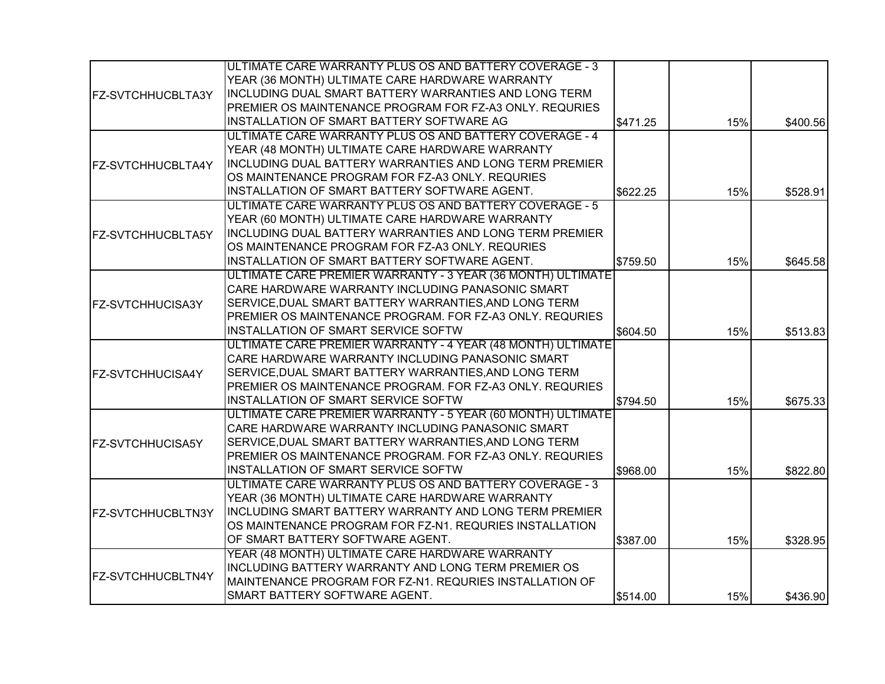| | | | | |
|---|---|---|---|---|
| FZ-SVTCHHUCBLTA3Y | ULTIMATE CARE WARRANTY PLUS OS AND BATTERY COVERAGE - 3 YEAR (36 MONTH) ULTIMATE CARE HARDWARE WARRANTY INCLUDING DUAL SMART BATTERY WARRANTIES AND LONG TERM PREMIER OS MAINTENANCE PROGRAM FOR FZ-A3 ONLY. REQURIES INSTALLATION OF SMART BATTERY SOFTWARE AG | $471.25 | 15% | $400.56 |
| FZ-SVTCHHUCBLTA4Y | ULTIMATE CARE WARRANTY PLUS OS AND BATTERY COVERAGE - 4 YEAR (48 MONTH) ULTIMATE CARE HARDWARE WARRANTY INCLUDING DUAL BATTERY WARRANTIES AND LONG TERM PREMIER OS MAINTENANCE PROGRAM FOR FZ-A3 ONLY. REQURIES INSTALLATION OF SMART BATTERY SOFTWARE AGENT. | $622.25 | 15% | $528.91 |
| FZ-SVTCHHUCBLTA5Y | ULTIMATE CARE WARRANTY PLUS OS AND BATTERY COVERAGE - 5 YEAR (60 MONTH) ULTIMATE CARE HARDWARE WARRANTY INCLUDING DUAL BATTERY WARRANTIES AND LONG TERM PREMIER OS MAINTENANCE PROGRAM FOR FZ-A3 ONLY. REQURIES INSTALLATION OF SMART BATTERY SOFTWARE AGENT. | $759.50 | 15% | $645.58 |
| FZ-SVTCHHUCISA3Y | ULTIMATE CARE PREMIER WARRANTY - 3 YEAR (36 MONTH) ULTIMATE CARE HARDWARE WARRANTY INCLUDING PANASONIC SMART SERVICE,DUAL SMART BATTERY WARRANTIES,AND LONG TERM PREMIER OS MAINTENANCE PROGRAM. FOR FZ-A3 ONLY. REQURIES INSTALLATION OF SMART SERVICE SOFTW | $604.50 | 15% | $513.83 |
| FZ-SVTCHHUCISA4Y | ULTIMATE CARE PREMIER WARRANTY - 4 YEAR (48 MONTH) ULTIMATE CARE HARDWARE WARRANTY INCLUDING PANASONIC SMART SERVICE,DUAL SMART BATTERY WARRANTIES,AND LONG TERM PREMIER OS MAINTENANCE PROGRAM. FOR FZ-A3 ONLY. REQURIES INSTALLATION OF SMART SERVICE SOFTW | $794.50 | 15% | $675.33 |
| FZ-SVTCHHUCISA5Y | ULTIMATE CARE PREMIER WARRANTY - 5 YEAR (60 MONTH) ULTIMATE CARE HARDWARE WARRANTY INCLUDING PANASONIC SMART SERVICE,DUAL SMART BATTERY WARRANTIES,AND LONG TERM PREMIER OS MAINTENANCE PROGRAM. FOR FZ-A3 ONLY. REQURIES INSTALLATION OF SMART SERVICE SOFTW | $968.00 | 15% | $822.80 |
| FZ-SVTCHHUCBLTN3Y | ULTIMATE CARE WARRANTY PLUS OS AND BATTERY COVERAGE - 3 YEAR (36 MONTH) ULTIMATE CARE HARDWARE WARRANTY INCLUDING SMART BATTERY WARRANTY AND LONG TERM PREMIER OS MAINTENANCE PROGRAM FOR FZ-N1. REQURIES INSTALLATION OF SMART BATTERY SOFTWARE AGENT. | $387.00 | 15% | $328.95 |
| FZ-SVTCHHUCBLTN4Y | YEAR (48 MONTH) ULTIMATE CARE HARDWARE WARRANTY INCLUDING BATTERY WARRANTY AND LONG TERM PREMIER OS MAINTENANCE PROGRAM FOR FZ-N1. REQURIES INSTALLATION OF SMART BATTERY SOFTWARE AGENT. | $514.00 | 15% | $436.90 |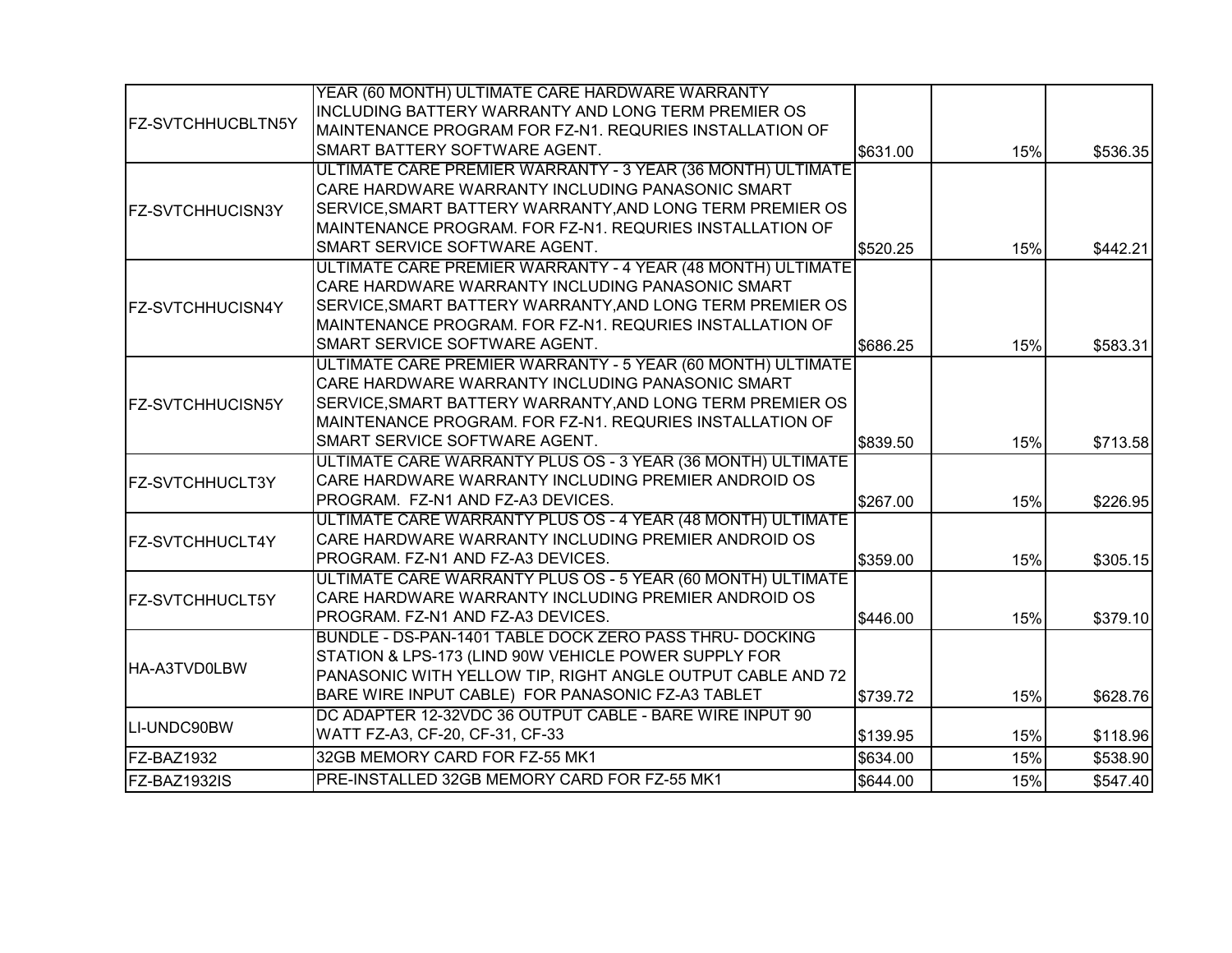| | | | | |
|---|---|---|---|---|
| FZ-SVTCHHUCBLTN5Y | YEAR (60 MONTH) ULTIMATE CARE HARDWARE WARRANTY INCLUDING BATTERY WARRANTY AND LONG TERM PREMIER OS MAINTENANCE PROGRAM FOR FZ-N1. REQURIES INSTALLATION OF SMART BATTERY SOFTWARE AGENT. | $631.00 | 15% | $536.35 |
| FZ-SVTCHHUCISN3Y | ULTIMATE CARE PREMIER WARRANTY - 3 YEAR (36 MONTH) ULTIMATE CARE HARDWARE WARRANTY INCLUDING PANASONIC SMART SERVICE,SMART BATTERY WARRANTY,AND LONG TERM PREMIER OS MAINTENANCE PROGRAM. FOR FZ-N1. REQURIES INSTALLATION OF SMART SERVICE SOFTWARE AGENT. | $520.25 | 15% | $442.21 |
| FZ-SVTCHHUCISN4Y | ULTIMATE CARE PREMIER WARRANTY - 4 YEAR (48 MONTH) ULTIMATE CARE HARDWARE WARRANTY INCLUDING PANASONIC SMART SERVICE,SMART BATTERY WARRANTY,AND LONG TERM PREMIER OS MAINTENANCE PROGRAM. FOR FZ-N1. REQURIES INSTALLATION OF SMART SERVICE SOFTWARE AGENT. | $686.25 | 15% | $583.31 |
| FZ-SVTCHHUCISN5Y | ULTIMATE CARE PREMIER WARRANTY - 5 YEAR (60 MONTH) ULTIMATE CARE HARDWARE WARRANTY INCLUDING PANASONIC SMART SERVICE,SMART BATTERY WARRANTY,AND LONG TERM PREMIER OS MAINTENANCE PROGRAM. FOR FZ-N1. REQURIES INSTALLATION OF SMART SERVICE SOFTWARE AGENT. | $839.50 | 15% | $713.58 |
| FZ-SVTCHHUCLT3Y | ULTIMATE CARE WARRANTY PLUS OS - 3 YEAR (36 MONTH) ULTIMATE CARE HARDWARE WARRANTY INCLUDING PREMIER ANDROID OS PROGRAM. FZ-N1 AND FZ-A3 DEVICES. | $267.00 | 15% | $226.95 |
| FZ-SVTCHHUCLT4Y | ULTIMATE CARE WARRANTY PLUS OS - 4 YEAR (48 MONTH) ULTIMATE CARE HARDWARE WARRANTY INCLUDING PREMIER ANDROID OS PROGRAM. FZ-N1 AND FZ-A3 DEVICES. | $359.00 | 15% | $305.15 |
| FZ-SVTCHHUCLT5Y | ULTIMATE CARE WARRANTY PLUS OS - 5 YEAR (60 MONTH) ULTIMATE CARE HARDWARE WARRANTY INCLUDING PREMIER ANDROID OS PROGRAM. FZ-N1 AND FZ-A3 DEVICES. | $446.00 | 15% | $379.10 |
| HA-A3TVD0LBW | BUNDLE - DS-PAN-1401 TABLE DOCK ZERO PASS THRU- DOCKING STATION & LPS-173 (LIND 90W VEHICLE POWER SUPPLY FOR PANASONIC WITH YELLOW TIP, RIGHT ANGLE OUTPUT CABLE AND 72 BARE WIRE INPUT CABLE) FOR PANASONIC FZ-A3 TABLET | $739.72 | 15% | $628.76 |
| LI-UNDC90BW | DC ADAPTER 12-32VDC 36 OUTPUT CABLE - BARE WIRE INPUT 90 WATT FZ-A3, CF-20, CF-31, CF-33 | $139.95 | 15% | $118.96 |
| FZ-BAZ1932 | 32GB MEMORY CARD FOR FZ-55 MK1 | $634.00 | 15% | $538.90 |
| FZ-BAZ1932IS | PRE-INSTALLED 32GB MEMORY CARD FOR FZ-55 MK1 | $644.00 | 15% | $547.40 |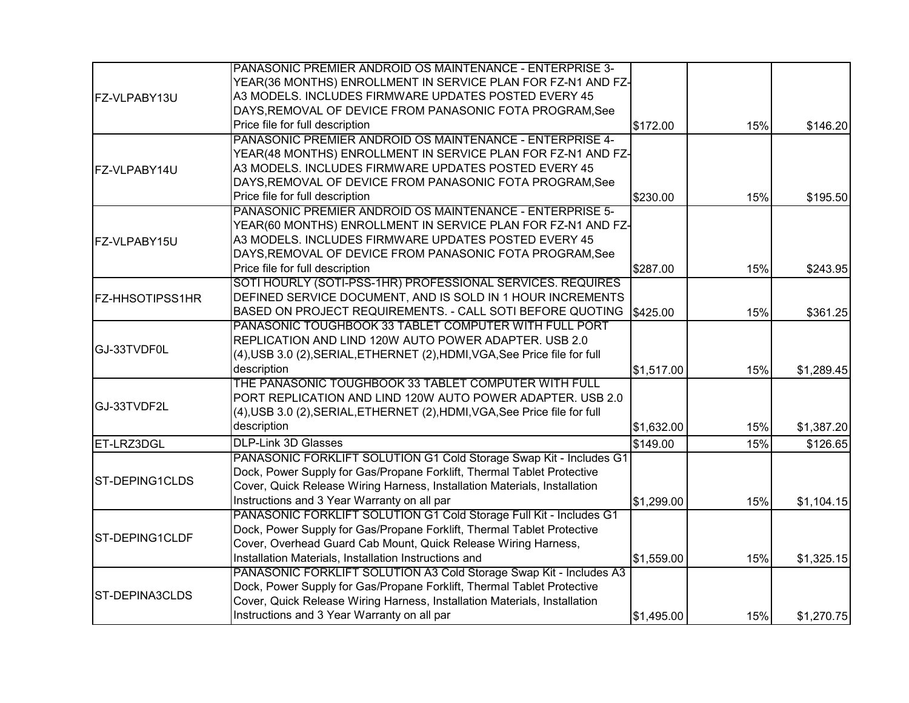| | | | | |
|---|---|---|---|---|
| FZ-VLPABY13U | PANASONIC PREMIER ANDROID OS MAINTENANCE - ENTERPRISE 3-YEAR(36 MONTHS) ENROLLMENT IN SERVICE PLAN FOR FZ-N1 AND FZ-A3 MODELS. INCLUDES FIRMWARE UPDATES POSTED EVERY 45 DAYS,REMOVAL OF DEVICE FROM PANASONIC FOTA PROGRAM,See Price file for full description | $172.00 | 15% | $146.20 |
| FZ-VLPABY14U | PANASONIC PREMIER ANDROID OS MAINTENANCE - ENTERPRISE 4-YEAR(48 MONTHS) ENROLLMENT IN SERVICE PLAN FOR FZ-N1 AND FZ-A3 MODELS. INCLUDES FIRMWARE UPDATES POSTED EVERY 45 DAYS,REMOVAL OF DEVICE FROM PANASONIC FOTA PROGRAM,See Price file for full description | $230.00 | 15% | $195.50 |
| FZ-VLPABY15U | PANASONIC PREMIER ANDROID OS MAINTENANCE - ENTERPRISE 5-YEAR(60 MONTHS) ENROLLMENT IN SERVICE PLAN FOR FZ-N1 AND FZ-A3 MODELS. INCLUDES FIRMWARE UPDATES POSTED EVERY 45 DAYS,REMOVAL OF DEVICE FROM PANASONIC FOTA PROGRAM,See Price file for full description | $287.00 | 15% | $243.95 |
| FZ-HHSOTIPSS1HR | SOTI HOURLY (SOTI-PSS-1HR) PROFESSIONAL SERVICES. REQUIRES DEFINED SERVICE DOCUMENT, AND IS SOLD IN 1 HOUR INCREMENTS BASED ON PROJECT REQUIREMENTS. - CALL SOTI BEFORE QUOTING | $425.00 | 15% | $361.25 |
| GJ-33TVDF0L | PANASONIC TOUGHBOOK 33 TABLET COMPUTER WITH FULL PORT REPLICATION AND LIND 120W AUTO POWER ADAPTER. USB 2.0 (4),USB 3.0 (2),SERIAL,ETHERNET (2),HDMI,VGA,See Price file for full description | $1,517.00 | 15% | $1,289.45 |
| GJ-33TVDF2L | THE PANASONIC TOUGHBOOK 33 TABLET COMPUTER WITH FULL PORT REPLICATION AND LIND 120W AUTO POWER ADAPTER. USB 2.0 (4),USB 3.0 (2),SERIAL,ETHERNET (2),HDMI,VGA,See Price file for full description | $1,632.00 | 15% | $1,387.20 |
| ET-LRZ3DGL | DLP-Link 3D Glasses | $149.00 | 15% | $126.65 |
| ST-DEPING1CLDS | PANASONIC FORKLIFT SOLUTION G1 Cold Storage Swap Kit - Includes G1 Dock, Power Supply for Gas/Propane Forklift, Thermal Tablet Protective Cover, Quick Release Wiring Harness, Installation Materials, Installation Instructions and 3 Year Warranty on all par | $1,299.00 | 15% | $1,104.15 |
| ST-DEPING1CLDF | PANASONIC FORKLIFT SOLUTION G1 Cold Storage Full Kit - Includes G1 Dock, Power Supply for Gas/Propane Forklift, Thermal Tablet Protective Cover, Overhead Guard Cab Mount, Quick Release Wiring Harness, Installation Materials, Installation Instructions and | $1,559.00 | 15% | $1,325.15 |
| ST-DEPINA3CLDS | PANASONIC FORKLIFT SOLUTION A3 Cold Storage Swap Kit - Includes A3 Dock, Power Supply for Gas/Propane Forklift, Thermal Tablet Protective Cover, Quick Release Wiring Harness, Installation Materials, Installation Instructions and 3 Year Warranty on all par | $1,495.00 | 15% | $1,270.75 |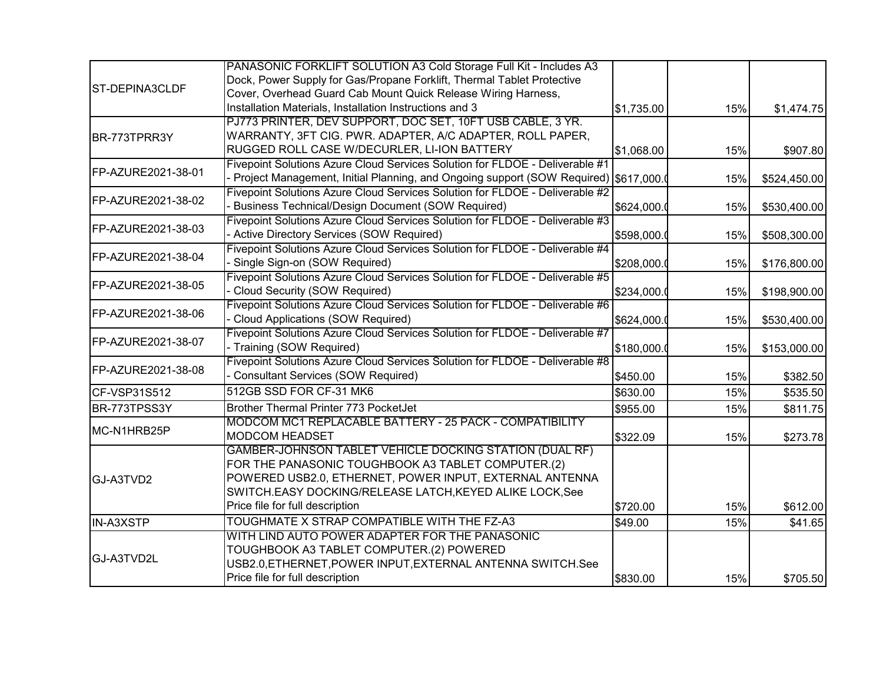| | | | | |
|---|---|---|---|---|
| ST-DEPINA3CLDF | PANASONIC FORKLIFT SOLUTION A3 Cold Storage Full Kit - Includes A3 Dock, Power Supply for Gas/Propane Forklift, Thermal Tablet Protective Cover, Overhead Guard Cab Mount Quick Release Wiring Harness, Installation Materials, Installation Instructions and 3 | $1,735.00 | 15% | $1,474.75 |
| BR-773TPRR3Y | PJ773 PRINTER, DEV SUPPORT, DOC SET, 10FT USB CABLE, 3 YR. WARRANTY, 3FT CIG. PWR. ADAPTER, A/C ADAPTER, ROLL PAPER, RUGGED ROLL CASE W/DECURLER, LI-ION BATTERY | $1,068.00 | 15% | $907.80 |
| FP-AZURE2021-38-01 | Fivepoint Solutions Azure Cloud Services Solution for FLDOE - Deliverable #1 - Project Management, Initial Planning, and Ongoing support (SOW Required) | $617,000.0 | 15% | $524,450.00 |
| FP-AZURE2021-38-02 | Fivepoint Solutions Azure Cloud Services Solution for FLDOE - Deliverable #2 - Business Technical/Design Document (SOW Required) | $624,000.0 | 15% | $530,400.00 |
| FP-AZURE2021-38-03 | Fivepoint Solutions Azure Cloud Services Solution for FLDOE - Deliverable #3 - Active Directory Services (SOW Required) | $598,000.0 | 15% | $508,300.00 |
| FP-AZURE2021-38-04 | Fivepoint Solutions Azure Cloud Services Solution for FLDOE - Deliverable #4 - Single Sign-on (SOW Required) | $208,000.0 | 15% | $176,800.00 |
| FP-AZURE2021-38-05 | Fivepoint Solutions Azure Cloud Services Solution for FLDOE - Deliverable #5 - Cloud Security (SOW Required) | $234,000.0 | 15% | $198,900.00 |
| FP-AZURE2021-38-06 | Fivepoint Solutions Azure Cloud Services Solution for FLDOE - Deliverable #6 - Cloud Applications (SOW Required) | $624,000.0 | 15% | $530,400.00 |
| FP-AZURE2021-38-07 | Fivepoint Solutions Azure Cloud Services Solution for FLDOE - Deliverable #7 - Training (SOW Required) | $180,000.0 | 15% | $153,000.00 |
| FP-AZURE2021-38-08 | Fivepoint Solutions Azure Cloud Services Solution for FLDOE - Deliverable #8 - Consultant Services (SOW Required) | $450.00 | 15% | $382.50 |
| CF-VSP31S512 | 512GB SSD FOR CF-31 MK6 | $630.00 | 15% | $535.50 |
| BR-773TPSS3Y | Brother Thermal Printer 773 PocketJet | $955.00 | 15% | $811.75 |
| MC-N1HRB25P | MODCOM MC1 REPLACABLE BATTERY - 25 PACK - COMPATIBILITY MODCOM HEADSET | $322.09 | 15% | $273.78 |
| GJ-A3TVD2 | GAMBER-JOHNSON TABLET VEHICLE DOCKING STATION (DUAL RF) FOR THE PANASONIC TOUGHBOOK A3 TABLET COMPUTER.(2) POWERED USB2.0, ETHERNET, POWER INPUT, EXTERNAL ANTENNA SWITCH.EASY DOCKING/RELEASE LATCH,KEYED ALIKE LOCK,See Price file for full description | $720.00 | 15% | $612.00 |
| IN-A3XSTP | TOUGHMATE X STRAP COMPATIBLE WITH THE FZ-A3 | $49.00 | 15% | $41.65 |
| GJ-A3TVD2L | WITH LIND AUTO POWER ADAPTER FOR THE PANASONIC TOUGHBOOK A3 TABLET COMPUTER.(2) POWERED USB2.0,ETHERNET,POWER INPUT,EXTERNAL ANTENNA SWITCH.See Price file for full description | $830.00 | 15% | $705.50 |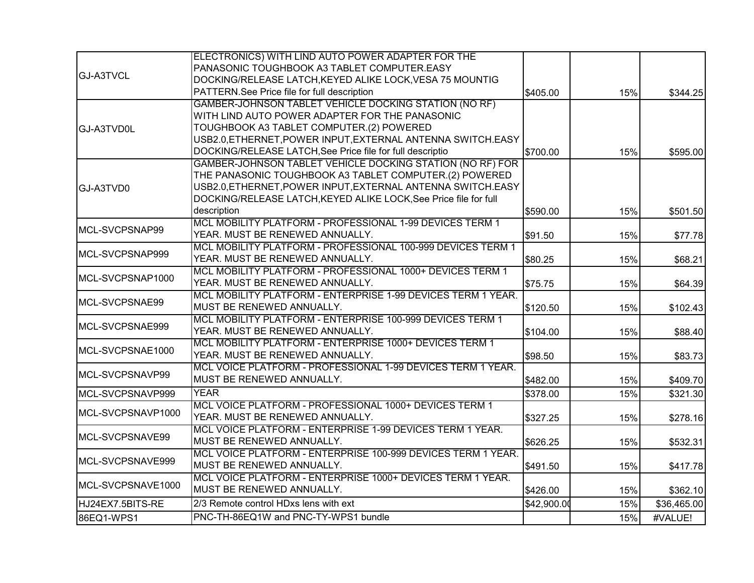| | | | | |
|---|---|---|---|---|
| GJ-A3TVCL | ELECTRONICS) WITH LIND AUTO POWER ADAPTER FOR THE PANASONIC TOUGHBOOK A3 TABLET COMPUTER.EASY DOCKING/RELEASE LATCH,KEYED ALIKE LOCK,VESA 75 MOUNTIG PATTERN.See Price file for full description | $405.00 | 15% | $344.25 |
| GJ-A3TVD0L | GAMBER-JOHNSON TABLET VEHICLE DOCKING STATION (NO RF) WITH LIND AUTO POWER ADAPTER FOR THE PANASONIC TOUGHBOOK A3 TABLET COMPUTER.(2) POWERED USB2.0,ETHERNET,POWER INPUT,EXTERNAL ANTENNA SWITCH.EASY DOCKING/RELEASE LATCH,See Price file for full descriptio | $700.00 | 15% | $595.00 |
| GJ-A3TVD0 | GAMBER-JOHNSON TABLET VEHICLE DOCKING STATION (NO RF) FOR THE PANASONIC TOUGHBOOK A3 TABLET COMPUTER.(2) POWERED USB2.0,ETHERNET,POWER INPUT,EXTERNAL ANTENNA SWITCH.EASY DOCKING/RELEASE LATCH,KEYED ALIKE LOCK,See Price file for full description | $590.00 | 15% | $501.50 |
| MCL-SVCPSNAP99 | MCL MOBILITY PLATFORM - PROFESSIONAL 1-99 DEVICES TERM 1 YEAR. MUST BE RENEWED ANNUALLY. | $91.50 | 15% | $77.78 |
| MCL-SVCPSNAP999 | MCL MOBILITY PLATFORM - PROFESSIONAL 100-999 DEVICES TERM 1 YEAR. MUST BE RENEWED ANNUALLY. | $80.25 | 15% | $68.21 |
| MCL-SVCPSNAP1000 | MCL MOBILITY PLATFORM - PROFESSIONAL 1000+ DEVICES TERM 1 YEAR. MUST BE RENEWED ANNUALLY. | $75.75 | 15% | $64.39 |
| MCL-SVCPSNAE99 | MCL MOBILITY PLATFORM - ENTERPRISE 1-99 DEVICES TERM 1 YEAR. MUST BE RENEWED ANNUALLY. | $120.50 | 15% | $102.43 |
| MCL-SVCPSNAE999 | MCL MOBILITY PLATFORM - ENTERPRISE 100-999 DEVICES TERM 1 YEAR. MUST BE RENEWED ANNUALLY. | $104.00 | 15% | $88.40 |
| MCL-SVCPSNAE1000 | MCL MOBILITY PLATFORM - ENTERPRISE 1000+ DEVICES TERM 1 YEAR. MUST BE RENEWED ANNUALLY. | $98.50 | 15% | $83.73 |
| MCL-SVCPSNAVP99 | MCL VOICE PLATFORM - PROFESSIONAL 1-99 DEVICES TERM 1 YEAR. MUST BE RENEWED ANNUALLY. | $482.00 | 15% | $409.70 |
| MCL-SVCPSNAVP999 | YEAR | $378.00 | 15% | $321.30 |
| MCL-SVCPSNAVP1000 | MCL VOICE PLATFORM - PROFESSIONAL 1000+ DEVICES TERM 1 YEAR. MUST BE RENEWED ANNUALLY. | $327.25 | 15% | $278.16 |
| MCL-SVCPSNAVE99 | MCL VOICE PLATFORM - ENTERPRISE 1-99 DEVICES TERM 1 YEAR. MUST BE RENEWED ANNUALLY. | $626.25 | 15% | $532.31 |
| MCL-SVCPSNAVE999 | MCL VOICE PLATFORM - ENTERPRISE 100-999 DEVICES TERM 1 YEAR. MUST BE RENEWED ANNUALLY. | $491.50 | 15% | $417.78 |
| MCL-SVCPSNAVE1000 | MCL VOICE PLATFORM - ENTERPRISE 1000+ DEVICES TERM 1 YEAR. MUST BE RENEWED ANNUALLY. | $426.00 | 15% | $362.10 |
| HJ24EX7.5BITS-RE | 2/3 Remote control HDxs lens with ext | $42,900.00 | 15% | $36,465.00 |
| 86EQ1-WPS1 | PNC-TH-86EQ1W and PNC-TY-WPS1 bundle | | 15% | #VALUE! |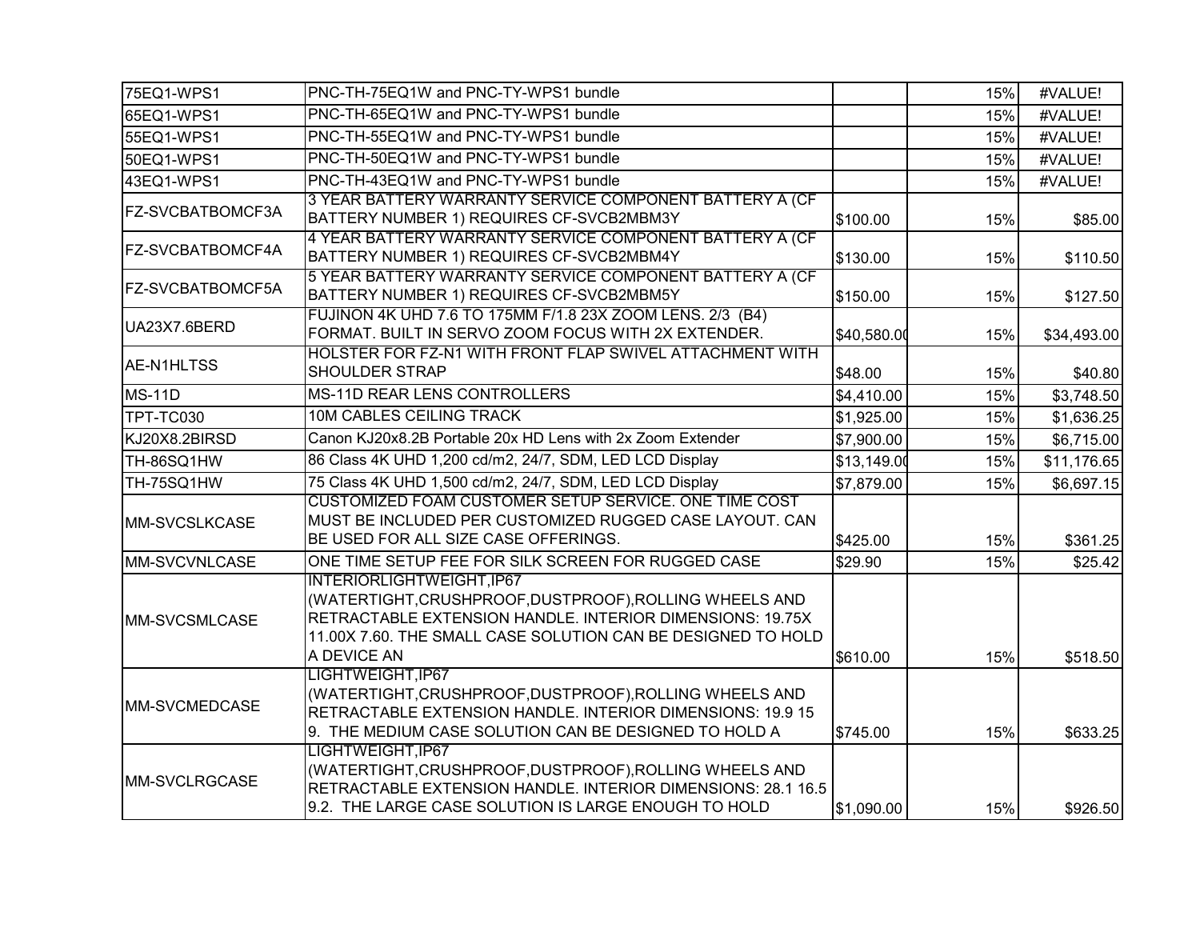| | | | | |
|---|---|---|---|---|
| 75EQ1-WPS1 | PNC-TH-75EQ1W and PNC-TY-WPS1 bundle | | 15% | #VALUE! |
| 65EQ1-WPS1 | PNC-TH-65EQ1W and PNC-TY-WPS1 bundle | | 15% | #VALUE! |
| 55EQ1-WPS1 | PNC-TH-55EQ1W and PNC-TY-WPS1 bundle | | 15% | #VALUE! |
| 50EQ1-WPS1 | PNC-TH-50EQ1W and PNC-TY-WPS1 bundle | | 15% | #VALUE! |
| 43EQ1-WPS1 | PNC-TH-43EQ1W and PNC-TY-WPS1 bundle | | 15% | #VALUE! |
| FZ-SVCBATBOMCF3A | 3 YEAR BATTERY WARRANTY SERVICE COMPONENT BATTERY A (CF BATTERY NUMBER 1) REQUIRES CF-SVCB2MBM3Y | $100.00 | 15% | $85.00 |
| FZ-SVCBATBOMCF4A | 4 YEAR BATTERY WARRANTY SERVICE COMPONENT BATTERY A (CF BATTERY NUMBER 1) REQUIRES CF-SVCB2MBM4Y | $130.00 | 15% | $110.50 |
| FZ-SVCBATBOMCF5A | 5 YEAR BATTERY WARRANTY SERVICE COMPONENT BATTERY A (CF BATTERY NUMBER 1) REQUIRES CF-SVCB2MBM5Y | $150.00 | 15% | $127.50 |
| UA23X7.6BERD | FUJINON 4K UHD 7.6 TO 175MM F/1.8 23X ZOOM LENS. 2/3 (B4) FORMAT. BUILT IN SERVO ZOOM FOCUS WITH 2X EXTENDER. | $40,580.00 | 15% | $34,493.00 |
| AE-N1HLTSS | HOLSTER FOR FZ-N1 WITH FRONT FLAP SWIVEL ATTACHMENT WITH SHOULDER STRAP | $48.00 | 15% | $40.80 |
| MS-11D | MS-11D REAR LENS CONTROLLERS | $4,410.00 | 15% | $3,748.50 |
| TPT-TC030 | 10M CABLES CEILING TRACK | $1,925.00 | 15% | $1,636.25 |
| KJ20X8.2BIRSD | Canon KJ20x8.2B Portable 20x HD Lens with 2x Zoom Extender | $7,900.00 | 15% | $6,715.00 |
| TH-86SQ1HW | 86 Class 4K UHD 1,200 cd/m2, 24/7, SDM, LED LCD Display | $13,149.00 | 15% | $11,176.65 |
| TH-75SQ1HW | 75 Class 4K UHD 1,500 cd/m2, 24/7, SDM, LED LCD Display | $7,879.00 | 15% | $6,697.15 |
| MM-SVCSLKCASE | CUSTOMIZED FOAM CUSTOMER SETUP SERVICE. ONE TIME COST MUST BE INCLUDED PER CUSTOMIZED RUGGED CASE LAYOUT. CAN BE USED FOR ALL SIZE CASE OFFERINGS. | $425.00 | 15% | $361.25 |
| MM-SVCVNLCASE | ONE TIME SETUP FEE FOR SILK SCREEN FOR RUGGED CASE | $29.90 | 15% | $25.42 |
| MM-SVCSMLCASE | INTERIORLIGHTWEIGHT,IP67 (WATERTIGHT,CRUSHPROOF,DUSTPROOF),ROLLING WHEELS AND RETRACTABLE EXTENSION HANDLE. INTERIOR DIMENSIONS: 19.75X 11.00X 7.60. THE SMALL CASE SOLUTION CAN BE DESIGNED TO HOLD A DEVICE AN | $610.00 | 15% | $518.50 |
| MM-SVCMEDCASE | LIGHTWEIGHT,IP67 (WATERTIGHT,CRUSHPROOF,DUSTPROOF),ROLLING WHEELS AND RETRACTABLE EXTENSION HANDLE. INTERIOR DIMENSIONS: 19.9 15 9. THE MEDIUM CASE SOLUTION CAN BE DESIGNED TO HOLD A | $745.00 | 15% | $633.25 |
| MM-SVCLRGCASE | LIGHTWEIGHT,IP67 (WATERTIGHT,CRUSHPROOF,DUSTPROOF),ROLLING WHEELS AND RETRACTABLE EXTENSION HANDLE. INTERIOR DIMENSIONS: 28.1 16.5 9.2. THE LARGE CASE SOLUTION IS LARGE ENOUGH TO HOLD | $1,090.00 | 15% | $926.50 |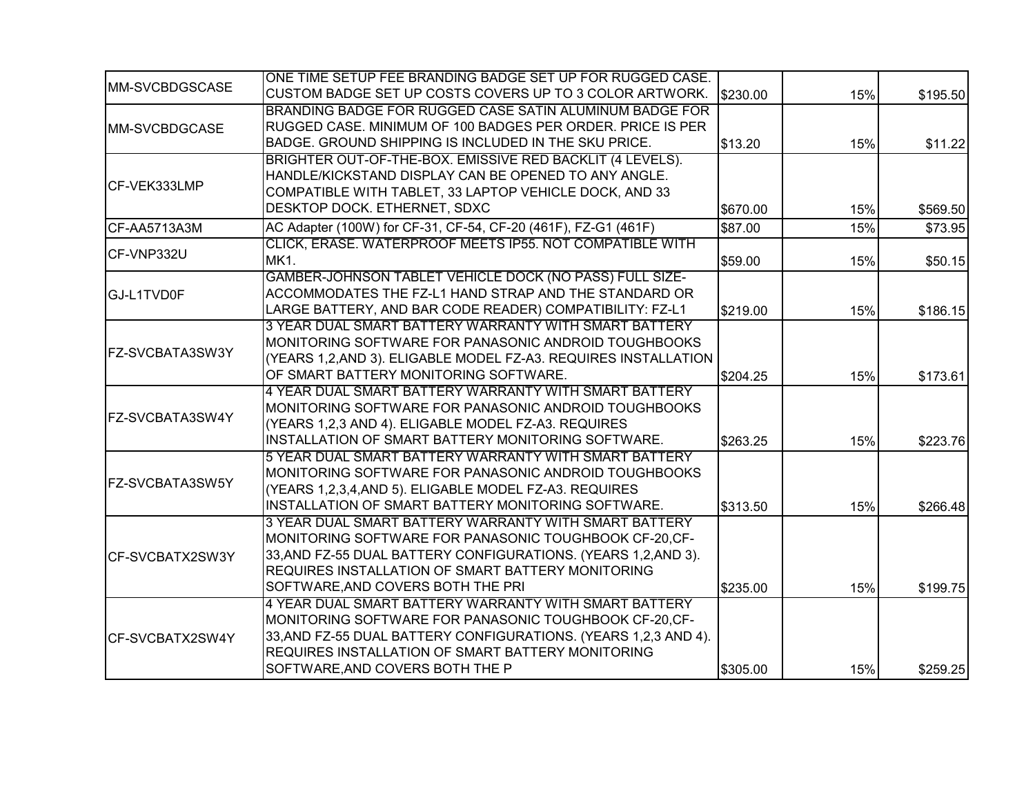| | | | | |
|---|---|---|---|---|
| MM-SVCBDGSCASE | ONE TIME SETUP FEE BRANDING BADGE SET UP FOR RUGGED CASE. CUSTOM BADGE SET UP COSTS COVERS UP TO 3 COLOR ARTWORK. | $230.00 | 15% | $195.50 |
| MM-SVCBDGCASE | BRANDING BADGE FOR RUGGED CASE SATIN ALUMINUM BADGE FOR RUGGED CASE. MINIMUM OF 100 BADGES PER ORDER. PRICE IS PER BADGE. GROUND SHIPPING IS INCLUDED IN THE SKU PRICE. | $13.20 | 15% | $11.22 |
| CF-VEK333LMP | BRIGHTER OUT-OF-THE-BOX. EMISSIVE RED BACKLIT (4 LEVELS). HANDLE/KICKSTAND DISPLAY CAN BE OPENED TO ANY ANGLE. COMPATIBLE WITH TABLET, 33 LAPTOP VEHICLE DOCK, AND 33 DESKTOP DOCK. ETHERNET, SDXC | $670.00 | 15% | $569.50 |
| CF-AA5713A3M | AC Adapter (100W) for CF-31, CF-54, CF-20 (461F), FZ-G1 (461F) | $87.00 | 15% | $73.95 |
| CF-VNP332U | CLICK, ERASE. WATERPROOF MEETS IP55. NOT COMPATIBLE WITH MK1. | $59.00 | 15% | $50.15 |
| GJ-L1TVD0F | GAMBER-JOHNSON TABLET VEHICLE DOCK (NO PASS) FULL SIZE- ACCOMMODATES THE FZ-L1 HAND STRAP AND THE STANDARD OR LARGE BATTERY, AND BAR CODE READER) COMPATIBILITY: FZ-L1 | $219.00 | 15% | $186.15 |
| FZ-SVCBATA3SW3Y | 3 YEAR DUAL SMART BATTERY WARRANTY WITH SMART BATTERY MONITORING SOFTWARE FOR PANASONIC ANDROID TOUGHBOOKS (YEARS 1,2,AND 3). ELIGABLE MODEL FZ-A3. REQUIRES INSTALLATION OF SMART BATTERY MONITORING SOFTWARE. | $204.25 | 15% | $173.61 |
| FZ-SVCBATA3SW4Y | 4 YEAR DUAL SMART BATTERY WARRANTY WITH SMART BATTERY MONITORING SOFTWARE FOR PANASONIC ANDROID TOUGHBOOKS (YEARS 1,2,3 AND 4). ELIGABLE MODEL FZ-A3. REQUIRES INSTALLATION OF SMART BATTERY MONITORING SOFTWARE. | $263.25 | 15% | $223.76 |
| FZ-SVCBATA3SW5Y | 5 YEAR DUAL SMART BATTERY WARRANTY WITH SMART BATTERY MONITORING SOFTWARE FOR PANASONIC ANDROID TOUGHBOOKS (YEARS 1,2,3,4,AND 5). ELIGABLE MODEL FZ-A3. REQUIRES INSTALLATION OF SMART BATTERY MONITORING SOFTWARE. | $313.50 | 15% | $266.48 |
| CF-SVCBATX2SW3Y | 3 YEAR DUAL SMART BATTERY WARRANTY WITH SMART BATTERY MONITORING SOFTWARE FOR PANASONIC TOUGHBOOK CF-20,CF-33,AND FZ-55 DUAL BATTERY CONFIGURATIONS. (YEARS 1,2,AND 3). REQUIRES INSTALLATION OF SMART BATTERY MONITORING SOFTWARE,AND COVERS BOTH THE PRI | $235.00 | 15% | $199.75 |
| CF-SVCBATX2SW4Y | 4 YEAR DUAL SMART BATTERY WARRANTY WITH SMART BATTERY MONITORING SOFTWARE FOR PANASONIC TOUGHBOOK CF-20,CF-33,AND FZ-55 DUAL BATTERY CONFIGURATIONS. (YEARS 1,2,3 AND 4). REQUIRES INSTALLATION OF SMART BATTERY MONITORING SOFTWARE,AND COVERS BOTH THE P | $305.00 | 15% | $259.25 |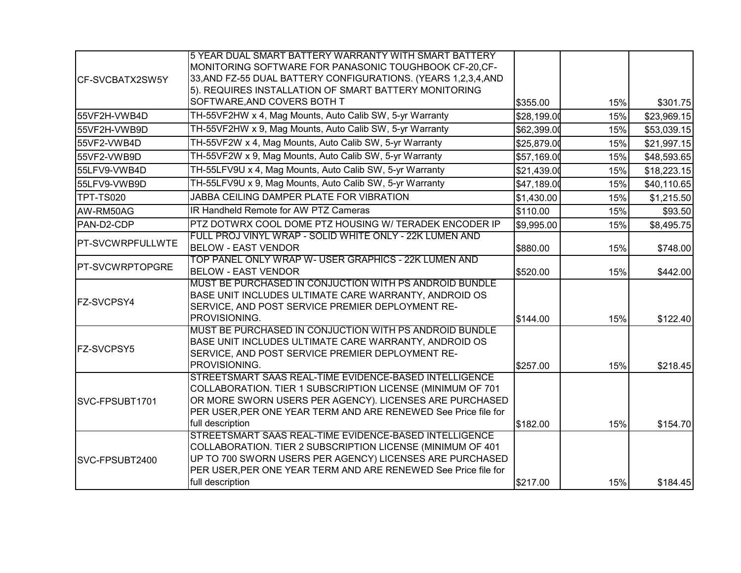| | | | | |
|---|---|---|---|---|
| CF-SVCBATX2SW5Y | 5 YEAR DUAL SMART BATTERY WARRANTY WITH SMART BATTERY MONITORING SOFTWARE FOR PANASONIC TOUGHBOOK CF-20,CF-33,AND FZ-55 DUAL BATTERY CONFIGURATIONS. (YEARS 1,2,3,4,AND 5). REQUIRES INSTALLATION OF SMART BATTERY MONITORING SOFTWARE,AND COVERS BOTH T | $355.00 | 15% | $301.75 |
| 55VF2H-VWB4D | TH-55VF2HW x 4, Mag Mounts, Auto Calib SW, 5-yr Warranty | $28,199.00 | 15% | $23,969.15 |
| 55VF2H-VWB9D | TH-55VF2HW x 9, Mag Mounts, Auto Calib SW, 5-yr Warranty | $62,399.00 | 15% | $53,039.15 |
| 55VF2-VWB4D | TH-55VF2W x 4, Mag Mounts, Auto Calib SW, 5-yr Warranty | $25,879.00 | 15% | $21,997.15 |
| 55VF2-VWB9D | TH-55VF2W x 9, Mag Mounts, Auto Calib SW, 5-yr Warranty | $57,169.00 | 15% | $48,593.65 |
| 55LFV9-VWB4D | TH-55LFV9U x 4, Mag Mounts, Auto Calib SW, 5-yr Warranty | $21,439.00 | 15% | $18,223.15 |
| 55LFV9-VWB9D | TH-55LFV9U x 9, Mag Mounts, Auto Calib SW, 5-yr Warranty | $47,189.00 | 15% | $40,110.65 |
| TPT-TS020 | JABBA CEILING DAMPER PLATE FOR VIBRATION | $1,430.00 | 15% | $1,215.50 |
| AW-RM50AG | IR Handheld Remote for AW PTZ Cameras | $110.00 | 15% | $93.50 |
| PAN-D2-CDP | PTZ DOTWRX COOL DOME PTZ HOUSING W/ TERADEK ENCODER IP | $9,995.00 | 15% | $8,495.75 |
| PT-SVCWRPFULLWTE | FULL PROJ VINYL WRAP - SOLID WHITE ONLY - 22K LUMEN AND BELOW - EAST VENDOR | $880.00 | 15% | $748.00 |
| PT-SVCWRPTOPGRE | TOP PANEL ONLY WRAP W- USER GRAPHICS - 22K LUMEN AND BELOW - EAST VENDOR | $520.00 | 15% | $442.00 |
| FZ-SVCPSY4 | MUST BE PURCHASED IN CONJUCTION WITH PS ANDROID BUNDLE BASE UNIT INCLUDES ULTIMATE CARE WARRANTY, ANDROID OS SERVICE, AND POST SERVICE PREMIER DEPLOYMENT RE-PROVISIONING. | $144.00 | 15% | $122.40 |
| FZ-SVCPSY5 | MUST BE PURCHASED IN CONJUCTION WITH PS ANDROID BUNDLE BASE UNIT INCLUDES ULTIMATE CARE WARRANTY, ANDROID OS SERVICE, AND POST SERVICE PREMIER DEPLOYMENT RE-PROVISIONING. | $257.00 | 15% | $218.45 |
| SVC-FPSUBT1701 | STREETSMART SAAS REAL-TIME EVIDENCE-BASED INTELLIGENCE COLLABORATION. TIER 1 SUBSCRIPTION LICENSE (MINIMUM OF 701 OR MORE SWORN USERS PER AGENCY). LICENSES ARE PURCHASED PER USER,PER ONE YEAR TERM AND ARE RENEWED See Price file for full description | $182.00 | 15% | $154.70 |
| SVC-FPSUBT2400 | STREETSMART SAAS REAL-TIME EVIDENCE-BASED INTELLIGENCE COLLABORATION. TIER 2 SUBSCRIPTION LICENSE (MINIMUM OF 401 UP TO 700 SWORN USERS PER AGENCY) LICENSES ARE PURCHASED PER USER,PER ONE YEAR TERM AND ARE RENEWED See Price file for full description | $217.00 | 15% | $184.45 |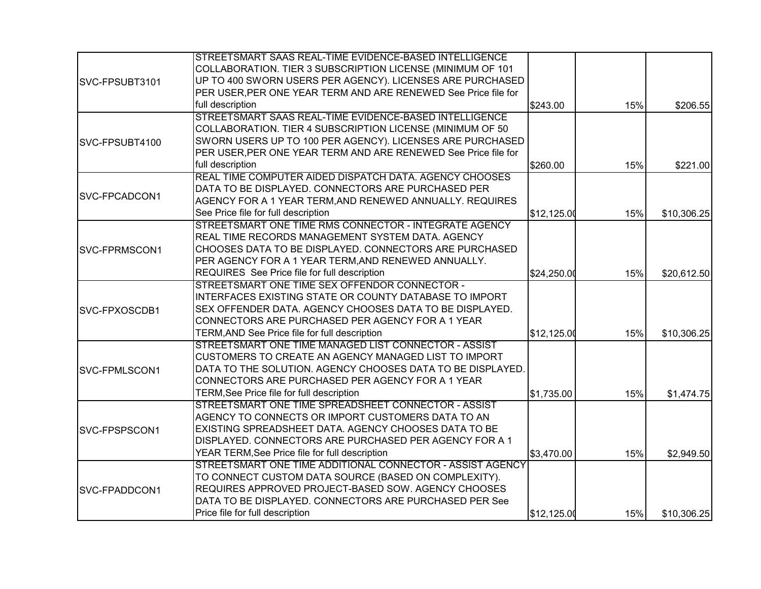| | | | | |
|---|---|---|---|---|
| SVC-FPSUBT3101 | STREETSMART SAAS REAL-TIME EVIDENCE-BASED INTELLIGENCE COLLABORATION. TIER 3 SUBSCRIPTION LICENSE (MINIMUM OF 101 UP TO 400 SWORN USERS PER AGENCY). LICENSES ARE PURCHASED PER USER,PER ONE YEAR TERM AND ARE RENEWED See Price file for full description | $243.00 | 15% | $206.55 |
| SVC-FPSUBT4100 | STREETSMART SAAS REAL-TIME EVIDENCE-BASED INTELLIGENCE COLLABORATION. TIER 4 SUBSCRIPTION LICENSE (MINIMUM OF 50 SWORN USERS UP TO 100 PER AGENCY). LICENSES ARE PURCHASED PER USER,PER ONE YEAR TERM AND ARE RENEWED See Price file for full description | $260.00 | 15% | $221.00 |
| SVC-FPCADCON1 | REAL TIME COMPUTER AIDED DISPATCH DATA. AGENCY CHOOSES DATA TO BE DISPLAYED. CONNECTORS ARE PURCHASED PER AGENCY FOR A 1 YEAR TERM,AND RENEWED ANNUALLY. REQUIRES See Price file for full description | $12,125.00 | 15% | $10,306.25 |
| SVC-FPRMSCON1 | STREETSMART ONE TIME RMS CONNECTOR - INTEGRATE AGENCY REAL TIME RECORDS MANAGEMENT SYSTEM DATA. AGENCY CHOOSES DATA TO BE DISPLAYED. CONNECTORS ARE PURCHASED PER AGENCY FOR A 1 YEAR TERM,AND RENEWED ANNUALLY. REQUIRES See Price file for full description | $24,250.00 | 15% | $20,612.50 |
| SVC-FPXOSCDB1 | STREETSMART ONE TIME SEX OFFENDOR CONNECTOR - INTERFACES EXISTING STATE OR COUNTY DATABASE TO IMPORT SEX OFFENDER DATA. AGENCY CHOOSES DATA TO BE DISPLAYED. CONNECTORS ARE PURCHASED PER AGENCY FOR A 1 YEAR TERM,AND See Price file for full description | $12,125.00 | 15% | $10,306.25 |
| SVC-FPMLSCON1 | STREETSMART ONE TIME MANAGED LIST CONNECTOR - ASSIST CUSTOMERS TO CREATE AN AGENCY MANAGED LIST TO IMPORT DATA TO THE SOLUTION. AGENCY CHOOSES DATA TO BE DISPLAYED. CONNECTORS ARE PURCHASED PER AGENCY FOR A 1 YEAR TERM,See Price file for full description | $1,735.00 | 15% | $1,474.75 |
| SVC-FPSPSCON1 | STREETSMART ONE TIME SPREADSHEET CONNECTOR - ASSIST AGENCY TO CONNECTS OR IMPORT CUSTOMERS DATA TO AN EXISTING SPREADSHEET DATA. AGENCY CHOOSES DATA TO BE DISPLAYED. CONNECTORS ARE PURCHASED PER AGENCY FOR A 1 YEAR TERM,See Price file for full description | $3,470.00 | 15% | $2,949.50 |
| SVC-FPADDCON1 | STREETSMART ONE TIME ADDITIONAL CONNECTOR - ASSIST AGENCY TO CONNECT CUSTOM DATA SOURCE (BASED ON COMPLEXITY). REQUIRES APPROVED PROJECT-BASED SOW. AGENCY CHOOSES DATA TO BE DISPLAYED. CONNECTORS ARE PURCHASED PER See Price file for full description | $12,125.00 | 15% | $10,306.25 |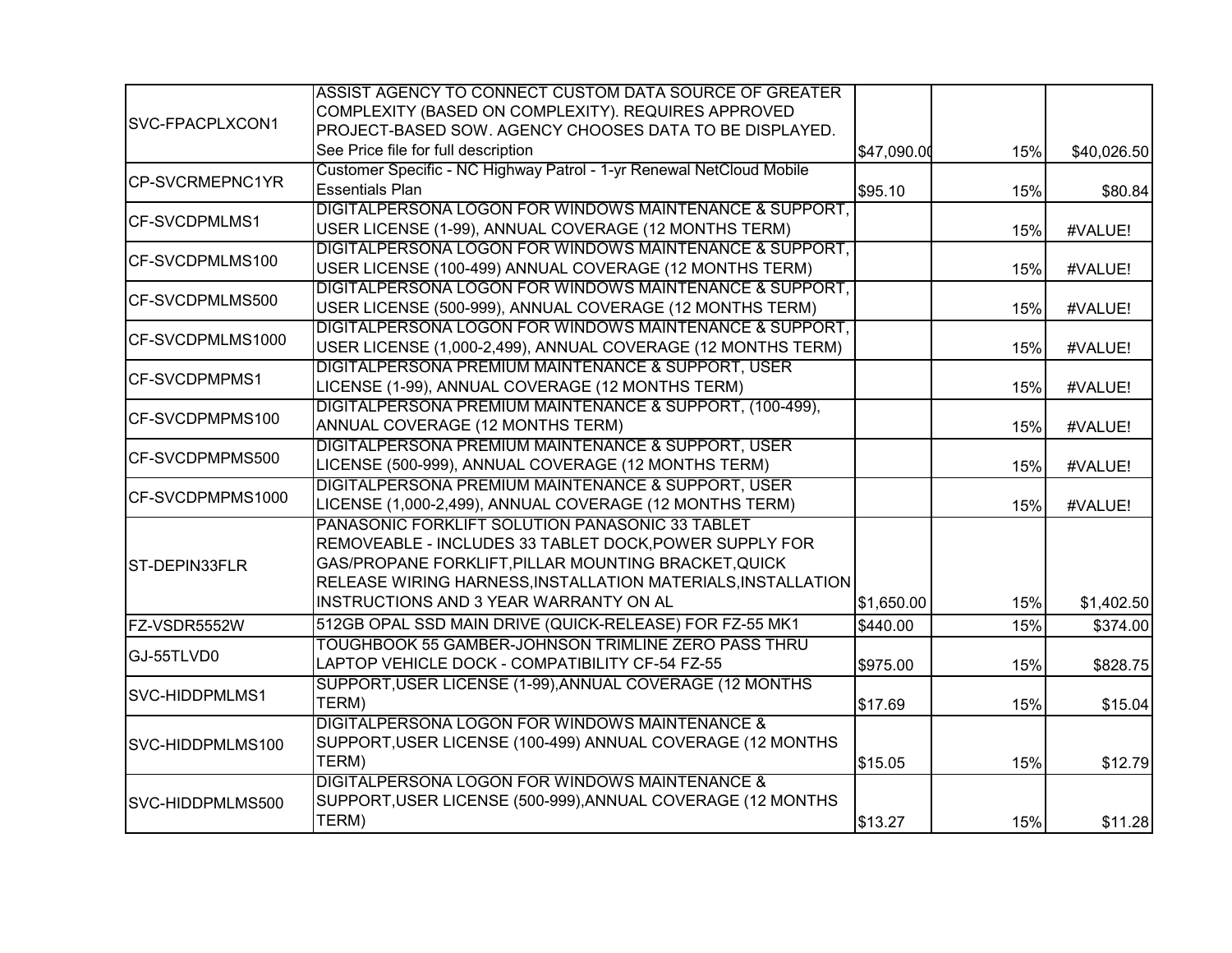| | | | | |
|---|---|---|---|---|
| SVC-FPACPLXCON1 | ASSIST AGENCY TO CONNECT CUSTOM DATA SOURCE OF GREATER COMPLEXITY (BASED ON COMPLEXITY). REQUIRES APPROVED PROJECT-BASED SOW. AGENCY CHOOSES DATA TO BE DISPLAYED. See Price file for full description | $47,090.00 | 15% | $40,026.50 |
| CP-SVCRMEPNC1YR | Customer Specific - NC Highway Patrol - 1-yr Renewal NetCloud Mobile Essentials Plan | $95.10 | 15% | $80.84 |
| CF-SVCDPMLMS1 | DIGITALPERSONA LOGON FOR WINDOWS MAINTENANCE & SUPPORT, USER LICENSE (1-99), ANNUAL COVERAGE (12 MONTHS TERM) | | 15% | #VALUE! |
| CF-SVCDPMLMS100 | DIGITALPERSONA LOGON FOR WINDOWS MAINTENANCE & SUPPORT, USER LICENSE (100-499) ANNUAL COVERAGE (12 MONTHS TERM) | | 15% | #VALUE! |
| CF-SVCDPMLMS500 | DIGITALPERSONA LOGON FOR WINDOWS MAINTENANCE & SUPPORT, USER LICENSE (500-999), ANNUAL COVERAGE (12 MONTHS TERM) | | 15% | #VALUE! |
| CF-SVCDPMLMS1000 | DIGITALPERSONA LOGON FOR WINDOWS MAINTENANCE & SUPPORT, USER LICENSE (1,000-2,499), ANNUAL COVERAGE (12 MONTHS TERM) | | 15% | #VALUE! |
| CF-SVCDPMPMS1 | DIGITALPERSONA PREMIUM MAINTENANCE & SUPPORT, USER LICENSE (1-99), ANNUAL COVERAGE (12 MONTHS TERM) | | 15% | #VALUE! |
| CF-SVCDPMPMS100 | DIGITALPERSONA PREMIUM MAINTENANCE & SUPPORT, (100-499), ANNUAL COVERAGE (12 MONTHS TERM) | | 15% | #VALUE! |
| CF-SVCDPMPMS500 | DIGITALPERSONA PREMIUM MAINTENANCE & SUPPORT, USER LICENSE (500-999), ANNUAL COVERAGE (12 MONTHS TERM) | | 15% | #VALUE! |
| CF-SVCDPMPMS1000 | DIGITALPERSONA PREMIUM MAINTENANCE & SUPPORT, USER LICENSE (1,000-2,499), ANNUAL COVERAGE (12 MONTHS TERM) | | 15% | #VALUE! |
| ST-DEPIN33FLR | PANASONIC FORKLIFT SOLUTION PANASONIC 33 TABLET REMOVEABLE - INCLUDES 33 TABLET DOCK,POWER SUPPLY FOR GAS/PROPANE FORKLIFT,PILLAR MOUNTING BRACKET,QUICK RELEASE WIRING HARNESS,INSTALLATION MATERIALS,INSTALLATION INSTRUCTIONS AND 3 YEAR WARRANTY ON AL | $1,650.00 | 15% | $1,402.50 |
| FZ-VSDR5552W | 512GB OPAL SSD MAIN DRIVE (QUICK-RELEASE) FOR FZ-55 MK1 | $440.00 | 15% | $374.00 |
| GJ-55TLVD0 | TOUGHBOOK 55 GAMBER-JOHNSON TRIMLINE ZERO PASS THRU LAPTOP VEHICLE DOCK - COMPATIBILITY CF-54 FZ-55 | $975.00 | 15% | $828.75 |
| SVC-HIDDPMLMS1 | SUPPORT,USER LICENSE (1-99),ANNUAL COVERAGE (12 MONTHS TERM) | $17.69 | 15% | $15.04 |
| SVC-HIDDPMLMS100 | DIGITALPERSONA LOGON FOR WINDOWS MAINTENANCE & SUPPORT,USER LICENSE (100-499) ANNUAL COVERAGE (12 MONTHS TERM) | $15.05 | 15% | $12.79 |
| SVC-HIDDPMLMS500 | DIGITALPERSONA LOGON FOR WINDOWS MAINTENANCE & SUPPORT,USER LICENSE (500-999),ANNUAL COVERAGE (12 MONTHS TERM) | $13.27 | 15% | $11.28 |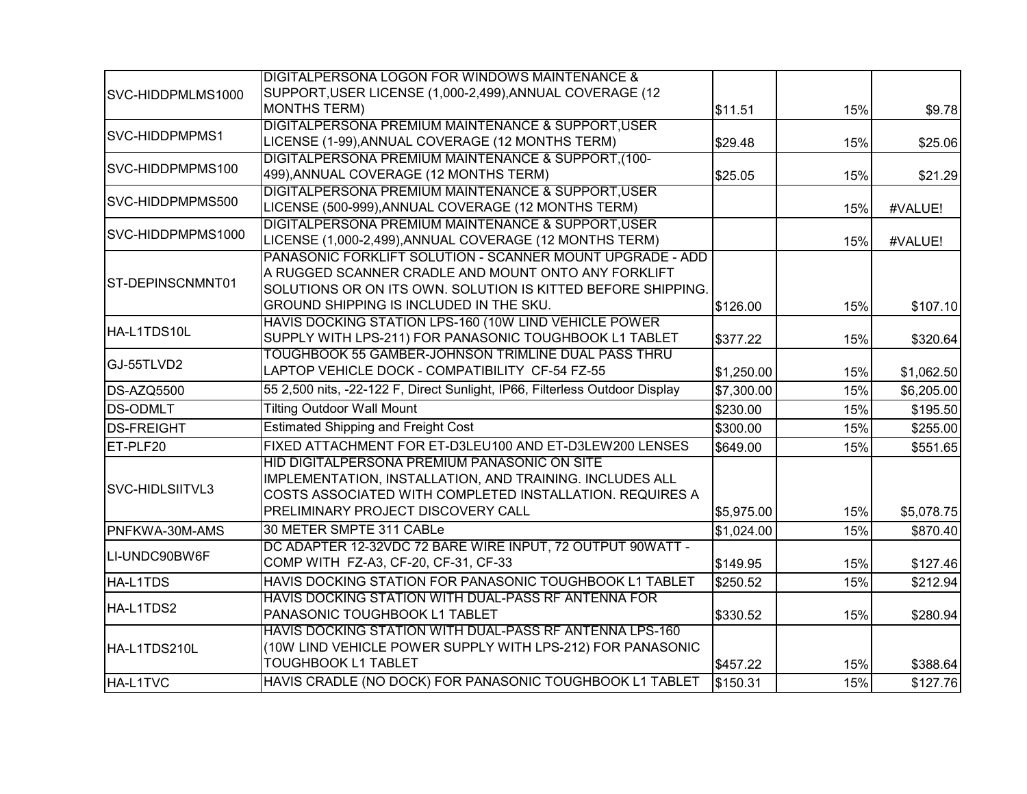| | | | | |
|---|---|---|---|---|
| SVC-HIDDPMLMS1000 | DIGITALPERSONA LOGON FOR WINDOWS MAINTENANCE & SUPPORT,USER LICENSE (1,000-2,499),ANNUAL COVERAGE (12 MONTHS TERM) | $11.51 | 15% | $9.78 |
| SVC-HIDDPMPMS1 | DIGITALPERSONA PREMIUM MAINTENANCE & SUPPORT,USER LICENSE (1-99),ANNUAL COVERAGE (12 MONTHS TERM) | $29.48 | 15% | $25.06 |
| SVC-HIDDPMPMS100 | DIGITALPERSONA PREMIUM MAINTENANCE & SUPPORT,(100-499),ANNUAL COVERAGE (12 MONTHS TERM) | $25.05 | 15% | $21.29 |
| SVC-HIDDPMPMS500 | DIGITALPERSONA PREMIUM MAINTENANCE & SUPPORT,USER LICENSE (500-999),ANNUAL COVERAGE (12 MONTHS TERM) | | 15% | #VALUE! |
| SVC-HIDDPMPMS1000 | DIGITALPERSONA PREMIUM MAINTENANCE & SUPPORT,USER LICENSE (1,000-2,499),ANNUAL COVERAGE (12 MONTHS TERM) | | 15% | #VALUE! |
| ST-DEPINSCNMNT01 | PANASONIC FORKLIFT SOLUTION - SCANNER MOUNT UPGRADE - ADD A RUGGED SCANNER CRADLE AND MOUNT ONTO ANY FORKLIFT SOLUTIONS OR ON ITS OWN. SOLUTION IS KITTED BEFORE SHIPPING. GROUND SHIPPING IS INCLUDED IN THE SKU. | $126.00 | 15% | $107.10 |
| HA-L1TDS10L | HAVIS DOCKING STATION LPS-160 (10W LIND VEHICLE POWER SUPPLY WITH LPS-211) FOR PANASONIC TOUGHBOOK L1 TABLET | $377.22 | 15% | $320.64 |
| GJ-55TLVD2 | TOUGHBOOK 55 GAMBER-JOHNSON TRIMLINE DUAL PASS THRU LAPTOP VEHICLE DOCK - COMPATIBILITY CF-54 FZ-55 | $1,250.00 | 15% | $1,062.50 |
| DS-AZQ5500 | 55 2,500 nits, -22-122 F, Direct Sunlight, IP66, Filterless Outdoor Display | $7,300.00 | 15% | $6,205.00 |
| DS-ODMLT | Tilting Outdoor Wall Mount | $230.00 | 15% | $195.50 |
| DS-FREIGHT | Estimated Shipping and Freight Cost | $300.00 | 15% | $255.00 |
| ET-PLF20 | FIXED ATTACHMENT FOR ET-D3LEU100 AND ET-D3LEW200 LENSES | $649.00 | 15% | $551.65 |
| SVC-HIDLSIITVL3 | HID DIGITALPERSONA PREMIUM PANASONIC ON SITE IMPLEMENTATION, INSTALLATION, AND TRAINING. INCLUDES ALL COSTS ASSOCIATED WITH COMPLETED INSTALLATION. REQUIRES A PRELIMINARY PROJECT DISCOVERY CALL | $5,975.00 | 15% | $5,078.75 |
| PNFKWA-30M-AMS | 30 METER SMPTE 311 CABLe | $1,024.00 | 15% | $870.40 |
| LI-UNDC90BW6F | DC ADAPTER 12-32VDC 72 BARE WIRE INPUT, 72 OUTPUT 90WATT - COMP WITH FZ-A3, CF-20, CF-31, CF-33 | $149.95 | 15% | $127.46 |
| HA-L1TDS | HAVIS DOCKING STATION FOR PANASONIC TOUGHBOOK L1 TABLET | $250.52 | 15% | $212.94 |
| HA-L1TDS2 | HAVIS DOCKING STATION WITH DUAL-PASS RF ANTENNA FOR PANASONIC TOUGHBOOK L1 TABLET | $330.52 | 15% | $280.94 |
| HA-L1TDS210L | HAVIS DOCKING STATION WITH DUAL-PASS RF ANTENNA LPS-160 (10W LIND VEHICLE POWER SUPPLY WITH LPS-212) FOR PANASONIC TOUGHBOOK L1 TABLET | $457.22 | 15% | $388.64 |
| HA-L1TVC | HAVIS CRADLE (NO DOCK) FOR PANASONIC TOUGHBOOK L1 TABLET | $150.31 | 15% | $127.76 |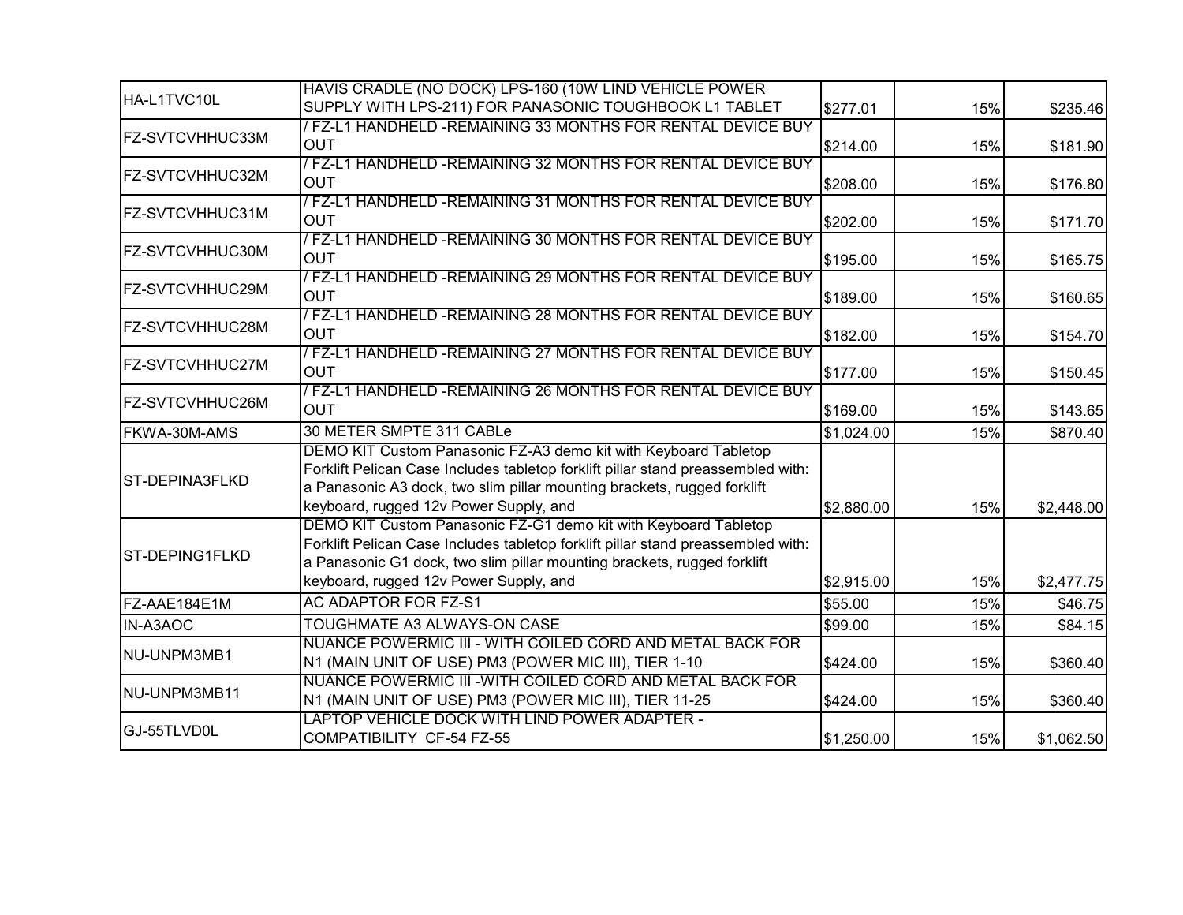| | | | | |
|---|---|---|---|---|
| HA-L1TVC10L | HAVIS CRADLE (NO DOCK) LPS-160 (10W LIND VEHICLE POWER SUPPLY WITH LPS-211) FOR PANASONIC TOUGHBOOK L1 TABLET | $277.01 | 15% | $235.46 |
| FZ-SVTCVHHUC33M | / FZ-L1 HANDHELD -REMAINING 33 MONTHS FOR RENTAL DEVICE BUY OUT | $214.00 | 15% | $181.90 |
| FZ-SVTCVHHUC32M | / FZ-L1 HANDHELD -REMAINING 32 MONTHS FOR RENTAL DEVICE BUY OUT | $208.00 | 15% | $176.80 |
| FZ-SVTCVHHUC31M | / FZ-L1 HANDHELD -REMAINING 31 MONTHS FOR RENTAL DEVICE BUY OUT | $202.00 | 15% | $171.70 |
| FZ-SVTCVHHUC30M | / FZ-L1 HANDHELD -REMAINING 30 MONTHS FOR RENTAL DEVICE BUY OUT | $195.00 | 15% | $165.75 |
| FZ-SVTCVHHUC29M | / FZ-L1 HANDHELD -REMAINING 29 MONTHS FOR RENTAL DEVICE BUY OUT | $189.00 | 15% | $160.65 |
| FZ-SVTCVHHUC28M | / FZ-L1 HANDHELD -REMAINING 28 MONTHS FOR RENTAL DEVICE BUY OUT | $182.00 | 15% | $154.70 |
| FZ-SVTCVHHUC27M | / FZ-L1 HANDHELD -REMAINING 27 MONTHS FOR RENTAL DEVICE BUY OUT | $177.00 | 15% | $150.45 |
| FZ-SVTCVHHUC26M | / FZ-L1 HANDHELD -REMAINING 26 MONTHS FOR RENTAL DEVICE BUY OUT | $169.00 | 15% | $143.65 |
| FKWA-30M-AMS | 30 METER SMPTE 311 CABLe | $1,024.00 | 15% | $870.40 |
| ST-DEPINA3FLKD | DEMO KIT Custom Panasonic FZ-A3 demo kit with Keyboard Tabletop Forklift Pelican Case Includes tabletop forklift pillar stand preassembled with: a Panasonic A3 dock, two slim pillar mounting brackets, rugged forklift keyboard, rugged 12v Power Supply, and | $2,880.00 | 15% | $2,448.00 |
| ST-DEPING1FLKD | DEMO KIT Custom Panasonic FZ-G1 demo kit with Keyboard Tabletop Forklift Pelican Case Includes tabletop forklift pillar stand preassembled with: a Panasonic G1 dock, two slim pillar mounting brackets, rugged forklift keyboard, rugged 12v Power Supply, and | $2,915.00 | 15% | $2,477.75 |
| FZ-AAE184E1M | AC ADAPTOR FOR FZ-S1 | $55.00 | 15% | $46.75 |
| IN-A3AOC | TOUGHMATE A3 ALWAYS-ON CASE | $99.00 | 15% | $84.15 |
| NU-UNPM3MB1 | NUANCE POWERMIC III - WITH COILED CORD AND METAL BACK FOR N1 (MAIN UNIT OF USE) PM3 (POWER MIC III), TIER 1-10 | $424.00 | 15% | $360.40 |
| NU-UNPM3MB11 | NUANCE POWERMIC III -WITH COILED CORD AND METAL BACK FOR N1 (MAIN UNIT OF USE) PM3 (POWER MIC III), TIER 11-25 | $424.00 | 15% | $360.40 |
| GJ-55TLVD0L | LAPTOP VEHICLE DOCK WITH LIND POWER ADAPTER - COMPATIBILITY CF-54 FZ-55 | $1,250.00 | 15% | $1,062.50 |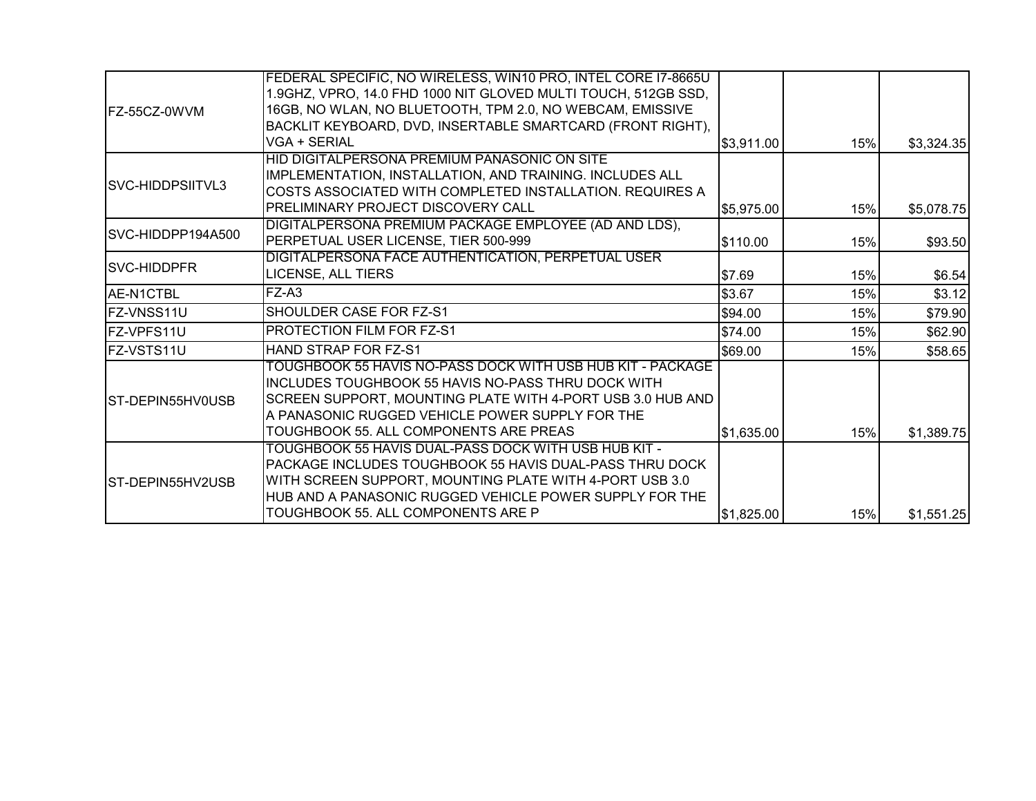| | | | | |
|---|---|---|---|---|
| FZ-55CZ-0WVM | FEDERAL SPECIFIC, NO WIRELESS, WIN10 PRO, INTEL CORE I7-8665U 1.9GHZ, VPRO, 14.0 FHD 1000 NIT GLOVED MULTI TOUCH, 512GB SSD, 16GB, NO WLAN, NO BLUETOOTH, TPM 2.0, NO WEBCAM, EMISSIVE BACKLIT KEYBOARD, DVD, INSERTABLE SMARTCARD (FRONT RIGHT), VGA + SERIAL | $3,911.00 | 15% | $3,324.35 |
| SVC-HIDDPSIITVL3 | HID DIGITALPERSONA PREMIUM PANASONIC ON SITE IMPLEMENTATION, INSTALLATION, AND TRAINING. INCLUDES ALL COSTS ASSOCIATED WITH COMPLETED INSTALLATION. REQUIRES A PRELIMINARY PROJECT DISCOVERY CALL | $5,975.00 | 15% | $5,078.75 |
| SVC-HIDDPP194A500 | DIGITALPERSONA PREMIUM PACKAGE EMPLOYEE (AD AND LDS), PERPETUAL USER LICENSE, TIER 500-999 | $110.00 | 15% | $93.50 |
| SVC-HIDDPFR | DIGITALPERSONA FACE AUTHENTICATION, PERPETUAL USER LICENSE, ALL TIERS | $7.69 | 15% | $6.54 |
| AE-N1CTBL | FZ-A3 | $3.67 | 15% | $3.12 |
| FZ-VNSS11U | SHOULDER CASE FOR FZ-S1 | $94.00 | 15% | $79.90 |
| FZ-VPFS11U | PROTECTION FILM FOR FZ-S1 | $74.00 | 15% | $62.90 |
| FZ-VSTS11U | HAND STRAP FOR FZ-S1 | $69.00 | 15% | $58.65 |
| ST-DEPIN55HV0USB | TOUGHBOOK 55 HAVIS NO-PASS DOCK WITH USB HUB KIT - PACKAGE INCLUDES TOUGHBOOK 55 HAVIS NO-PASS THRU DOCK WITH SCREEN SUPPORT, MOUNTING PLATE WITH 4-PORT USB 3.0 HUB AND A PANASONIC RUGGED VEHICLE POWER SUPPLY FOR THE TOUGHBOOK 55. ALL COMPONENTS ARE PREAS | $1,635.00 | 15% | $1,389.75 |
| ST-DEPIN55HV2USB | TOUGHBOOK 55 HAVIS DUAL-PASS DOCK WITH USB HUB KIT - PACKAGE INCLUDES TOUGHBOOK 55 HAVIS DUAL-PASS THRU DOCK WITH SCREEN SUPPORT, MOUNTING PLATE WITH 4-PORT USB 3.0 HUB AND A PANASONIC RUGGED VEHICLE POWER SUPPLY FOR THE TOUGHBOOK 55. ALL COMPONENTS ARE P | $1,825.00 | 15% | $1,551.25 |